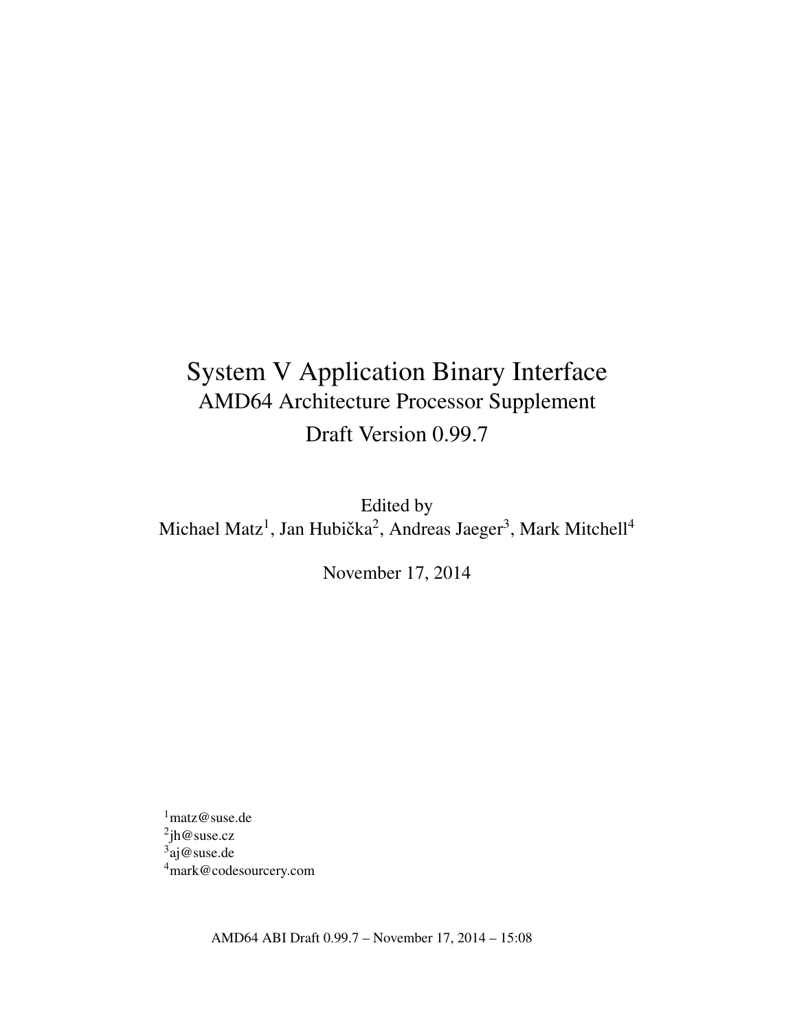# System V Application Binary Interface

## AMD64 Architecture Processor Supplement

## Draft Version 0.99.7

Edited by

Michael Matz[1], Jan Hubička[2], Andreas Jaeger[3], Mark Mitchell[4]

November 17, 2014

[1]matz@suse.de

[2]jh@suse.cz

[3]aj@suse.de

[4]mark@codesourcery.com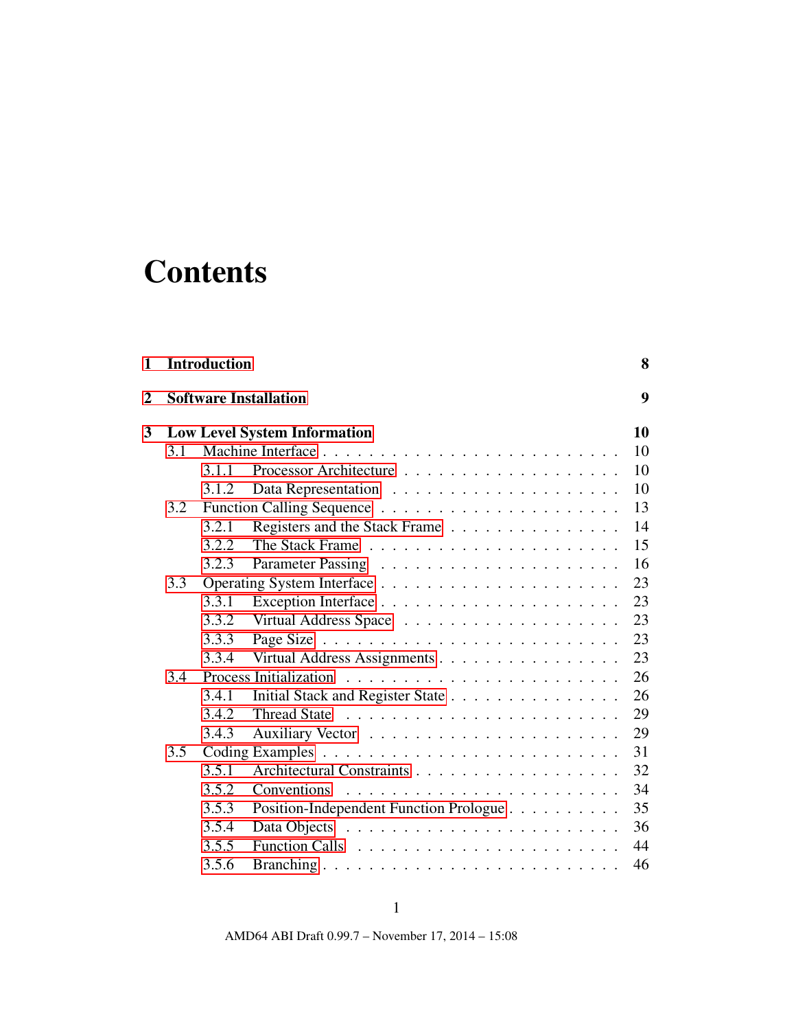# Contents

**1 Introduction** **8**

**2 Software Installation** **9**

**3 Low Level System Information** **10**

- 3.1 Machine Interface . . . . . . . . . . . . . . . . . . . . . . . . . 10
  - 3.1.1 Processor Architecture . . . . . . . . . . . . . . . . . . 10
  - 3.1.2 Data Representation . . . . . . . . . . . . . . . . . . . 10
- 3.2 Function Calling Sequence . . . . . . . . . . . . . . . . . . . . 13
  - 3.2.1 Registers and the Stack Frame . . . . . . . . . . . . . . 14
  - 3.2.2 The Stack Frame . . . . . . . . . . . . . . . . . . . . . 15
  - 3.2.3 Parameter Passing . . . . . . . . . . . . . . . . . . . . 16
- 3.3 Operating System Interface . . . . . . . . . . . . . . . . . . . . 23
  - 3.3.1 Exception Interface . . . . . . . . . . . . . . . . . . . . 23
  - 3.3.2 Virtual Address Space . . . . . . . . . . . . . . . . . . 23
  - 3.3.3 Page Size . . . . . . . . . . . . . . . . . . . . . . . . . 23
  - 3.3.4 Virtual Address Assignments . . . . . . . . . . . . . . . 23
- 3.4 Process Initialization . . . . . . . . . . . . . . . . . . . . . . . 26
  - 3.4.1 Initial Stack and Register State . . . . . . . . . . . . . . 26
  - 3.4.2 Thread State . . . . . . . . . . . . . . . . . . . . . . . 29
  - 3.4.3 Auxiliary Vector . . . . . . . . . . . . . . . . . . . . . 29
- 3.5 Coding Examples . . . . . . . . . . . . . . . . . . . . . . . . . 31
  - 3.5.1 Architectural Constraints . . . . . . . . . . . . . . . . . 32
  - 3.5.2 Conventions . . . . . . . . . . . . . . . . . . . . . . . . 34
  - 3.5.3 Position-Independent Function Prologue . . . . . . . . . . 35
  - 3.5.4 Data Objects . . . . . . . . . . . . . . . . . . . . . . . 36
  - 3.5.5 Function Calls . . . . . . . . . . . . . . . . . . . . . . 44
  - 3.5.6 Branching . . . . . . . . . . . . . . . . . . . . . . . . 46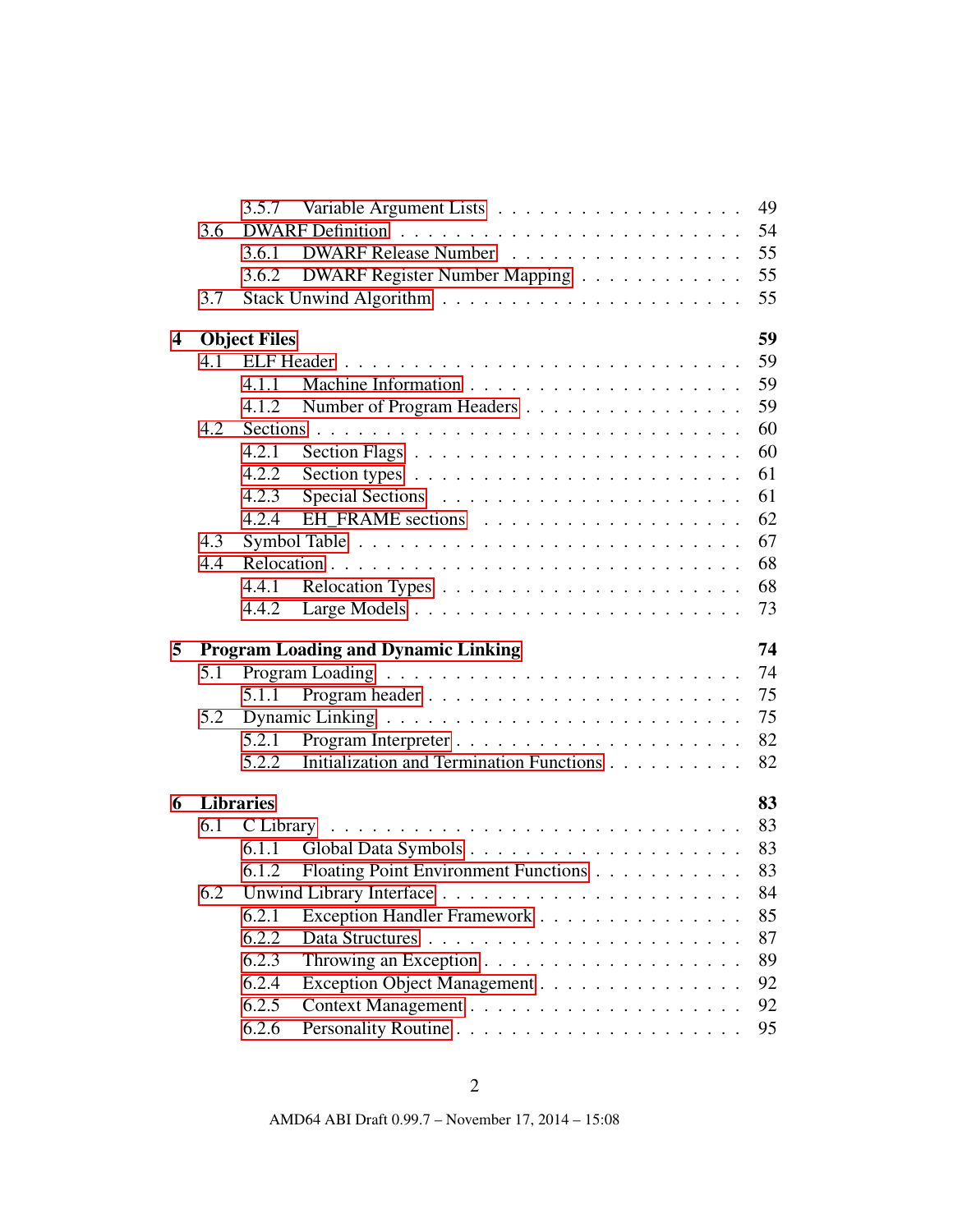3.5.7 Variable Argument Lists . . . . . . . . . . . . . . . . . . . 49
3.6 DWARF Definition . . . . . . . . . . . . . . . . . . . . . . . . . 54
3.6.1 DWARF Release Number . . . . . . . . . . . . . . . . . . 55
3.6.2 DWARF Register Number Mapping . . . . . . . . . . . . 55
3.7 Stack Unwind Algorithm . . . . . . . . . . . . . . . . . . . . . . 55

**4 Object Files** **59**
4.1 ELF Header . . . . . . . . . . . . . . . . . . . . . . . . . . . . 59
4.1.1 Machine Information . . . . . . . . . . . . . . . . . . . . 59
4.1.2 Number of Program Headers . . . . . . . . . . . . . . . . 59
4.2 Sections . . . . . . . . . . . . . . . . . . . . . . . . . . . . . . 60
4.2.1 Section Flags . . . . . . . . . . . . . . . . . . . . . . . . 60
4.2.2 Section types . . . . . . . . . . . . . . . . . . . . . . . . 61
4.2.3 Special Sections . . . . . . . . . . . . . . . . . . . . . . 61
4.2.4 EH_FRAME sections . . . . . . . . . . . . . . . . . . . . 62
4.3 Symbol Table . . . . . . . . . . . . . . . . . . . . . . . . . . . . 67
4.4 Relocation . . . . . . . . . . . . . . . . . . . . . . . . . . . . . 68
4.4.1 Relocation Types . . . . . . . . . . . . . . . . . . . . . . 68
4.4.2 Large Models . . . . . . . . . . . . . . . . . . . . . . . . 73

**5 Program Loading and Dynamic Linking** **74**
5.1 Program Loading . . . . . . . . . . . . . . . . . . . . . . . . . . 74
5.1.1 Program header . . . . . . . . . . . . . . . . . . . . . . . 75
5.2 Dynamic Linking . . . . . . . . . . . . . . . . . . . . . . . . . . 75
5.2.1 Program Interpreter . . . . . . . . . . . . . . . . . . . . . 82
5.2.2 Initialization and Termination Functions . . . . . . . . . . 82

**6 Libraries** **83**
6.1 C Library . . . . . . . . . . . . . . . . . . . . . . . . . . . . . . 83
6.1.1 Global Data Symbols . . . . . . . . . . . . . . . . . . . . 83
6.1.2 Floating Point Environment Functions . . . . . . . . . . . 83
6.2 Unwind Library Interface . . . . . . . . . . . . . . . . . . . . . . 84
6.2.1 Exception Handler Framework . . . . . . . . . . . . . . . 85
6.2.2 Data Structures . . . . . . . . . . . . . . . . . . . . . . . 87
6.2.3 Throwing an Exception . . . . . . . . . . . . . . . . . . . 89
6.2.4 Exception Object Management . . . . . . . . . . . . . . . 92
6.2.5 Context Management . . . . . . . . . . . . . . . . . . . . 92
6.2.6 Personality Routine . . . . . . . . . . . . . . . . . . . . . 95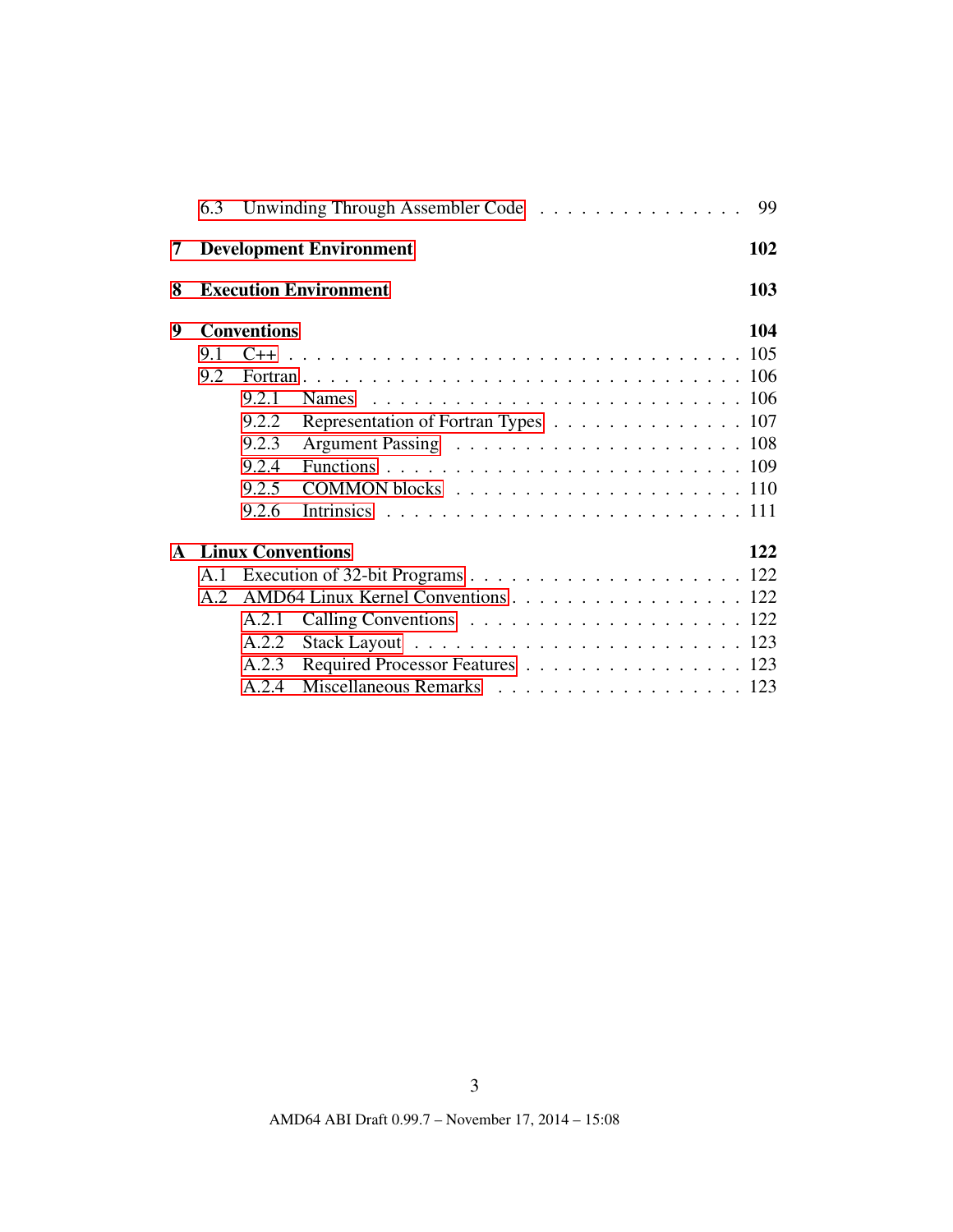6.3 Unwinding Through Assembler Code . . . . . . . . . . . . . . . . 99

**7 Development Environment** **102**

**8 Execution Environment** **103**

**9 Conventions** **104**

9.1 C++ . . . . . . . . . . . . . . . . . . . . . . . . . . . . . . 105

9.2 Fortran . . . . . . . . . . . . . . . . . . . . . . . . . . . . . 106

9.2.1 Names . . . . . . . . . . . . . . . . . . . . . . . . . 106

9.2.2 Representation of Fortran Types . . . . . . . . . . . . . . 107

9.2.3 Argument Passing . . . . . . . . . . . . . . . . . . . . 108

9.2.4 Functions . . . . . . . . . . . . . . . . . . . . . . . . 109

9.2.5 COMMON blocks . . . . . . . . . . . . . . . . . . . . 110

9.2.6 Intrinsics . . . . . . . . . . . . . . . . . . . . . . . . 111

**A Linux Conventions** **122**

A.1 Execution of 32-bit Programs . . . . . . . . . . . . . . . . . . . 122

A.2 AMD64 Linux Kernel Conventions . . . . . . . . . . . . . . . . . 122

A.2.1 Calling Conventions . . . . . . . . . . . . . . . . . . . 122

A.2.2 Stack Layout . . . . . . . . . . . . . . . . . . . . . . . 123

A.2.3 Required Processor Features . . . . . . . . . . . . . . . . 123

A.2.4 Miscellaneous Remarks . . . . . . . . . . . . . . . . . . 123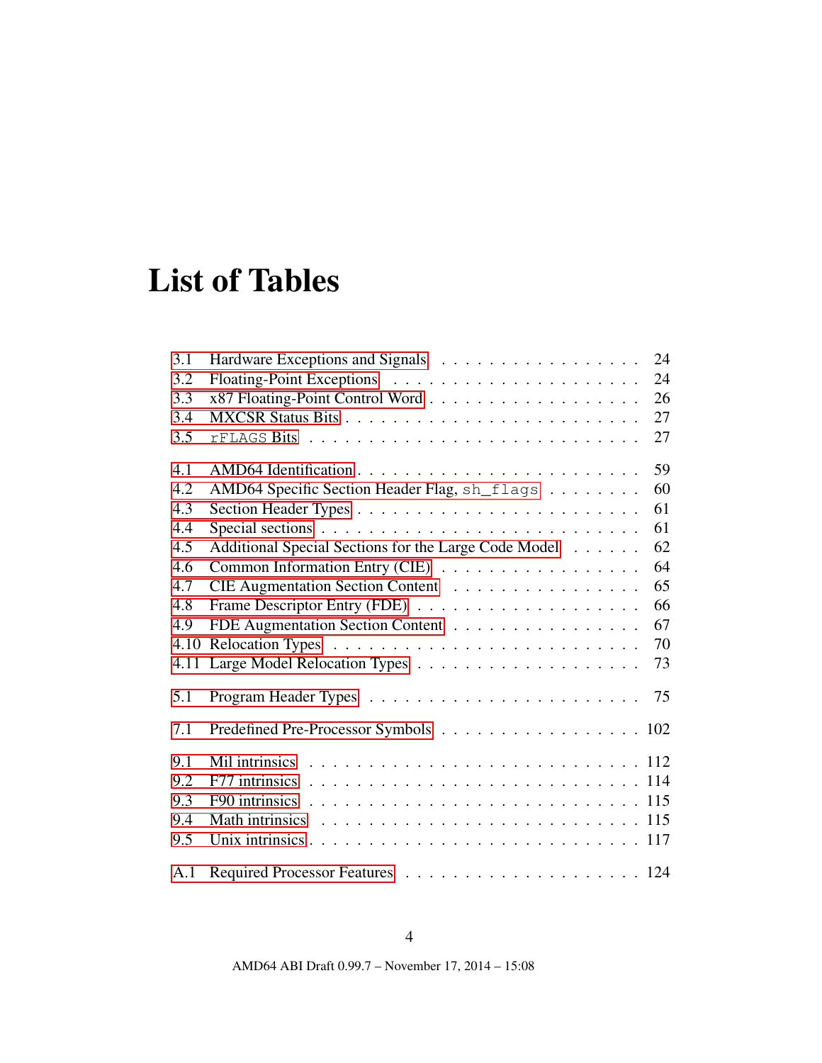# List of Tables

| | | |
|---|---|---|
| 3.1 | Hardware Exceptions and Signals | 24 |
| 3.2 | Floating-Point Exceptions | 24 |
| 3.3 | x87 Floating-Point Control Word | 26 |
| 3.4 | MXCSR Status Bits | 27 |
| 3.5 | `rFLAGS` Bits | 27 |
| 4.1 | AMD64 Identification | 59 |
| 4.2 | AMD64 Specific Section Header Flag, `sh_flags` | 60 |
| 4.3 | Section Header Types | 61 |
| 4.4 | Special sections | 61 |
| 4.5 | Additional Special Sections for the Large Code Model | 62 |
| 4.6 | Common Information Entry (CIE) | 64 |
| 4.7 | CIE Augmentation Section Content | 65 |
| 4.8 | Frame Descriptor Entry (FDE) | 66 |
| 4.9 | FDE Augmentation Section Content | 67 |
| 4.10 | Relocation Types | 70 |
| 4.11 | Large Model Relocation Types | 73 |
| 5.1 | Program Header Types | 75 |
| 7.1 | Predefined Pre-Processor Symbols | 102 |
| 9.1 | Mil intrinsics | 112 |
| 9.2 | F77 intrinsics | 114 |
| 9.3 | F90 intrinsics | 115 |
| 9.4 | Math intrinsics | 115 |
| 9.5 | Unix intrinsics | 117 |
| A.1 | Required Processor Features | 124 |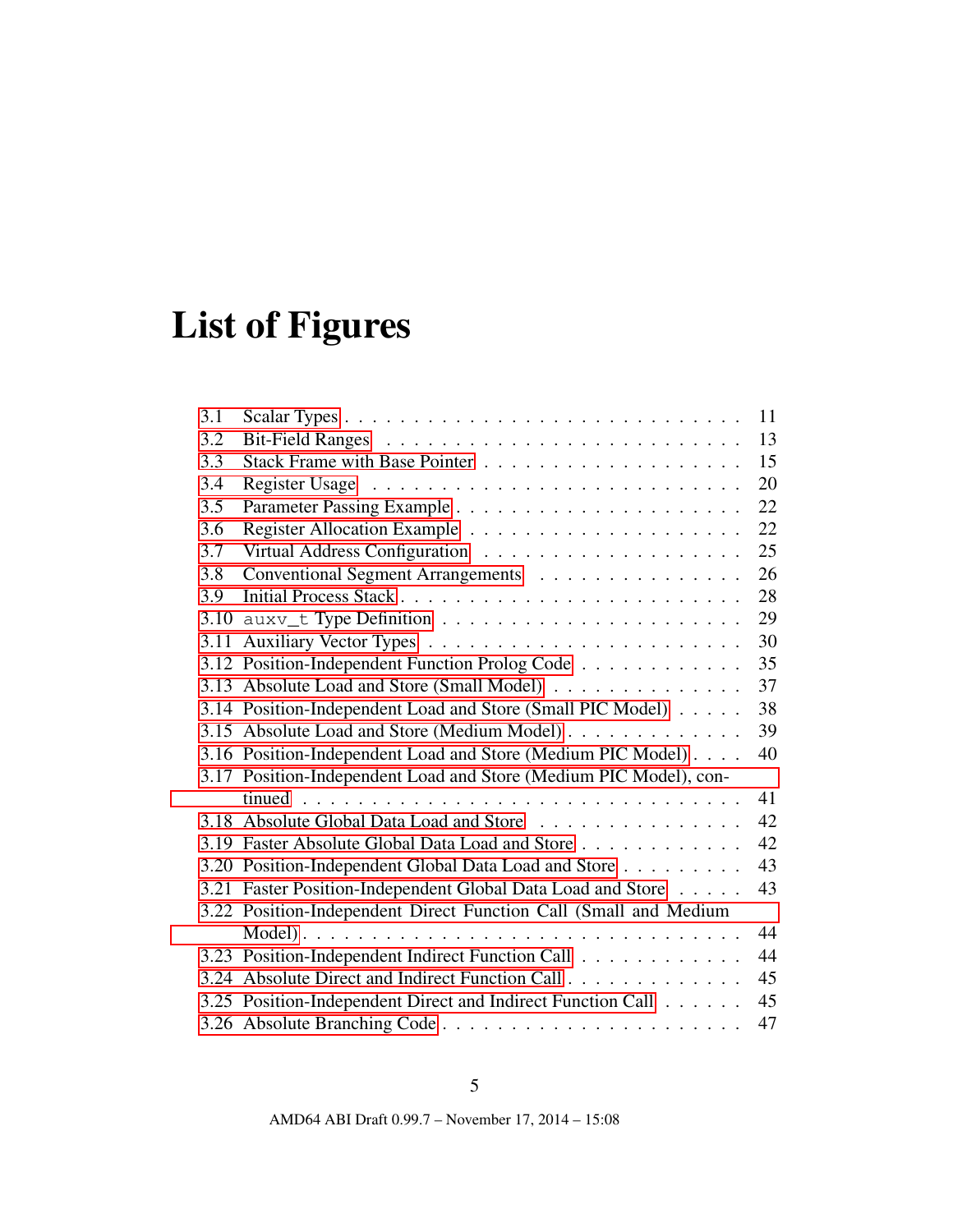# List of Figures

- 3.1 Scalar Types . . . . . . . . . . . . . . . . . . . . . . . . . . . . 11
- 3.2 Bit-Field Ranges . . . . . . . . . . . . . . . . . . . . . . . . . . 13
- 3.3 Stack Frame with Base Pointer . . . . . . . . . . . . . . . . . . . 15
- 3.4 Register Usage . . . . . . . . . . . . . . . . . . . . . . . . . . . 20
- 3.5 Parameter Passing Example . . . . . . . . . . . . . . . . . . . . . 22
- 3.6 Register Allocation Example . . . . . . . . . . . . . . . . . . . . 22
- 3.7 Virtual Address Configuration . . . . . . . . . . . . . . . . . . . 25
- 3.8 Conventional Segment Arrangements . . . . . . . . . . . . . . . . 26
- 3.9 Initial Process Stack . . . . . . . . . . . . . . . . . . . . . . . . 28
- 3.10 `auxv_t` Type Definition . . . . . . . . . . . . . . . . . . . . . . 29
- 3.11 Auxiliary Vector Types . . . . . . . . . . . . . . . . . . . . . . . 30
- 3.12 Position-Independent Function Prolog Code . . . . . . . . . . . . . 35
- 3.13 Absolute Load and Store (Small Model) . . . . . . . . . . . . . . . 37
- 3.14 Position-Independent Load and Store (Small PIC Model) . . . . . . 38
- 3.15 Absolute Load and Store (Medium Model) . . . . . . . . . . . . . . 39
- 3.16 Position-Independent Load and Store (Medium PIC Model) . . . . . 40
- 3.17 Position-Independent Load and Store (Medium PIC Model), continued . . . . . . . . . . . . . . . . . . . . . . . . . . . . . . . 41
- 3.18 Absolute Global Data Load and Store . . . . . . . . . . . . . . . . 42
- 3.19 Faster Absolute Global Data Load and Store . . . . . . . . . . . . . 42
- 3.20 Position-Independent Global Data Load and Store . . . . . . . . . . 43
- 3.21 Faster Position-Independent Global Data Load and Store . . . . . . 43
- 3.22 Position-Independent Direct Function Call (Small and Medium Model) . . . . . . . . . . . . . . . . . . . . . . . . . . . . . . . . 44
- 3.23 Position-Independent Indirect Function Call . . . . . . . . . . . . . 44
- 3.24 Absolute Direct and Indirect Function Call . . . . . . . . . . . . . . 45
- 3.25 Position-Independent Direct and Indirect Function Call . . . . . . . 45
- 3.26 Absolute Branching Code . . . . . . . . . . . . . . . . . . . . . . . 47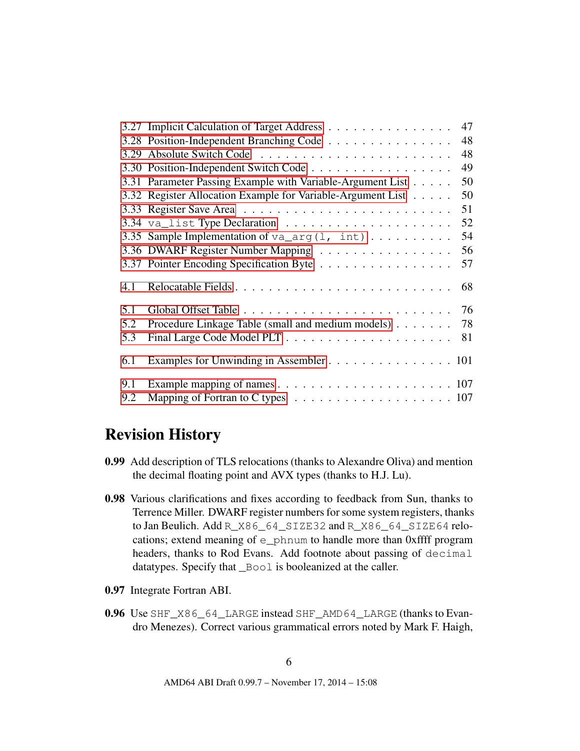3.27 Implicit Calculation of Target Address . . . . . . . . . . . . . . . . 47
3.28 Position-Independent Branching Code . . . . . . . . . . . . . . . . 48
3.29 Absolute Switch Code . . . . . . . . . . . . . . . . . . . . . . . . . 48
3.30 Position-Independent Switch Code . . . . . . . . . . . . . . . . . . 49
3.31 Parameter Passing Example with Variable-Argument List . . . . . 50
3.32 Register Allocation Example for Variable-Argument List . . . . . 50
3.33 Register Save Area . . . . . . . . . . . . . . . . . . . . . . . . . . 51
3.34 `va_list` Type Declaration . . . . . . . . . . . . . . . . . . . . . . 52
3.35 Sample Implementation of `va_arg(l, int)` . . . . . . . . . . . 54
3.36 DWARF Register Number Mapping . . . . . . . . . . . . . . . . . 56
3.37 Pointer Encoding Specification Byte . . . . . . . . . . . . . . . . . 57

4.1 Relocatable Fields . . . . . . . . . . . . . . . . . . . . . . . . . . 68

5.1 Global Offset Table . . . . . . . . . . . . . . . . . . . . . . . . . . 76
5.2 Procedure Linkage Table (small and medium models) . . . . . . . 78
5.3 Final Large Code Model PLT . . . . . . . . . . . . . . . . . . . . . 81

6.1 Examples for Unwinding in Assembler . . . . . . . . . . . . . . . . 101

9.1 Example mapping of names . . . . . . . . . . . . . . . . . . . . . . 107
9.2 Mapping of Fortran to C types . . . . . . . . . . . . . . . . . . . . 107

# Revision History

**0.99** Add description of TLS relocations (thanks to Alexandre Oliva) and mention the decimal floating point and AVX types (thanks to H.J. Lu).

**0.98** Various clarifications and fixes according to feedback from Sun, thanks to Terrence Miller. DWARF register numbers for some system registers, thanks to Jan Beulich. Add `R_X86_64_SIZE32` and `R_X86_64_SIZE64` relocations; extend meaning of `e_phnum` to handle more than 0xffff program headers, thanks to Rod Evans. Add footnote about passing of `decimal` datatypes. Specify that `_Bool` is booleanized at the caller.

**0.97** Integrate Fortran ABI.

**0.96** Use `SHF_X86_64_LARGE` instead `SHF_AMD64_LARGE` (thanks to Evandro Menezes). Correct various grammatical errors noted by Mark F. Haigh,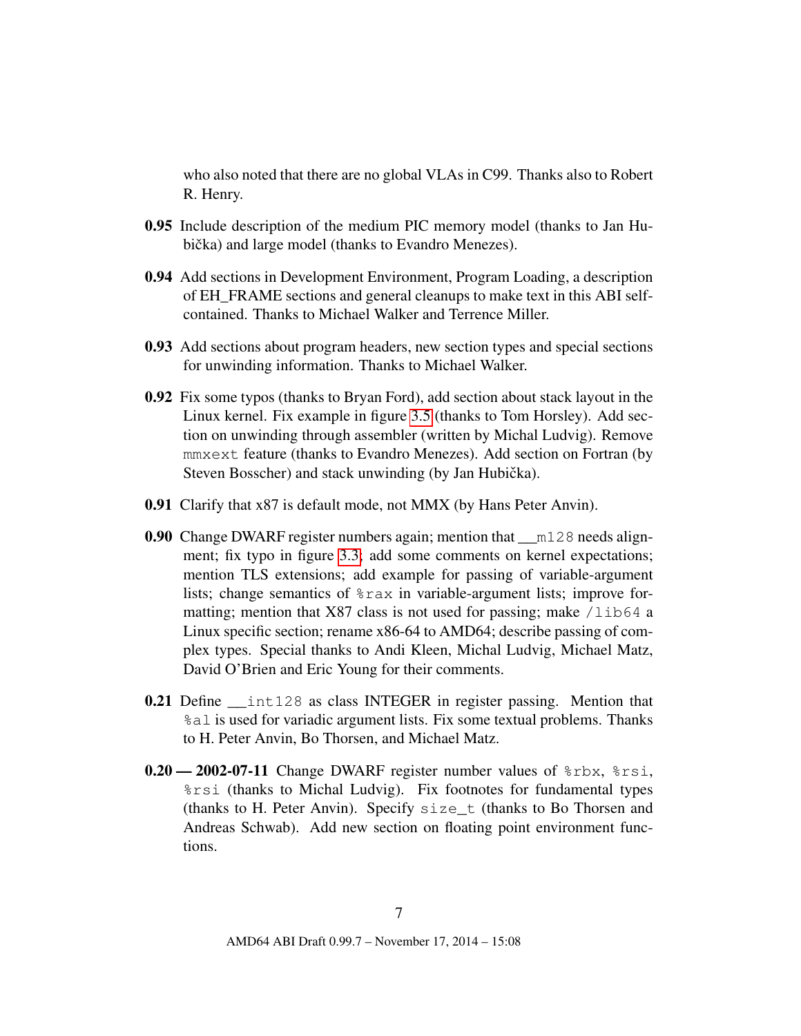who also noted that there are no global VLAs in C99. Thanks also to Robert R. Henry.

**0.95** Include description of the medium PIC memory model (thanks to Jan Hubička) and large model (thanks to Evandro Menezes).

**0.94** Add sections in Development Environment, Program Loading, a description of EH_FRAME sections and general cleanups to make text in this ABI self-contained. Thanks to Michael Walker and Terrence Miller.

**0.93** Add sections about program headers, new section types and special sections for unwinding information. Thanks to Michael Walker.

**0.92** Fix some typos (thanks to Bryan Ford), add section about stack layout in the Linux kernel. Fix example in figure 3.5 (thanks to Tom Horsley). Add section on unwinding through assembler (written by Michal Ludvig). Remove `mmxext` feature (thanks to Evandro Menezes). Add section on Fortran (by Steven Bosscher) and stack unwinding (by Jan Hubička).

**0.91** Clarify that x87 is default mode, not MMX (by Hans Peter Anvin).

**0.90** Change DWARF register numbers again; mention that `__m128` needs alignment; fix typo in figure 3.3; add some comments on kernel expectations; mention TLS extensions; add example for passing of variable-argument lists; change semantics of `%rax` in variable-argument lists; improve formatting; mention that X87 class is not used for passing; make `/lib64` a Linux specific section; rename x86-64 to AMD64; describe passing of complex types. Special thanks to Andi Kleen, Michal Ludvig, Michael Matz, David O'Brien and Eric Young for their comments.

**0.21** Define `__int128` as class INTEGER in register passing. Mention that `%al` is used for variadic argument lists. Fix some textual problems. Thanks to H. Peter Anvin, Bo Thorsen, and Michael Matz.

**0.20 — 2002-07-11** Change DWARF register number values of `%rbx`, `%rsi`, `%rsi` (thanks to Michal Ludvig). Fix footnotes for fundamental types (thanks to H. Peter Anvin). Specify `size_t` (thanks to Bo Thorsen and Andreas Schwab). Add new section on floating point environment functions.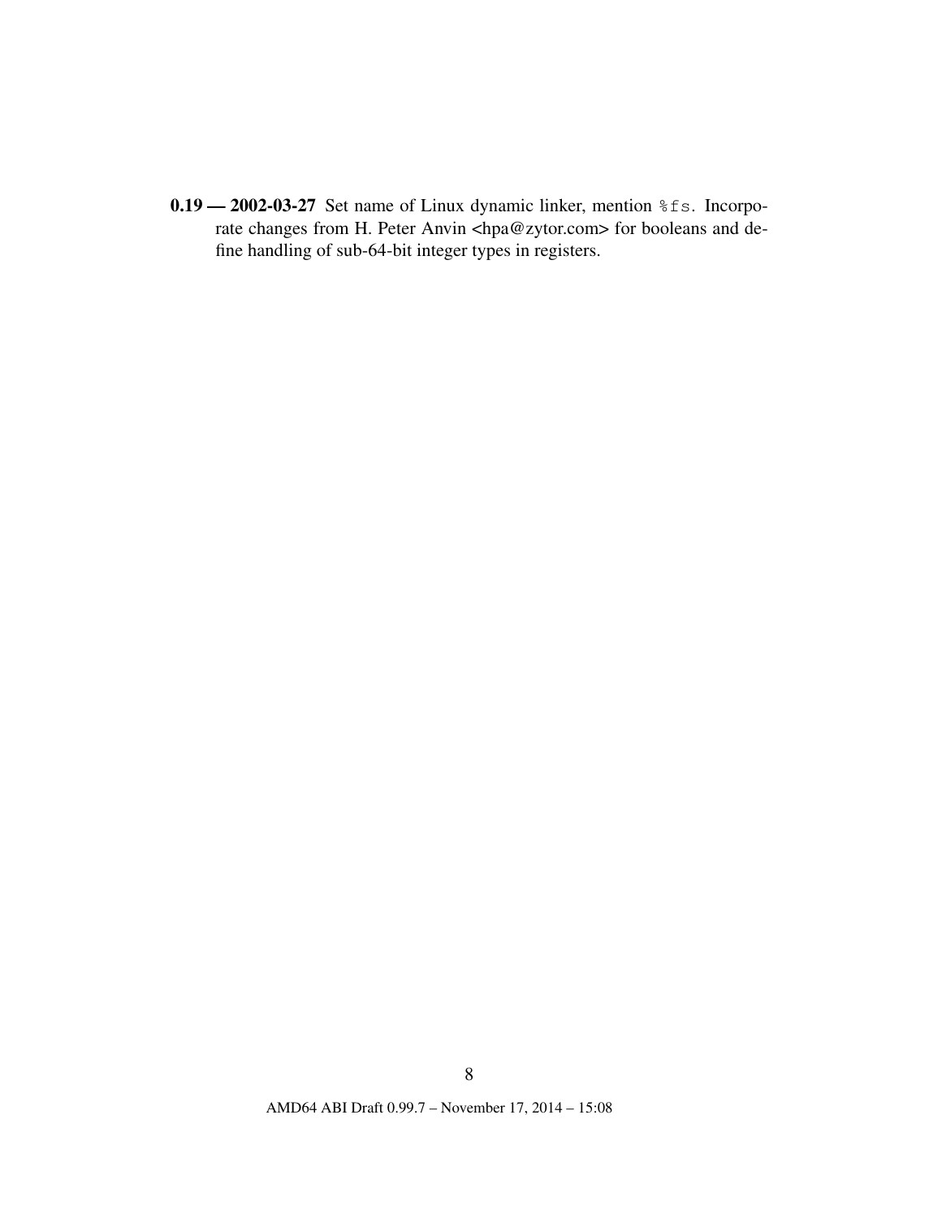**0.19 — 2002-03-27** Set name of Linux dynamic linker, mention `%fs`. Incorporate changes from H. Peter Anvin <hpa@zytor.com> for booleans and define handling of sub-64-bit integer types in registers.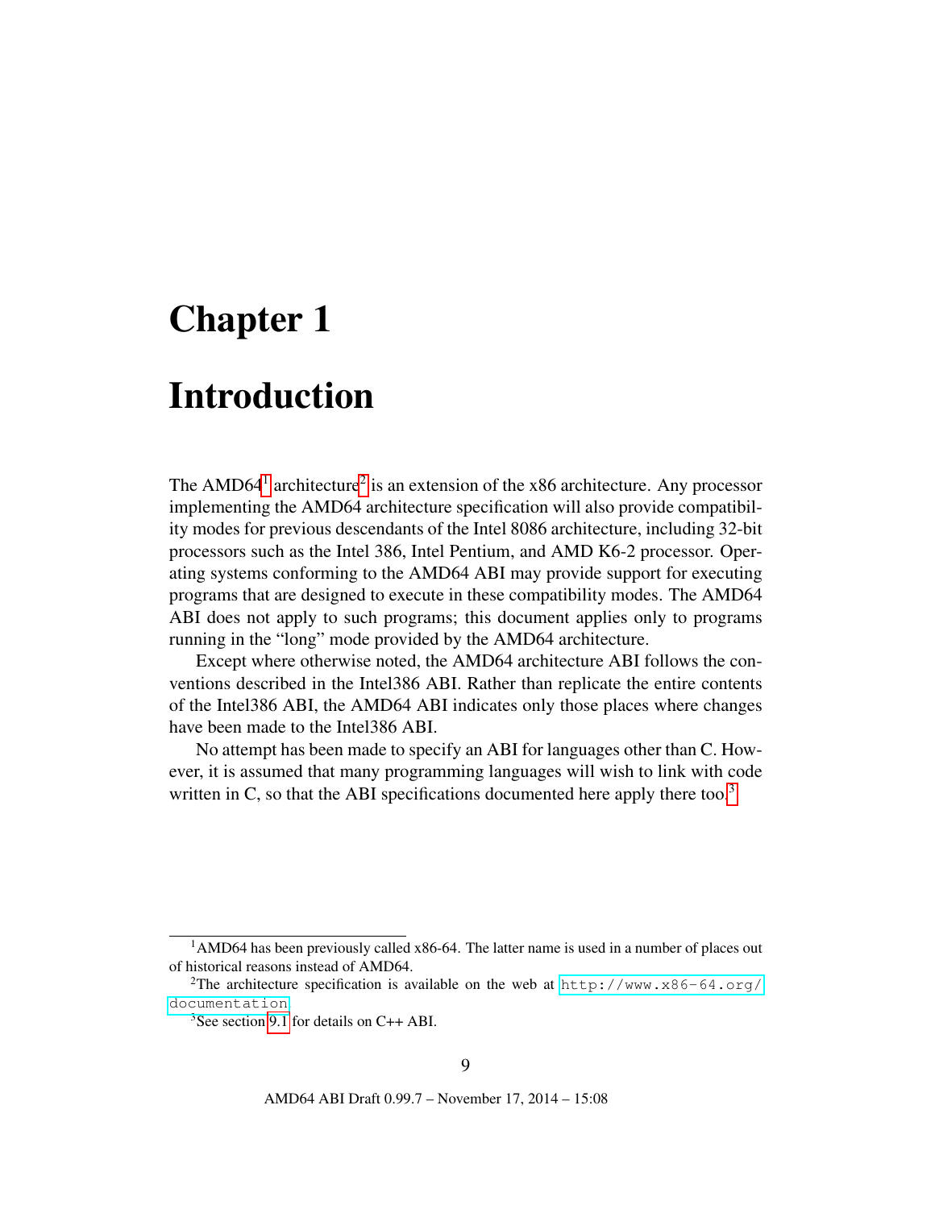# Chapter 1

# Introduction

The AMD64[1] architecture[2] is an extension of the x86 architecture. Any processor implementing the AMD64 architecture specification will also provide compatibility modes for previous descendants of the Intel 8086 architecture, including 32-bit processors such as the Intel 386, Intel Pentium, and AMD K6-2 processor. Operating systems conforming to the AMD64 ABI may provide support for executing programs that are designed to execute in these compatibility modes. The AMD64 ABI does not apply to such programs; this document applies only to programs running in the "long" mode provided by the AMD64 architecture.

Except where otherwise noted, the AMD64 architecture ABI follows the conventions described in the Intel386 ABI. Rather than replicate the entire contents of the Intel386 ABI, the AMD64 ABI indicates only those places where changes have been made to the Intel386 ABI.

No attempt has been made to specify an ABI for languages other than C. However, it is assumed that many programming languages will wish to link with code written in C, so that the ABI specifications documented here apply there too.[3]

---

[1] AMD64 has been previously called x86-64. The latter name is used in a number of places out of historical reasons instead of AMD64.

[2] The architecture specification is available on the web at `http://www.x86-64.org/documentation`.

[3] See section 9.1 for details on C++ ABI.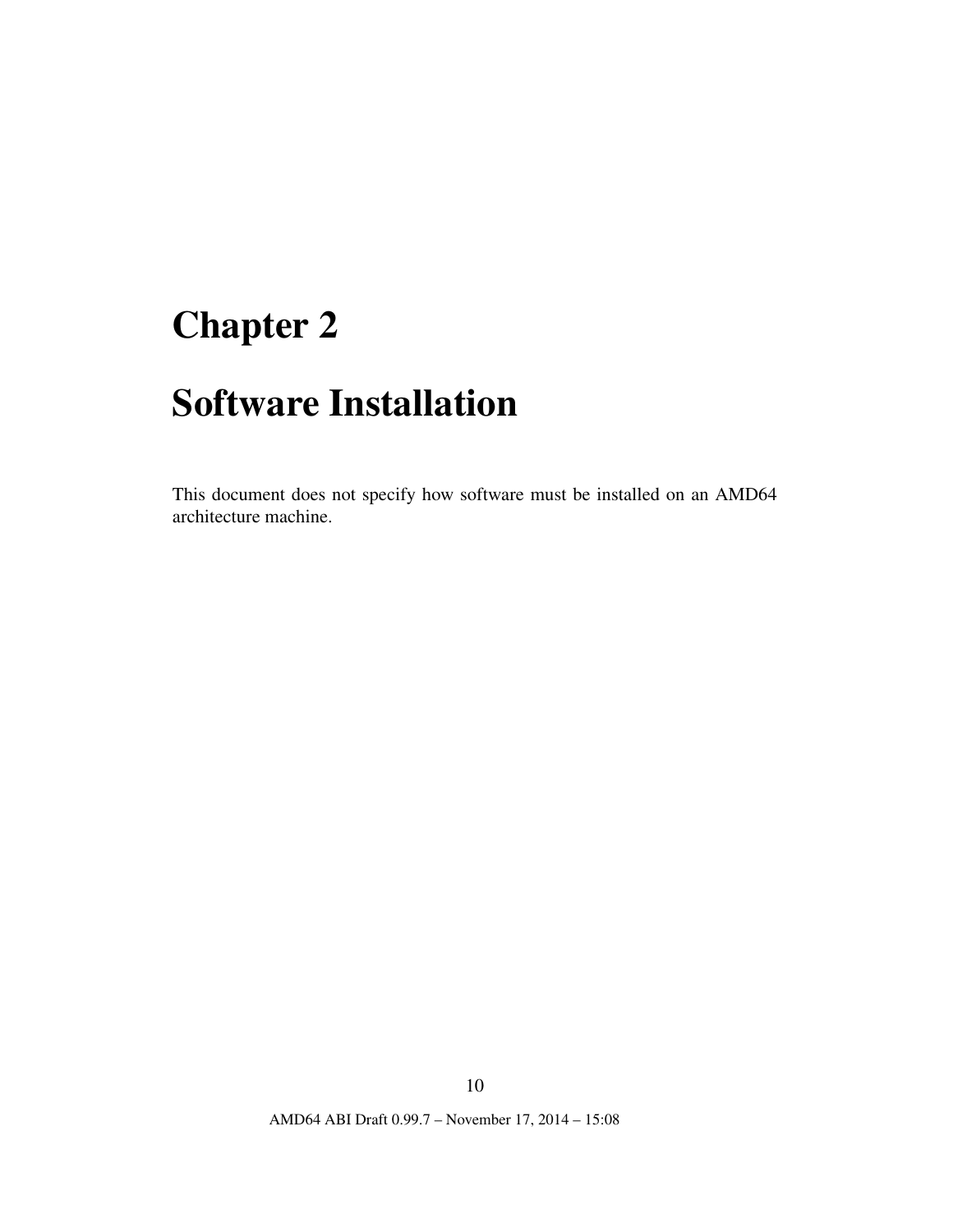# Chapter 2

# Software Installation

This document does not specify how software must be installed on an AMD64 architecture machine.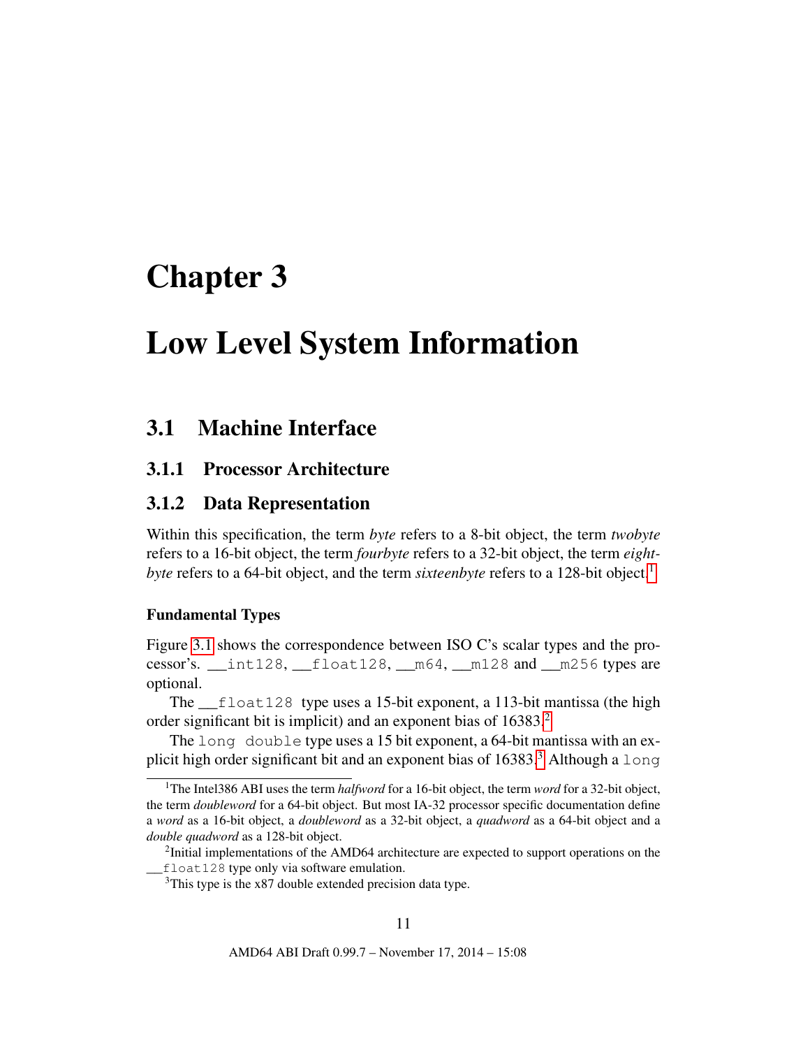# Chapter 3

# Low Level System Information

## 3.1 Machine Interface

### 3.1.1 Processor Architecture

### 3.1.2 Data Representation

Within this specification, the term *byte* refers to a 8-bit object, the term *twobyte* refers to a 16-bit object, the term *fourbyte* refers to a 32-bit object, the term *eightbyte* refers to a 64-bit object, and the term *sixteenbyte* refers to a 128-bit object.[1]

#### Fundamental Types

Figure 3.1 shows the correspondence between ISO C's scalar types and the processor's. `__int128`, `__float128`, `__m64`, `__m128` and `__m256` types are optional.

The `__float128` type uses a 15-bit exponent, a 113-bit mantissa (the high order significant bit is implicit) and an exponent bias of 16383.[2]

The `long double` type uses a 15 bit exponent, a 64-bit mantissa with an explicit high order significant bit and an exponent bias of 16383.[3] Although a `long`

---

[1] The Intel386 ABI uses the term *halfword* for a 16-bit object, the term *word* for a 32-bit object, the term *doubleword* for a 64-bit object. But most IA-32 processor specific documentation define a *word* as a 16-bit object, a *doubleword* as a 32-bit object, a *quadword* as a 64-bit object and a *double quadword* as a 128-bit object.

[2] Initial implementations of the AMD64 architecture are expected to support operations on the `__float128` type only via software emulation.

[3] This type is the x87 double extended precision data type.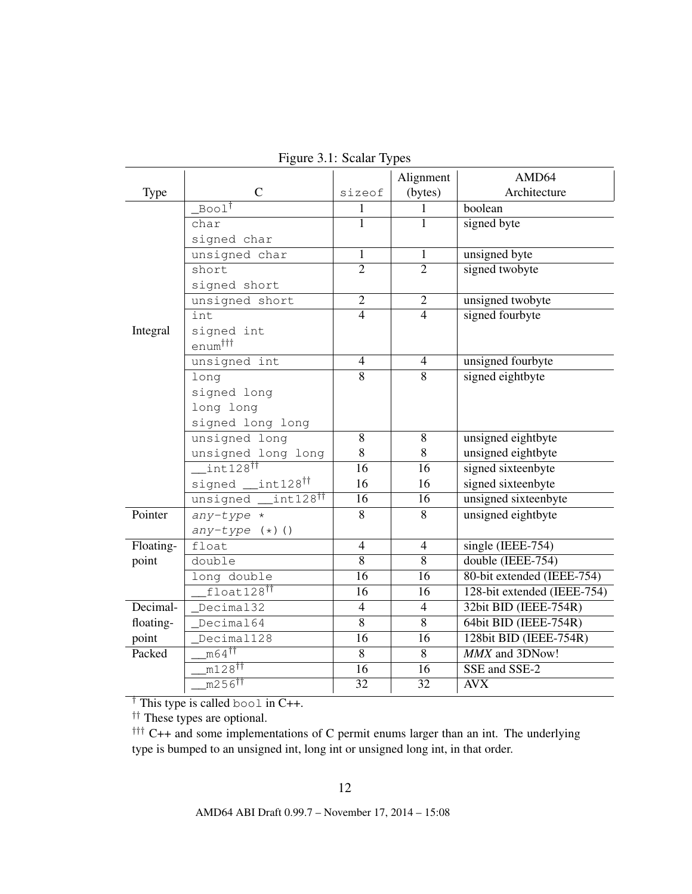Figure 3.1: Scalar Types

| Type | C | sizeof | Alignment (bytes) | AMD64 Architecture |
|---|---|---|---|---|
| Integral | `_Bool`† | 1 | 1 | boolean |
| | `char`<br>`signed char` | 1 | 1 | signed byte |
| | `unsigned char` | 1 | 1 | unsigned byte |
| | `short`<br>`signed short` | 2 | 2 | signed twobyte |
| | `unsigned short` | 2 | 2 | unsigned twobyte |
| | `int`<br>`signed int`<br>`enum`††† | 4 | 4 | signed fourbyte |
| | `unsigned int` | 4 | 4 | unsigned fourbyte |
| | `long`<br>`signed long`<br>`long long`<br>`signed long long` | 8 | 8 | signed eightbyte |
| | `unsigned long`<br>`unsigned long long` | 8<br>8 | 8<br>8 | unsigned eightbyte<br>unsigned eightbyte |
| | `__int128`††<br>`signed __int128`†† | 16<br>16 | 16<br>16 | signed sixteenbyte<br>signed sixteenbyte |
| | `unsigned __int128`†† | 16 | 16 | unsigned sixteenbyte |
| Pointer | *any-type* `*`<br>*any-type* `(*)()` | 8 | 8 | unsigned eightbyte |
| Floating-point | `float` | 4 | 4 | single (IEEE-754) |
| | `double` | 8 | 8 | double (IEEE-754) |
| | `long double` | 16 | 16 | 80-bit extended (IEEE-754) |
| | `__float128`†† | 16 | 16 | 128-bit extended (IEEE-754) |
| Decimal-floating-point | `_Decimal32` | 4 | 4 | 32bit BID (IEEE-754R) |
| | `_Decimal64` | 8 | 8 | 64bit BID (IEEE-754R) |
| | `_Decimal128` | 16 | 16 | 128bit BID (IEEE-754R) |
| Packed | `__m64`†† | 8 | 8 | *MMX* and 3DNow! |
| | `__m128`†† | 16 | 16 | SSE and SSE-2 |
| | `__m256`†† | 32 | 32 | AVX |

† This type is called `bool` in C++.

†† These types are optional.

††† C++ and some implementations of C permit enums larger than an int. The underlying type is bumped to an unsigned int, long int or unsigned long int, in that order.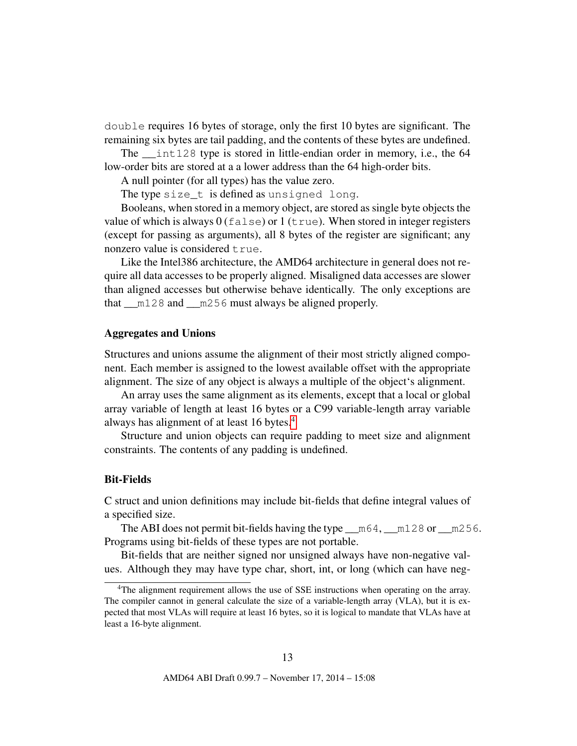double requires 16 bytes of storage, only the first 10 bytes are significant. The remaining six bytes are tail padding, and the contents of these bytes are undefined.

The __int128 type is stored in little-endian order in memory, i.e., the 64 low-order bits are stored at a a lower address than the 64 high-order bits.

A null pointer (for all types) has the value zero.

The type size_t is defined as unsigned long.

Booleans, when stored in a memory object, are stored as single byte objects the value of which is always 0 (false) or 1 (true). When stored in integer registers (except for passing as arguments), all 8 bytes of the register are significant; any nonzero value is considered true.

Like the Intel386 architecture, the AMD64 architecture in general does not require all data accesses to be properly aligned. Misaligned data accesses are slower than aligned accesses but otherwise behave identically. The only exceptions are that __m128 and __m256 must always be aligned properly.

### Aggregates and Unions

Structures and unions assume the alignment of their most strictly aligned component. Each member is assigned to the lowest available offset with the appropriate alignment. The size of any object is always a multiple of the object's alignment.

An array uses the same alignment as its elements, except that a local or global array variable of length at least 16 bytes or a C99 variable-length array variable always has alignment of at least 16 bytes.[4]

Structure and union objects can require padding to meet size and alignment constraints. The contents of any padding is undefined.

### Bit-Fields

C struct and union definitions may include bit-fields that define integral values of a specified size.

The ABI does not permit bit-fields having the type __m64, __m128 or __m256. Programs using bit-fields of these types are not portable.

Bit-fields that are neither signed nor unsigned always have non-negative values. Although they may have type char, short, int, or long (which can have neg-

[4] The alignment requirement allows the use of SSE instructions when operating on the array. The compiler cannot in general calculate the size of a variable-length array (VLA), but it is expected that most VLAs will require at least 16 bytes, so it is logical to mandate that VLAs have at least a 16-byte alignment.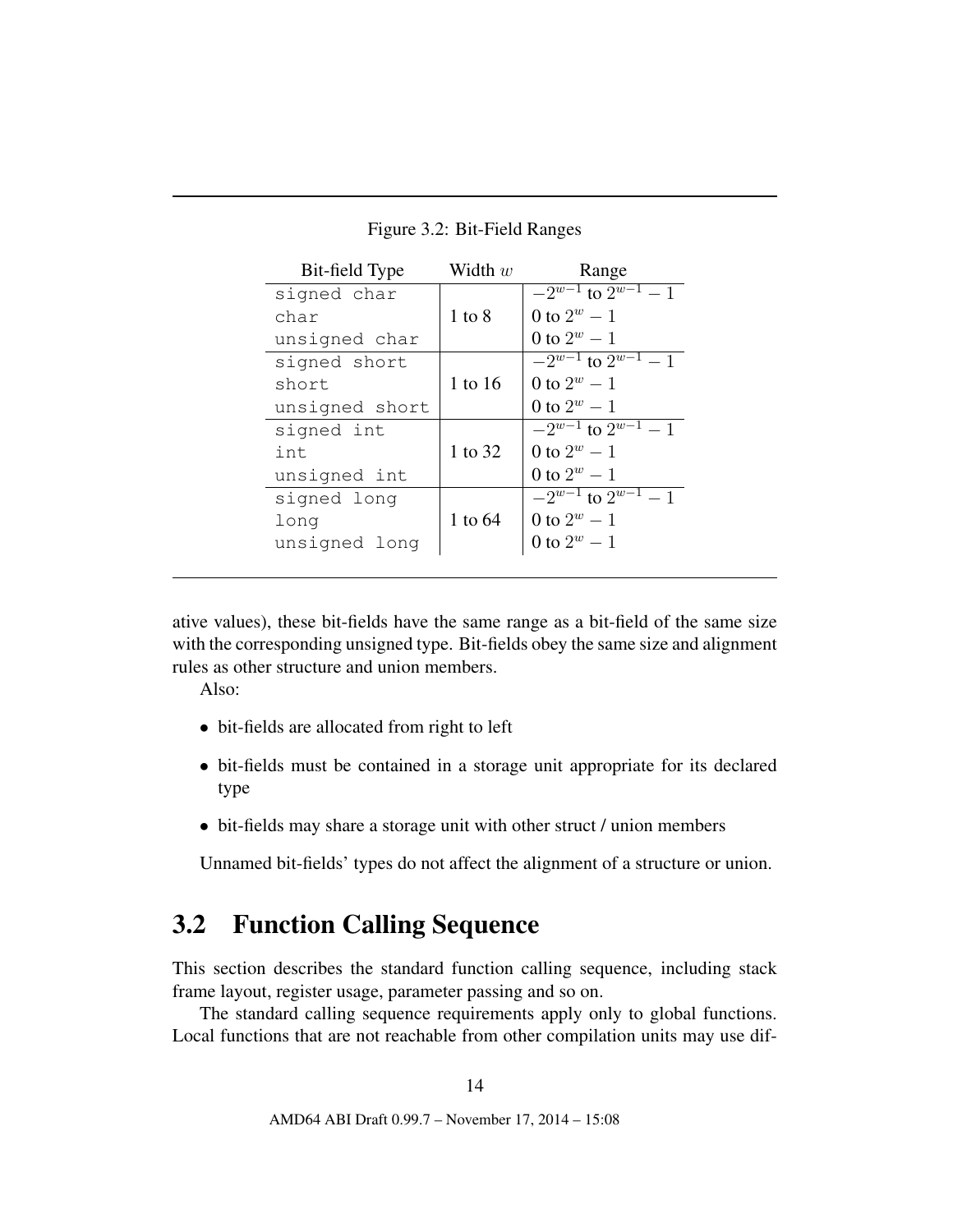Figure 3.2: Bit-Field Ranges

| Bit-field Type | Width $w$ | Range |
|---|---|---|
| `signed char` | 1 to 8 | $-2^{w-1}$ to $2^{w-1}-1$ |
| `char` | | 0 to $2^w - 1$ |
| `unsigned char` | | 0 to $2^w - 1$ |
| `signed short` | 1 to 16 | $-2^{w-1}$ to $2^{w-1}-1$ |
| `short` | | 0 to $2^w - 1$ |
| `unsigned short` | | 0 to $2^w - 1$ |
| `signed int` | 1 to 32 | $-2^{w-1}$ to $2^{w-1}-1$ |
| `int` | | 0 to $2^w - 1$ |
| `unsigned int` | | 0 to $2^w - 1$ |
| `signed long` | 1 to 64 | $-2^{w-1}$ to $2^{w-1}-1$ |
| `long` | | 0 to $2^w - 1$ |
| `unsigned long` | | 0 to $2^w - 1$ |

ative values), these bit-fields have the same range as a bit-field of the same size with the corresponding unsigned type. Bit-fields obey the same size and alignment rules as other structure and union members.

Also:

- bit-fields are allocated from right to left
- bit-fields must be contained in a storage unit appropriate for its declared type
- bit-fields may share a storage unit with other struct / union members

Unnamed bit-fields' types do not affect the alignment of a structure or union.

## 3.2 Function Calling Sequence

This section describes the standard function calling sequence, including stack frame layout, register usage, parameter passing and so on.

The standard calling sequence requirements apply only to global functions. Local functions that are not reachable from other compilation units may use dif-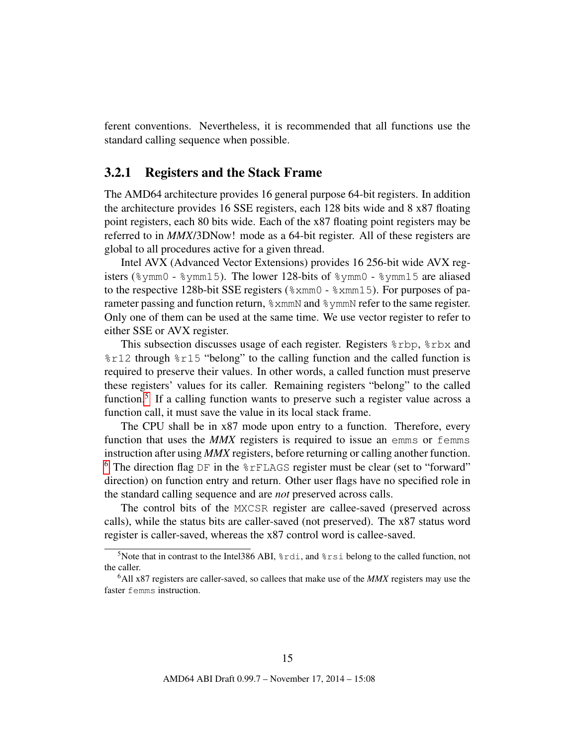ferent conventions. Nevertheless, it is recommended that all functions use the standard calling sequence when possible.

### 3.2.1 Registers and the Stack Frame

The AMD64 architecture provides 16 general purpose 64-bit registers. In addition the architecture provides 16 SSE registers, each 128 bits wide and 8 x87 floating point registers, each 80 bits wide. Each of the x87 floating point registers may be referred to in *MMX*/3DNow! mode as a 64-bit register. All of these registers are global to all procedures active for a given thread.

Intel AVX (Advanced Vector Extensions) provides 16 256-bit wide AVX registers (`%ymm0` - `%ymm15`). The lower 128-bits of `%ymm0` - `%ymm15` are aliased to the respective 128b-bit SSE registers (`%xmm0` - `%xmm15`). For purposes of parameter passing and function return, `%xmmN` and `%ymmN` refer to the same register. Only one of them can be used at the same time. We use vector register to refer to either SSE or AVX register.

This subsection discusses usage of each register. Registers `%rbp`, `%rbx` and `%r12` through `%r15` "belong" to the calling function and the called function is required to preserve their values. In other words, a called function must preserve these registers' values for its caller. Remaining registers "belong" to the called function.[5] If a calling function wants to preserve such a register value across a function call, it must save the value in its local stack frame.

The CPU shall be in x87 mode upon entry to a function. Therefore, every function that uses the *MMX* registers is required to issue an `emms` or `femms` instruction after using *MMX* registers, before returning or calling another function. [6] The direction flag `DF` in the `%rFLAGS` register must be clear (set to "forward" direction) on function entry and return. Other user flags have no specified role in the standard calling sequence and are *not* preserved across calls.

The control bits of the `MXCSR` register are callee-saved (preserved across calls), while the status bits are caller-saved (not preserved). The x87 status word register is caller-saved, whereas the x87 control word is callee-saved.

---

[5] Note that in contrast to the Intel386 ABI, `%rdi`, and `%rsi` belong to the called function, not the caller.

[6] All x87 registers are caller-saved, so callees that make use of the *MMX* registers may use the faster `femms` instruction.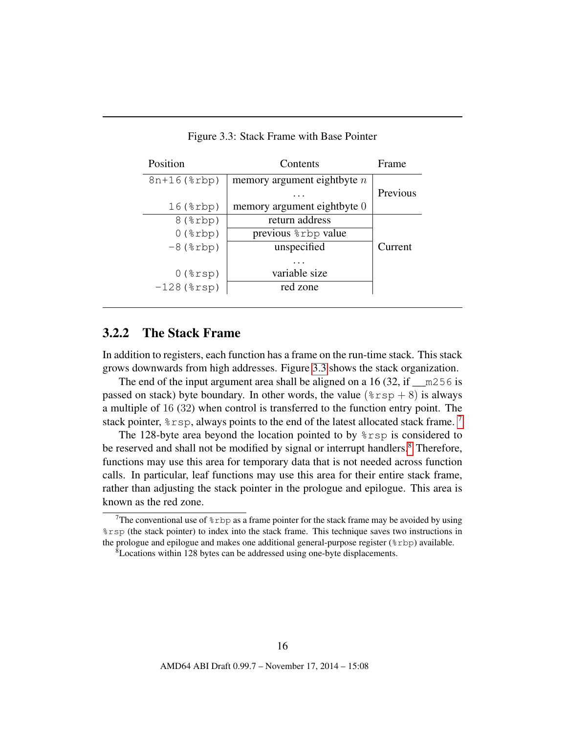Figure 3.3: Stack Frame with Base Pointer

| Position | Contents | Frame |
|---|---|---|
| 8n+16(%rbp) | memory argument eightbyte $n$ | Previous |
| | ... | |
| 16(%rbp) | memory argument eightbyte 0 | |
| 8(%rbp) | return address | Current |
| 0(%rbp) | previous %rbp value | |
| -8(%rbp) | unspecified | |
| | ... | |
| 0(%rsp) | variable size | |
| -128(%rsp) | red zone | |

### 3.2.2 The Stack Frame

In addition to registers, each function has a frame on the run-time stack. This stack grows downwards from high addresses. Figure 3.3 shows the stack organization.

The end of the input argument area shall be aligned on a 16 (32, if __m256 is passed on stack) byte boundary. In other words, the value ($\%rsp + 8$) is always a multiple of 16 (32) when control is transferred to the function entry point. The stack pointer, %rsp, always points to the end of the latest allocated stack frame. [7]

The 128-byte area beyond the location pointed to by %rsp is considered to be reserved and shall not be modified by signal or interrupt handlers.[8] Therefore, functions may use this area for temporary data that is not needed across function calls. In particular, leaf functions may use this area for their entire stack frame, rather than adjusting the stack pointer in the prologue and epilogue. This area is known as the red zone.

[7] The conventional use of %rbp as a frame pointer for the stack frame may be avoided by using %rsp (the stack pointer) to index into the stack frame. This technique saves two instructions in the prologue and epilogue and makes one additional general-purpose register (%rbp) available.

[8] Locations within 128 bytes can be addressed using one-byte displacements.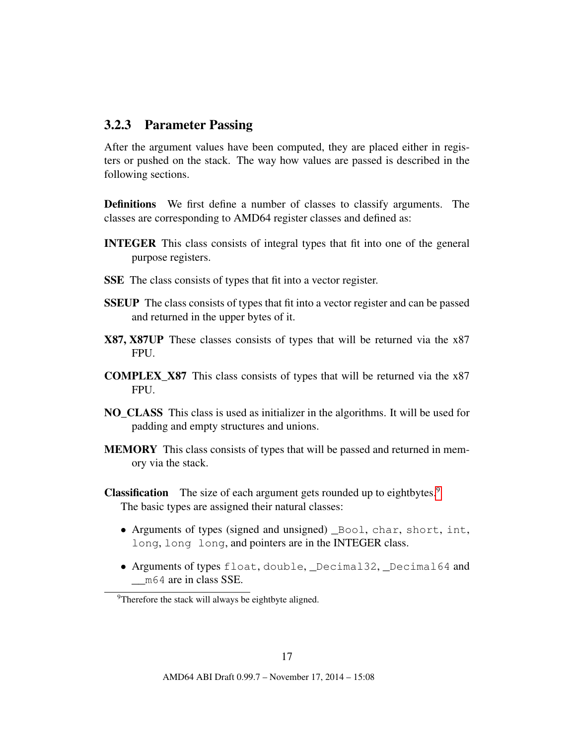### 3.2.3 Parameter Passing

After the argument values have been computed, they are placed either in registers or pushed on the stack. The way how values are passed is described in the following sections.

**Definitions** We first define a number of classes to classify arguments. The classes are corresponding to AMD64 register classes and defined as:

**INTEGER** This class consists of integral types that fit into one of the general purpose registers.

**SSE** The class consists of types that fit into a vector register.

**SSEUP** The class consists of types that fit into a vector register and can be passed and returned in the upper bytes of it.

**X87, X87UP** These classes consists of types that will be returned via the x87 FPU.

**COMPLEX_X87** This class consists of types that will be returned via the x87 FPU.

**NO_CLASS** This class is used as initializer in the algorithms. It will be used for padding and empty structures and unions.

**MEMORY** This class consists of types that will be passed and returned in memory via the stack.

**Classification** The size of each argument gets rounded up to eightbytes.[9]

The basic types are assigned their natural classes:

- Arguments of types (signed and unsigned) `_Bool`, `char`, `short`, `int`, `long`, `long long`, and pointers are in the INTEGER class.
- Arguments of types `float`, `double`, `_Decimal32`, `_Decimal64` and `__m64` are in class SSE.

[9] Therefore the stack will always be eightbyte aligned.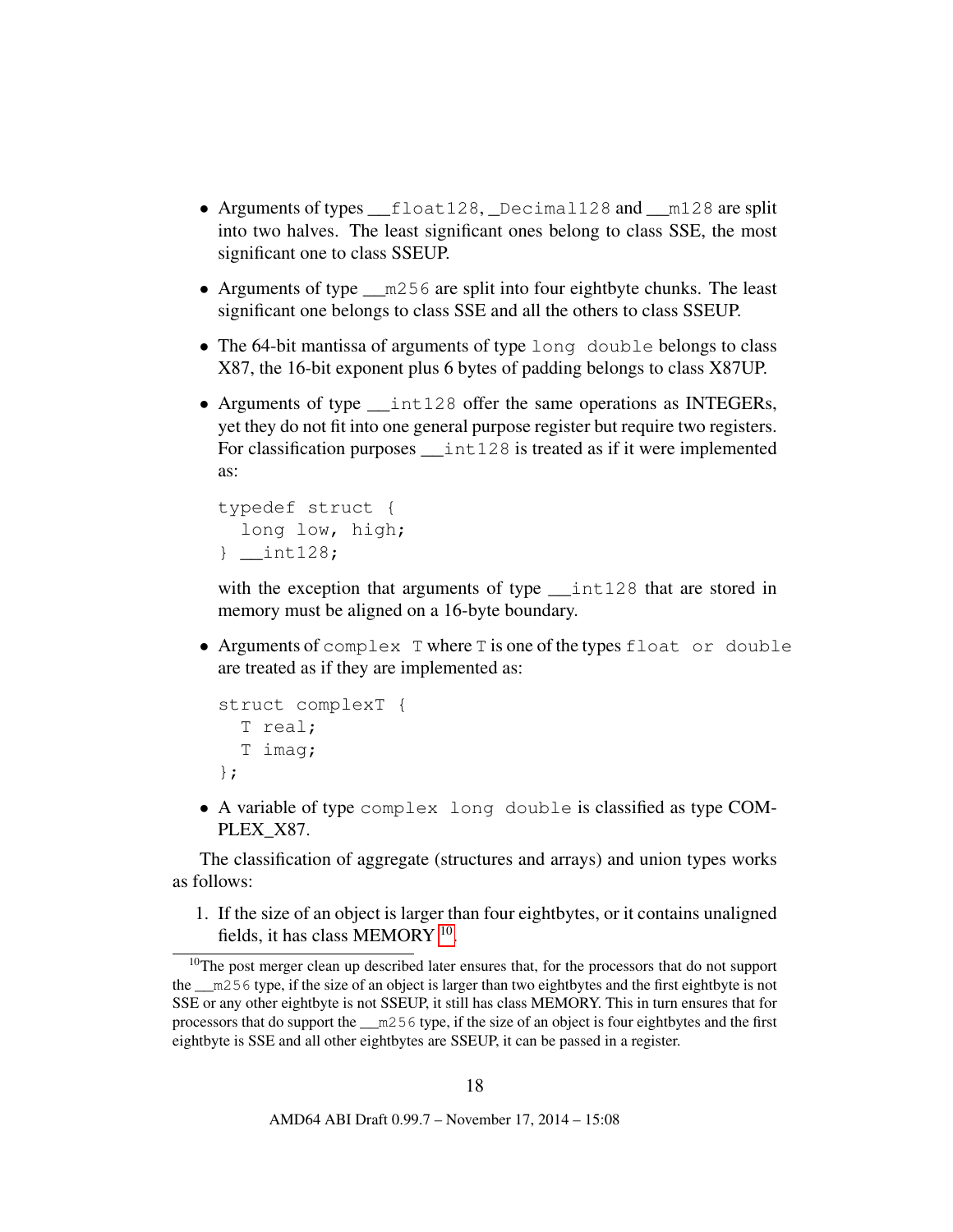- Arguments of types `__float128`, `_Decimal128` and `__m128` are split into two halves. The least significant ones belong to class SSE, the most significant one to class SSEUP.

- Arguments of type `__m256` are split into four eightbyte chunks. The least significant one belongs to class SSE and all the others to class SSEUP.

- The 64-bit mantissa of arguments of type `long double` belongs to class X87, the 16-bit exponent plus 6 bytes of padding belongs to class X87UP.

- Arguments of type `__int128` offer the same operations as INTEGERs, yet they do not fit into one general purpose register but require two registers. For classification purposes `__int128` is treated as if it were implemented as:

  ```
  typedef struct {
    long low, high;
  } __int128;
  ```

  with the exception that arguments of type `__int128` that are stored in memory must be aligned on a 16-byte boundary.

- Arguments of `complex T` where `T` is one of the types `float or double` are treated as if they are implemented as:

  ```
  struct complexT {
    T real;
    T imag;
  };
  ```

- A variable of type `complex long double` is classified as type COMPLEX_X87.

The classification of aggregate (structures and arrays) and union types works as follows:

1. If the size of an object is larger than four eightbytes, or it contains unaligned fields, it has class MEMORY [10].

[10] The post merger clean up described later ensures that, for the processors that do not support the `__m256` type, if the size of an object is larger than two eightbytes and the first eightbyte is not SSE or any other eightbyte is not SSEUP, it still has class MEMORY. This in turn ensures that for processors that do support the `__m256` type, if the size of an object is four eightbytes and the first eightbyte is SSE and all other eightbytes are SSEUP, it can be passed in a register.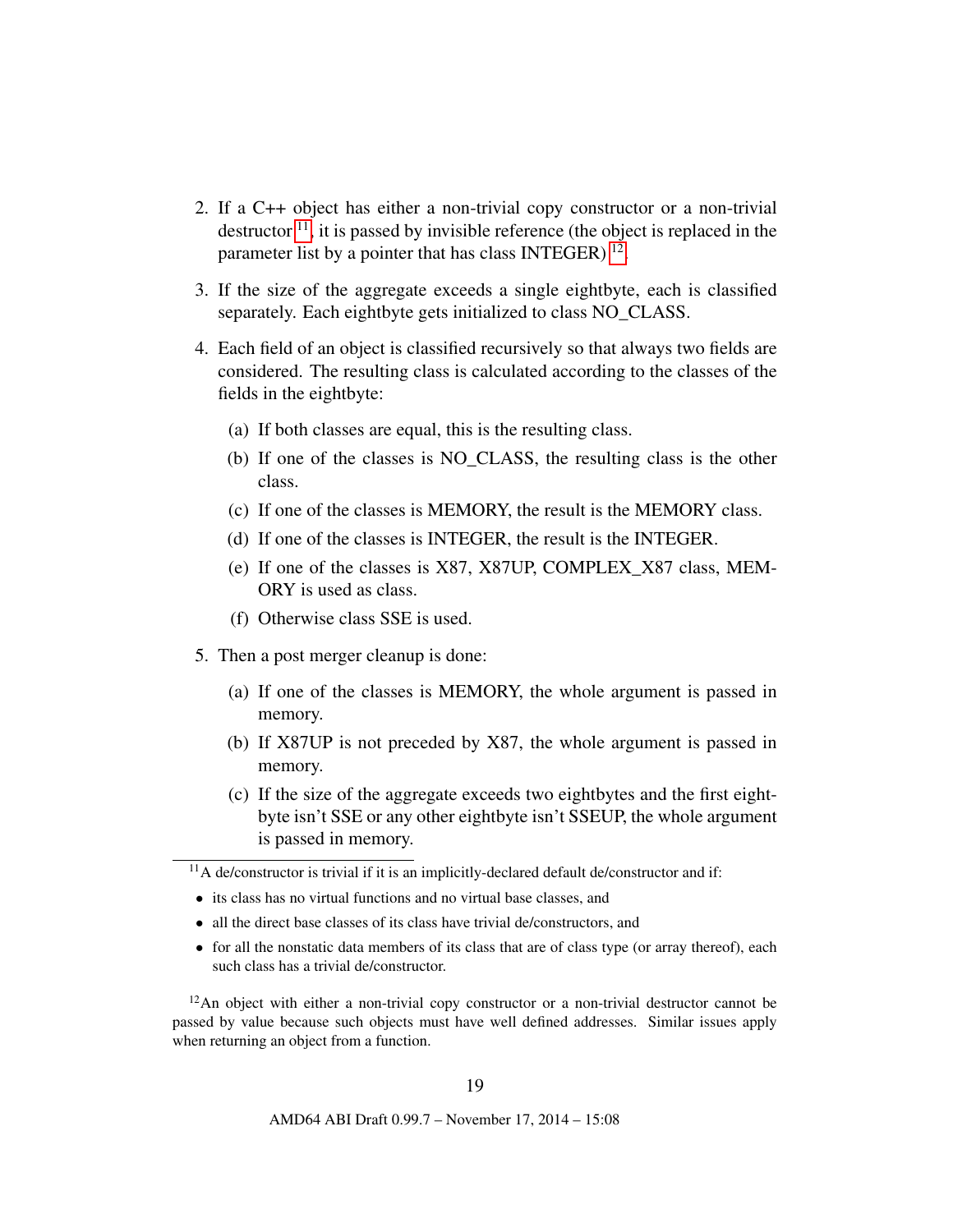2. If a C++ object has either a non-trivial copy constructor or a non-trivial destructor [11], it is passed by invisible reference (the object is replaced in the parameter list by a pointer that has class INTEGER) [12].

3. If the size of the aggregate exceeds a single eightbyte, each is classified separately. Each eightbyte gets initialized to class NO_CLASS.

4. Each field of an object is classified recursively so that always two fields are considered. The resulting class is calculated according to the classes of the fields in the eightbyte:

   (a) If both classes are equal, this is the resulting class.

   (b) If one of the classes is NO_CLASS, the resulting class is the other class.

   (c) If one of the classes is MEMORY, the result is the MEMORY class.

   (d) If one of the classes is INTEGER, the result is the INTEGER.

   (e) If one of the classes is X87, X87UP, COMPLEX_X87 class, MEMORY is used as class.

   (f) Otherwise class SSE is used.

5. Then a post merger cleanup is done:

   (a) If one of the classes is MEMORY, the whole argument is passed in memory.

   (b) If X87UP is not preceded by X87, the whole argument is passed in memory.

   (c) If the size of the aggregate exceeds two eightbytes and the first eightbyte isn't SSE or any other eightbyte isn't SSEUP, the whole argument is passed in memory.

---

[11] A de/constructor is trivial if it is an implicitly-declared default de/constructor and if:

- its class has no virtual functions and no virtual base classes, and
- all the direct base classes of its class have trivial de/constructors, and
- for all the nonstatic data members of its class that are of class type (or array thereof), each such class has a trivial de/constructor.

[12] An object with either a non-trivial copy constructor or a non-trivial destructor cannot be passed by value because such objects must have well defined addresses. Similar issues apply when returning an object from a function.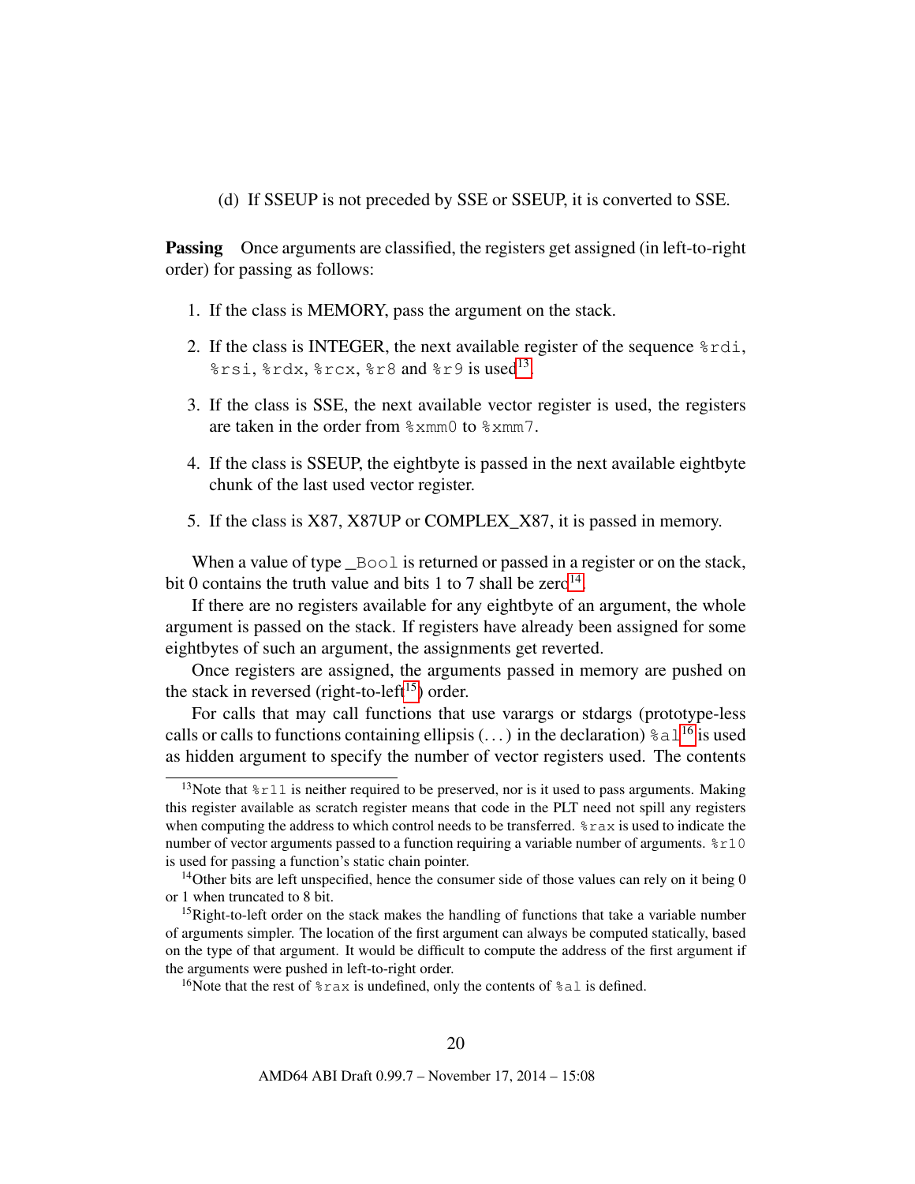(d) If SSEUP is not preceded by SSE or SSEUP, it is converted to SSE.

**Passing** Once arguments are classified, the registers get assigned (in left-to-right order) for passing as follows:

1. If the class is MEMORY, pass the argument on the stack.
2. If the class is INTEGER, the next available register of the sequence `%rdi`, `%rsi`, `%rdx`, `%rcx`, `%r8` and `%r9` is used[13].
3. If the class is SSE, the next available vector register is used, the registers are taken in the order from `%xmm0` to `%xmm7`.
4. If the class is SSEUP, the eightbyte is passed in the next available eightbyte chunk of the last used vector register.
5. If the class is X87, X87UP or COMPLEX_X87, it is passed in memory.

When a value of type `_Bool` is returned or passed in a register or on the stack, bit 0 contains the truth value and bits 1 to 7 shall be zero[14].

If there are no registers available for any eightbyte of an argument, the whole argument is passed on the stack. If registers have already been assigned for some eightbytes of such an argument, the assignments get reverted.

Once registers are assigned, the arguments passed in memory are pushed on the stack in reversed (right-to-left[15]) order.

For calls that may call functions that use varargs or stdargs (prototype-less calls or calls to functions containing ellipsis (. . . ) in the declaration) `%al`[16] is used as hidden argument to specify the number of vector registers used. The contents

---

[13] Note that `%r11` is neither required to be preserved, nor is it used to pass arguments. Making this register available as scratch register means that code in the PLT need not spill any registers when computing the address to which control needs to be transferred. `%rax` is used to indicate the number of vector arguments passed to a function requiring a variable number of arguments. `%r10` is used for passing a function's static chain pointer.

[14] Other bits are left unspecified, hence the consumer side of those values can rely on it being 0 or 1 when truncated to 8 bit.

[15] Right-to-left order on the stack makes the handling of functions that take a variable number of arguments simpler. The location of the first argument can always be computed statically, based on the type of that argument. It would be difficult to compute the address of the first argument if the arguments were pushed in left-to-right order.

[16] Note that the rest of `%rax` is undefined, only the contents of `%al` is defined.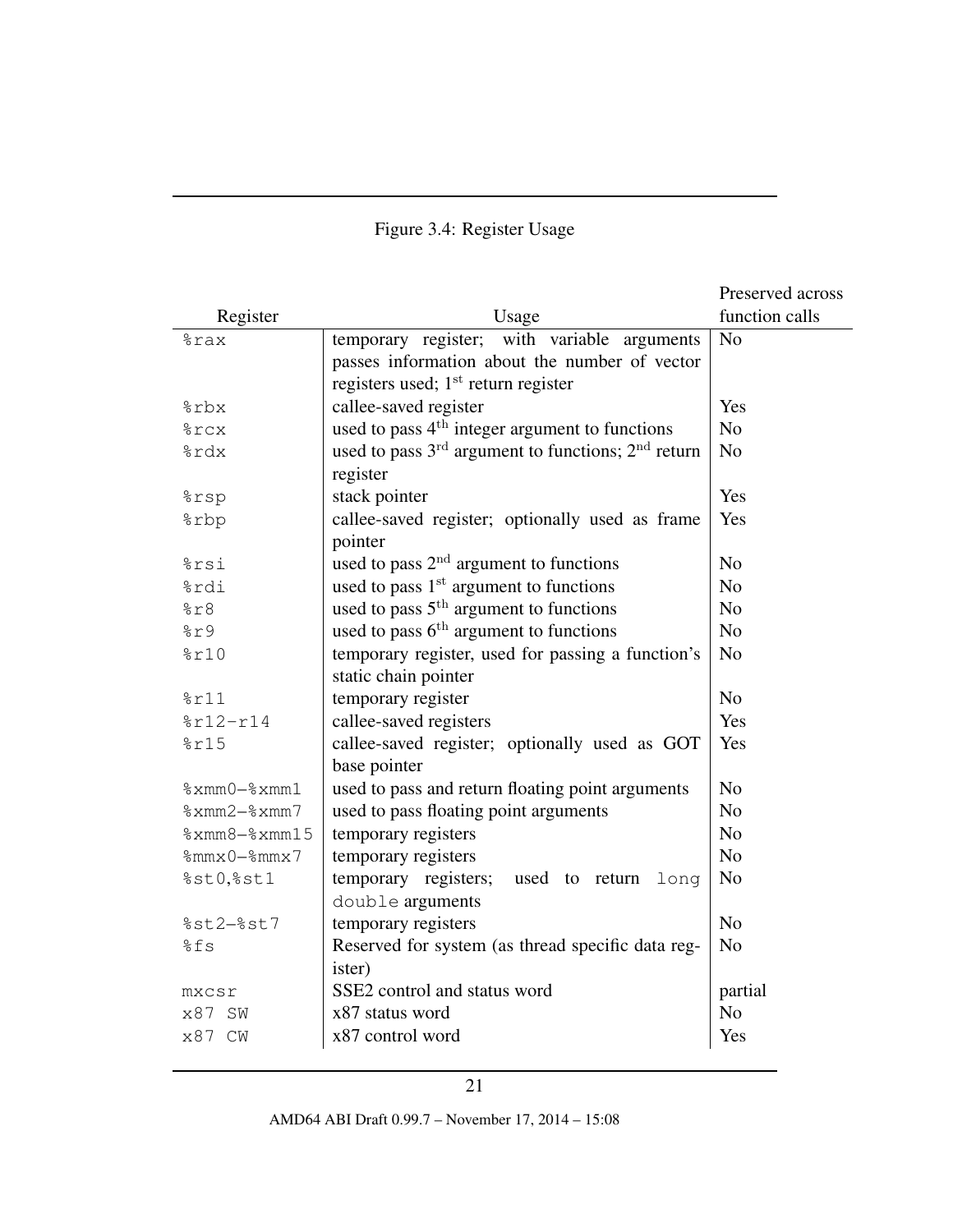Figure 3.4: Register Usage

| Register | Usage | Preserved across function calls |
|---|---|---|
| `%rax` | temporary register; with variable arguments passes information about the number of vector registers used; 1st return register | No |
| `%rbx` | callee-saved register | Yes |
| `%rcx` | used to pass 4th integer argument to functions | No |
| `%rdx` | used to pass 3rd argument to functions; 2nd return register | No |
| `%rsp` | stack pointer | Yes |
| `%rbp` | callee-saved register; optionally used as frame pointer | Yes |
| `%rsi` | used to pass 2nd argument to functions | No |
| `%rdi` | used to pass 1st argument to functions | No |
| `%r8` | used to pass 5th argument to functions | No |
| `%r9` | used to pass 6th argument to functions | No |
| `%r10` | temporary register, used for passing a function's static chain pointer | No |
| `%r11` | temporary register | No |
| `%r12-r14` | callee-saved registers | Yes |
| `%r15` | callee-saved register; optionally used as GOT base pointer | Yes |
| `%xmm0–%xmm1` | used to pass and return floating point arguments | No |
| `%xmm2–%xmm7` | used to pass floating point arguments | No |
| `%xmm8–%xmm15` | temporary registers | No |
| `%mmx0–%mmx7` | temporary registers | No |
| `%st0,%st1` | temporary registers; used to return `long double` arguments | No |
| `%st2–%st7` | temporary registers | No |
| `%fs` | Reserved for system (as thread specific data register) | No |
| `mxcsr` | SSE2 control and status word | partial |
| `x87 SW` | x87 status word | No |
| `x87 CW` | x87 control word | Yes |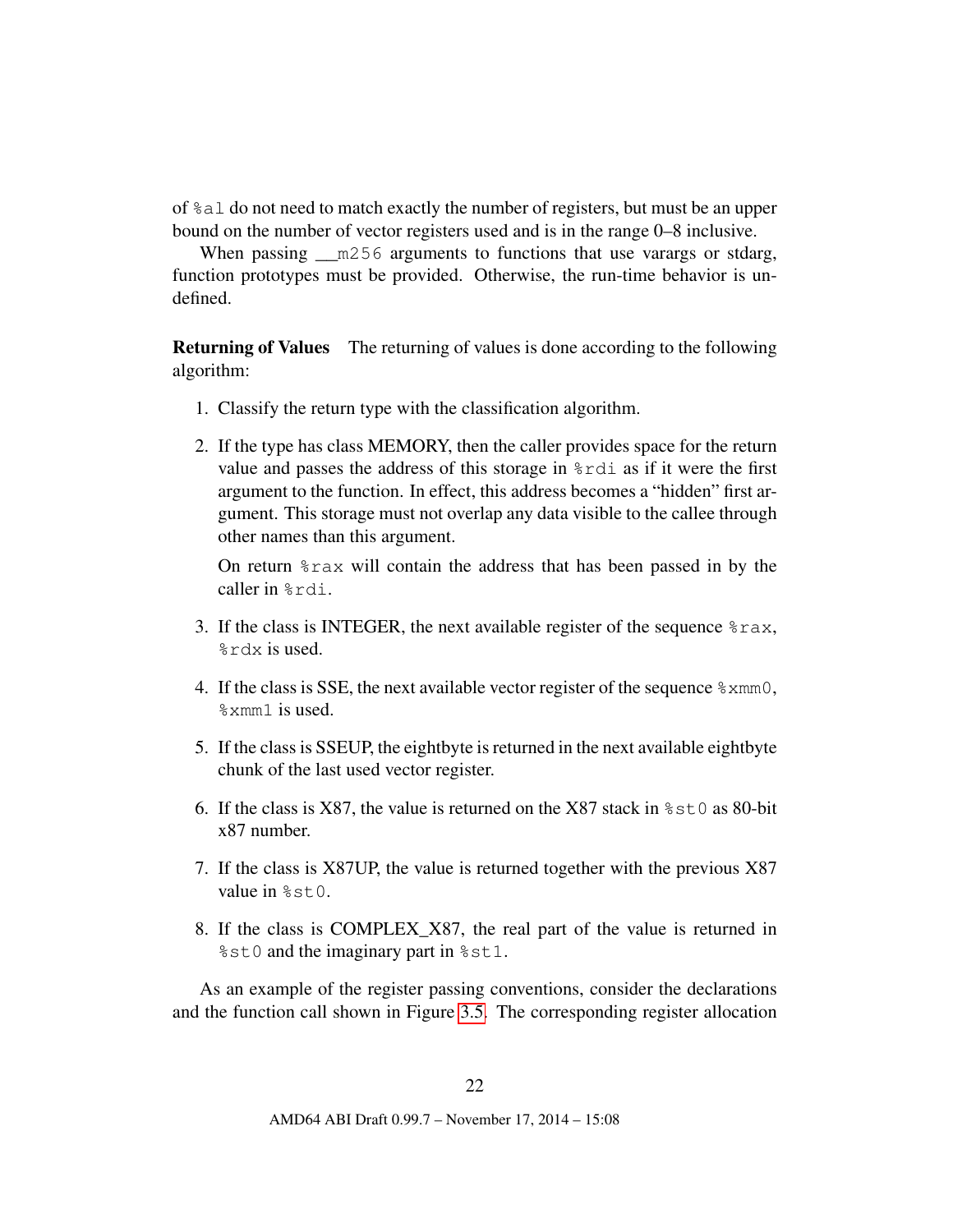of `%al` do not need to match exactly the number of registers, but must be an upper bound on the number of vector registers used and is in the range 0–8 inclusive.

When passing `__m256` arguments to functions that use varargs or stdarg, function prototypes must be provided. Otherwise, the run-time behavior is undefined.

**Returning of Values** The returning of values is done according to the following algorithm:

1. Classify the return type with the classification algorithm.

2. If the type has class MEMORY, then the caller provides space for the return value and passes the address of this storage in `%rdi` as if it were the first argument to the function. In effect, this address becomes a "hidden" first argument. This storage must not overlap any data visible to the callee through other names than this argument.

   On return `%rax` will contain the address that has been passed in by the caller in `%rdi`.

3. If the class is INTEGER, the next available register of the sequence `%rax`, `%rdx` is used.

4. If the class is SSE, the next available vector register of the sequence `%xmm0`, `%xmm1` is used.

5. If the class is SSEUP, the eightbyte is returned in the next available eightbyte chunk of the last used vector register.

6. If the class is X87, the value is returned on the X87 stack in `%st0` as 80-bit x87 number.

7. If the class is X87UP, the value is returned together with the previous X87 value in `%st0`.

8. If the class is COMPLEX_X87, the real part of the value is returned in `%st0` and the imaginary part in `%st1`.

As an example of the register passing conventions, consider the declarations and the function call shown in Figure 3.5. The corresponding register allocation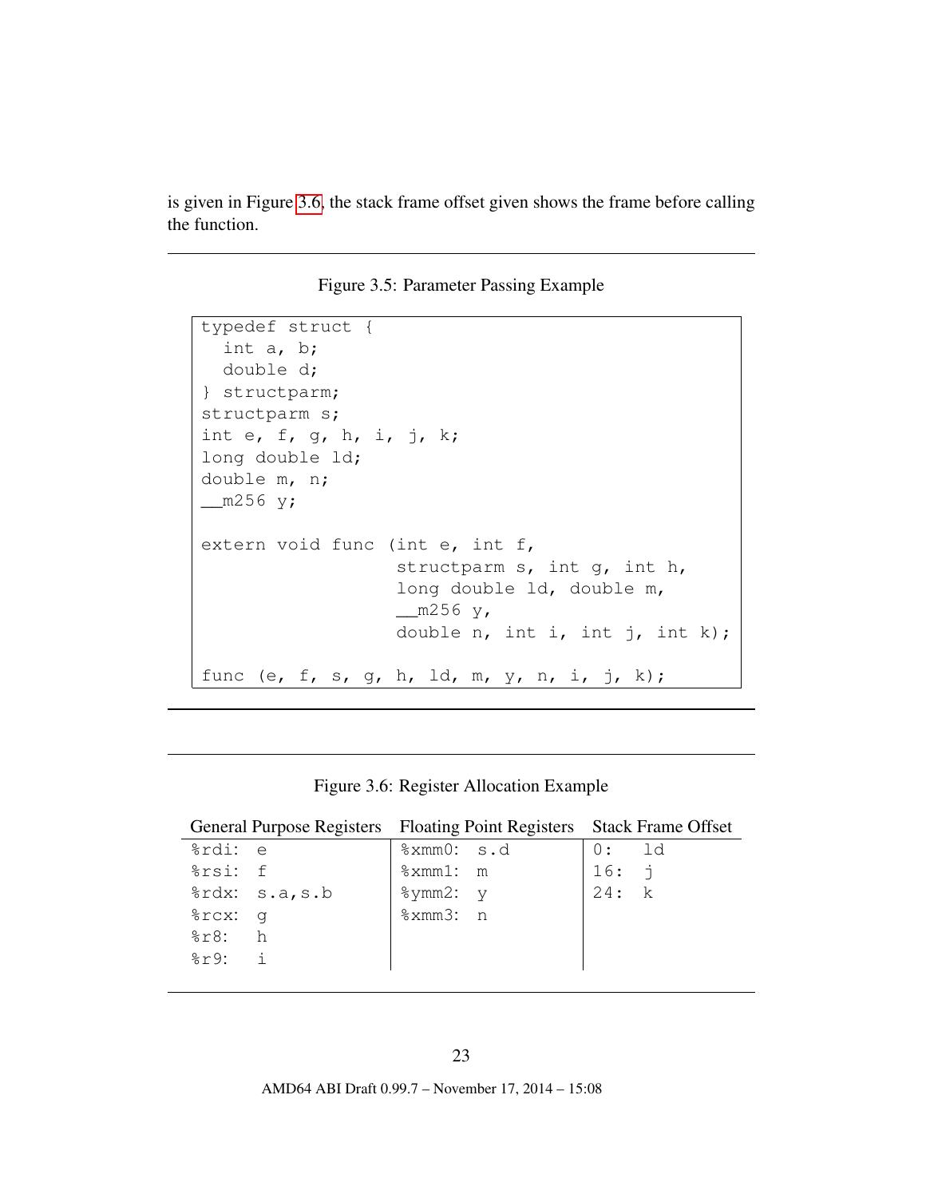is given in Figure 3.6, the stack frame offset given shows the frame before calling the function.

Figure 3.5: Parameter Passing Example

```
typedef struct {
  int a, b;
  double d;
} structparm;
structparm s;
int e, f, g, h, i, j, k;
long double ld;
double m, n;
__m256 y;

extern void func (int e, int f,
                  structparm s, int g, int h,
                  long double ld, double m,
                  __m256 y,
                  double n, int i, int j, int k);

func (e, f, s, g, h, ld, m, y, n, i, j, k);
```

Figure 3.6: Register Allocation Example

| General Purpose Registers | Floating Point Registers | Stack Frame Offset |
|---|---|---|
| `%rdi: e` | `%xmm0: s.d` | `0: ld` |
| `%rsi: f` | `%xmm1: m` | `16: j` |
| `%rdx: s.a,s.b` | `%ymm2: y` | `24: k` |
| `%rcx: g` | `%xmm3: n` | |
| `%r8: h` | | |
| `%r9: i` | | |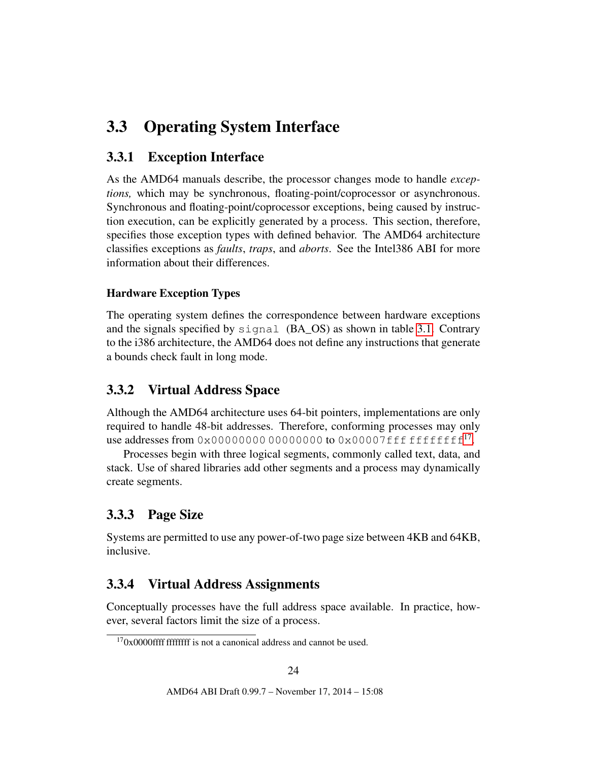## 3.3 Operating System Interface

### 3.3.1 Exception Interface

As the AMD64 manuals describe, the processor changes mode to handle *exceptions,* which may be synchronous, floating-point/coprocessor or asynchronous. Synchronous and floating-point/coprocessor exceptions, being caused by instruction execution, can be explicitly generated by a process. This section, therefore, specifies those exception types with defined behavior. The AMD64 architecture classifies exceptions as *faults*, *traps*, and *aborts*. See the Intel386 ABI for more information about their differences.

#### Hardware Exception Types

The operating system defines the correspondence between hardware exceptions and the signals specified by `signal` (BA_OS) as shown in table 3.1. Contrary to the i386 architecture, the AMD64 does not define any instructions that generate a bounds check fault in long mode.

### 3.3.2 Virtual Address Space

Although the AMD64 architecture uses 64-bit pointers, implementations are only required to handle 48-bit addresses. Therefore, conforming processes may only use addresses from `0x00000000 00000000` to `0x00007fff ffffffff`[17].

Processes begin with three logical segments, commonly called text, data, and stack. Use of shared libraries add other segments and a process may dynamically create segments.

### 3.3.3 Page Size

Systems are permitted to use any power-of-two page size between 4KB and 64KB, inclusive.

### 3.3.4 Virtual Address Assignments

Conceptually processes have the full address space available. In practice, however, several factors limit the size of a process.

[17] 0x0000ffff ffffffff is not a canonical address and cannot be used.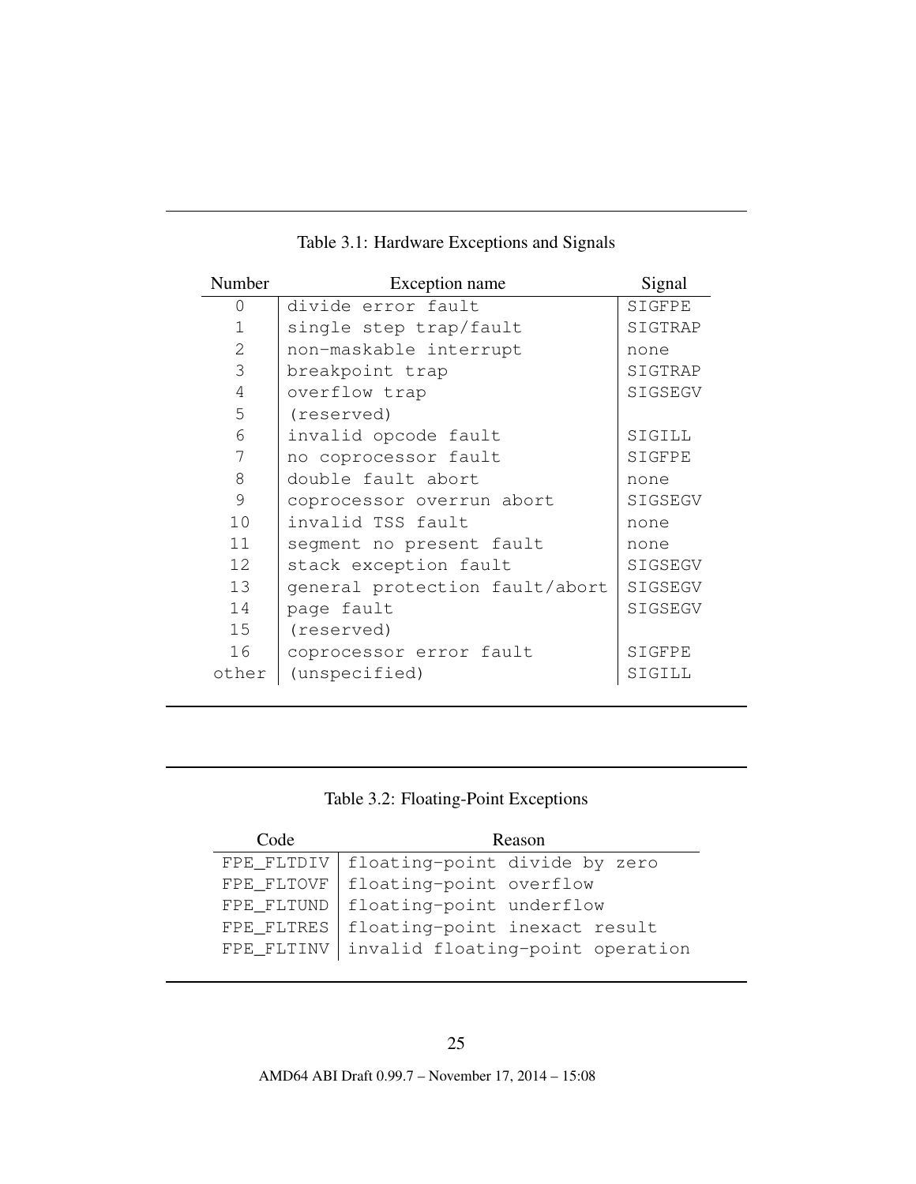Table 3.1: Hardware Exceptions and Signals

| Number | Exception name | Signal |
|---|---|---|
| 0 | divide error fault | SIGFPE |
| 1 | single step trap/fault | SIGTRAP |
| 2 | non-maskable interrupt | none |
| 3 | breakpoint trap | SIGTRAP |
| 4 | overflow trap | SIGSEGV |
| 5 | (reserved) | |
| 6 | invalid opcode fault | SIGILL |
| 7 | no coprocessor fault | SIGFPE |
| 8 | double fault abort | none |
| 9 | coprocessor overrun abort | SIGSEGV |
| 10 | invalid TSS fault | none |
| 11 | segment no present fault | none |
| 12 | stack exception fault | SIGSEGV |
| 13 | general protection fault/abort | SIGSEGV |
| 14 | page fault | SIGSEGV |
| 15 | (reserved) | |
| 16 | coprocessor error fault | SIGFPE |
| other | (unspecified) | SIGILL |

Table 3.2: Floating-Point Exceptions

| Code | Reason |
|---|---|
| FPE_FLTDIV | floating-point divide by zero |
| FPE_FLTOVF | floating-point overflow |
| FPE_FLTUND | floating-point underflow |
| FPE_FLTRES | floating-point inexact result |
| FPE_FLTINV | invalid floating-point operation |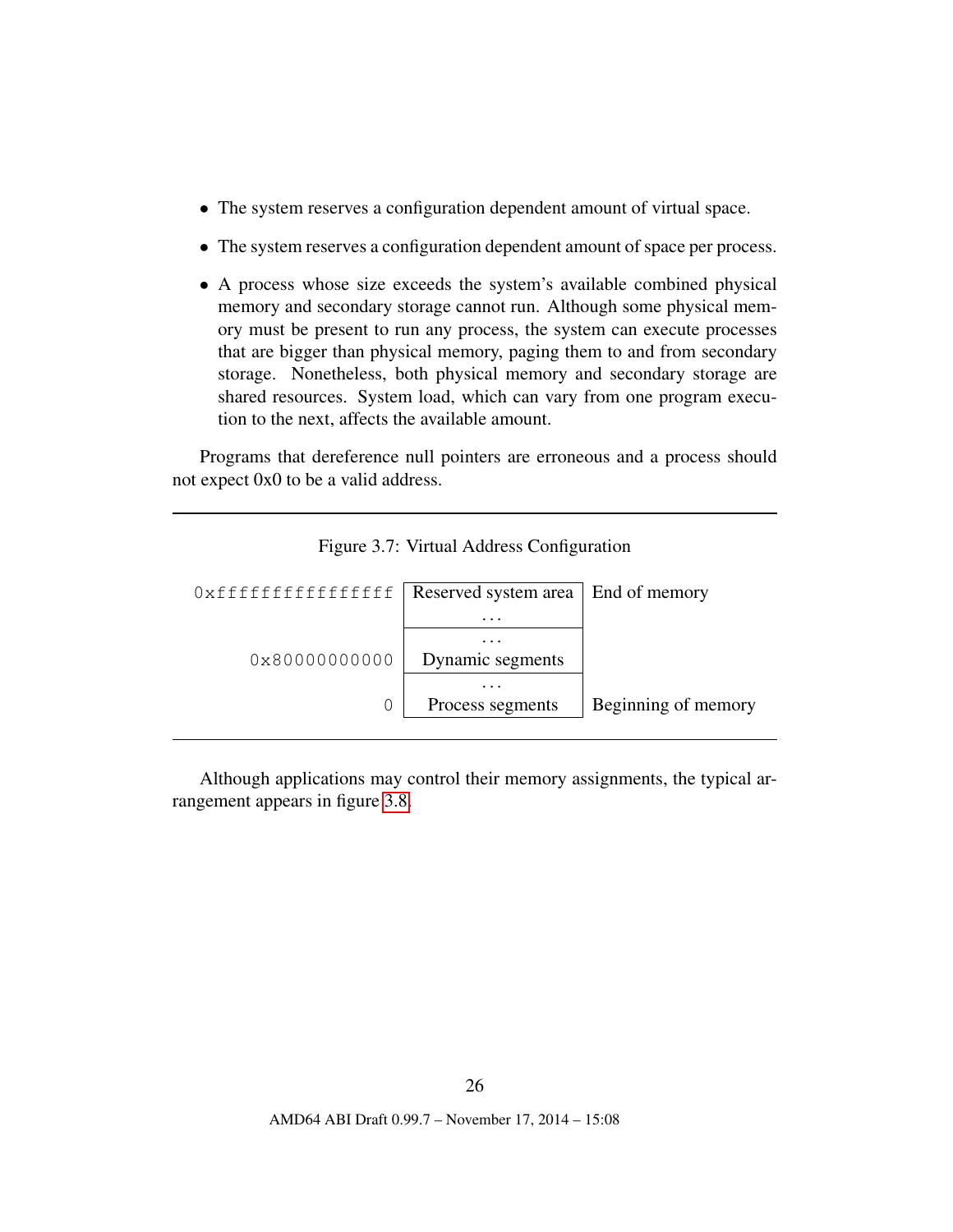- The system reserves a configuration dependent amount of virtual space.
- The system reserves a configuration dependent amount of space per process.
- A process whose size exceeds the system's available combined physical memory and secondary storage cannot run. Although some physical memory must be present to run any process, the system can execute processes that are bigger than physical memory, paging them to and from secondary storage. Nonetheless, both physical memory and secondary storage are shared resources. System load, which can vary from one program execution to the next, affects the available amount.

Programs that dereference null pointers are erroneous and a process should not expect 0x0 to be a valid address.

Figure 3.7: Virtual Address Configuration

| | | |
|---|---|---|
| `0xffffffffffffffff` | Reserved system area<br>... | End of memory |
| `0x80000000000` | ...<br>Dynamic segments | |
| `0` | ...<br>Process segments | Beginning of memory |

Although applications may control their memory assignments, the typical arrangement appears in figure 3.8.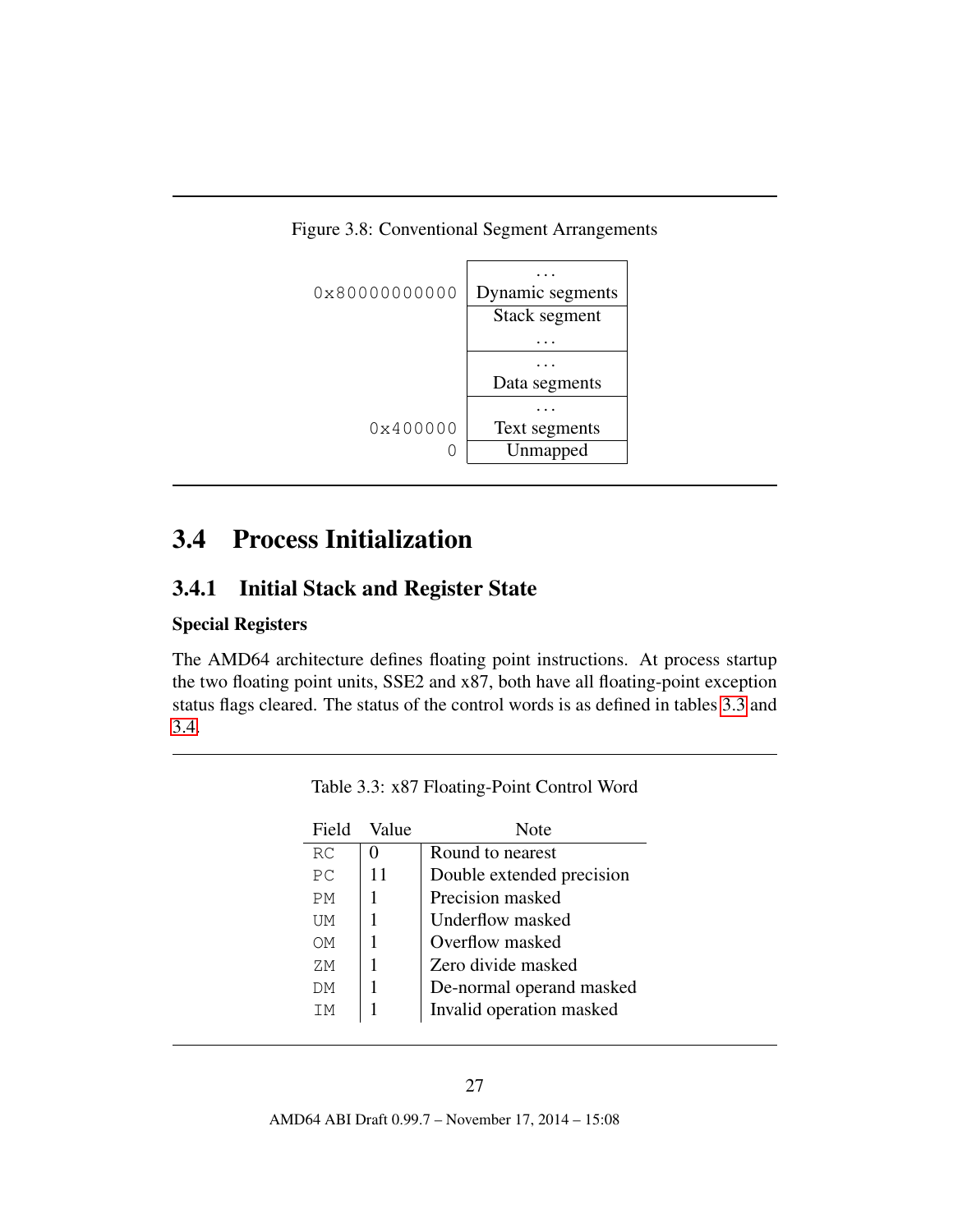Figure 3.8: Conventional Segment Arrangements

| Address | Segment |
|---|---|
| | ... |
| 0x80000000000 | Dynamic segments |
| | Stack segment<br>... |
| | ...<br>Data segments |
| | ... |
| 0x400000 | Text segments |
| 0 | Unmapped |

## 3.4 Process Initialization

### 3.4.1 Initial Stack and Register State

**Special Registers**

The AMD64 architecture defines floating point instructions. At process startup the two floating point units, SSE2 and x87, both have all floating-point exception status flags cleared. The status of the control words is as defined in tables 3.3 and 3.4.

Table 3.3: x87 Floating-Point Control Word

| Field | Value | Note |
|---|---|---|
| `RC` | 0 | Round to nearest |
| `PC` | 11 | Double extended precision |
| `PM` | 1 | Precision masked |
| `UM` | 1 | Underflow masked |
| `OM` | 1 | Overflow masked |
| `ZM` | 1 | Zero divide masked |
| `DM` | 1 | De-normal operand masked |
| `IM` | 1 | Invalid operation masked |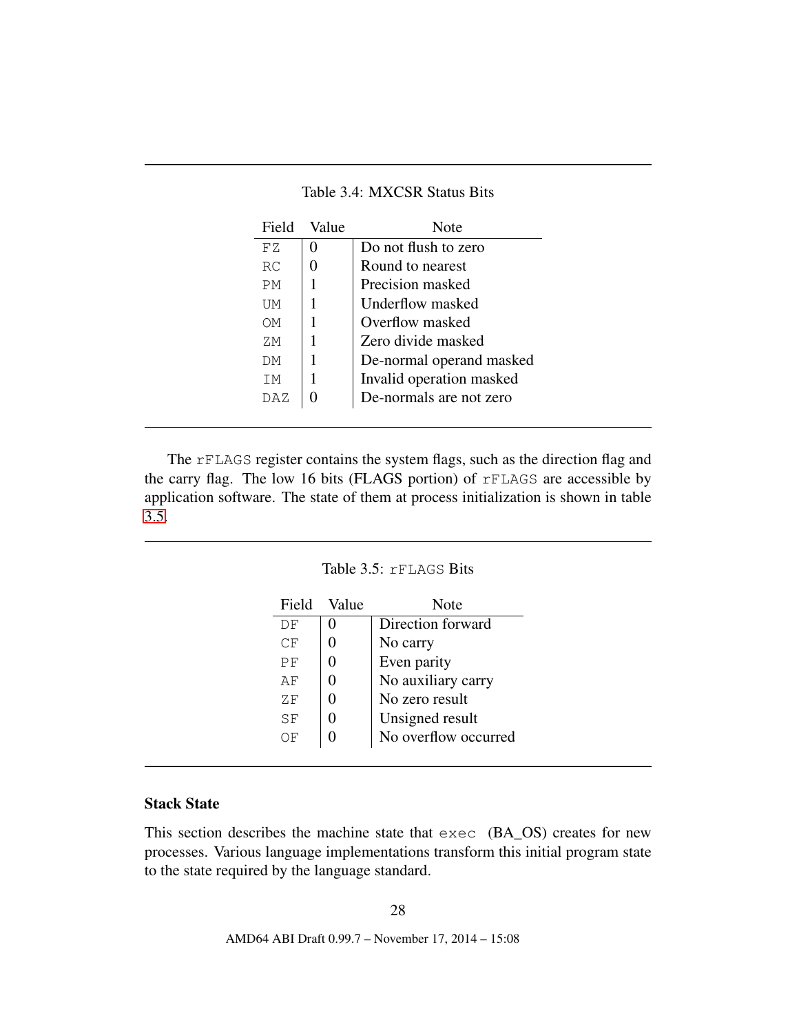Table 3.4: MXCSR Status Bits

| Field | Value | Note |
|---|---|---|
| FZ | 0 | Do not flush to zero |
| RC | 0 | Round to nearest |
| PM | 1 | Precision masked |
| UM | 1 | Underflow masked |
| OM | 1 | Overflow masked |
| ZM | 1 | Zero divide masked |
| DM | 1 | De-normal operand masked |
| IM | 1 | Invalid operation masked |
| DAZ | 0 | De-normals are not zero |

The `rFLAGS` register contains the system flags, such as the direction flag and the carry flag. The low 16 bits (FLAGS portion) of `rFLAGS` are accessible by application software. The state of them at process initialization is shown in table 3.5.

Table 3.5: `rFLAGS` Bits

| Field | Value | Note |
|---|---|---|
| DF | 0 | Direction forward |
| CF | 0 | No carry |
| PF | 0 | Even parity |
| AF | 0 | No auxiliary carry |
| ZF | 0 | No zero result |
| SF | 0 | Unsigned result |
| OF | 0 | No overflow occurred |

### Stack State

This section describes the machine state that `exec` (BA_OS) creates for new processes. Various language implementations transform this initial program state to the state required by the language standard.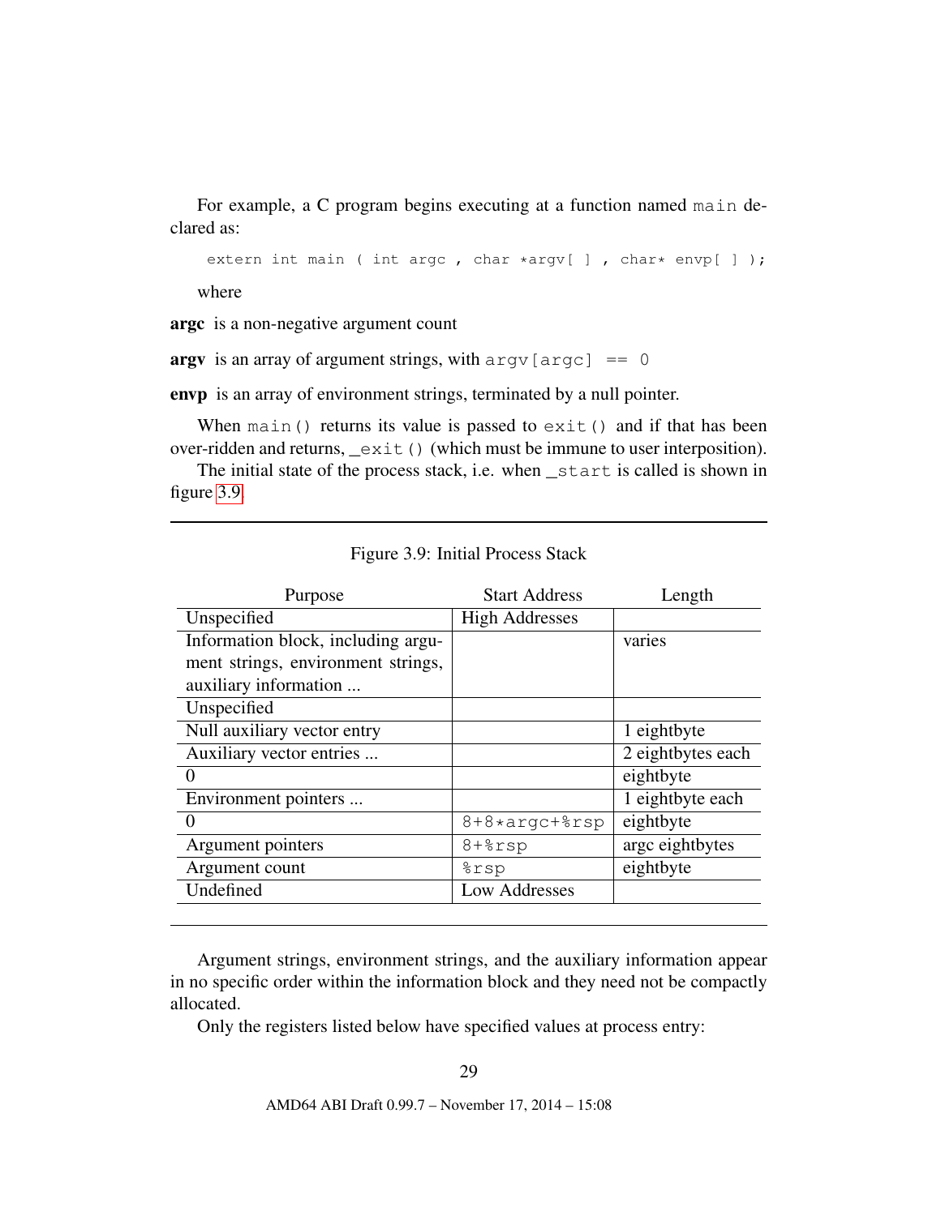For example, a C program begins executing at a function named `main` declared as:

```
extern int main ( int argc , char *argv[ ] , char* envp[ ] );
```

where

**argc** is a non-negative argument count

**argv** is an array of argument strings, with `argv[argc] == 0`

**envp** is an array of environment strings, terminated by a null pointer.

When `main()` returns its value is passed to `exit()` and if that has been over-ridden and returns, `_exit()` (which must be immune to user interposition).

The initial state of the process stack, i.e. when `_start` is called is shown in figure 3.9.

Figure 3.9: Initial Process Stack

| Purpose | Start Address | Length |
|---|---|---|
| Unspecified | High Addresses | |
| Information block, including argument strings, environment strings, auxiliary information ... | | varies |
| Unspecified | | |
| Null auxiliary vector entry | | 1 eightbyte |
| Auxiliary vector entries ... | | 2 eightbytes each |
| 0 | | eightbyte |
| Environment pointers ... | | 1 eightbyte each |
| 0 | `8+8*argc+%rsp` | eightbyte |
| Argument pointers | `8+%rsp` | argc eightbytes |
| Argument count | `%rsp` | eightbyte |
| Undefined | Low Addresses | |

Argument strings, environment strings, and the auxiliary information appear in no specific order within the information block and they need not be compactly allocated.

Only the registers listed below have specified values at process entry: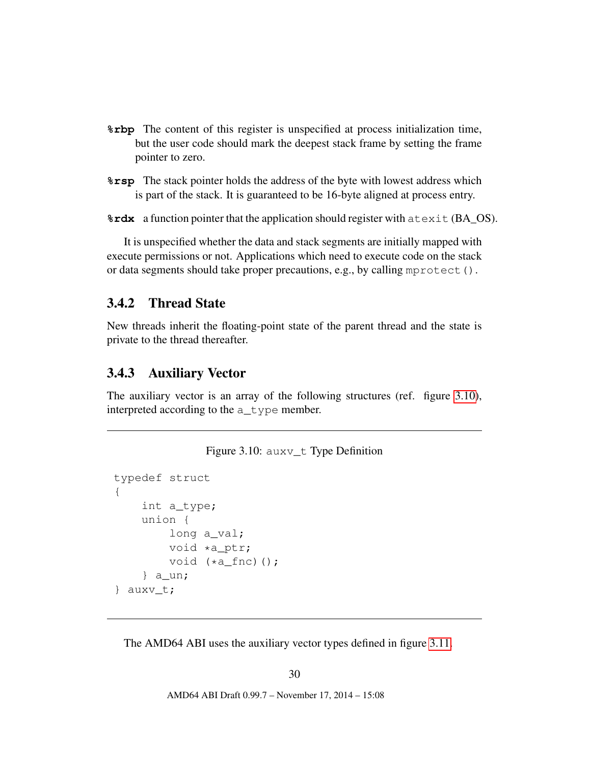**%rbp** The content of this register is unspecified at process initialization time, but the user code should mark the deepest stack frame by setting the frame pointer to zero.

**%rsp** The stack pointer holds the address of the byte with lowest address which is part of the stack. It is guaranteed to be 16-byte aligned at process entry.

**%rdx** a function pointer that the application should register with `atexit` (BA_OS).

It is unspecified whether the data and stack segments are initially mapped with execute permissions or not. Applications which need to execute code on the stack or data segments should take proper precautions, e.g., by calling `mprotect()`.

### 3.4.2 Thread State

New threads inherit the floating-point state of the parent thread and the state is private to the thread thereafter.

### 3.4.3 Auxiliary Vector

The auxiliary vector is an array of the following structures (ref. figure 3.10), interpreted according to the `a_type` member.

Figure 3.10: `auxv_t` Type Definition

```
typedef struct
{
    int a_type;
    union {
        long a_val;
        void *a_ptr;
        void (*a_fnc)();
    } a_un;
} auxv_t;
```

The AMD64 ABI uses the auxiliary vector types defined in figure 3.11.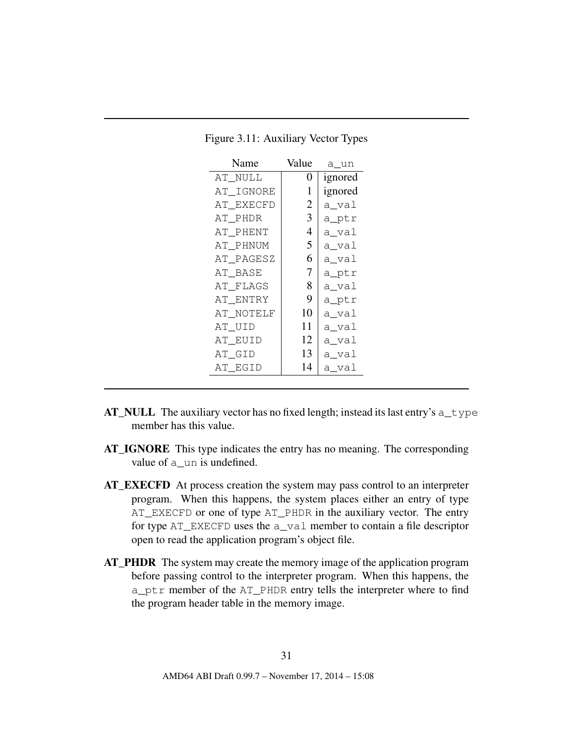Figure 3.11: Auxiliary Vector Types

| Name | Value | a_un |
|---|---|---|
| AT_NULL | 0 | ignored |
| AT_IGNORE | 1 | ignored |
| AT_EXECFD | 2 | a_val |
| AT_PHDR | 3 | a_ptr |
| AT_PHENT | 4 | a_val |
| AT_PHNUM | 5 | a_val |
| AT_PAGESZ | 6 | a_val |
| AT_BASE | 7 | a_ptr |
| AT_FLAGS | 8 | a_val |
| AT_ENTRY | 9 | a_ptr |
| AT_NOTELF | 10 | a_val |
| AT_UID | 11 | a_val |
| AT_EUID | 12 | a_val |
| AT_GID | 13 | a_val |
| AT_EGID | 14 | a_val |

**AT_NULL** The auxiliary vector has no fixed length; instead its last entry's a_type member has this value.

**AT_IGNORE** This type indicates the entry has no meaning. The corresponding value of a_un is undefined.

**AT_EXECFD** At process creation the system may pass control to an interpreter program. When this happens, the system places either an entry of type AT_EXECFD or one of type AT_PHDR in the auxiliary vector. The entry for type AT_EXECFD uses the a_val member to contain a file descriptor open to read the application program's object file.

**AT_PHDR** The system may create the memory image of the application program before passing control to the interpreter program. When this happens, the a_ptr member of the AT_PHDR entry tells the interpreter where to find the program header table in the memory image.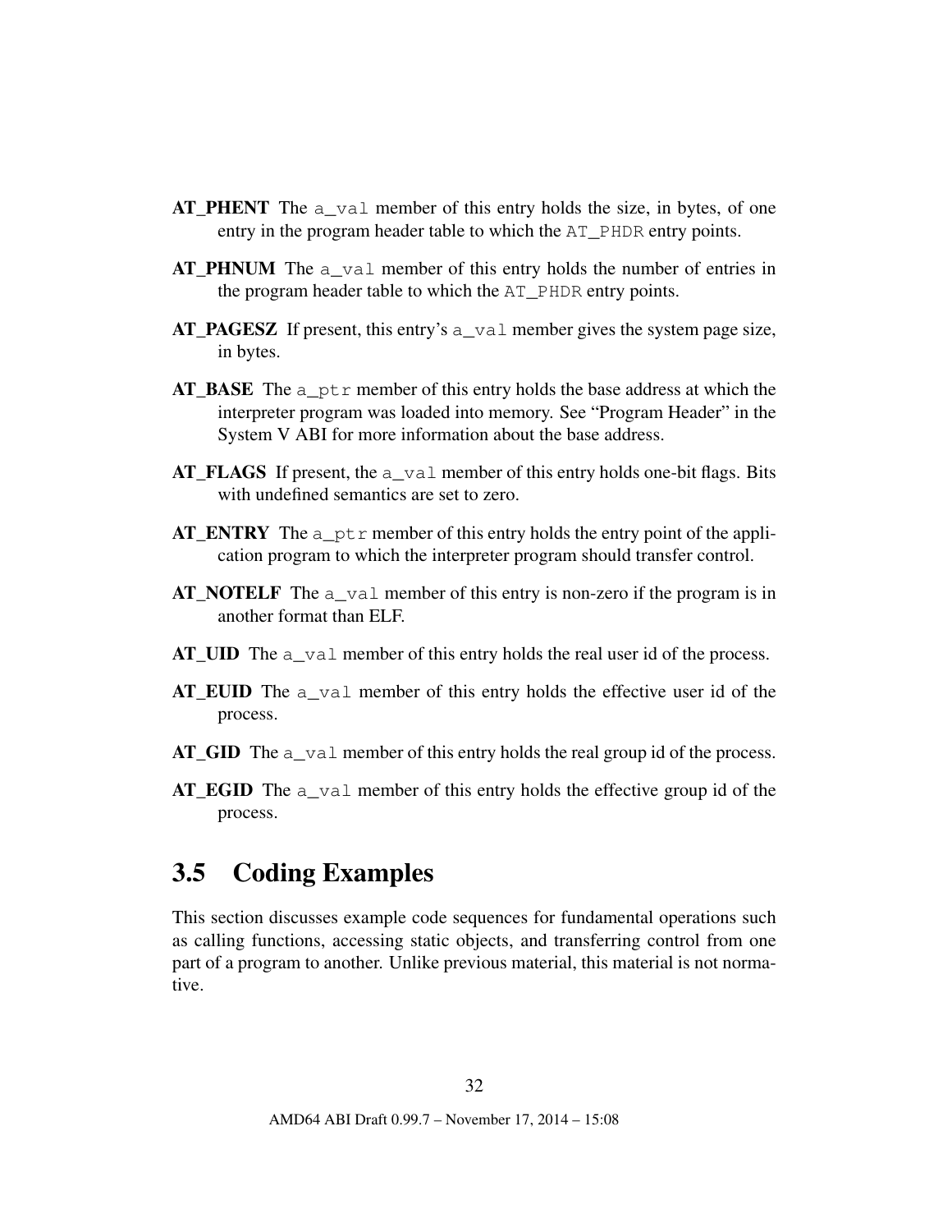**AT_PHENT** The `a_val` member of this entry holds the size, in bytes, of one entry in the program header table to which the `AT_PHDR` entry points.

**AT_PHNUM** The `a_val` member of this entry holds the number of entries in the program header table to which the `AT_PHDR` entry points.

**AT_PAGESZ** If present, this entry's `a_val` member gives the system page size, in bytes.

**AT_BASE** The `a_ptr` member of this entry holds the base address at which the interpreter program was loaded into memory. See "Program Header" in the System V ABI for more information about the base address.

**AT_FLAGS** If present, the `a_val` member of this entry holds one-bit flags. Bits with undefined semantics are set to zero.

**AT_ENTRY** The `a_ptr` member of this entry holds the entry point of the application program to which the interpreter program should transfer control.

**AT_NOTELF** The `a_val` member of this entry is non-zero if the program is in another format than ELF.

**AT_UID** The `a_val` member of this entry holds the real user id of the process.

**AT_EUID** The `a_val` member of this entry holds the effective user id of the process.

**AT_GID** The `a_val` member of this entry holds the real group id of the process.

**AT_EGID** The `a_val` member of this entry holds the effective group id of the process.

## 3.5 Coding Examples

This section discusses example code sequences for fundamental operations such as calling functions, accessing static objects, and transferring control from one part of a program to another. Unlike previous material, this material is not normative.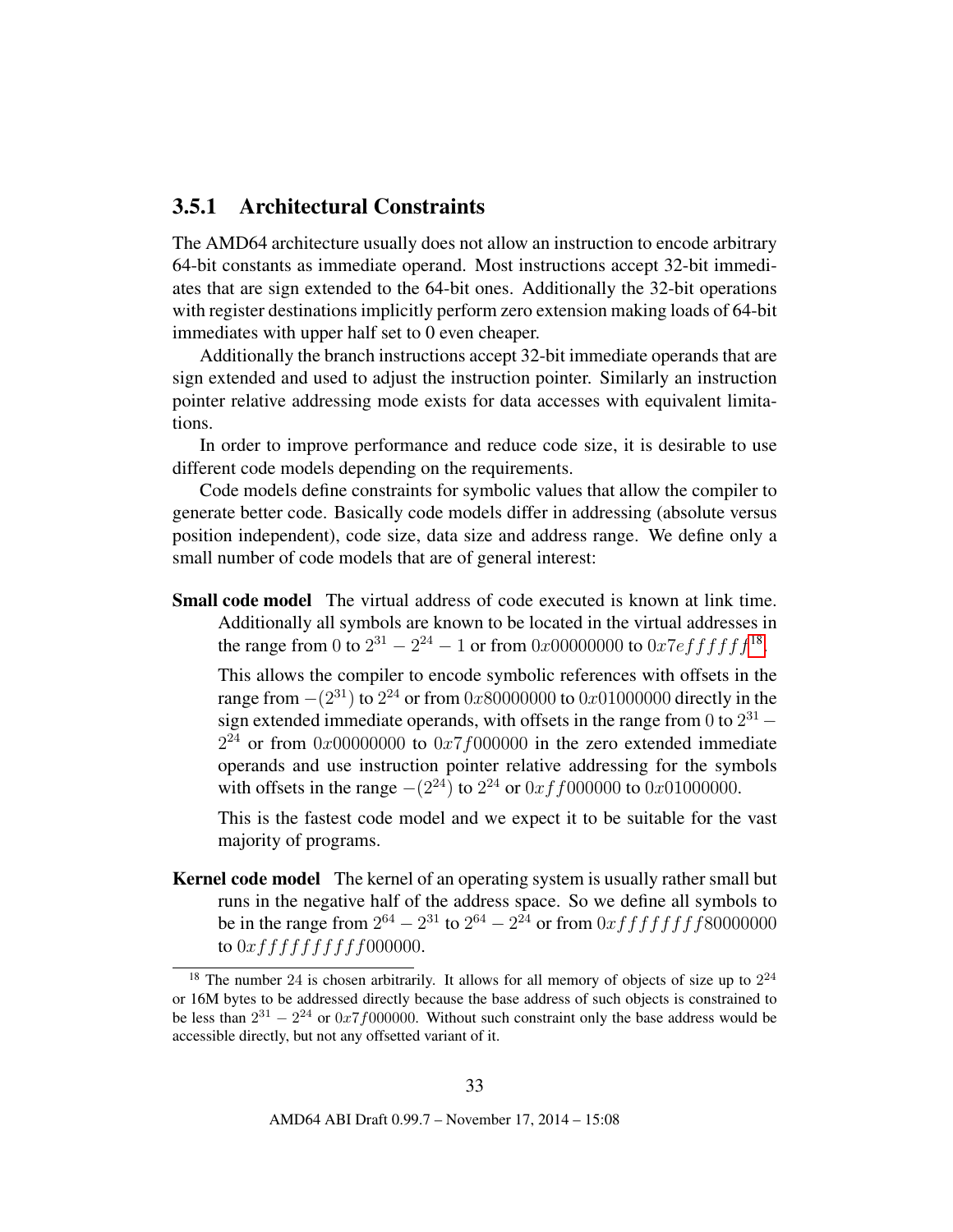### 3.5.1 Architectural Constraints

The AMD64 architecture usually does not allow an instruction to encode arbitrary 64-bit constants as immediate operand. Most instructions accept 32-bit immediates that are sign extended to the 64-bit ones. Additionally the 32-bit operations with register destinations implicitly perform zero extension making loads of 64-bit immediates with upper half set to 0 even cheaper.

Additionally the branch instructions accept 32-bit immediate operands that are sign extended and used to adjust the instruction pointer. Similarly an instruction pointer relative addressing mode exists for data accesses with equivalent limitations.

In order to improve performance and reduce code size, it is desirable to use different code models depending on the requirements.

Code models define constraints for symbolic values that allow the compiler to generate better code. Basically code models differ in addressing (absolute versus position independent), code size, data size and address range. We define only a small number of code models that are of general interest:

**Small code model** The virtual address of code executed is known at link time. Additionally all symbols are known to be located in the virtual addresses in the range from $0$ to $2^{31} - 2^{24} - 1$ or from $0x00000000$ to $0x7effffff$[18].

This allows the compiler to encode symbolic references with offsets in the range from $-(2^{31})$ to $2^{24}$ or from $0x80000000$ to $0x01000000$ directly in the sign extended immediate operands, with offsets in the range from $0$ to $2^{31} - 2^{24}$ or from $0x00000000$ to $0x7f000000$ in the zero extended immediate operands and use instruction pointer relative addressing for the symbols with offsets in the range $-(2^{24})$ to $2^{24}$ or $0xff000000$ to $0x01000000$.

This is the fastest code model and we expect it to be suitable for the vast majority of programs.

**Kernel code model** The kernel of an operating system is usually rather small but runs in the negative half of the address space. So we define all symbols to be in the range from $2^{64} - 2^{31}$ to $2^{64} - 2^{24}$ or from $0xffffffff80000000$ to $0xffffffffff000000$.

[18] The number $24$ is chosen arbitrarily. It allows for all memory of objects of size up to $2^{24}$ or 16M bytes to be addressed directly because the base address of such objects is constrained to be less than $2^{31} - 2^{24}$ or $0x7f000000$. Without such constraint only the base address would be accessible directly, but not any offsetted variant of it.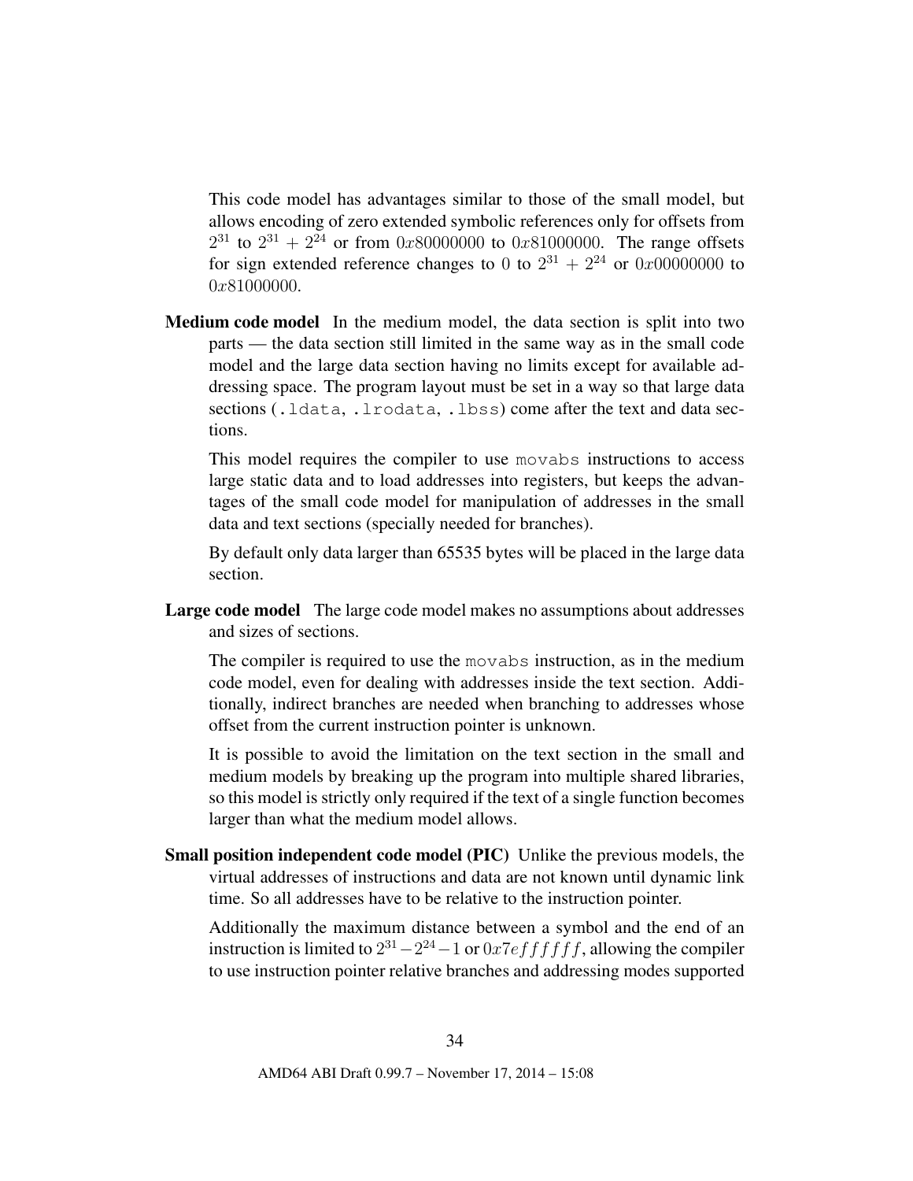This code model has advantages similar to those of the small model, but allows encoding of zero extended symbolic references only for offsets from $2^{31}$ to $2^{31} + 2^{24}$ or from $0x80000000$ to $0x81000000$. The range offsets for sign extended reference changes to $0$ to $2^{31} + 2^{24}$ or $0x00000000$ to $0x81000000$.

**Medium code model** In the medium model, the data section is split into two parts — the data section still limited in the same way as in the small code model and the large data section having no limits except for available addressing space. The program layout must be set in a way so that large data sections (`.ldata`, `.lrodata`, `.lbss`) come after the text and data sections.

This model requires the compiler to use `movabs` instructions to access large static data and to load addresses into registers, but keeps the advantages of the small code model for manipulation of addresses in the small data and text sections (specially needed for branches).

By default only data larger than 65535 bytes will be placed in the large data section.

**Large code model** The large code model makes no assumptions about addresses and sizes of sections.

The compiler is required to use the `movabs` instruction, as in the medium code model, even for dealing with addresses inside the text section. Additionally, indirect branches are needed when branching to addresses whose offset from the current instruction pointer is unknown.

It is possible to avoid the limitation on the text section in the small and medium models by breaking up the program into multiple shared libraries, so this model is strictly only required if the text of a single function becomes larger than what the medium model allows.

**Small position independent code model (PIC)** Unlike the previous models, the virtual addresses of instructions and data are not known until dynamic link time. So all addresses have to be relative to the instruction pointer.

Additionally the maximum distance between a symbol and the end of an instruction is limited to $2^{31} - 2^{24} - 1$ or $0x7effffff$, allowing the compiler to use instruction pointer relative branches and addressing modes supported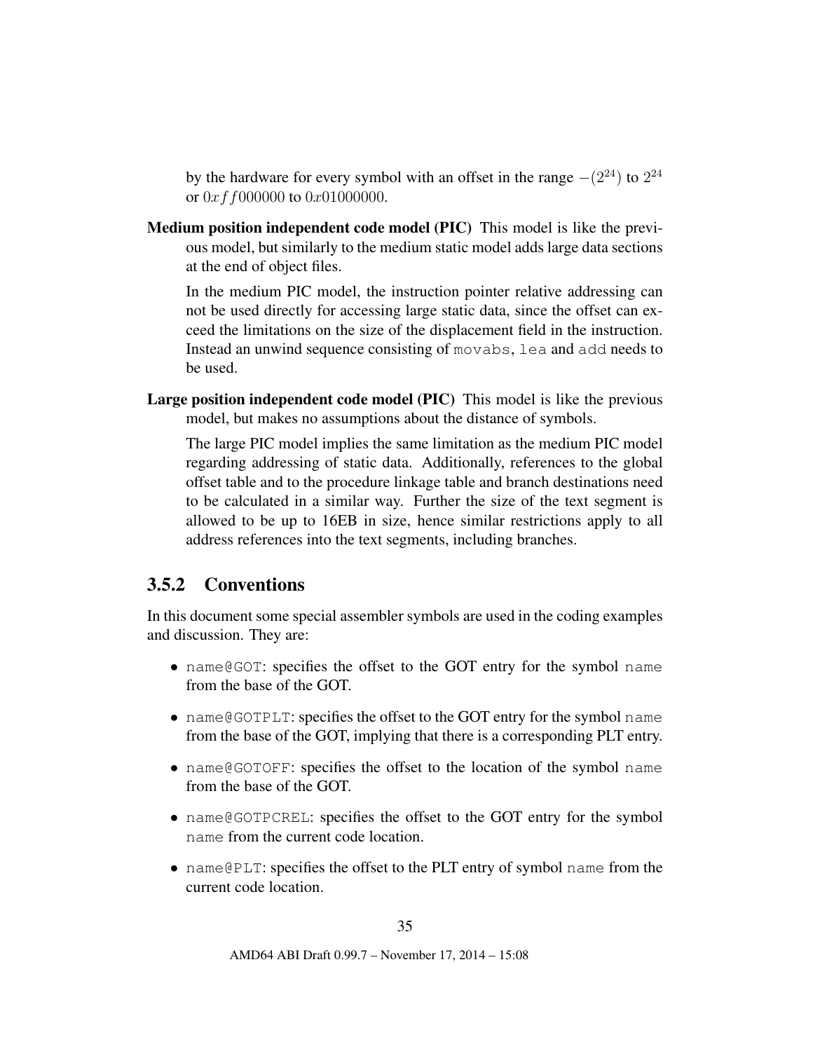by the hardware for every symbol with an offset in the range $-(2^{24})$ to $2^{24}$ or $0xff000000$ to $0x01000000$.

**Medium position independent code model (PIC)** This model is like the previous model, but similarly to the medium static model adds large data sections at the end of object files.

In the medium PIC model, the instruction pointer relative addressing can not be used directly for accessing large static data, since the offset can exceed the limitations on the size of the displacement field in the instruction. Instead an unwind sequence consisting of `movabs`, `lea` and `add` needs to be used.

**Large position independent code model (PIC)** This model is like the previous model, but makes no assumptions about the distance of symbols.

The large PIC model implies the same limitation as the medium PIC model regarding addressing of static data. Additionally, references to the global offset table and to the procedure linkage table and branch destinations need to be calculated in a similar way. Further the size of the text segment is allowed to be up to 16EB in size, hence similar restrictions apply to all address references into the text segments, including branches.

### 3.5.2 Conventions

In this document some special assembler symbols are used in the coding examples and discussion. They are:

- `name@GOT`: specifies the offset to the GOT entry for the symbol `name` from the base of the GOT.
- `name@GOTPLT`: specifies the offset to the GOT entry for the symbol `name` from the base of the GOT, implying that there is a corresponding PLT entry.
- `name@GOTOFF`: specifies the offset to the location of the symbol `name` from the base of the GOT.
- `name@GOTPCREL`: specifies the offset to the GOT entry for the symbol `name` from the current code location.
- `name@PLT`: specifies the offset to the PLT entry of symbol `name` from the current code location.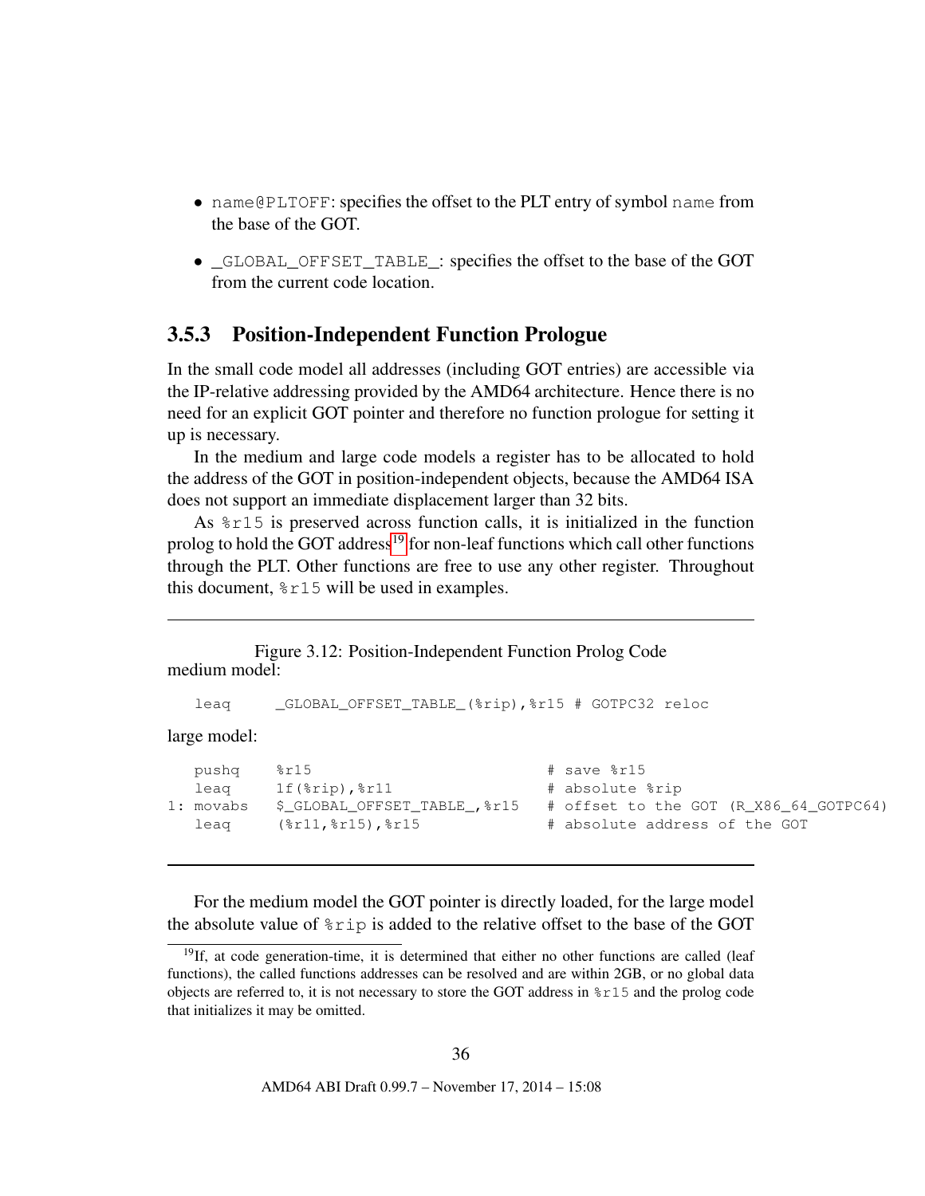- `name@PLTOFF`: specifies the offset to the PLT entry of symbol `name` from the base of the GOT.
- `_GLOBAL_OFFSET_TABLE_`: specifies the offset to the base of the GOT from the current code location.

### 3.5.3 Position-Independent Function Prologue

In the small code model all addresses (including GOT entries) are accessible via the IP-relative addressing provided by the AMD64 architecture. Hence there is no need for an explicit GOT pointer and therefore no function prologue for setting it up is necessary.

In the medium and large code models a register has to be allocated to hold the address of the GOT in position-independent objects, because the AMD64 ISA does not support an immediate displacement larger than 32 bits.

As `%r15` is preserved across function calls, it is initialized in the function prolog to hold the GOT address[19] for non-leaf functions which call other functions through the PLT. Other functions are free to use any other register. Throughout this document, `%r15` will be used in examples.

Figure 3.12: Position-Independent Function Prolog Code

medium model:

```
   leaq     _GLOBAL_OFFSET_TABLE_(%rip),%r15 # GOTPC32 reloc
```

large model:

```
   pushq    %r15                          # save %r15
   leaq     1f(%rip),%r11                 # absolute %rip
1: movabs   $_GLOBAL_OFFSET_TABLE_,%r15   # offset to the GOT (R_X86_64_GOTPC64)
   leaq     (%r11,%r15),%r15              # absolute address of the GOT
```

For the medium model the GOT pointer is directly loaded, for the large model the absolute value of `%rip` is added to the relative offset to the base of the GOT

[19]If, at code generation-time, it is determined that either no other functions are called (leaf functions), the called functions addresses can be resolved and are within 2GB, or no global data objects are referred to, it is not necessary to store the GOT address in `%r15` and the prolog code that initializes it may be omitted.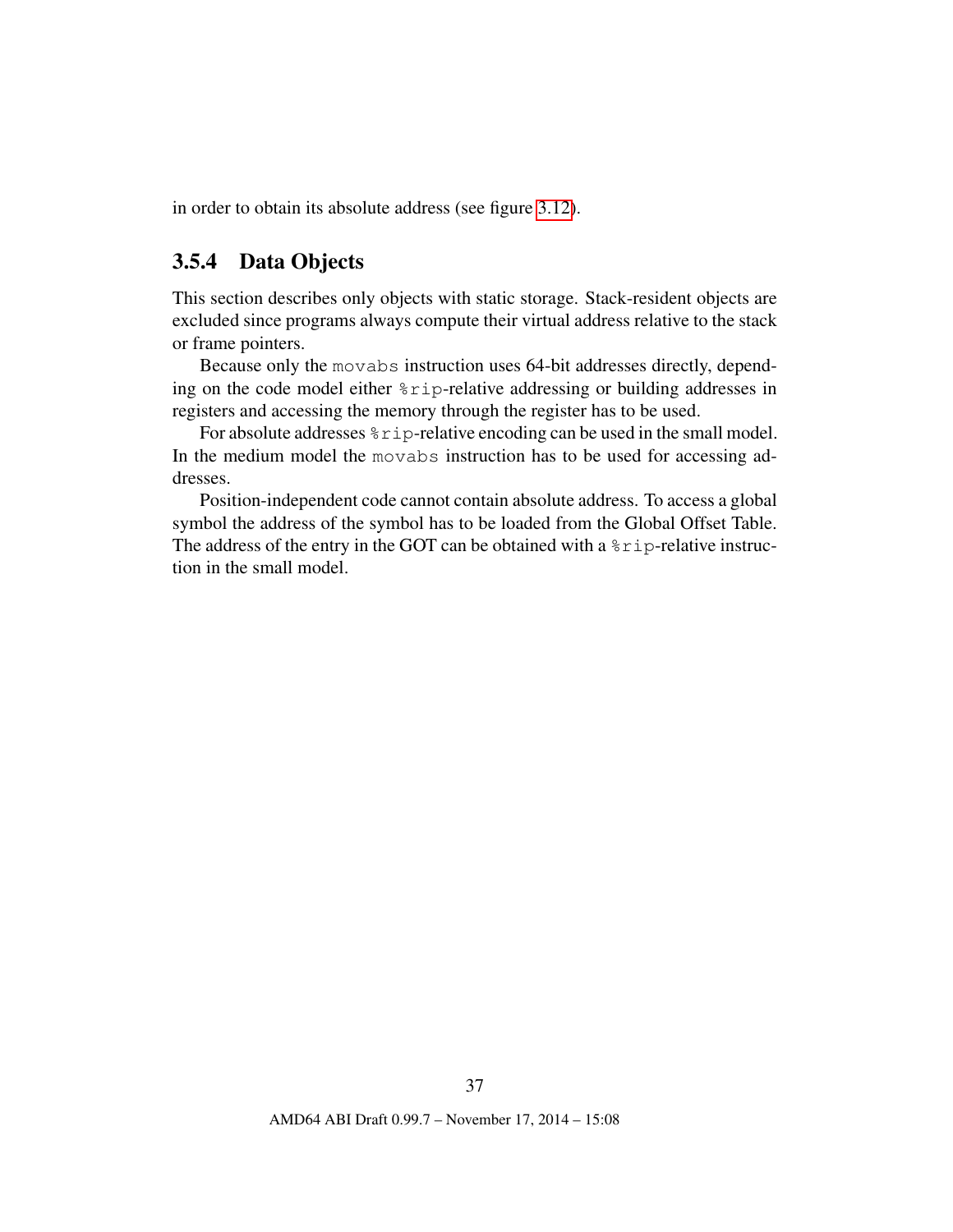in order to obtain its absolute address (see figure 3.12).

### 3.5.4 Data Objects

This section describes only objects with static storage. Stack-resident objects are excluded since programs always compute their virtual address relative to the stack or frame pointers.

Because only the `movabs` instruction uses 64-bit addresses directly, depending on the code model either `%rip`-relative addressing or building addresses in registers and accessing the memory through the register has to be used.

For absolute addresses `%rip`-relative encoding can be used in the small model. In the medium model the `movabs` instruction has to be used for accessing addresses.

Position-independent code cannot contain absolute address. To access a global symbol the address of the symbol has to be loaded from the Global Offset Table. The address of the entry in the GOT can be obtained with a `%rip`-relative instruction in the small model.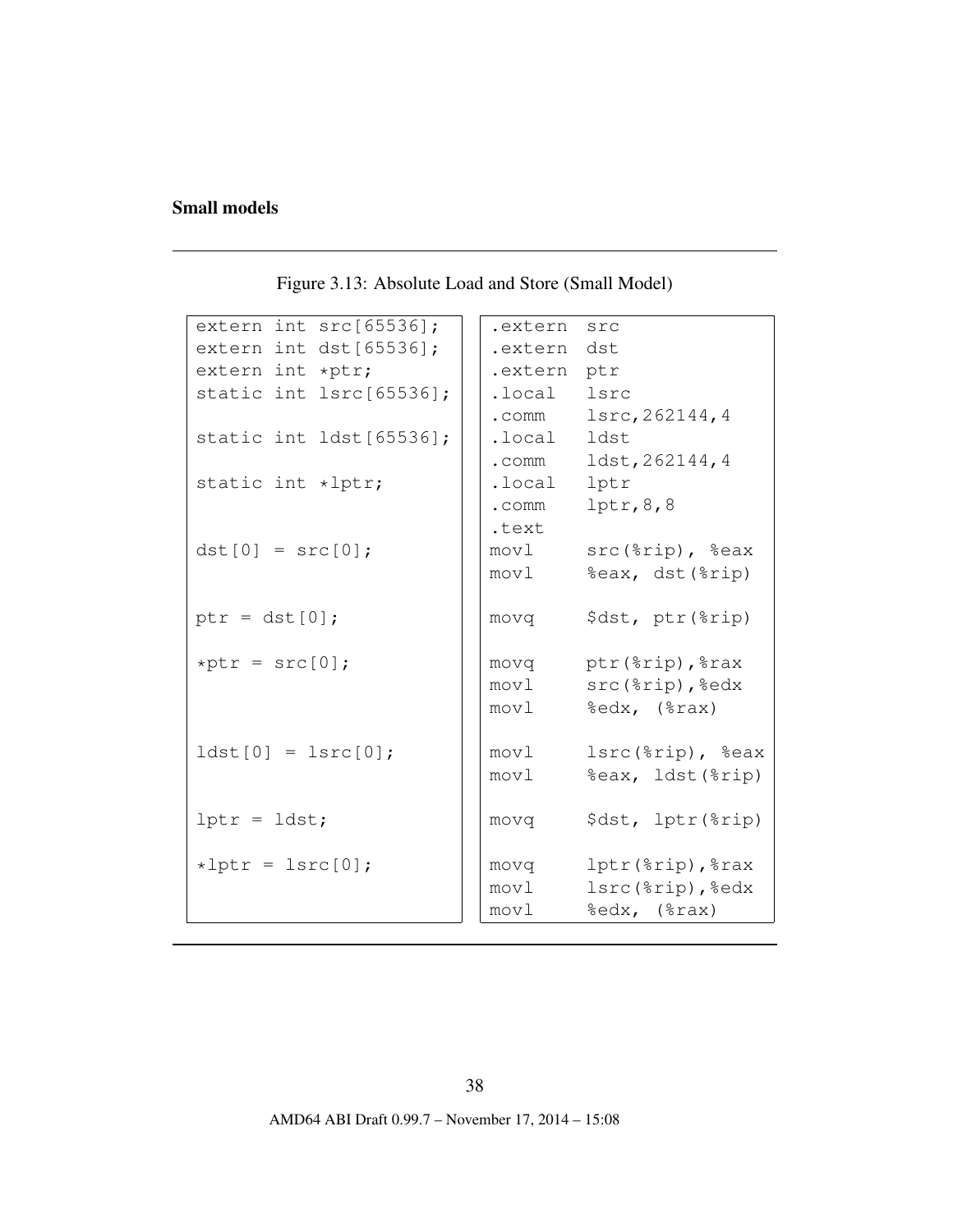### Small models

Figure 3.13: Absolute Load and Store (Small Model)

| | |
|---|---|
| `extern int src[65536];` | `.extern src` |
| `extern int dst[65536];` | `.extern dst` |
| `extern int *ptr;` | `.extern ptr` |
| `static int lsrc[65536];` | `.local lsrc` |
| | `.comm lsrc,262144,4` |
| `static int ldst[65536];` | `.local ldst` |
| | `.comm ldst,262144,4` |
| `static int *lptr;` | `.local lptr` |
| | `.comm lptr,8,8` |
| | `.text` |
| `dst[0] = src[0];` | `movl src(%rip), %eax` |
| | `movl %eax, dst(%rip)` |
| `ptr = dst[0];` | `movq $dst, ptr(%rip)` |
| `*ptr = src[0];` | `movq ptr(%rip),%rax` |
| | `movl src(%rip),%edx` |
| | `movl %edx, (%rax)` |
| `ldst[0] = lsrc[0];` | `movl lsrc(%rip), %eax` |
| | `movl %eax, ldst(%rip)` |
| `lptr = ldst;` | `movq $dst, lptr(%rip)` |
| `*lptr = lsrc[0];` | `movq lptr(%rip),%rax` |
| | `movl lsrc(%rip),%edx` |
| | `movl %edx, (%rax)` |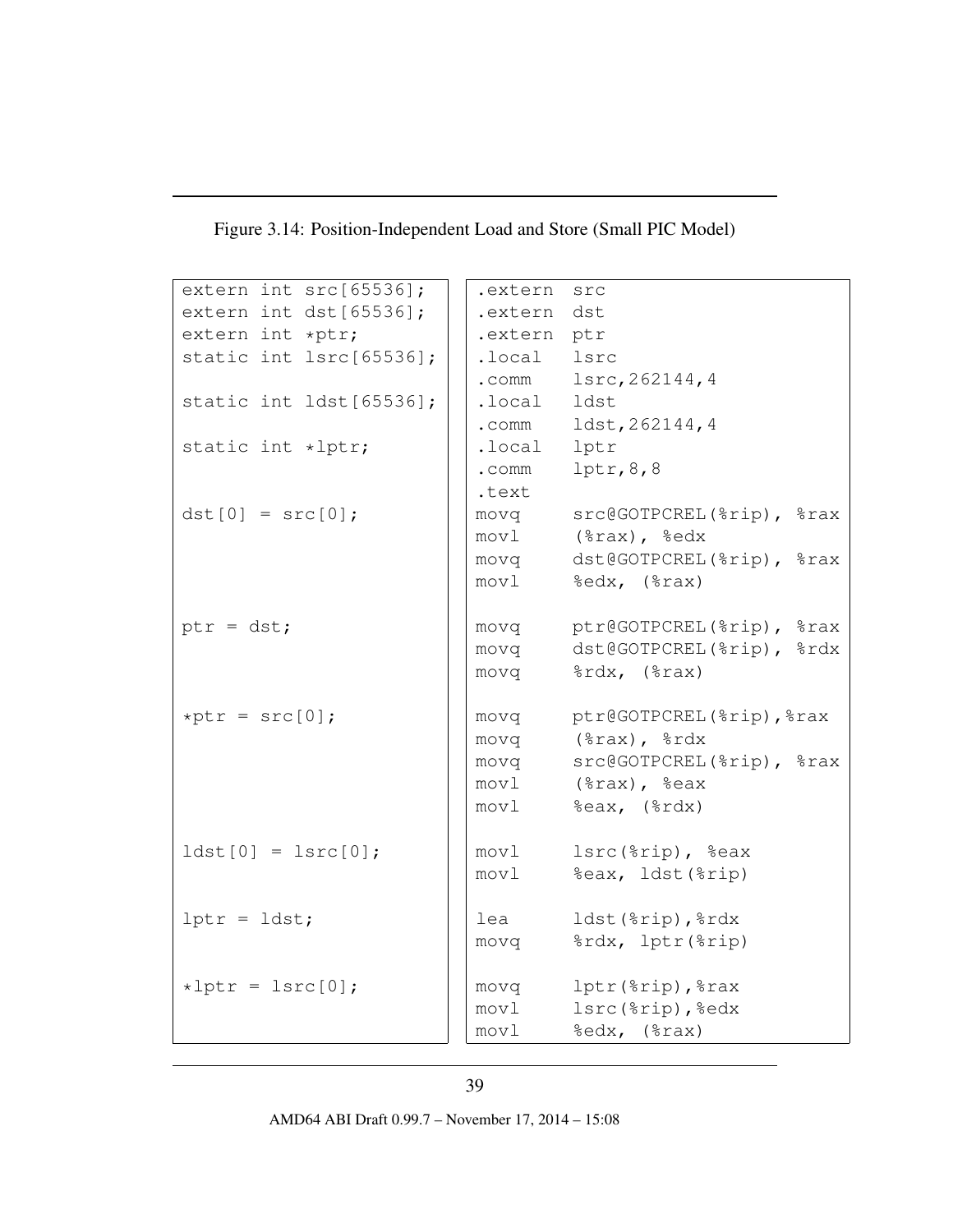Figure 3.14: Position-Independent Load and Store (Small PIC Model)

| | |
|---|---|
| `extern int src[65536];`<br>`extern int dst[65536];`<br>`extern int *ptr;`<br>`static int lsrc[65536];`<br><br>`static int ldst[65536];`<br><br>`static int *lptr;` | `.extern src`<br>`.extern dst`<br>`.extern ptr`<br>`.local lsrc`<br>`.comm lsrc,262144,4`<br>`.local ldst`<br>`.comm ldst,262144,4`<br>`.local lptr`<br>`.comm lptr,8,8`<br>`.text` |
| `dst[0] = src[0];` | `movq src@GOTPCREL(%rip), %rax`<br>`movl (%rax), %edx`<br>`movq dst@GOTPCREL(%rip), %rax`<br>`movl %edx, (%rax)` |
| `ptr = dst;` | `movq ptr@GOTPCREL(%rip), %rax`<br>`movq dst@GOTPCREL(%rip), %rdx`<br>`movq %rdx, (%rax)` |
| `*ptr = src[0];` | `movq ptr@GOTPCREL(%rip),%rax`<br>`movq (%rax), %rdx`<br>`movq src@GOTPCREL(%rip), %rax`<br>`movl (%rax), %eax`<br>`movl %eax, (%rdx)` |
| `ldst[0] = lsrc[0];` | `movl lsrc(%rip), %eax`<br>`movl %eax, ldst(%rip)` |
| `lptr = ldst;` | `lea ldst(%rip),%rdx`<br>`movq %rdx, lptr(%rip)` |
| `*lptr = lsrc[0];` | `movq lptr(%rip),%rax`<br>`movl lsrc(%rip),%edx`<br>`movl %edx, (%rax)` |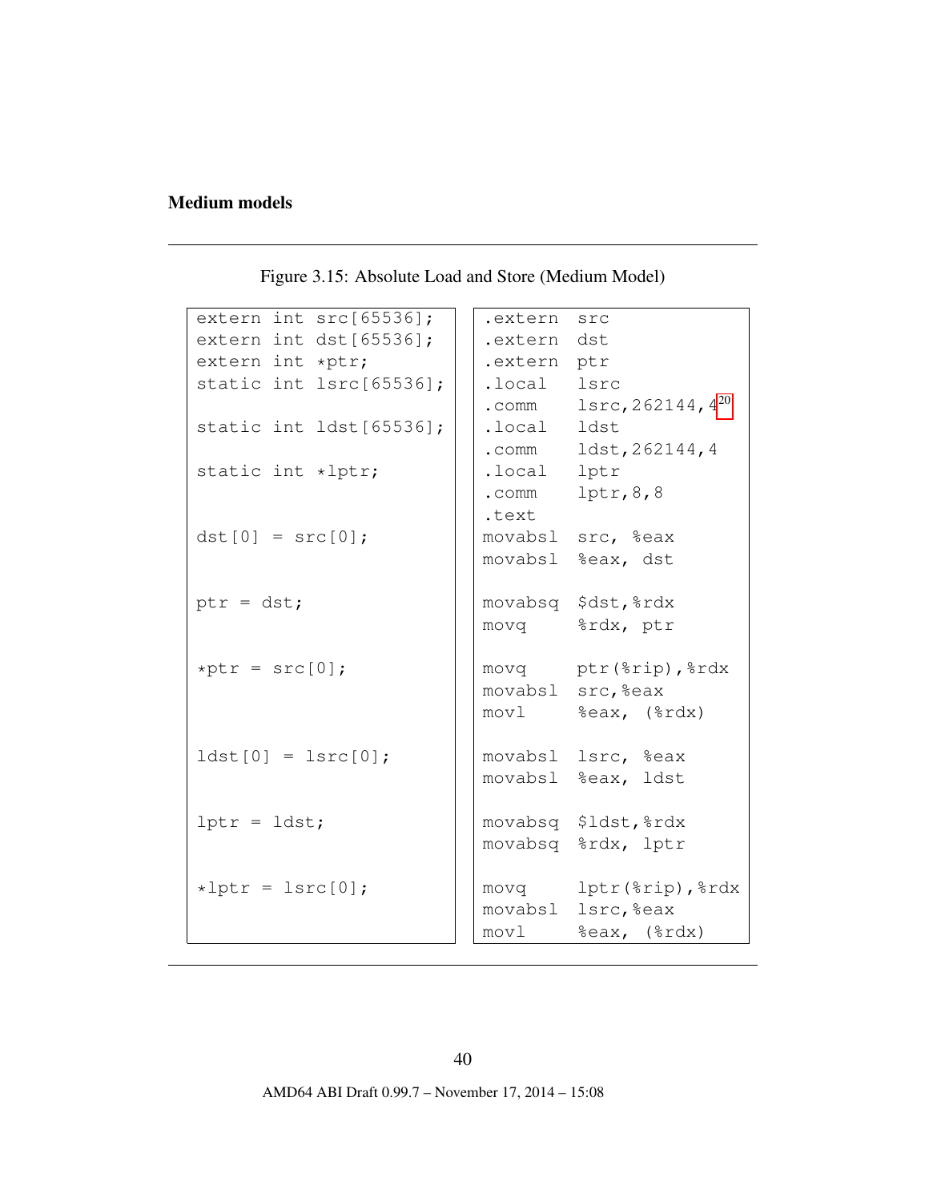### Medium models

Figure 3.15: Absolute Load and Store (Medium Model)

| | |
|---|---|
| `extern int src[65536];` | `.extern  src` |
| `extern int dst[65536];` | `.extern  dst` |
| `extern int *ptr;` | `.extern  ptr` |
| `static int lsrc[65536];` | `.local   lsrc`<br>`.comm    lsrc,262144,4`[20] |
| `static int ldst[65536];` | `.local   ldst`<br>`.comm    ldst,262144,4` |
| `static int *lptr;` | `.local   lptr`<br>`.comm    lptr,8,8`<br>`.text` |
| `dst[0] = src[0];` | `movabsl  src, %eax`<br>`movabsl  %eax, dst` |
| `ptr = dst;` | `movabsq  $dst,%rdx`<br>`movq     %rdx, ptr` |
| `*ptr = src[0];` | `movq     ptr(%rip),%rdx`<br>`movabsl  src,%eax`<br>`movl     %eax, (%rdx)` |
| `ldst[0] = lsrc[0];` | `movabsl  lsrc, %eax`<br>`movabsl  %eax, ldst` |
| `lptr = ldst;` | `movabsq  $ldst,%rdx`<br>`movabsq  %rdx, lptr` |
| `*lptr = lsrc[0];` | `movq     lptr(%rip),%rdx`<br>`movabsl  lsrc,%eax`<br>`movl     %eax, (%rdx)` |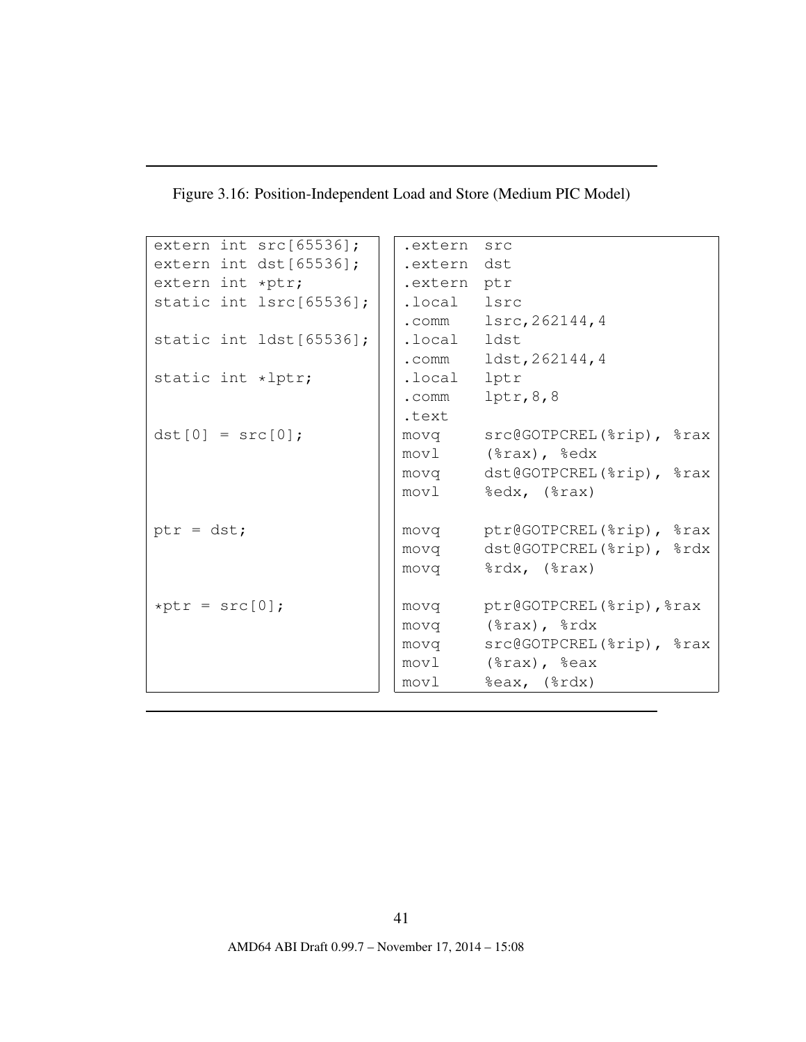Figure 3.16: Position-Independent Load and Store (Medium PIC Model)

| | |
|---|---|
| `extern int src[65536];` | `.extern src` |
| `extern int dst[65536];` | `.extern dst` |
| `extern int *ptr;` | `.extern ptr` |
| `static int lsrc[65536];` | `.local lsrc`<br>`.comm lsrc,262144,4` |
| `static int ldst[65536];` | `.local ldst`<br>`.comm ldst,262144,4` |
| `static int *lptr;` | `.local lptr`<br>`.comm lptr,8,8`<br>`.text` |
| `dst[0] = src[0];` | `movq src@GOTPCREL(%rip), %rax`<br>`movl (%rax), %edx`<br>`movq dst@GOTPCREL(%rip), %rax`<br>`movl %edx, (%rax)` |
| `ptr = dst;` | `movq ptr@GOTPCREL(%rip), %rax`<br>`movq dst@GOTPCREL(%rip), %rdx`<br>`movq %rdx, (%rax)` |
| `*ptr = src[0];` | `movq ptr@GOTPCREL(%rip),%rax`<br>`movq (%rax), %rdx`<br>`movq src@GOTPCREL(%rip), %rax`<br>`movl (%rax), %eax`<br>`movl %eax, (%rdx)` |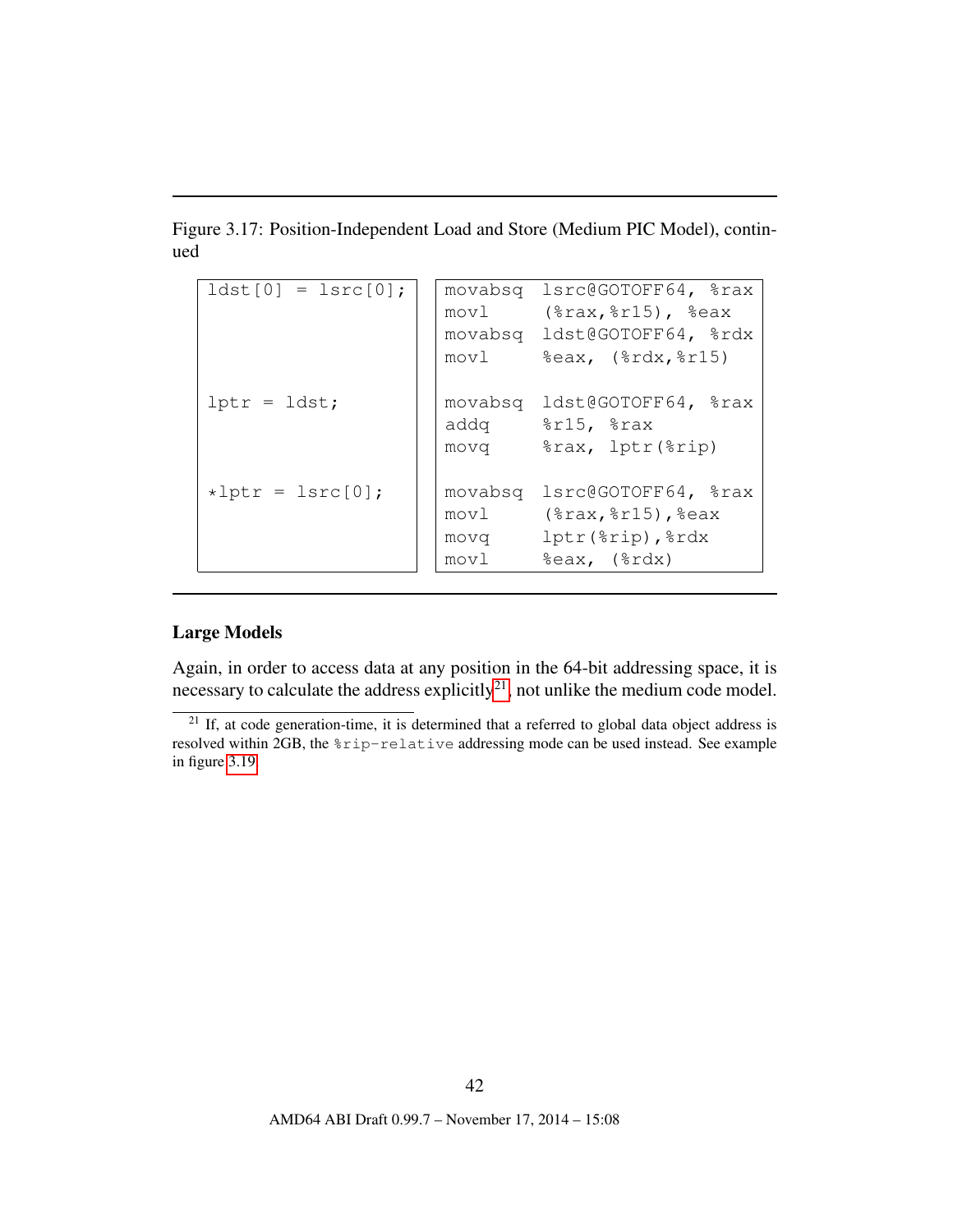Figure 3.17: Position-Independent Load and Store (Medium PIC Model), continued

| | |
|---|---|
| `ldst[0] = lsrc[0];` | `movabsq lsrc@GOTOFF64, %rax`<br>`movl (%rax,%r15), %eax`<br>`movabsq ldst@GOTOFF64, %rdx`<br>`movl %eax, (%rdx,%r15)` |
| `lptr = ldst;` | `movabsq ldst@GOTOFF64, %rax`<br>`addq %r15, %rax`<br>`movq %rax, lptr(%rip)` |
| `*lptr = lsrc[0];` | `movabsq lsrc@GOTOFF64, %rax`<br>`movl (%rax,%r15),%eax`<br>`movq lptr(%rip),%rdx`<br>`movl %eax, (%rdx)` |

### Large Models

Again, in order to access data at any position in the 64-bit addressing space, it is necessary to calculate the address explicitly[21], not unlike the medium code model.

[21] If, at code generation-time, it is determined that a referred to global data object address is resolved within 2GB, the `%rip-relative` addressing mode can be used instead. See example in figure 3.19.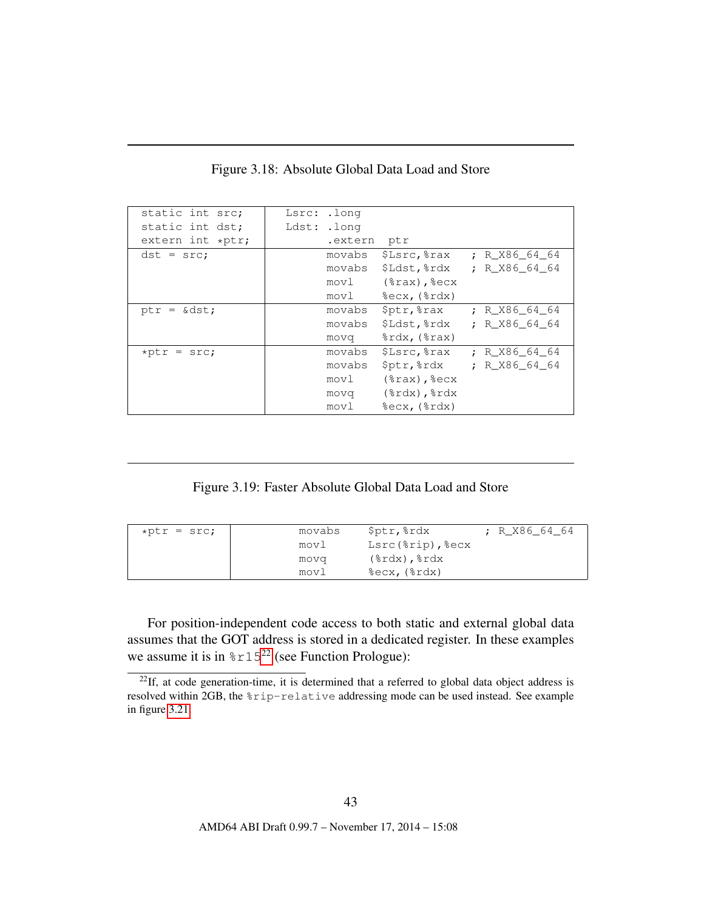Figure 3.18: Absolute Global Data Load and Store

| | |
|---|---|
| `static int src;`<br>`static int dst;`<br>`extern int *ptr;` | `Lsrc: .long`<br>`Ldst: .long`<br>`      .extern  ptr` |
| `dst = src;` | `movabs  $Lsrc,%rax    ; R_X86_64_64`<br>`movabs  $Ldst,%rdx    ; R_X86_64_64`<br>`movl    (%rax),%ecx`<br>`movl    %ecx,(%rdx)` |
| `ptr = &dst;` | `movabs  $ptr,%rax     ; R_X86_64_64`<br>`movabs  $Ldst,%rdx    ; R_X86_64_64`<br>`movq    %rdx,(%rax)` |
| `*ptr = src;` | `movabs  $Lsrc,%rax    ; R_X86_64_64`<br>`movabs  $ptr,%rdx     ; R_X86_64_64`<br>`movl    (%rax),%ecx`<br>`movq    (%rdx),%rdx`<br>`movl    %ecx,(%rdx)` |

Figure 3.19: Faster Absolute Global Data Load and Store

| | |
|---|---|
| `*ptr = src;` | `movabs  $ptr,%rdx        ; R_X86_64_64`<br>`movl    Lsrc(%rip),%ecx`<br>`movq    (%rdx),%rdx`<br>`movl    %ecx,(%rdx)` |

For position-independent code access to both static and external global data assumes that the GOT address is stored in a dedicated register. In these examples we assume it is in `%r15`[22] (see Function Prologue):

[22] If, at code generation-time, it is determined that a referred to global data object address is resolved within 2GB, the `%rip-relative` addressing mode can be used instead. See example in figure 3.21.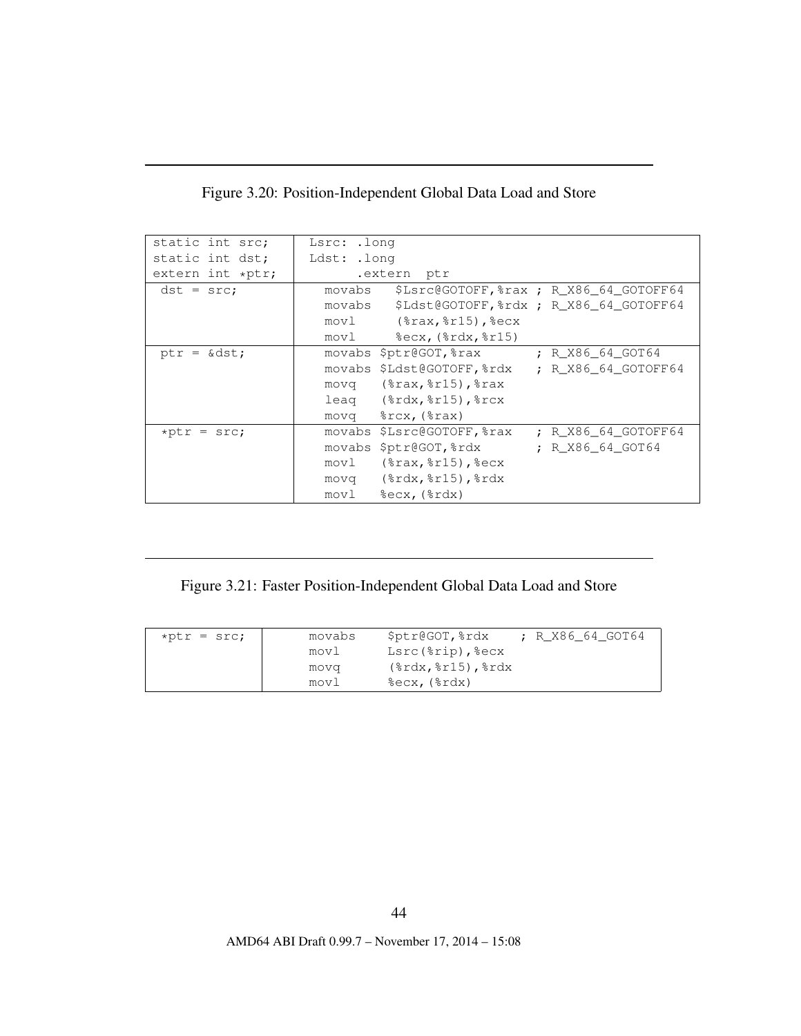Figure 3.20: Position-Independent Global Data Load and Store

| | |
|---|---|
| `static int src;`<br>`static int dst;`<br>`extern int *ptr;` | `Lsrc: .long`<br>`Ldst: .long`<br>`      .extern  ptr` |
| `dst = src;` | `movabs   $Lsrc@GOTOFF,%rax ; R_X86_64_GOTOFF64`<br>`movabs   $Ldst@GOTOFF,%rdx ; R_X86_64_GOTOFF64`<br>`movl     (%rax,%r15),%ecx`<br>`movl     %ecx,(%rdx,%r15)` |
| `ptr = &dst;` | `movabs $ptr@GOT,%rax       ; R_X86_64_GOT64`<br>`movabs $Ldst@GOTOFF,%rdx   ; R_X86_64_GOTOFF64`<br>`movq   (%rax,%r15),%rax`<br>`leaq   (%rdx,%r15),%rcx`<br>`movq   %rcx,(%rax)` |
| `*ptr = src;` | `movabs $Lsrc@GOTOFF,%rax   ; R_X86_64_GOTOFF64`<br>`movabs $ptr@GOT,%rdx       ; R_X86_64_GOT64`<br>`movl   (%rax,%r15),%ecx`<br>`movq   (%rdx,%r15),%rdx`<br>`movl   %ecx,(%rdx)` |

Figure 3.21: Faster Position-Independent Global Data Load and Store

| | |
|---|---|
| `*ptr = src;` | `movabs    $ptr@GOT,%rdx    ; R_X86_64_GOT64`<br>`movl      Lsrc(%rip),%ecx`<br>`movq      (%rdx,%r15),%rdx`<br>`movl      %ecx,(%rdx)` |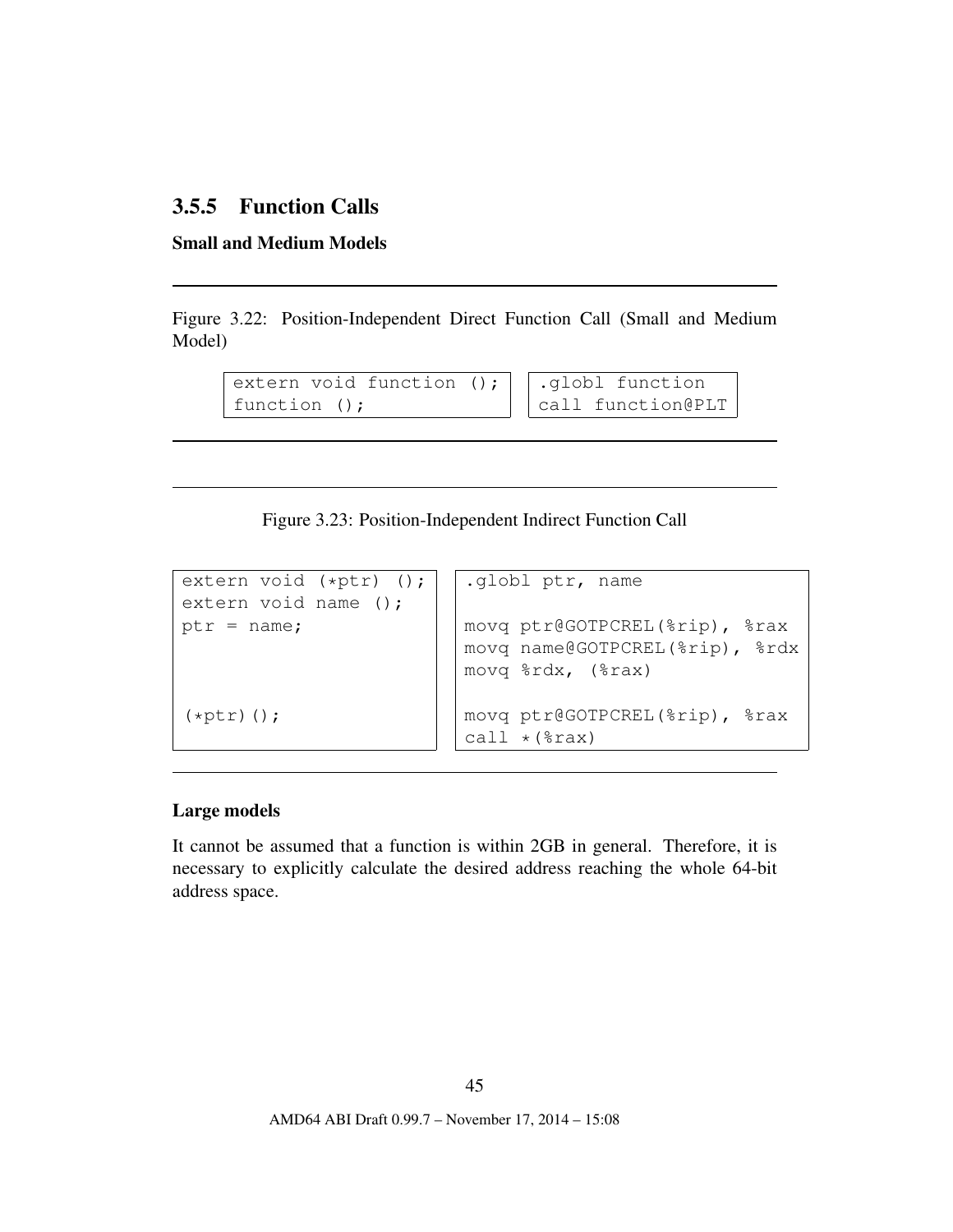### 3.5.5 Function Calls

**Small and Medium Models**

Figure 3.22: Position-Independent Direct Function Call (Small and Medium Model)

```
extern void function ();
function ();
```

```
.globl function
call function@PLT
```

Figure 3.23: Position-Independent Indirect Function Call

```
extern void (*ptr) ();
extern void name ();
ptr = name;



(*ptr)();
```

```
.globl ptr, name

movq ptr@GOTPCREL(%rip), %rax
movq name@GOTPCREL(%rip), %rdx
movq %rdx, (%rax)

movq ptr@GOTPCREL(%rip), %rax
call *(%rax)
```

**Large models**

It cannot be assumed that a function is within 2GB in general. Therefore, it is necessary to explicitly calculate the desired address reaching the whole 64-bit address space.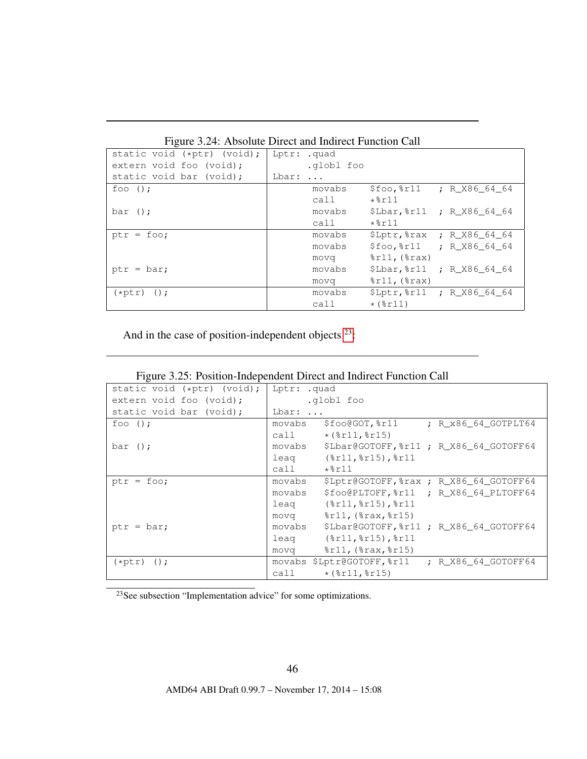Figure 3.24: Absolute Direct and Indirect Function Call

| | |
|---|---|
| `static void (*ptr) (void);`<br>`extern void foo (void);`<br>`static void bar (void);` | `Lptr: .quad`<br>`       .globl foo`<br>`Lbar: ...` |
| `foo ();`<br><br>`bar ();` | `movabs  $foo,%r11   ; R_X86_64_64`<br>`call    *%r11`<br>`movabs  $Lbar,%r11  ; R_X86_64_64`<br>`call    *%r11` |
| `ptr = foo;`<br><br><br>`ptr = bar;` | `movabs  $Lptr,%rax  ; R_X86_64_64`<br>`movabs  $foo,%r11   ; R_X86_64_64`<br>`movq    %r11,(%rax)`<br>`movabs  $Lbar,%r11  ; R_X86_64_64`<br>`movq    %r11,(%rax)` |
| `(*ptr) ();` | `movabs  $Lptr,%r11  ; R_X86_64_64`<br>`call    *(%r11)` |

And in the case of position-independent objects[23]:

Figure 3.25: Position-Independent Direct and Indirect Function Call

| | |
|---|---|
| `static void (*ptr) (void);`<br>`extern void foo (void);`<br>`static void bar (void);` | `Lptr: .quad`<br>`       .globl foo`<br>`Lbar: ...` |
| `foo ();`<br><br>`bar ();` | `movabs  $foo@GOT,%r11      ; R_x86_64_GOTPLT64`<br>`call    *(%r11,%r15)`<br>`movabs  $Lbar@GOTOFF,%r11 ; R_X86_64_GOTOFF64`<br>`leaq    (%r11,%r15),%r11`<br>`call    *%r11` |
| `ptr = foo;`<br><br><br><br>`ptr = bar;` | `movabs  $Lptr@GOTOFF,%rax ; R_X86_64_GOTOFF64`<br>`movabs  $foo@PLTOFF,%r11  ; R_X86_64_PLTOFF64`<br>`leaq    (%r11,%r15),%r11`<br>`movq    %r11,(%rax,%r15)`<br>`movabs  $Lbar@GOTOFF,%r11 ; R_X86_64_GOTOFF64`<br>`leaq    (%r11,%r15),%r11`<br>`movq    %r11,(%rax,%r15)` |
| `(*ptr) ();` | `movabs $Lptr@GOTOFF,%r11   ; R_X86_64_GOTOFF64`<br>`call    *(%r11,%r15)` |

[23] See subsection "Implementation advice" for some optimizations.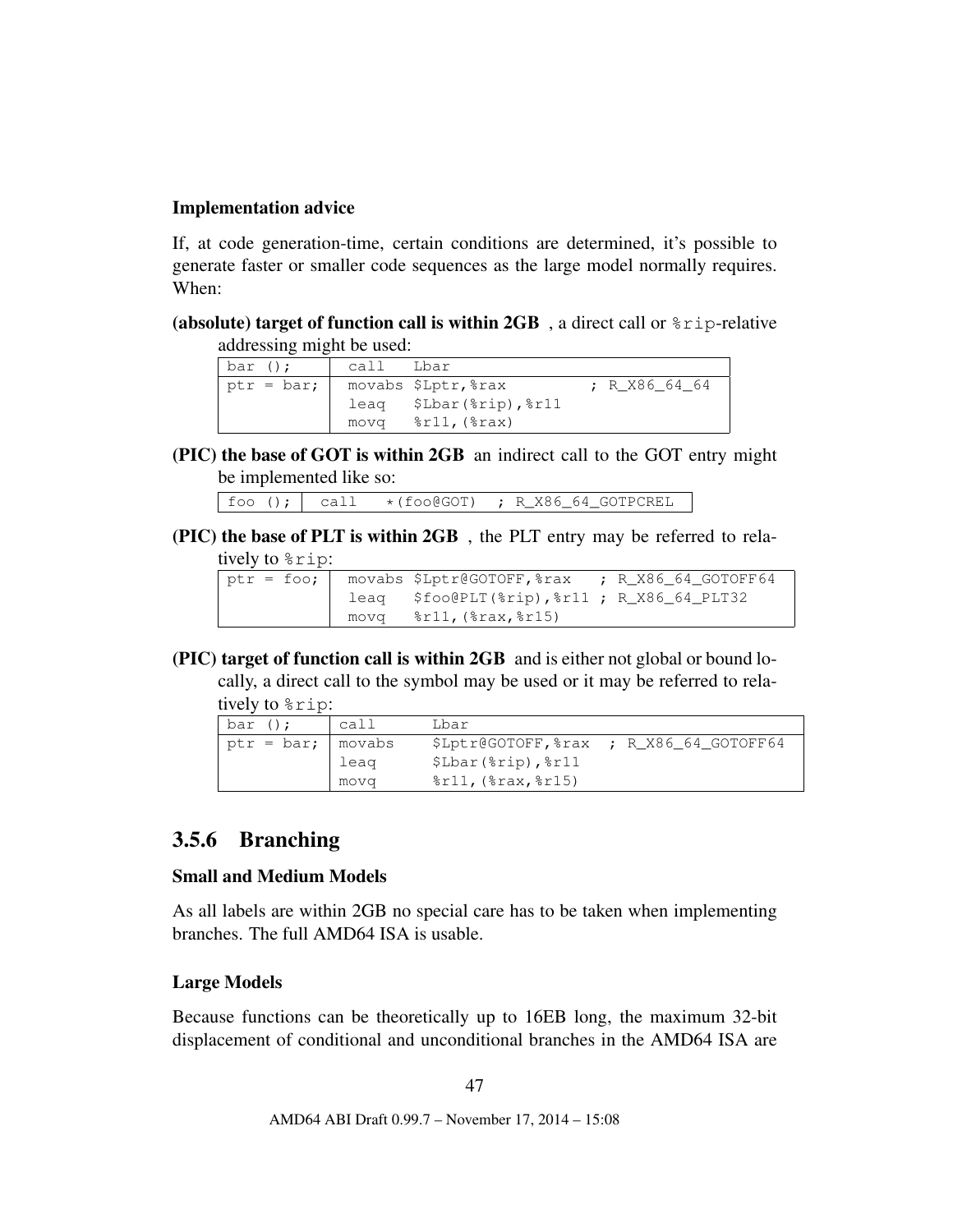#### Implementation advice

If, at code generation-time, certain conditions are determined, it's possible to generate faster or smaller code sequences as the large model normally requires. When:

**(absolute) target of function call is within 2GB** , a direct call or `%rip`-relative addressing might be used:

| | |
|---|---|
| `bar ();` | `call   Lbar` |
| `ptr = bar;` | `movabs $Lptr,%rax          ; R_X86_64_64`<br>`leaq   $Lbar(%rip),%r11`<br>`movq   %r11,(%rax)` |

**(PIC) the base of GOT is within 2GB** an indirect call to the GOT entry might be implemented like so:

| | |
|---|---|
| `foo ();` | `call   *(foo@GOT)  ; R_X86_64_GOTPCREL` |

**(PIC) the base of PLT is within 2GB** , the PLT entry may be referred to relatively to `%rip`:

| | |
|---|---|
| `ptr = foo;` | `movabs $Lptr@GOTOFF,%rax   ; R_X86_64_GOTOFF64`<br>`leaq   $foo@PLT(%rip),%r11 ; R_X86_64_PLT32`<br>`movq   %r11,(%rax,%r15)` |

**(PIC) target of function call is within 2GB** and is either not global or bound locally, a direct call to the symbol may be used or it may be referred to relatively to `%rip`:

| | | |
|---|---|---|
| `bar ();` | `call` | `Lbar` |
| `ptr = bar;` | `movabs`<br>`leaq`<br>`movq` | `$Lptr@GOTOFF,%rax  ; R_X86_64_GOTOFF64`<br>`$Lbar(%rip),%r11`<br>`%r11,(%rax,%r15)` |

## 3.5.6 Branching

#### Small and Medium Models

As all labels are within 2GB no special care has to be taken when implementing branches. The full AMD64 ISA is usable.

#### Large Models

Because functions can be theoretically up to 16EB long, the maximum 32-bit displacement of conditional and unconditional branches in the AMD64 ISA are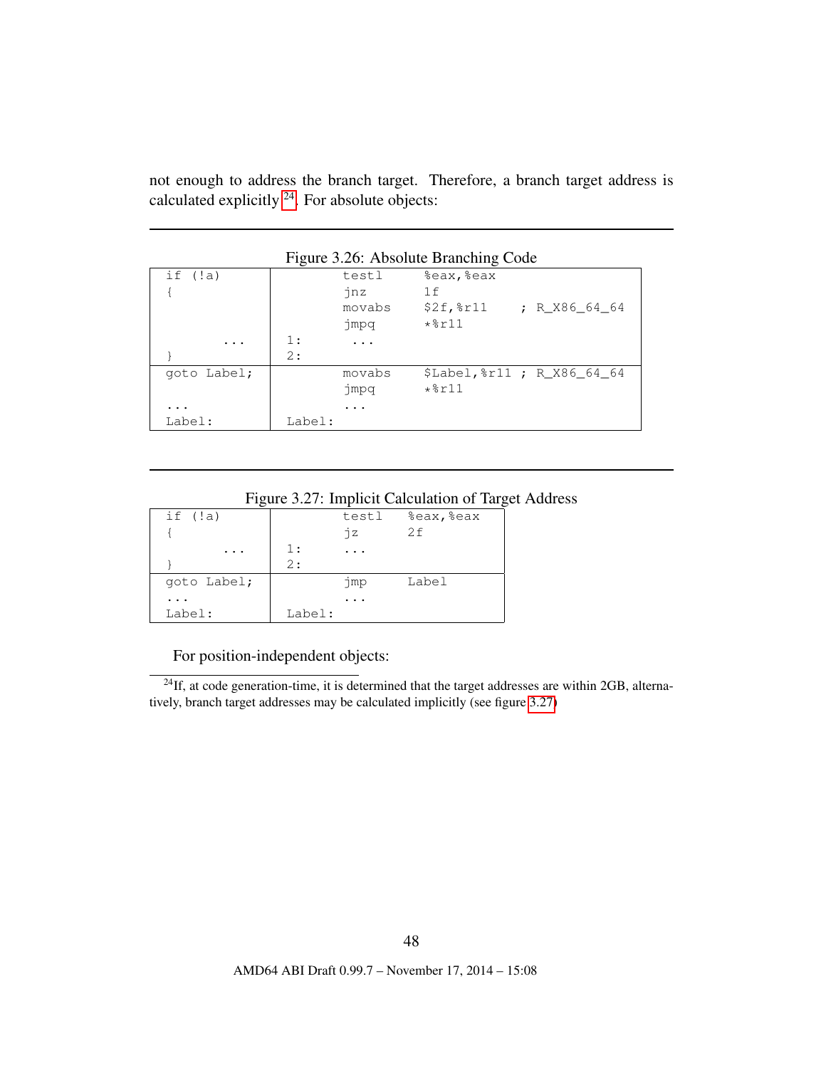not enough to address the branch target. Therefore, a branch target address is calculated explicitly [24]. For absolute objects:

Figure 3.26: Absolute Branching Code

| | |
|---|---|
| `if (!a)`<br>`{`<br>`        ...`<br>`}` | `        testl    %eax,%eax`<br>`        jnz      1f`<br>`        movabs   $2f,%r11     ; R_X86_64_64`<br>`        jmpq     *%r11`<br>`1:       ...`<br>`2:` |
| `goto Label;`<br><br>`...`<br>`Label:` | `        movabs   $Label,%r11 ; R_X86_64_64`<br>`        jmpq     *%r11`<br>`        ...`<br>`Label:` |

Figure 3.27: Implicit Calculation of Target Address

| | |
|---|---|
| `if (!a)`<br>`{`<br>`        ...`<br>`}` | `        testl   %eax,%eax`<br>`        jz      2f`<br>`1:       ...`<br>`2:` |
| `goto Label;`<br>`...`<br>`Label:` | `        jmp     Label`<br>`        ...`<br>`Label:` |

For position-independent objects:

[24] If, at code generation-time, it is determined that the target addresses are within 2GB, alternatively, branch target addresses may be calculated implicitly (see figure 3.27)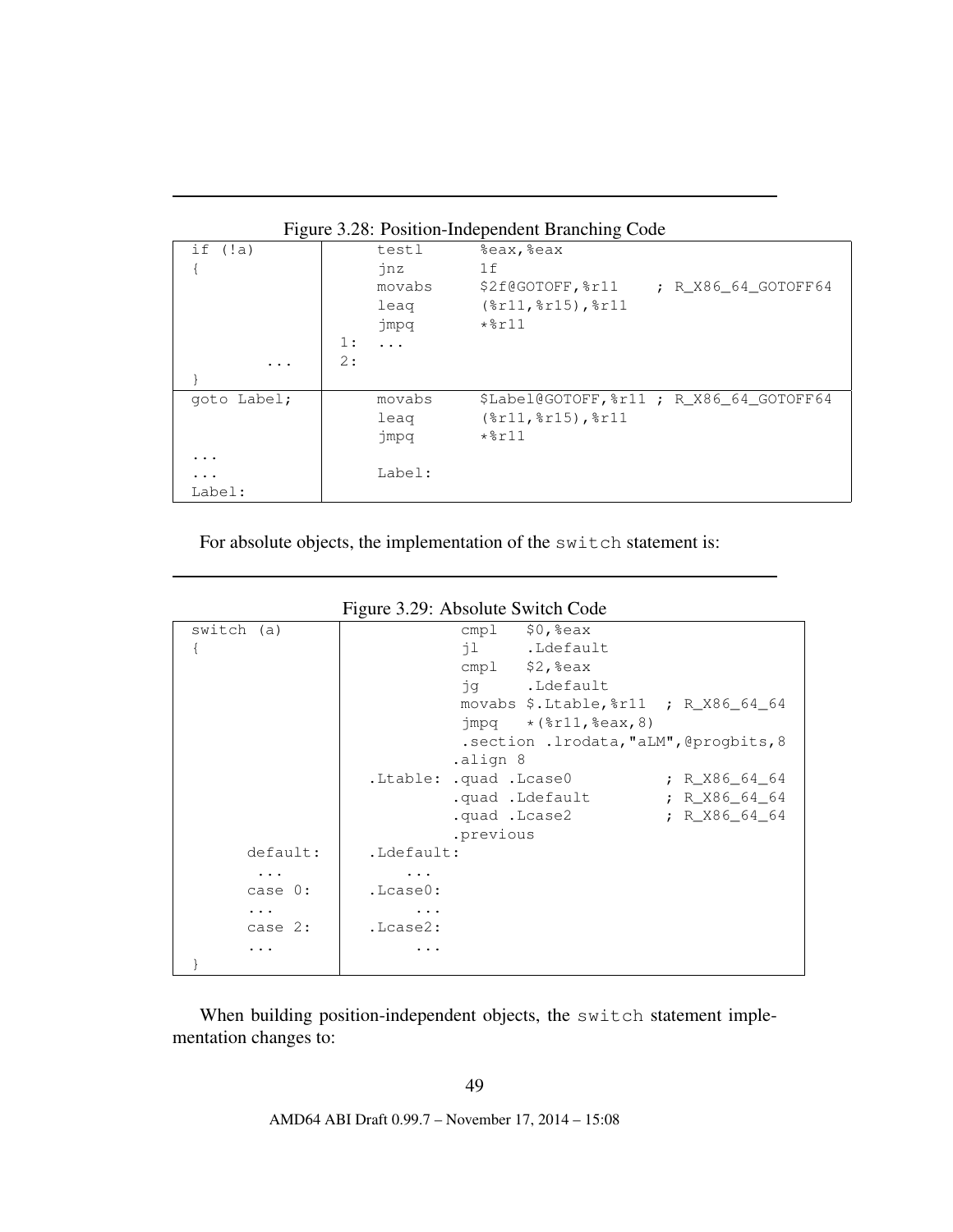Figure 3.28: Position-Independent Branching Code

| | |
|---|---|
| <pre>if (!a)<br>{<br><br><br><br><br>        ...<br>}</pre> | <pre>      testl      %eax,%eax<br>      jnz        1f<br>      movabs     $2f@GOTOFF,%r11    ; R_X86_64_GOTOFF64<br>      leaq       (%r11,%r15),%r11<br>      jmpq       *%r11<br>1:    ...<br>2:</pre> |
| <pre>goto Label;<br><br><br>...<br>...<br>Label:</pre> | <pre>      movabs     $Label@GOTOFF,%r11 ; R_X86_64_GOTOFF64<br>      leaq       (%r11,%r15),%r11<br>      jmpq       *%r11<br><br>      Label:</pre> |

For absolute objects, the implementation of the `switch` statement is:

Figure 3.29: Absolute Switch Code

| | |
|---|---|
| <pre>switch (a)<br>{<br><br><br><br><br><br><br><br><br><br><br><br>      default:<br>       ...<br>      case 0:<br>      ...<br>      case 2:<br>      ...<br>}</pre> | <pre>          cmpl   $0,%eax<br>          jl     .Ldefault<br>          cmpl   $2,%eax<br>          jg     .Ldefault<br>          movabs $.Ltable,%r11  ; R_X86_64_64<br>          jmpq   *(%r11,%eax,8)<br>          .section .lrodata,"aLM",@progbits,8<br>         .align 8<br>.Ltable: .quad .Lcase0          ; R_X86_64_64<br>         .quad .Ldefault        ; R_X86_64_64<br>         .quad .Lcase2          ; R_X86_64_64<br>         .previous<br>.Ldefault:<br>    ...<br>.Lcase0:<br>    ...<br>.Lcase2:<br>    ...</pre> |

When building position-independent objects, the `switch` statement implementation changes to: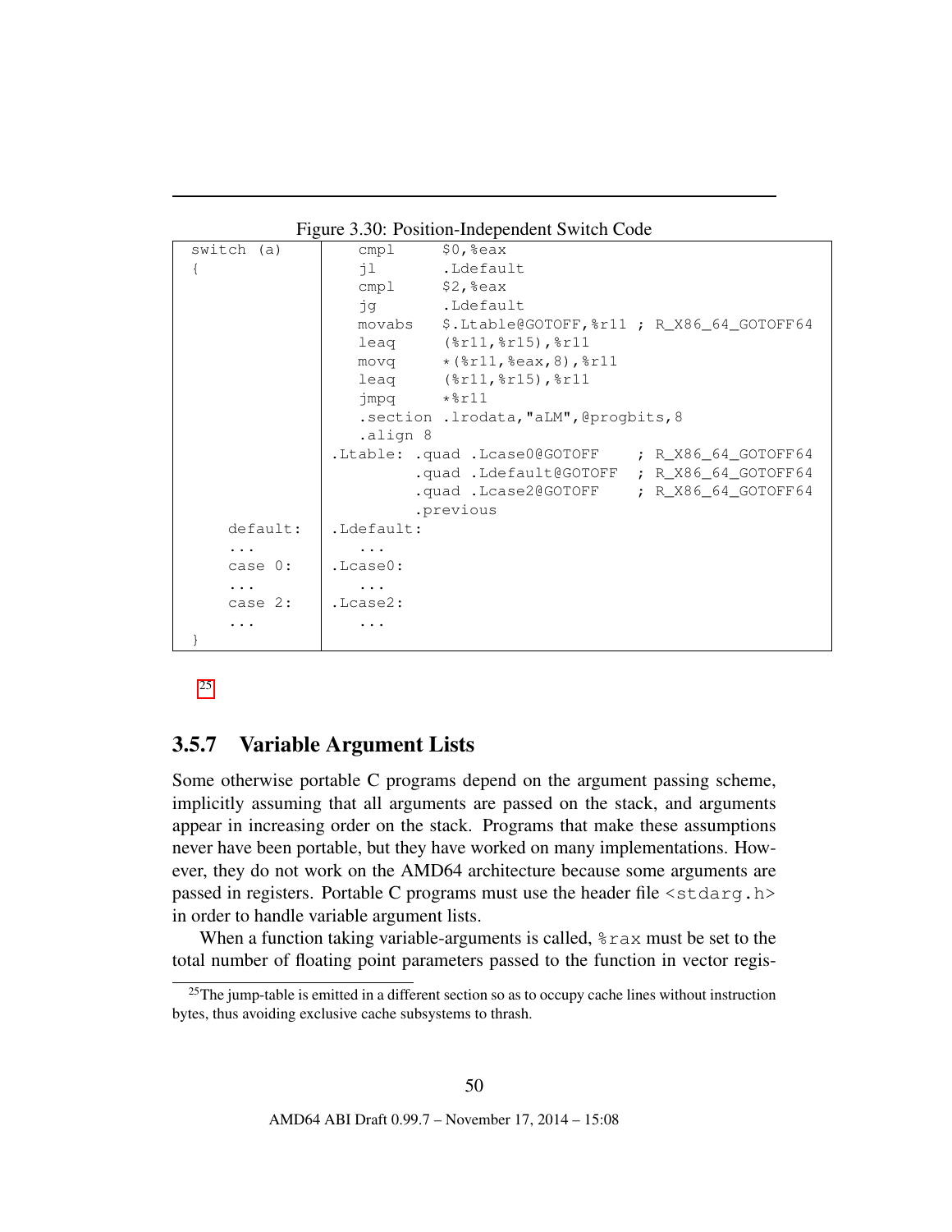Figure 3.30: Position-Independent Switch Code

| | |
|---|---|
| `switch (a)`<br>`{` | `cmpl $0,%eax`<br>`jl .Ldefault`<br>`cmpl $2,%eax`<br>`jg .Ldefault`<br>`movabs $.Ltable@GOTOFF,%r11 ; R_X86_64_GOTOFF64`<br>`leaq (%r11,%r15),%r11`<br>`movq *(%r11,%eax,8),%r11`<br>`leaq (%r11,%r15),%r11`<br>`jmpq *%r11`<br>`.section .lrodata,"aLM",@progbits,8`<br>`.align 8`<br>`.Ltable: .quad .Lcase0@GOTOFF ; R_X86_64_GOTOFF64`<br>`.quad .Ldefault@GOTOFF ; R_X86_64_GOTOFF64`<br>`.quad .Lcase2@GOTOFF ; R_X86_64_GOTOFF64`<br>`.previous` |
| `default:`<br>`...` | `.Ldefault:`<br>`...` |
| `case 0:`<br>`...` | `.Lcase0:`<br>`...` |
| `case 2:`<br>`...`<br>`}` | `.Lcase2:`<br>`...` |

[25]

### 3.5.7 Variable Argument Lists

Some otherwise portable C programs depend on the argument passing scheme, implicitly assuming that all arguments are passed on the stack, and arguments appear in increasing order on the stack. Programs that make these assumptions never have been portable, but they have worked on many implementations. However, they do not work on the AMD64 architecture because some arguments are passed in registers. Portable C programs must use the header file `<stdarg.h>` in order to handle variable argument lists.

When a function taking variable-arguments is called, `%rax` must be set to the total number of floating point parameters passed to the function in vector regis-

[25] The jump-table is emitted in a different section so as to occupy cache lines without instruction bytes, thus avoiding exclusive cache subsystems to thrash.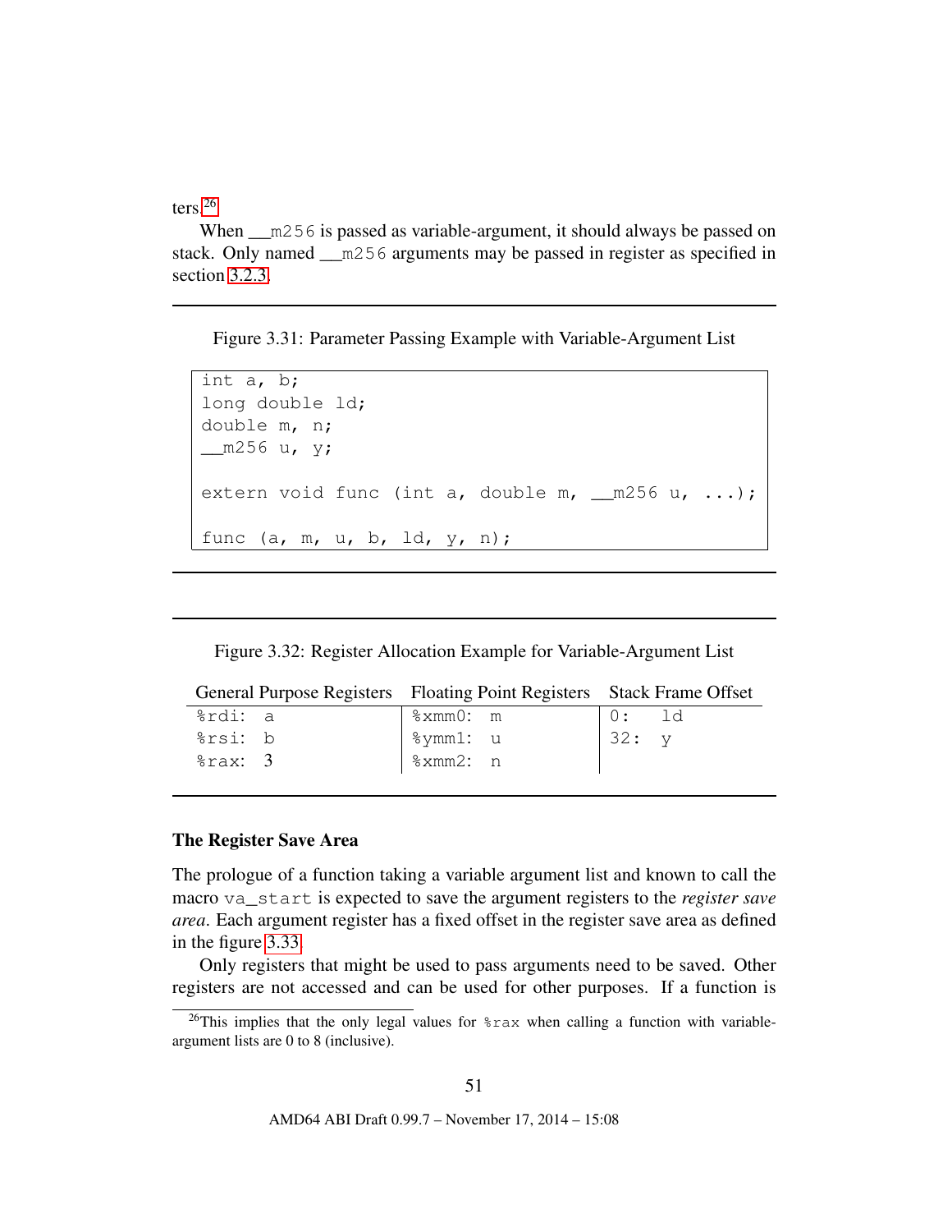ters.[26]

When __m256 is passed as variable-argument, it should always be passed on stack. Only named __m256 arguments may be passed in register as specified in section 3.2.3.

Figure 3.31: Parameter Passing Example with Variable-Argument List

```
int a, b;
long double ld;
double m, n;
__m256 u, y;

extern void func (int a, double m, __m256 u, ...);

func (a, m, u, b, ld, y, n);
```

Figure 3.32: Register Allocation Example for Variable-Argument List

| General Purpose Registers | Floating Point Registers | Stack Frame Offset |
|---|---|---|
| %rdi: a | %xmm0: m | 0: ld |
| %rsi: b | %ymm1: u | 32: y |
| %rax: 3 | %xmm2: n | |

### The Register Save Area

The prologue of a function taking a variable argument list and known to call the macro va_start is expected to save the argument registers to the *register save area*. Each argument register has a fixed offset in the register save area as defined in the figure 3.33.

Only registers that might be used to pass arguments need to be saved. Other registers are not accessed and can be used for other purposes. If a function is

[26] This implies that the only legal values for %rax when calling a function with variable-argument lists are 0 to 8 (inclusive).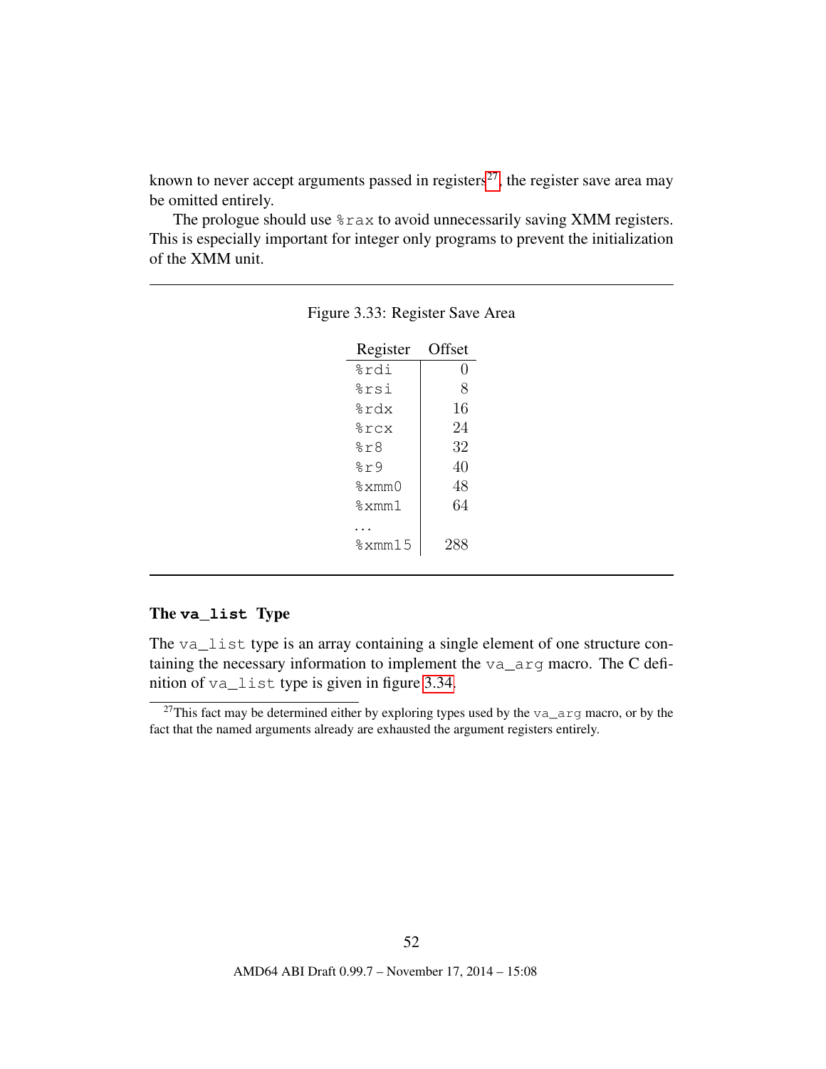known to never accept arguments passed in registers[27], the register save area may be omitted entirely.

The prologue should use `%rax` to avoid unnecessarily saving XMM registers. This is especially important for integer only programs to prevent the initialization of the XMM unit.

Figure 3.33: Register Save Area

| Register | Offset |
|---|---|
| `%rdi` | 0 |
| `%rsi` | 8 |
| `%rdx` | 16 |
| `%rcx` | 24 |
| `%r8` | 32 |
| `%r9` | 40 |
| `%xmm0` | 48 |
| `%xmm1` | 64 |
| ... | |
| `%xmm15` | 288 |

### The `va_list` Type

The `va_list` type is an array containing a single element of one structure containing the necessary information to implement the `va_arg` macro. The C definition of `va_list` type is given in figure 3.34.

[27]This fact may be determined either by exploring types used by the `va_arg` macro, or by the fact that the named arguments already are exhausted the argument registers entirely.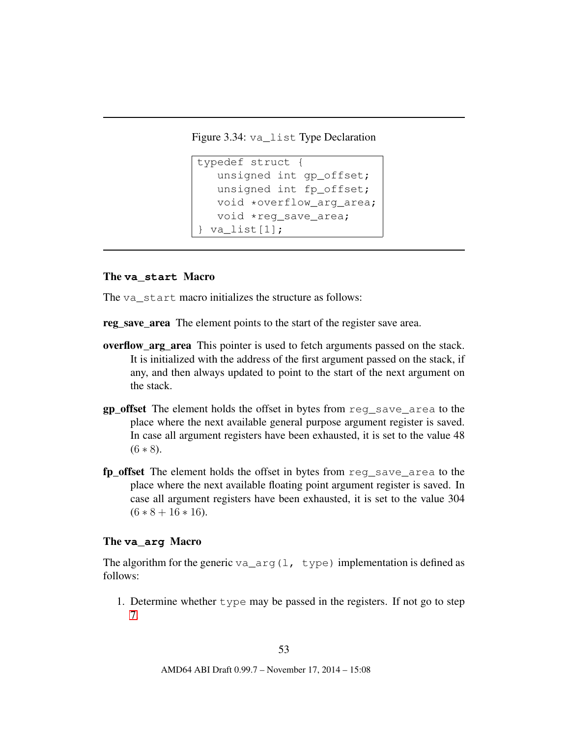Figure 3.34: va_list Type Declaration

```
typedef struct {
   unsigned int gp_offset;
   unsigned int fp_offset;
   void *overflow_arg_area;
   void *reg_save_area;
} va_list[1];
```

### The va_start Macro

The va_start macro initializes the structure as follows:

**reg_save_area** The element points to the start of the register save area.

**overflow_arg_area** This pointer is used to fetch arguments passed on the stack. It is initialized with the address of the first argument passed on the stack, if any, and then always updated to point to the start of the next argument on the stack.

**gp_offset** The element holds the offset in bytes from reg_save_area to the place where the next available general purpose argument register is saved. In case all argument registers have been exhausted, it is set to the value 48 ($6 * 8$).

**fp_offset** The element holds the offset in bytes from reg_save_area to the place where the next available floating point argument register is saved. In case all argument registers have been exhausted, it is set to the value 304 ($6 * 8 + 16 * 16$).

### The va_arg Macro

The algorithm for the generic va_arg(l, type) implementation is defined as follows:

1. Determine whether type may be passed in the registers. If not go to step 7.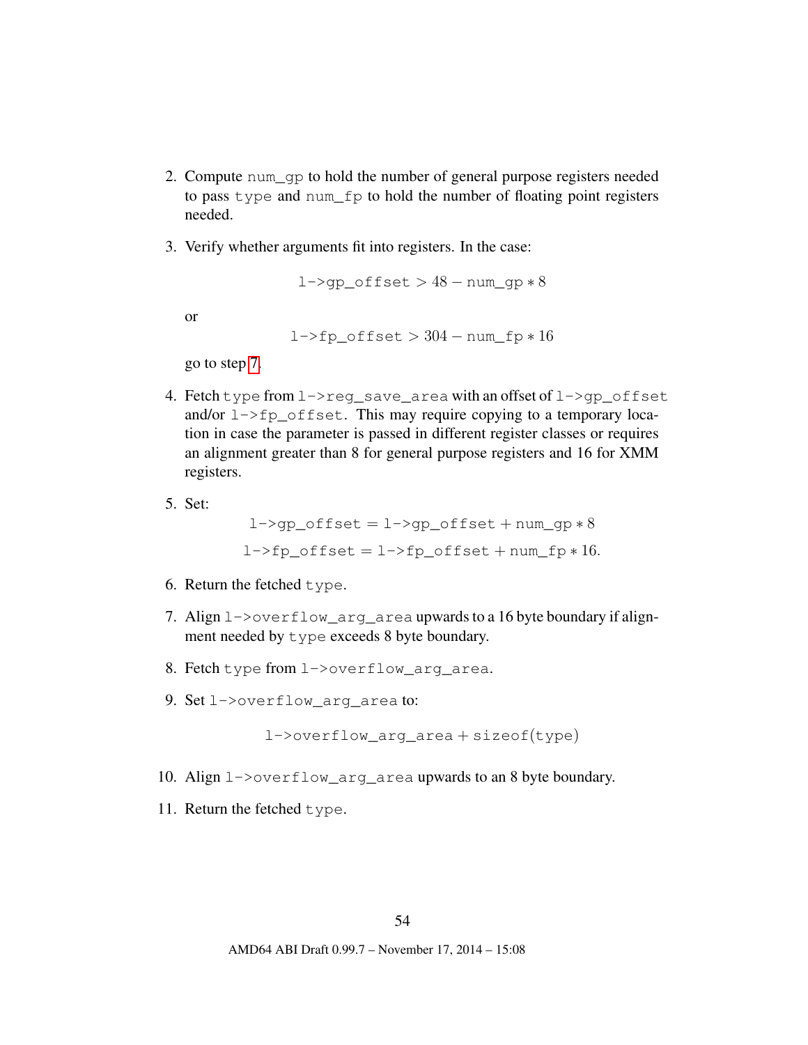2. Compute `num_gp` to hold the number of general purpose registers needed to pass `type` and `num_fp` to hold the number of floating point registers needed.

3. Verify whether arguments fit into registers. In the case:

   $$\texttt{l->gp\_offset} > 48 - \texttt{num\_gp} * 8$$

   or

   $$\texttt{l->fp\_offset} > 304 - \texttt{num\_fp} * 16$$

   go to step 7.

4. Fetch `type` from `l->reg_save_area` with an offset of `l->gp_offset` and/or `l->fp_offset`. This may require copying to a temporary location in case the parameter is passed in different register classes or requires an alignment greater than 8 for general purpose registers and 16 for XMM registers.

5. Set:

   $$\texttt{l->gp\_offset} = \texttt{l->gp\_offset} + \texttt{num\_gp} * 8$$

   $$\texttt{l->fp\_offset} = \texttt{l->fp\_offset} + \texttt{num\_fp} * 16.$$

6. Return the fetched `type`.

7. Align `l->overflow_arg_area` upwards to a 16 byte boundary if alignment needed by `type` exceeds 8 byte boundary.

8. Fetch `type` from `l->overflow_arg_area`.

9. Set `l->overflow_arg_area` to:

   $$\texttt{l->overflow\_arg\_area} + \texttt{sizeof}(\texttt{type})$$

10. Align `l->overflow_arg_area` upwards to an 8 byte boundary.

11. Return the fetched `type`.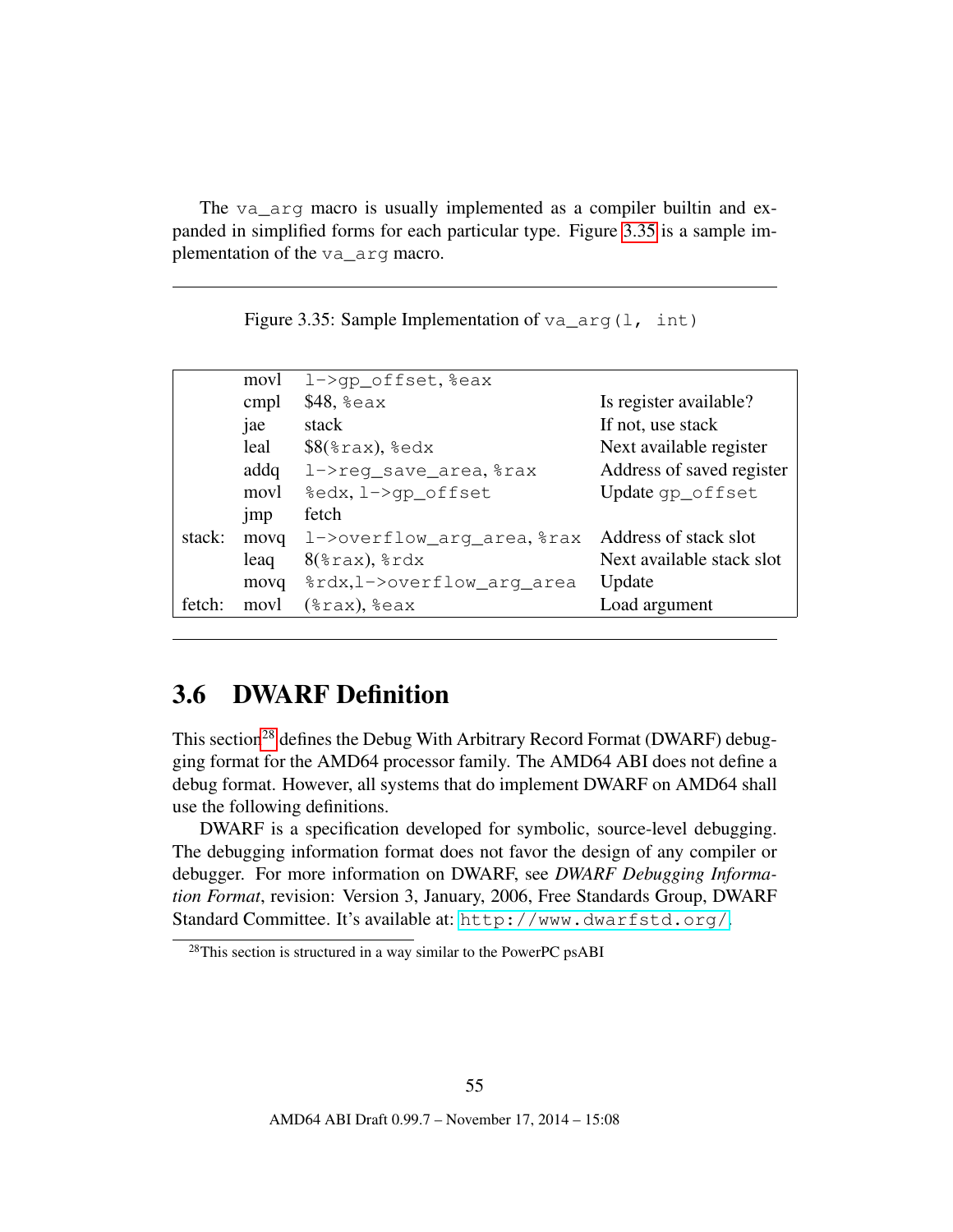The `va_arg` macro is usually implemented as a compiler builtin and expanded in simplified forms for each particular type. Figure 3.35 is a sample implementation of the `va_arg` macro.

Figure 3.35: Sample Implementation of `va_arg(l, int)`

| | | | |
|---|---|---|---|
| | movl | `l->gp_offset, %eax` | |
| | cmpl | `$48, %eax` | Is register available? |
| | jae | stack | If not, use stack |
| | leal | `$8(%rax), %edx` | Next available register |
| | addq | `l->reg_save_area, %rax` | Address of saved register |
| | movl | `%edx, l->gp_offset` | Update `gp_offset` |
| | jmp | fetch | |
| stack: | movq | `l->overflow_arg_area, %rax` | Address of stack slot |
| | leaq | `8(%rax), %rdx` | Next available stack slot |
| | movq | `%rdx,l->overflow_arg_area` | Update |
| fetch: | movl | `(%rax), %eax` | Load argument |

## 3.6 DWARF Definition

This section[28] defines the Debug With Arbitrary Record Format (DWARF) debugging format for the AMD64 processor family. The AMD64 ABI does not define a debug format. However, all systems that do implement DWARF on AMD64 shall use the following definitions.

DWARF is a specification developed for symbolic, source-level debugging. The debugging information format does not favor the design of any compiler or debugger. For more information on DWARF, see *DWARF Debugging Information Format*, revision: Version 3, January, 2006, Free Standards Group, DWARF Standard Committee. It's available at: `http://www.dwarfstd.org/`.

[28] This section is structured in a way similar to the PowerPC psABI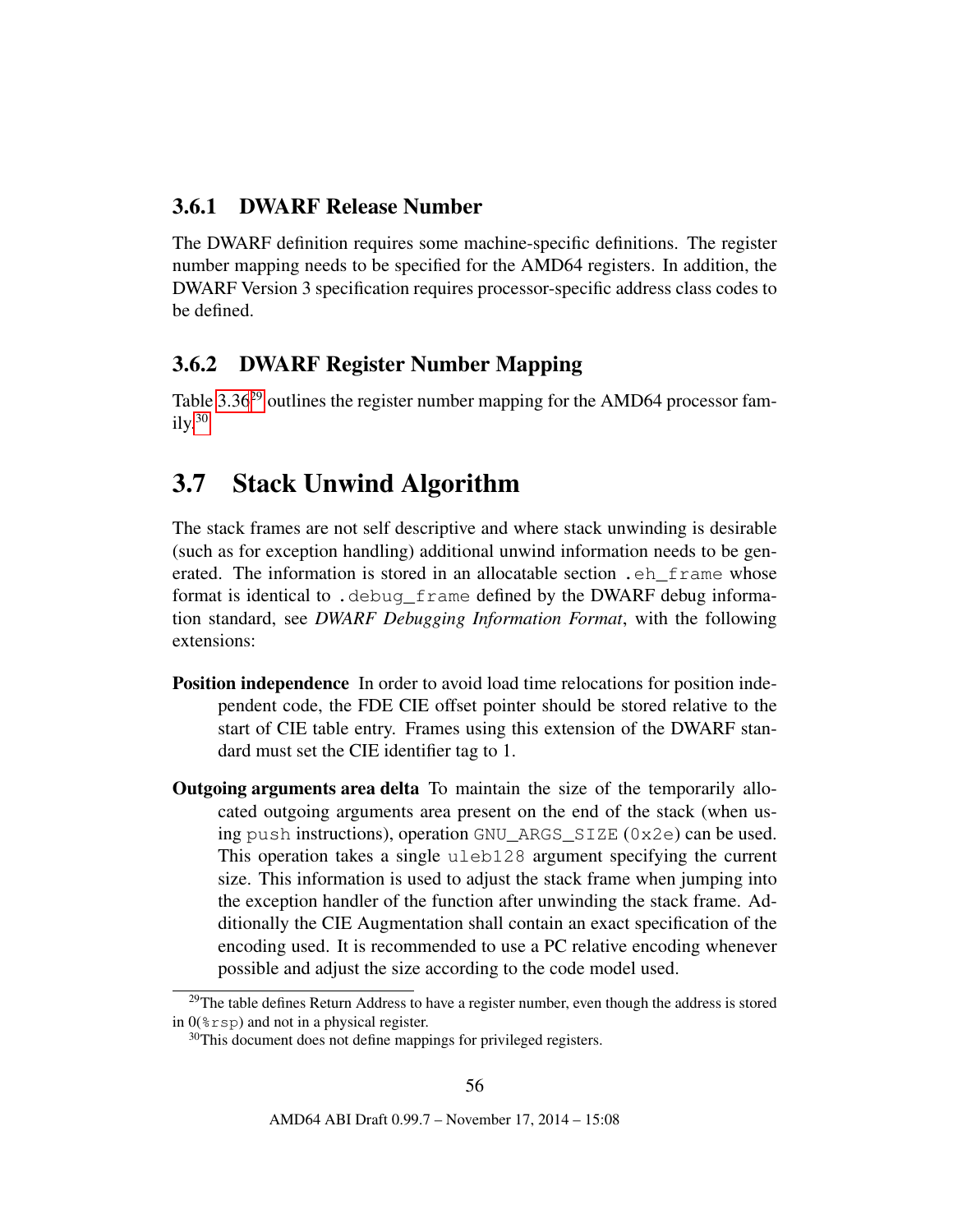### 3.6.1 DWARF Release Number

The DWARF definition requires some machine-specific definitions. The register number mapping needs to be specified for the AMD64 registers. In addition, the DWARF Version 3 specification requires processor-specific address class codes to be defined.

### 3.6.2 DWARF Register Number Mapping

Table 3.36[29] outlines the register number mapping for the AMD64 processor family.[30]

## 3.7 Stack Unwind Algorithm

The stack frames are not self descriptive and where stack unwinding is desirable (such as for exception handling) additional unwind information needs to be generated. The information is stored in an allocatable section `.eh_frame` whose format is identical to `.debug_frame` defined by the DWARF debug information standard, see *DWARF Debugging Information Format*, with the following extensions:

**Position independence** In order to avoid load time relocations for position independent code, the FDE CIE offset pointer should be stored relative to the start of CIE table entry. Frames using this extension of the DWARF standard must set the CIE identifier tag to 1.

**Outgoing arguments area delta** To maintain the size of the temporarily allocated outgoing arguments area present on the end of the stack (when using `push` instructions), operation `GNU_ARGS_SIZE` (`0x2e`) can be used. This operation takes a single `uleb128` argument specifying the current size. This information is used to adjust the stack frame when jumping into the exception handler of the function after unwinding the stack frame. Additionally the CIE Augmentation shall contain an exact specification of the encoding used. It is recommended to use a PC relative encoding whenever possible and adjust the size according to the code model used.

---

[29] The table defines Return Address to have a register number, even though the address is stored in 0(`%rsp`) and not in a physical register.

[30] This document does not define mappings for privileged registers.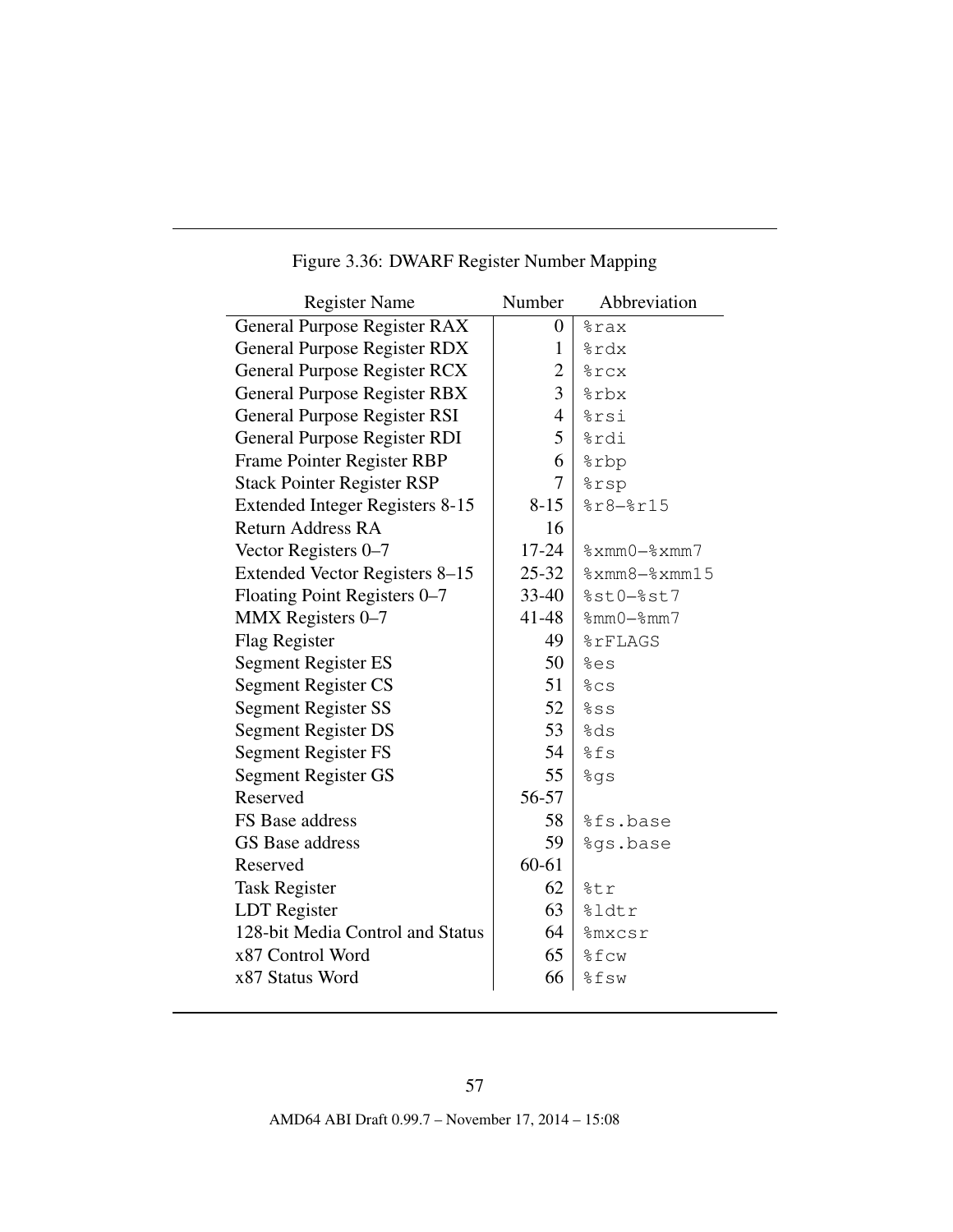Figure 3.36: DWARF Register Number Mapping

| Register Name | Number | Abbreviation |
|---|---|---|
| General Purpose Register RAX | 0 | `%rax` |
| General Purpose Register RDX | 1 | `%rdx` |
| General Purpose Register RCX | 2 | `%rcx` |
| General Purpose Register RBX | 3 | `%rbx` |
| General Purpose Register RSI | 4 | `%rsi` |
| General Purpose Register RDI | 5 | `%rdi` |
| Frame Pointer Register RBP | 6 | `%rbp` |
| Stack Pointer Register RSP | 7 | `%rsp` |
| Extended Integer Registers 8-15 | 8-15 | `%r8–%r15` |
| Return Address RA | 16 | |
| Vector Registers 0–7 | 17-24 | `%xmm0–%xmm7` |
| Extended Vector Registers 8–15 | 25-32 | `%xmm8–%xmm15` |
| Floating Point Registers 0–7 | 33-40 | `%st0–%st7` |
| MMX Registers 0–7 | 41-48 | `%mm0–%mm7` |
| Flag Register | 49 | `%rFLAGS` |
| Segment Register ES | 50 | `%es` |
| Segment Register CS | 51 | `%cs` |
| Segment Register SS | 52 | `%ss` |
| Segment Register DS | 53 | `%ds` |
| Segment Register FS | 54 | `%fs` |
| Segment Register GS | 55 | `%gs` |
| Reserved | 56-57 | |
| FS Base address | 58 | `%fs.base` |
| GS Base address | 59 | `%gs.base` |
| Reserved | 60-61 | |
| Task Register | 62 | `%tr` |
| LDT Register | 63 | `%ldtr` |
| 128-bit Media Control and Status | 64 | `%mxcsr` |
| x87 Control Word | 65 | `%fcw` |
| x87 Status Word | 66 | `%fsw` |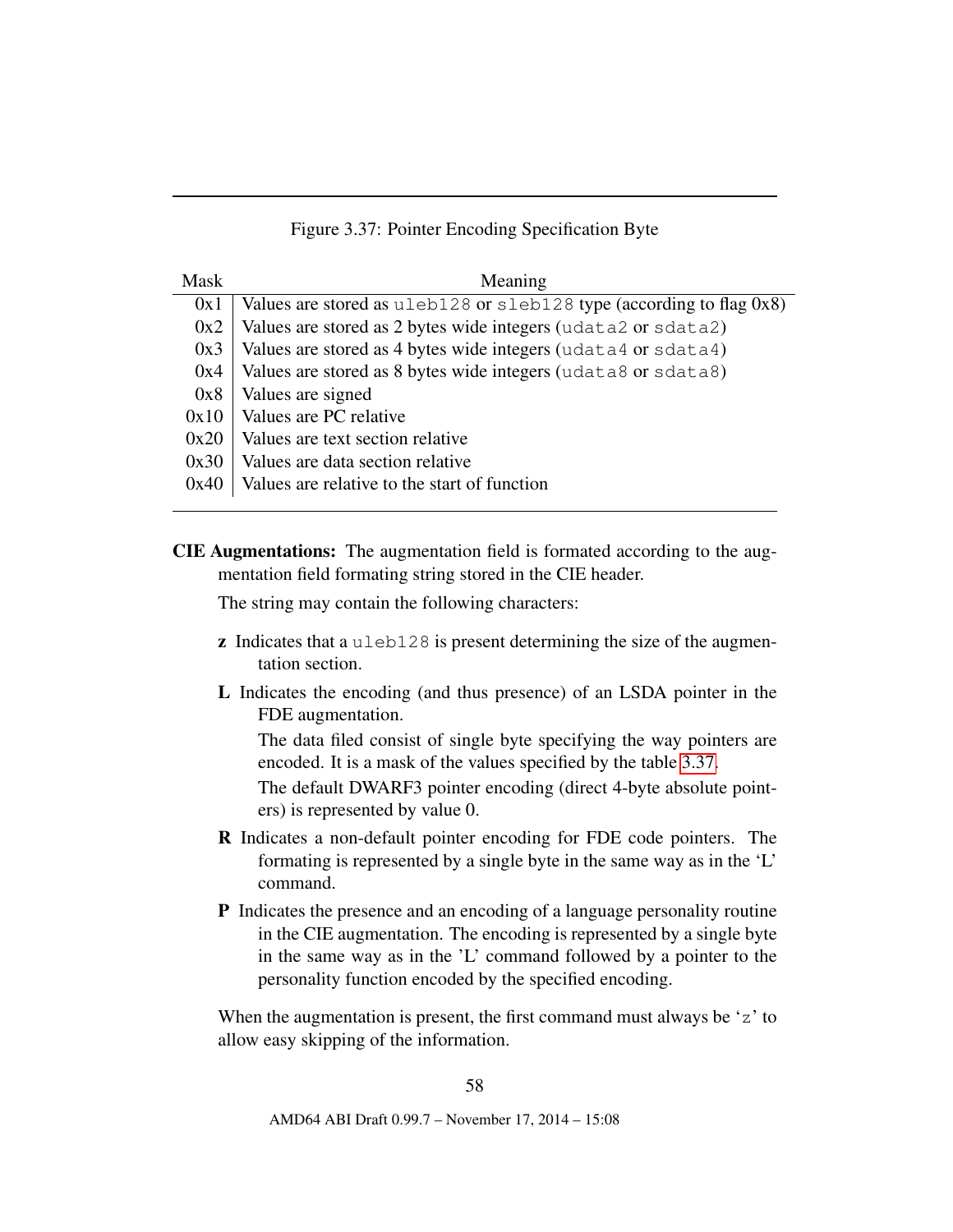Figure 3.37: Pointer Encoding Specification Byte

| Mask | Meaning |
| --- | --- |
| 0x1 | Values are stored as `uleb128` or `sleb128` type (according to flag 0x8) |
| 0x2 | Values are stored as 2 bytes wide integers (`udata2` or `sdata2`) |
| 0x3 | Values are stored as 4 bytes wide integers (`udata4` or `sdata4`) |
| 0x4 | Values are stored as 8 bytes wide integers (`udata8` or `sdata8`) |
| 0x8 | Values are signed |
| 0x10 | Values are PC relative |
| 0x20 | Values are text section relative |
| 0x30 | Values are data section relative |
| 0x40 | Values are relative to the start of function |

**CIE Augmentations:** The augmentation field is formated according to the augmentation field formating string stored in the CIE header.

The string may contain the following characters:

**z** Indicates that a `uleb128` is present determining the size of the augmentation section.

**L** Indicates the encoding (and thus presence) of an LSDA pointer in the FDE augmentation.

The data filed consist of single byte specifying the way pointers are encoded. It is a mask of the values specified by the table 3.37.

The default DWARF3 pointer encoding (direct 4-byte absolute pointers) is represented by value 0.

**R** Indicates a non-default pointer encoding for FDE code pointers. The formating is represented by a single byte in the same way as in the 'L' command.

**P** Indicates the presence and an encoding of a language personality routine in the CIE augmentation. The encoding is represented by a single byte in the same way as in the 'L' command followed by a pointer to the personality function encoded by the specified encoding.

When the augmentation is present, the first command must always be '`z`' to allow easy skipping of the information.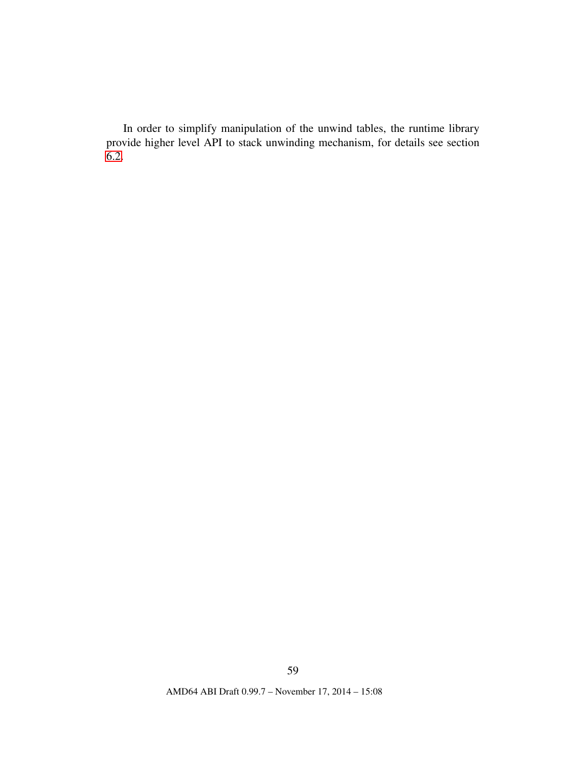In order to simplify manipulation of the unwind tables, the runtime library provide higher level API to stack unwinding mechanism, for details see section 6.2.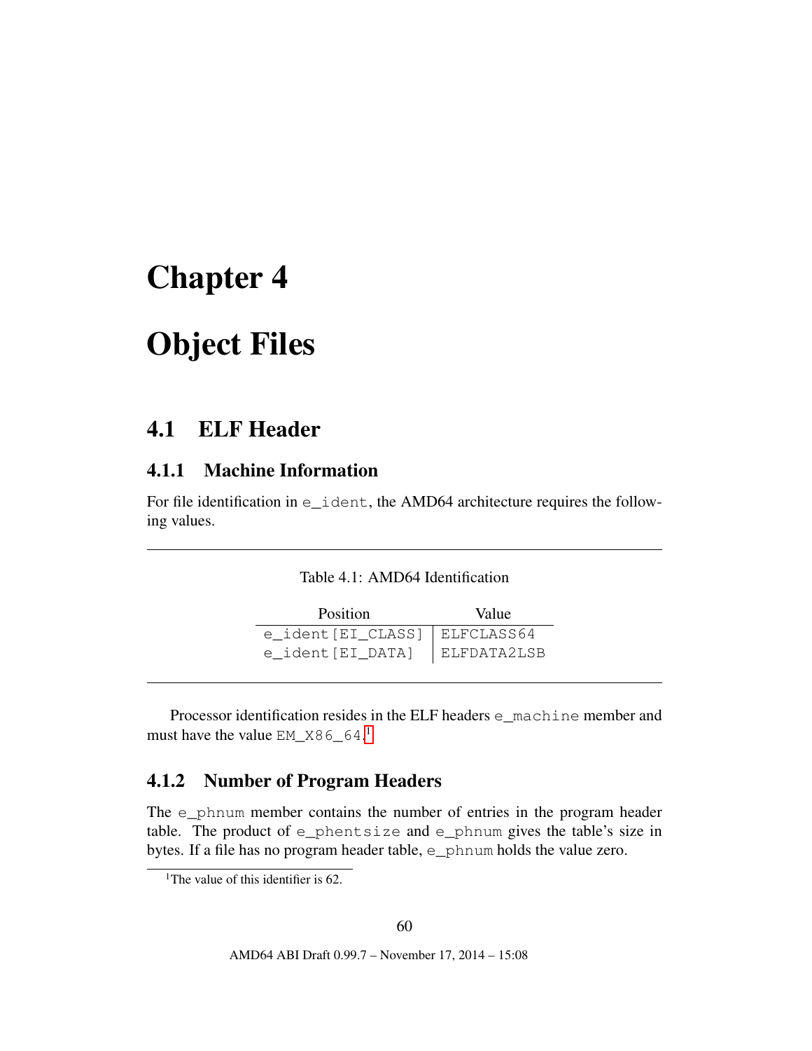# Chapter 4

# Object Files

## 4.1 ELF Header

### 4.1.1 Machine Information

For file identification in e_ident, the AMD64 architecture requires the following values.

Table 4.1: AMD64 Identification

| Position | Value |
|---|---|
| e_ident[EI_CLASS] | ELFCLASS64 |
| e_ident[EI_DATA] | ELFDATA2LSB |

Processor identification resides in the ELF headers e_machine member and must have the value EM_X86_64.[1]

### 4.1.2 Number of Program Headers

The e_phnum member contains the number of entries in the program header table. The product of e_phentsize and e_phnum gives the table's size in bytes. If a file has no program header table, e_phnum holds the value zero.

[1]The value of this identifier is 62.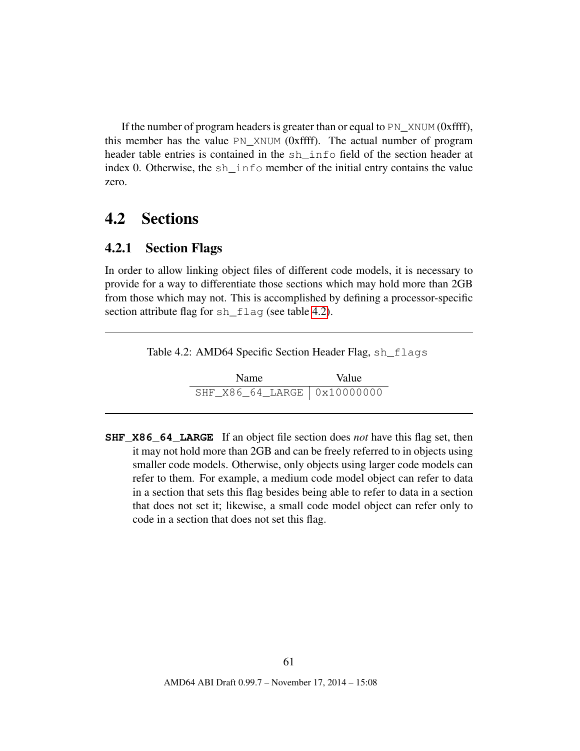If the number of program headers is greater than or equal to `PN_XNUM` (0xffff), this member has the value `PN_XNUM` (0xffff). The actual number of program header table entries is contained in the `sh_info` field of the section header at index 0. Otherwise, the `sh_info` member of the initial entry contains the value zero.

## 4.2 Sections

### 4.2.1 Section Flags

In order to allow linking object files of different code models, it is necessary to provide for a way to differentiate those sections which may hold more than 2GB from those which may not. This is accomplished by defining a processor-specific section attribute flag for `sh_flag` (see table 4.2).

Table 4.2: AMD64 Specific Section Header Flag, `sh_flags`

| Name | Value |
|---|---|
| `SHF_X86_64_LARGE` | `0x10000000` |

**`SHF_X86_64_LARGE`** If an object file section does *not* have this flag set, then it may not hold more than 2GB and can be freely referred to in objects using smaller code models. Otherwise, only objects using larger code models can refer to them. For example, a medium code model object can refer to data in a section that sets this flag besides being able to refer to data in a section that does not set it; likewise, a small code model object can refer only to code in a section that does not set this flag.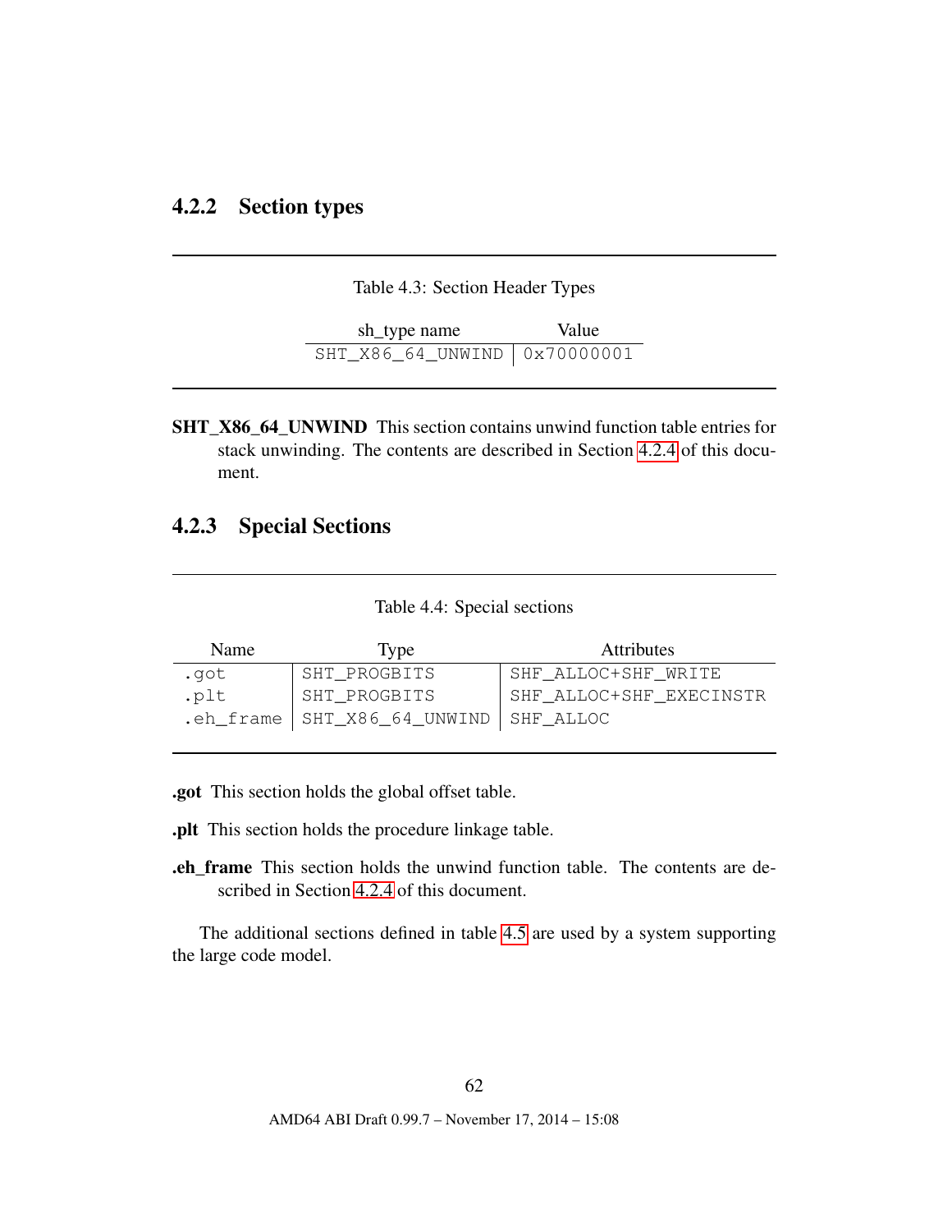### 4.2.2 Section types

Table 4.3: Section Header Types

| sh_type name | Value |
|---|---|
| SHT_X86_64_UNWIND | 0x70000001 |

**SHT_X86_64_UNWIND** This section contains unwind function table entries for stack unwinding. The contents are described in Section 4.2.4 of this document.

### 4.2.3 Special Sections

Table 4.4: Special sections

| Name | Type | Attributes |
|---|---|---|
| .got | SHT_PROGBITS | SHF_ALLOC+SHF_WRITE |
| .plt | SHT_PROGBITS | SHF_ALLOC+SHF_EXECINSTR |
| .eh_frame | SHT_X86_64_UNWIND | SHF_ALLOC |

**.got** This section holds the global offset table.

**.plt** This section holds the procedure linkage table.

**.eh_frame** This section holds the unwind function table. The contents are described in Section 4.2.4 of this document.

The additional sections defined in table 4.5 are used by a system supporting the large code model.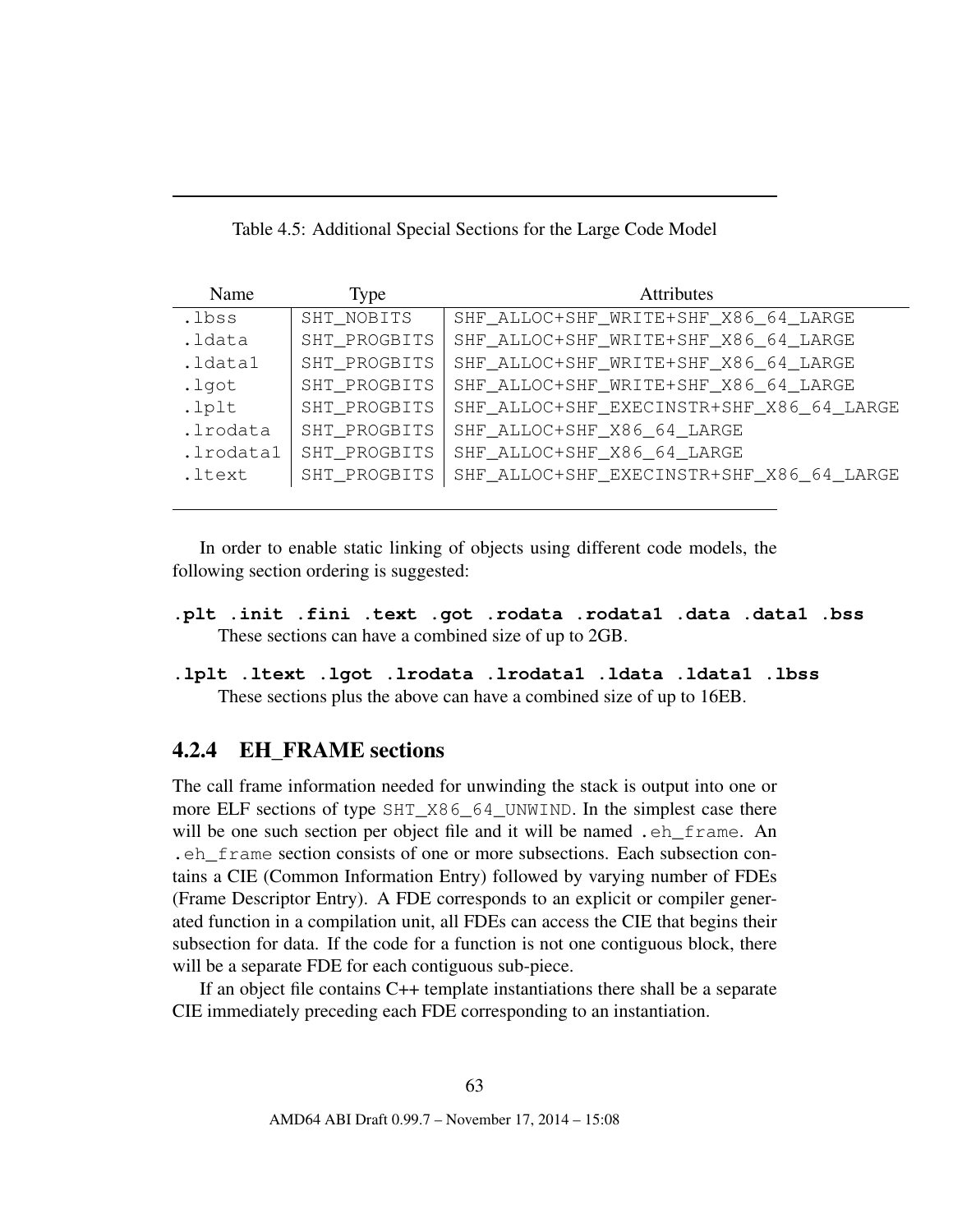Table 4.5: Additional Special Sections for the Large Code Model

| Name | Type | Attributes |
|---|---|---|
| `.lbss` | `SHT_NOBITS` | `SHF_ALLOC+SHF_WRITE+SHF_X86_64_LARGE` |
| `.ldata` | `SHT_PROGBITS` | `SHF_ALLOC+SHF_WRITE+SHF_X86_64_LARGE` |
| `.ldata1` | `SHT_PROGBITS` | `SHF_ALLOC+SHF_WRITE+SHF_X86_64_LARGE` |
| `.lgot` | `SHT_PROGBITS` | `SHF_ALLOC+SHF_WRITE+SHF_X86_64_LARGE` |
| `.lplt` | `SHT_PROGBITS` | `SHF_ALLOC+SHF_EXECINSTR+SHF_X86_64_LARGE` |
| `.lrodata` | `SHT_PROGBITS` | `SHF_ALLOC+SHF_X86_64_LARGE` |
| `.lrodata1` | `SHT_PROGBITS` | `SHF_ALLOC+SHF_X86_64_LARGE` |
| `.ltext` | `SHT_PROGBITS` | `SHF_ALLOC+SHF_EXECINSTR+SHF_X86_64_LARGE` |

In order to enable static linking of objects using different code models, the following section ordering is suggested:

**`.plt .init .fini .text .got .rodata .rodata1 .data .data1 .bss`**
These sections can have a combined size of up to 2GB.

**`.lplt .ltext .lgot .lrodata .lrodata1 .ldata .ldata1 .lbss`**
These sections plus the above can have a combined size of up to 16EB.

### 4.2.4 EH_FRAME sections

The call frame information needed for unwinding the stack is output into one or more ELF sections of type `SHT_X86_64_UNWIND`. In the simplest case there will be one such section per object file and it will be named `.eh_frame`. An `.eh_frame` section consists of one or more subsections. Each subsection contains a CIE (Common Information Entry) followed by varying number of FDEs (Frame Descriptor Entry). A FDE corresponds to an explicit or compiler generated function in a compilation unit, all FDEs can access the CIE that begins their subsection for data. If the code for a function is not one contiguous block, there will be a separate FDE for each contiguous sub-piece.

If an object file contains C++ template instantiations there shall be a separate CIE immediately preceding each FDE corresponding to an instantiation.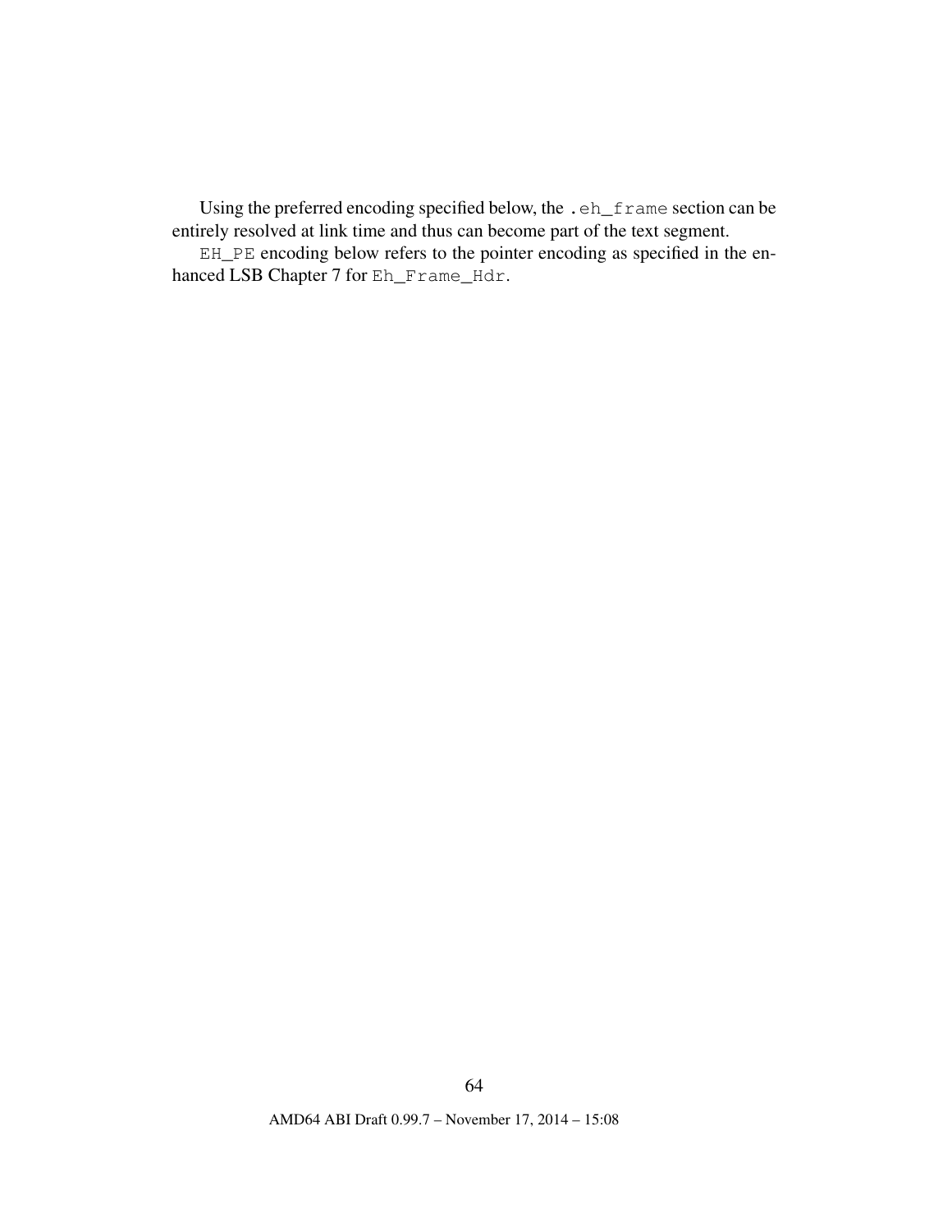Using the preferred encoding specified below, the `.eh_frame` section can be entirely resolved at link time and thus can become part of the text segment.

`EH_PE` encoding below refers to the pointer encoding as specified in the enhanced LSB Chapter 7 for `Eh_Frame_Hdr`.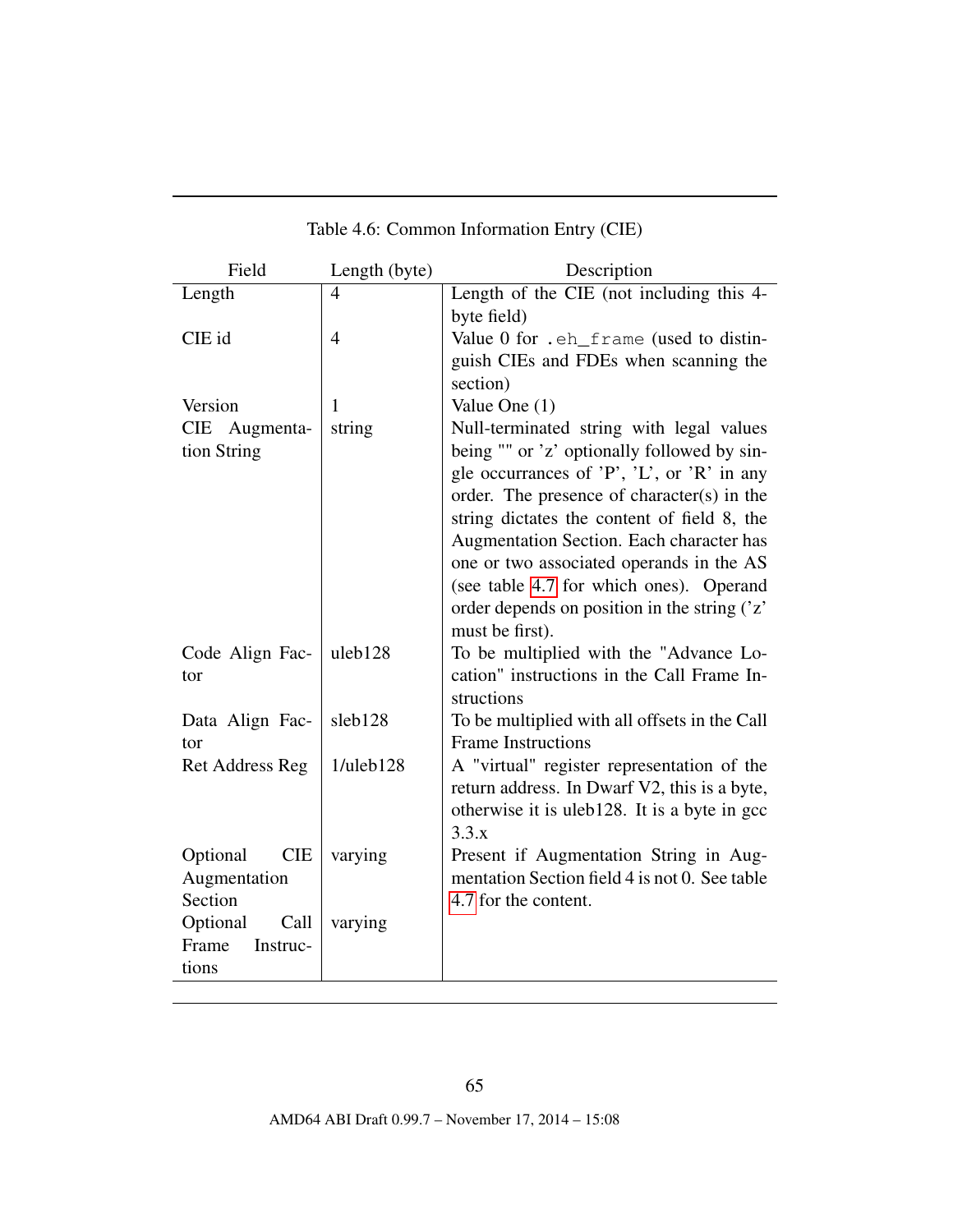Table 4.6: Common Information Entry (CIE)

| Field | Length (byte) | Description |
|---|---|---|
| Length | 4 | Length of the CIE (not including this 4-byte field) |
| CIE id | 4 | Value 0 for `.eh_frame` (used to distinguish CIEs and FDEs when scanning the section) |
| Version | 1 | Value One (1) |
| CIE Augmentation String | string | Null-terminated string with legal values being "" or 'z' optionally followed by single occurrances of 'P', 'L', or 'R' in any order. The presence of character(s) in the string dictates the content of field 8, the Augmentation Section. Each character has one or two associated operands in the AS (see table 4.7 for which ones). Operand order depends on position in the string ('z' must be first). |
| Code Align Factor | uleb128 | To be multiplied with the "Advance Location" instructions in the Call Frame Instructions |
| Data Align Factor | sleb128 | To be multiplied with all offsets in the Call Frame Instructions |
| Ret Address Reg | 1/uleb128 | A "virtual" register representation of the return address. In Dwarf V2, this is a byte, otherwise it is uleb128. It is a byte in gcc 3.3.x |
| Optional CIE Augmentation Section | varying | Present if Augmentation String in Augmentation Section field 4 is not 0. See table 4.7 for the content. |
| Optional Call Frame Instructions | varying | |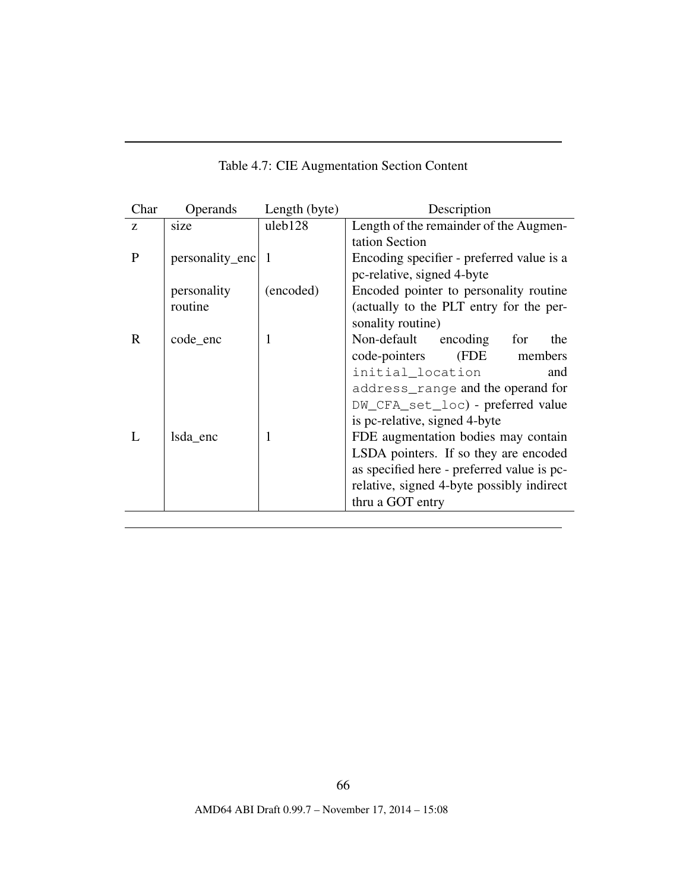Table 4.7: CIE Augmentation Section Content

| Char | Operands | Length (byte) | Description |
|---|---|---|---|
| z | size | uleb128 | Length of the remainder of the Augmentation Section |
| P | personality_enc | 1 | Encoding specifier - preferred value is a pc-relative, signed 4-byte |
| | personality routine | (encoded) | Encoded pointer to personality routine (actually to the PLT entry for the personality routine) |
| R | code_enc | 1 | Non-default encoding for the code-pointers (FDE members `initial_location` and `address_range` and the operand for `DW_CFA_set_loc`) - preferred value is pc-relative, signed 4-byte |
| L | lsda_enc | 1 | FDE augmentation bodies may contain LSDA pointers. If so they are encoded as specified here - preferred value is pc-relative, signed 4-byte possibly indirect thru a GOT entry |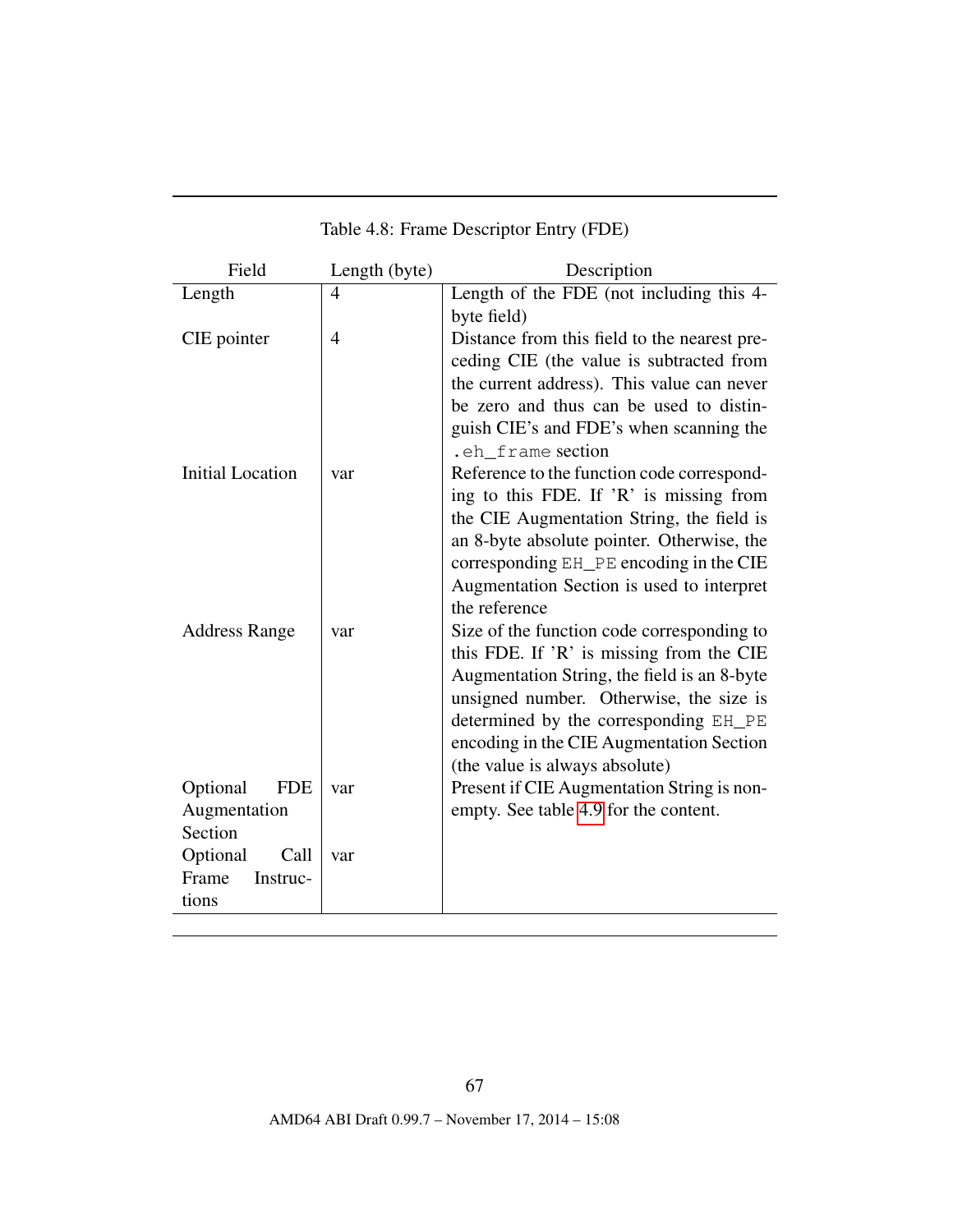Table 4.8: Frame Descriptor Entry (FDE)

| Field | Length (byte) | Description |
|---|---|---|
| Length | 4 | Length of the FDE (not including this 4-byte field) |
| CIE pointer | 4 | Distance from this field to the nearest preceding CIE (the value is subtracted from the current address). This value can never be zero and thus can be used to distinguish CIE's and FDE's when scanning the `.eh_frame` section |
| Initial Location | var | Reference to the function code corresponding to this FDE. If 'R' is missing from the CIE Augmentation String, the field is an 8-byte absolute pointer. Otherwise, the corresponding `EH_PE` encoding in the CIE Augmentation Section is used to interpret the reference |
| Address Range | var | Size of the function code corresponding to this FDE. If 'R' is missing from the CIE Augmentation String, the field is an 8-byte unsigned number. Otherwise, the size is determined by the corresponding `EH_PE` encoding in the CIE Augmentation Section (the value is always absolute) |
| Optional FDE Augmentation Section | var | Present if CIE Augmentation String is non-empty. See table 4.9 for the content. |
| Optional Call Frame Instructions | var | |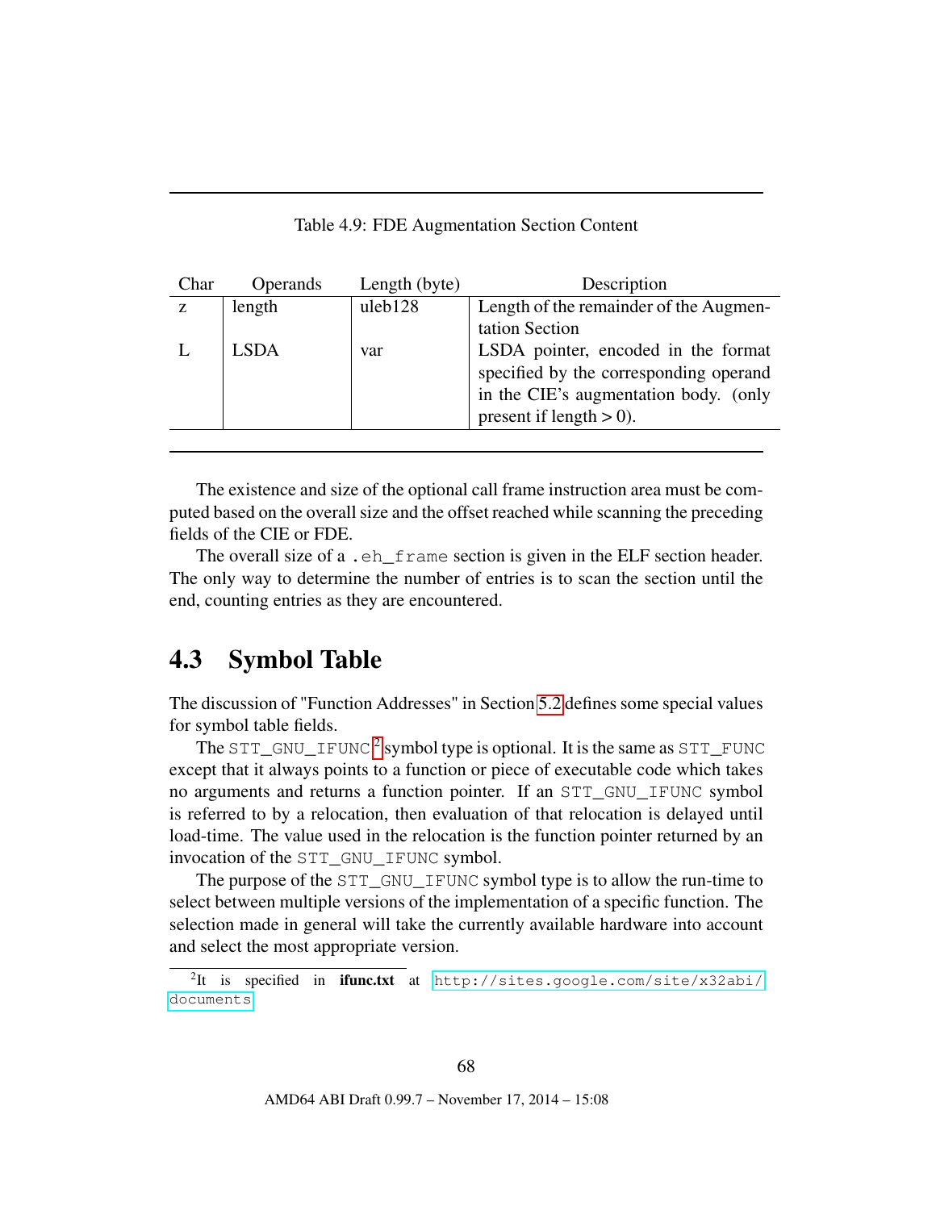Table 4.9: FDE Augmentation Section Content

| Char | Operands | Length (byte) | Description |
|---|---|---|---|
| z | length | uleb128 | Length of the remainder of the Augmentation Section |
| L | LSDA | var | LSDA pointer, encoded in the format specified by the corresponding operand in the CIE's augmentation body. (only present if length > 0). |

The existence and size of the optional call frame instruction area must be computed based on the overall size and the offset reached while scanning the preceding fields of the CIE or FDE.

The overall size of a `.eh_frame` section is given in the ELF section header. The only way to determine the number of entries is to scan the section until the end, counting entries as they are encountered.

## 4.3 Symbol Table

The discussion of "Function Addresses" in Section 5.2 defines some special values for symbol table fields.

The `STT_GNU_IFUNC`[2] symbol type is optional. It is the same as `STT_FUNC` except that it always points to a function or piece of executable code which takes no arguments and returns a function pointer. If an `STT_GNU_IFUNC` symbol is referred to by a relocation, then evaluation of that relocation is delayed until load-time. The value used in the relocation is the function pointer returned by an invocation of the `STT_GNU_IFUNC` symbol.

The purpose of the `STT_GNU_IFUNC` symbol type is to allow the run-time to select between multiple versions of the implementation of a specific function. The selection made in general will take the currently available hardware into account and select the most appropriate version.

[2]It is specified in **ifunc.txt** at `http://sites.google.com/site/x32abi/documents`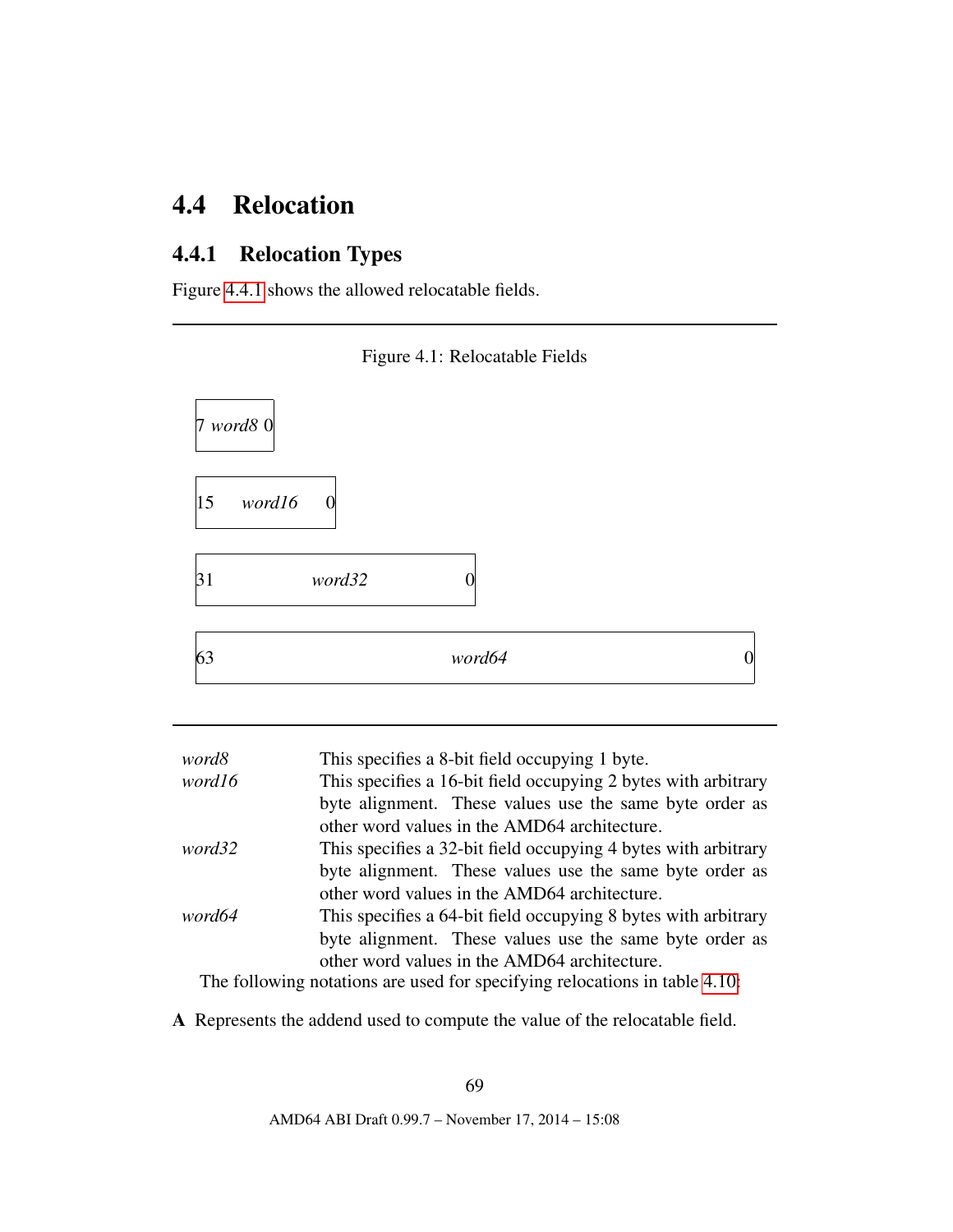## 4.4 Relocation

### 4.4.1 Relocation Types

Figure 4.4.1 shows the allowed relocatable fields.

Figure 4.1: Relocatable Fields

7 *word8* 0

15 *word16* 0

31 *word32* 0

63 *word64* 0

| | |
|---|---|
| *word8* | This specifies a 8-bit field occupying 1 byte. |
| *word16* | This specifies a 16-bit field occupying 2 bytes with arbitrary byte alignment. These values use the same byte order as other word values in the AMD64 architecture. |
| *word32* | This specifies a 32-bit field occupying 4 bytes with arbitrary byte alignment. These values use the same byte order as other word values in the AMD64 architecture. |
| *word64* | This specifies a 64-bit field occupying 8 bytes with arbitrary byte alignment. These values use the same byte order as other word values in the AMD64 architecture. |

The following notations are used for specifying relocations in table 4.10:

**A** Represents the addend used to compute the value of the relocatable field.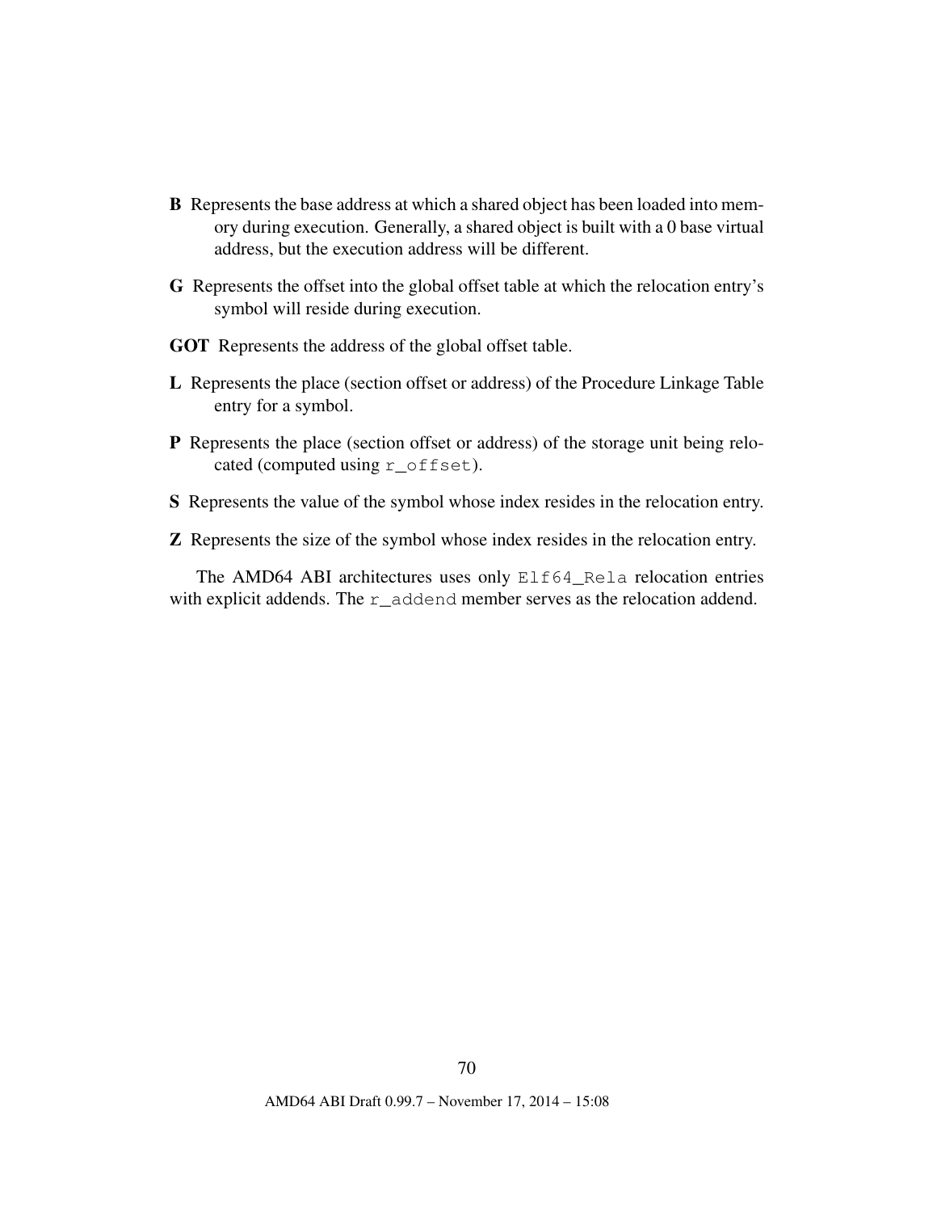**B** Represents the base address at which a shared object has been loaded into memory during execution. Generally, a shared object is built with a 0 base virtual address, but the execution address will be different.

**G** Represents the offset into the global offset table at which the relocation entry's symbol will reside during execution.

**GOT** Represents the address of the global offset table.

**L** Represents the place (section offset or address) of the Procedure Linkage Table entry for a symbol.

**P** Represents the place (section offset or address) of the storage unit being relocated (computed using `r_offset`).

**S** Represents the value of the symbol whose index resides in the relocation entry.

**Z** Represents the size of the symbol whose index resides in the relocation entry.

The AMD64 ABI architectures uses only `Elf64_Rela` relocation entries with explicit addends. The `r_addend` member serves as the relocation addend.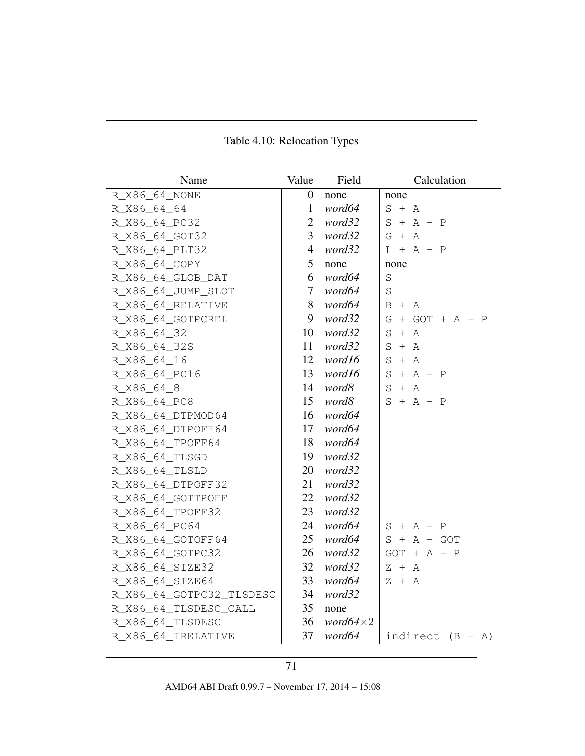Table 4.10: Relocation Types

| Name | Value | Field | Calculation |
|---|---|---|---|
| R_X86_64_NONE | 0 | none | none |
| R_X86_64_64 | 1 | *word64* | S + A |
| R_X86_64_PC32 | 2 | *word32* | S + A - P |
| R_X86_64_GOT32 | 3 | *word32* | G + A |
| R_X86_64_PLT32 | 4 | *word32* | L + A - P |
| R_X86_64_COPY | 5 | none | none |
| R_X86_64_GLOB_DAT | 6 | *word64* | S |
| R_X86_64_JUMP_SLOT | 7 | *word64* | S |
| R_X86_64_RELATIVE | 8 | *word64* | B + A |
| R_X86_64_GOTPCREL | 9 | *word32* | G + GOT + A - P |
| R_X86_64_32 | 10 | *word32* | S + A |
| R_X86_64_32S | 11 | *word32* | S + A |
| R_X86_64_16 | 12 | *word16* | S + A |
| R_X86_64_PC16 | 13 | *word16* | S + A - P |
| R_X86_64_8 | 14 | *word8* | S + A |
| R_X86_64_PC8 | 15 | *word8* | S + A - P |
| R_X86_64_DTPMOD64 | 16 | *word64* | |
| R_X86_64_DTPOFF64 | 17 | *word64* | |
| R_X86_64_TPOFF64 | 18 | *word64* | |
| R_X86_64_TLSGD | 19 | *word32* | |
| R_X86_64_TLSLD | 20 | *word32* | |
| R_X86_64_DTPOFF32 | 21 | *word32* | |
| R_X86_64_GOTTPOFF | 22 | *word32* | |
| R_X86_64_TPOFF32 | 23 | *word32* | |
| R_X86_64_PC64 | 24 | *word64* | S + A - P |
| R_X86_64_GOTOFF64 | 25 | *word64* | S + A - GOT |
| R_X86_64_GOTPC32 | 26 | *word32* | GOT + A - P |
| R_X86_64_SIZE32 | 32 | *word32* | Z + A |
| R_X86_64_SIZE64 | 33 | *word64* | Z + A |
| R_X86_64_GOTPC32_TLSDESC | 34 | *word32* | |
| R_X86_64_TLSDESC_CALL | 35 | none | |
| R_X86_64_TLSDESC | 36 | *word64*×2 | |
| R_X86_64_IRELATIVE | 37 | *word64* | indirect (B + A) |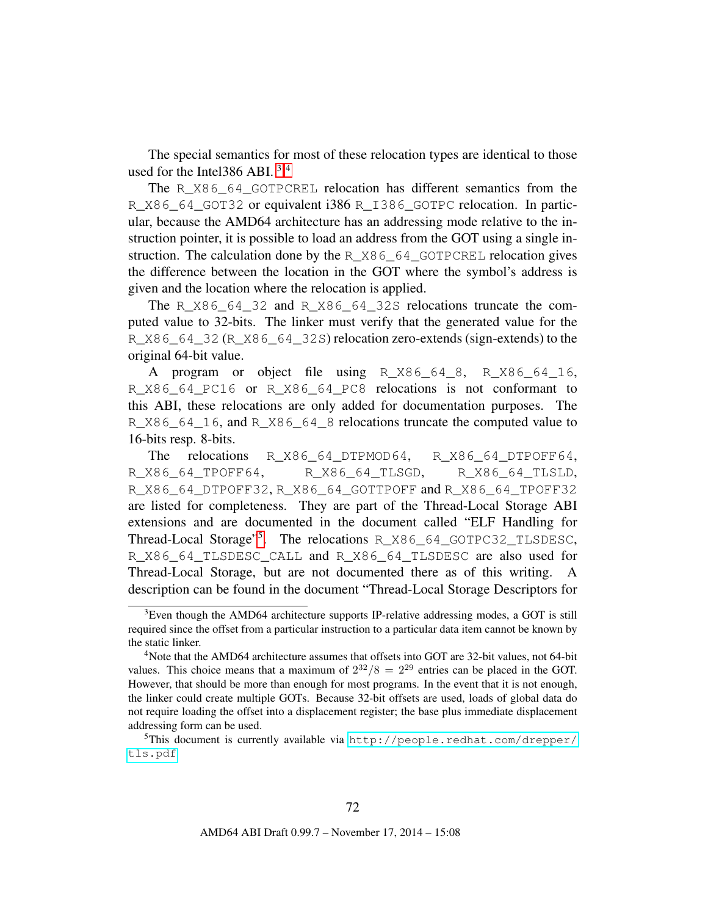The special semantics for most of these relocation types are identical to those used for the Intel386 ABI. [3] [4]

The R_X86_64_GOTPCREL relocation has different semantics from the R_X86_64_GOT32 or equivalent i386 R_I386_GOTPC relocation. In particular, because the AMD64 architecture has an addressing mode relative to the instruction pointer, it is possible to load an address from the GOT using a single instruction. The calculation done by the R_X86_64_GOTPCREL relocation gives the difference between the location in the GOT where the symbol's address is given and the location where the relocation is applied.

The R_X86_64_32 and R_X86_64_32S relocations truncate the computed value to 32-bits. The linker must verify that the generated value for the R_X86_64_32 (R_X86_64_32S) relocation zero-extends (sign-extends) to the original 64-bit value.

A program or object file using R_X86_64_8, R_X86_64_16, R_X86_64_PC16 or R_X86_64_PC8 relocations is not conformant to this ABI, these relocations are only added for documentation purposes. The R_X86_64_16, and R_X86_64_8 relocations truncate the computed value to 16-bits resp. 8-bits.

The relocations R_X86_64_DTPMOD64, R_X86_64_DTPOFF64, R_X86_64_TPOFF64, R_X86_64_TLSGD, R_X86_64_TLSLD, R_X86_64_DTPOFF32, R_X86_64_GOTTPOFF and R_X86_64_TPOFF32 are listed for completeness. They are part of the Thread-Local Storage ABI extensions and are documented in the document called "ELF Handling for Thread-Local Storage"[5]. The relocations R_X86_64_GOTPC32_TLSDESC, R_X86_64_TLSDESC_CALL and R_X86_64_TLSDESC are also used for Thread-Local Storage, but are not documented there as of this writing. A description can be found in the document "Thread-Local Storage Descriptors for

---

[3] Even though the AMD64 architecture supports IP-relative addressing modes, a GOT is still required since the offset from a particular instruction to a particular data item cannot be known by the static linker.

[4] Note that the AMD64 architecture assumes that offsets into GOT are 32-bit values, not 64-bit values. This choice means that a maximum of $2^{32}/8 = 2^{29}$ entries can be placed in the GOT. However, that should be more than enough for most programs. In the event that it is not enough, the linker could create multiple GOTs. Because 32-bit offsets are used, loads of global data do not require loading the offset into a displacement register; the base plus immediate displacement addressing form can be used.

[5] This document is currently available via http://people.redhat.com/drepper/tls.pdf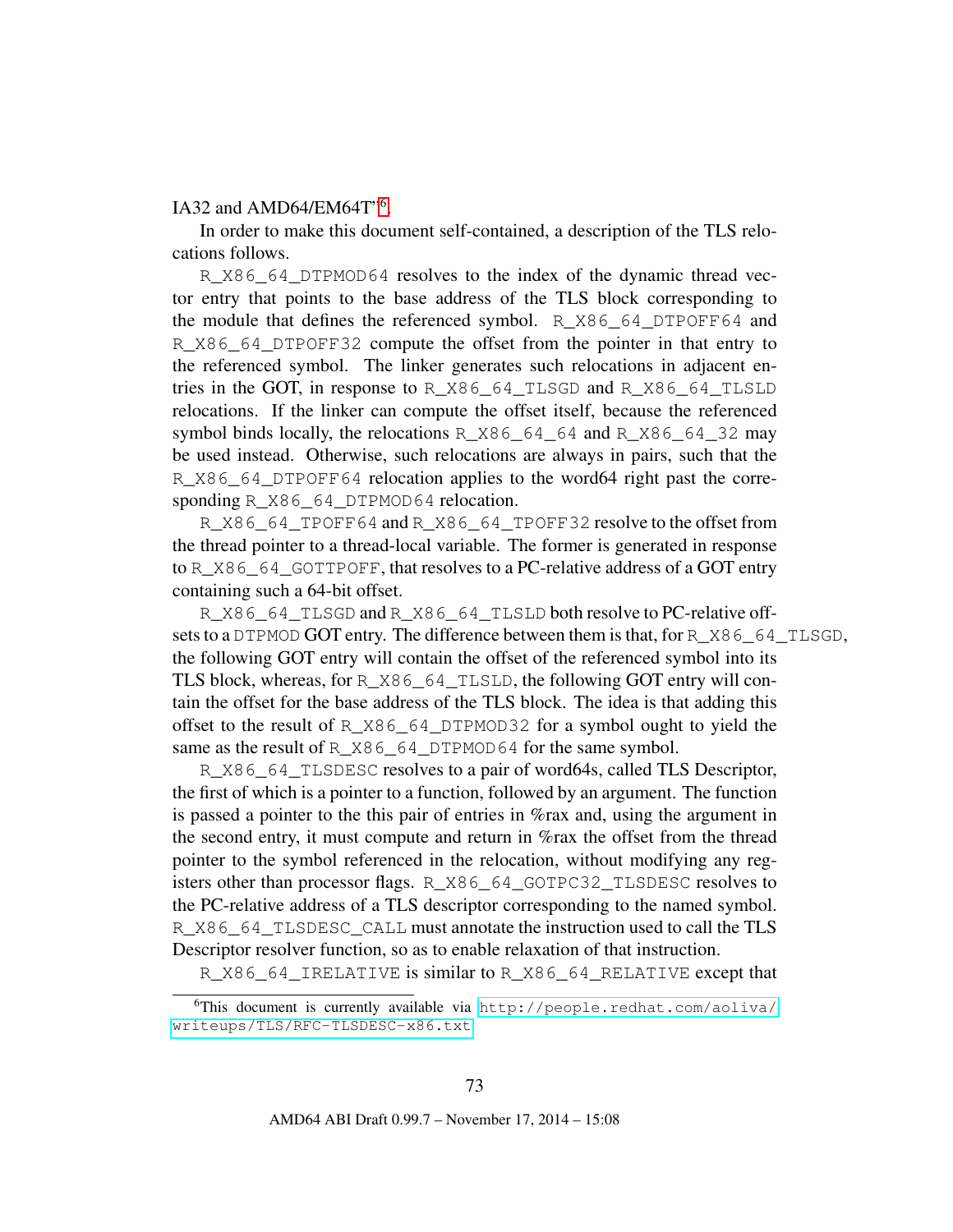IA32 and AMD64/EM64T"[6].

In order to make this document self-contained, a description of the TLS relocations follows.

`R_X86_64_DTPMOD64` resolves to the index of the dynamic thread vector entry that points to the base address of the TLS block corresponding to the module that defines the referenced symbol. `R_X86_64_DTPOFF64` and `R_X86_64_DTPOFF32` compute the offset from the pointer in that entry to the referenced symbol. The linker generates such relocations in adjacent entries in the GOT, in response to `R_X86_64_TLSGD` and `R_X86_64_TLSLD` relocations. If the linker can compute the offset itself, because the referenced symbol binds locally, the relocations `R_X86_64_64` and `R_X86_64_32` may be used instead. Otherwise, such relocations are always in pairs, such that the `R_X86_64_DTPOFF64` relocation applies to the word64 right past the corresponding `R_X86_64_DTPMOD64` relocation.

`R_X86_64_TPOFF64` and `R_X86_64_TPOFF32` resolve to the offset from the thread pointer to a thread-local variable. The former is generated in response to `R_X86_64_GOTTPOFF`, that resolves to a PC-relative address of a GOT entry containing such a 64-bit offset.

`R_X86_64_TLSGD` and `R_X86_64_TLSLD` both resolve to PC-relative offsets to a `DTPMOD` GOT entry. The difference between them is that, for `R_X86_64_TLSGD`, the following GOT entry will contain the offset of the referenced symbol into its TLS block, whereas, for `R_X86_64_TLSLD`, the following GOT entry will contain the offset for the base address of the TLS block. The idea is that adding this offset to the result of `R_X86_64_DTPMOD32` for a symbol ought to yield the same as the result of `R_X86_64_DTPMOD64` for the same symbol.

`R_X86_64_TLSDESC` resolves to a pair of word64s, called TLS Descriptor, the first of which is a pointer to a function, followed by an argument. The function is passed a pointer to the this pair of entries in %rax and, using the argument in the second entry, it must compute and return in %rax the offset from the thread pointer to the symbol referenced in the relocation, without modifying any registers other than processor flags. `R_X86_64_GOTPC32_TLSDESC` resolves to the PC-relative address of a TLS descriptor corresponding to the named symbol. `R_X86_64_TLSDESC_CALL` must annotate the instruction used to call the TLS Descriptor resolver function, so as to enable relaxation of that instruction.

`R_X86_64_IRELATIVE` is similar to `R_X86_64_RELATIVE` except that

[6] This document is currently available via http://people.redhat.com/aoliva/writeups/TLS/RFC-TLSDESC-x86.txt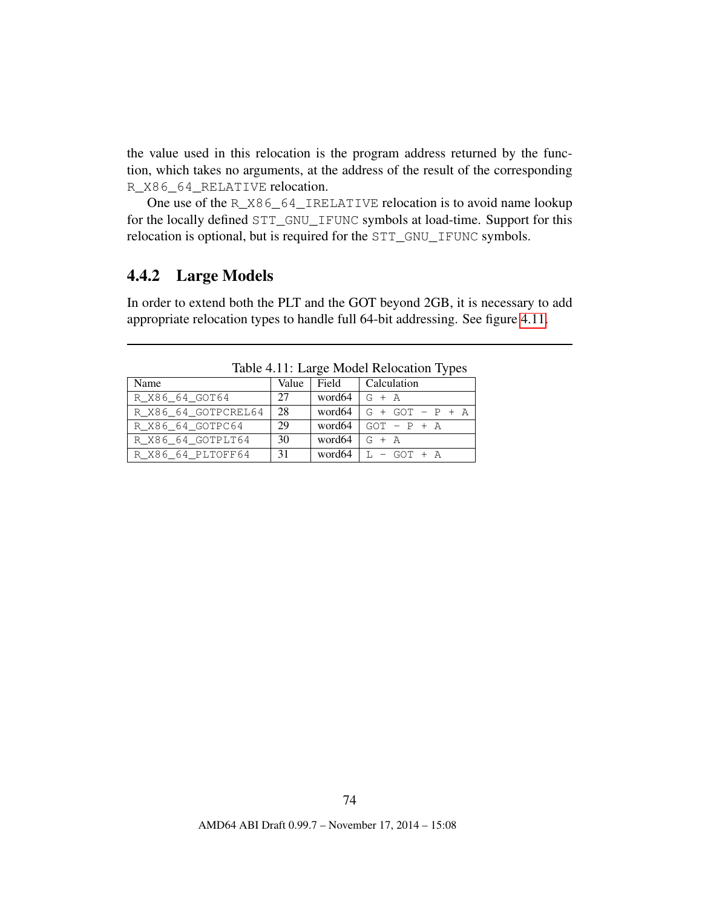the value used in this relocation is the program address returned by the function, which takes no arguments, at the address of the result of the corresponding R_X86_64_RELATIVE relocation.

One use of the R_X86_64_IRELATIVE relocation is to avoid name lookup for the locally defined STT_GNU_IFUNC symbols at load-time. Support for this relocation is optional, but is required for the STT_GNU_IFUNC symbols.

### 4.4.2 Large Models

In order to extend both the PLT and the GOT beyond 2GB, it is necessary to add appropriate relocation types to handle full 64-bit addressing. See figure 4.11.

Table 4.11: Large Model Relocation Types

| Name | Value | Field | Calculation |
|---|---|---|---|
| R_X86_64_GOT64 | 27 | word64 | G + A |
| R_X86_64_GOTPCREL64 | 28 | word64 | G + GOT - P + A |
| R_X86_64_GOTPC64 | 29 | word64 | GOT - P + A |
| R_X86_64_GOTPLT64 | 30 | word64 | G + A |
| R_X86_64_PLTOFF64 | 31 | word64 | L - GOT + A |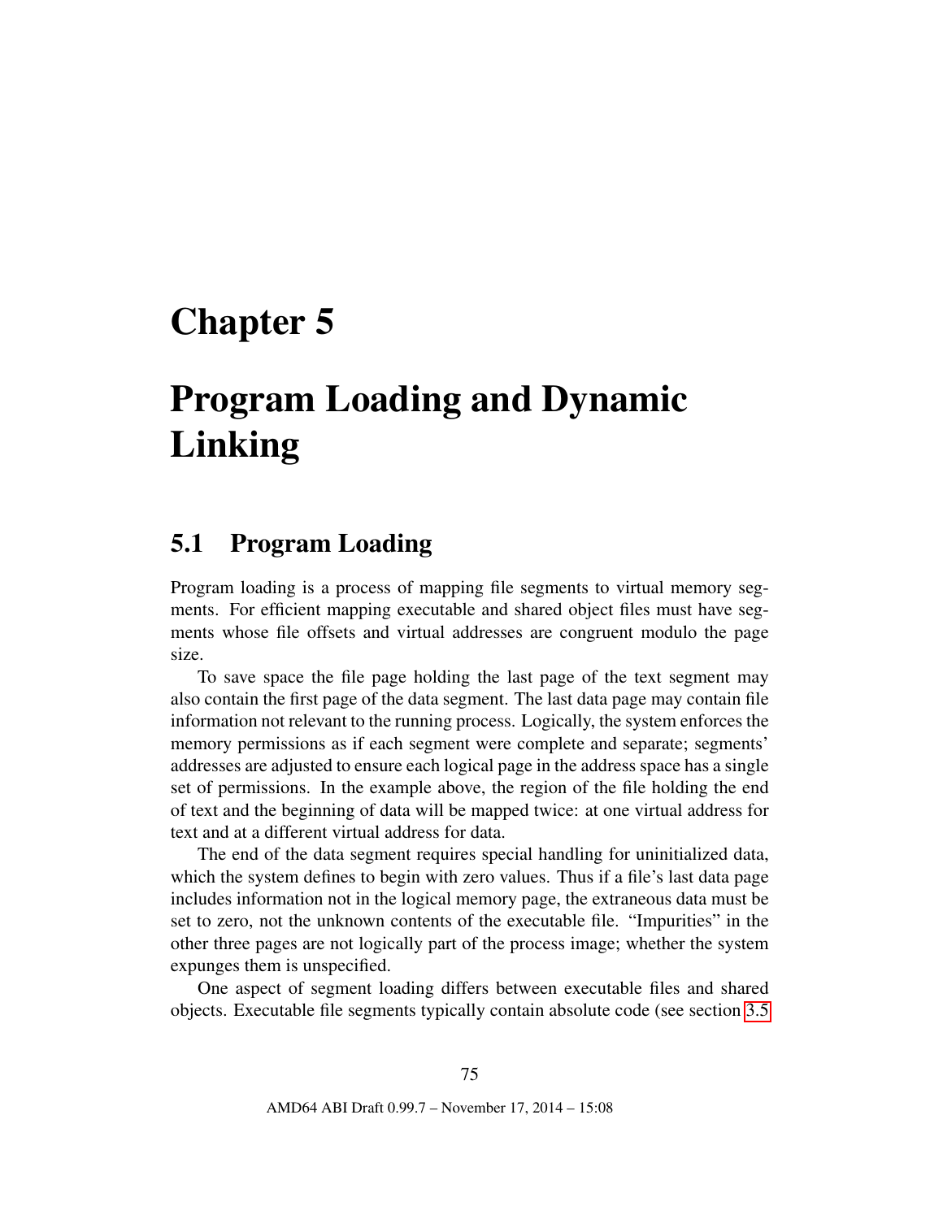# Chapter 5

# Program Loading and Dynamic Linking

## 5.1 Program Loading

Program loading is a process of mapping file segments to virtual memory segments. For efficient mapping executable and shared object files must have segments whose file offsets and virtual addresses are congruent modulo the page size.

To save space the file page holding the last page of the text segment may also contain the first page of the data segment. The last data page may contain file information not relevant to the running process. Logically, the system enforces the memory permissions as if each segment were complete and separate; segments' addresses are adjusted to ensure each logical page in the address space has a single set of permissions. In the example above, the region of the file holding the end of text and the beginning of data will be mapped twice: at one virtual address for text and at a different virtual address for data.

The end of the data segment requires special handling for uninitialized data, which the system defines to begin with zero values. Thus if a file's last data page includes information not in the logical memory page, the extraneous data must be set to zero, not the unknown contents of the executable file. "Impurities" in the other three pages are not logically part of the process image; whether the system expunges them is unspecified.

One aspect of segment loading differs between executable files and shared objects. Executable file segments typically contain absolute code (see section 3.5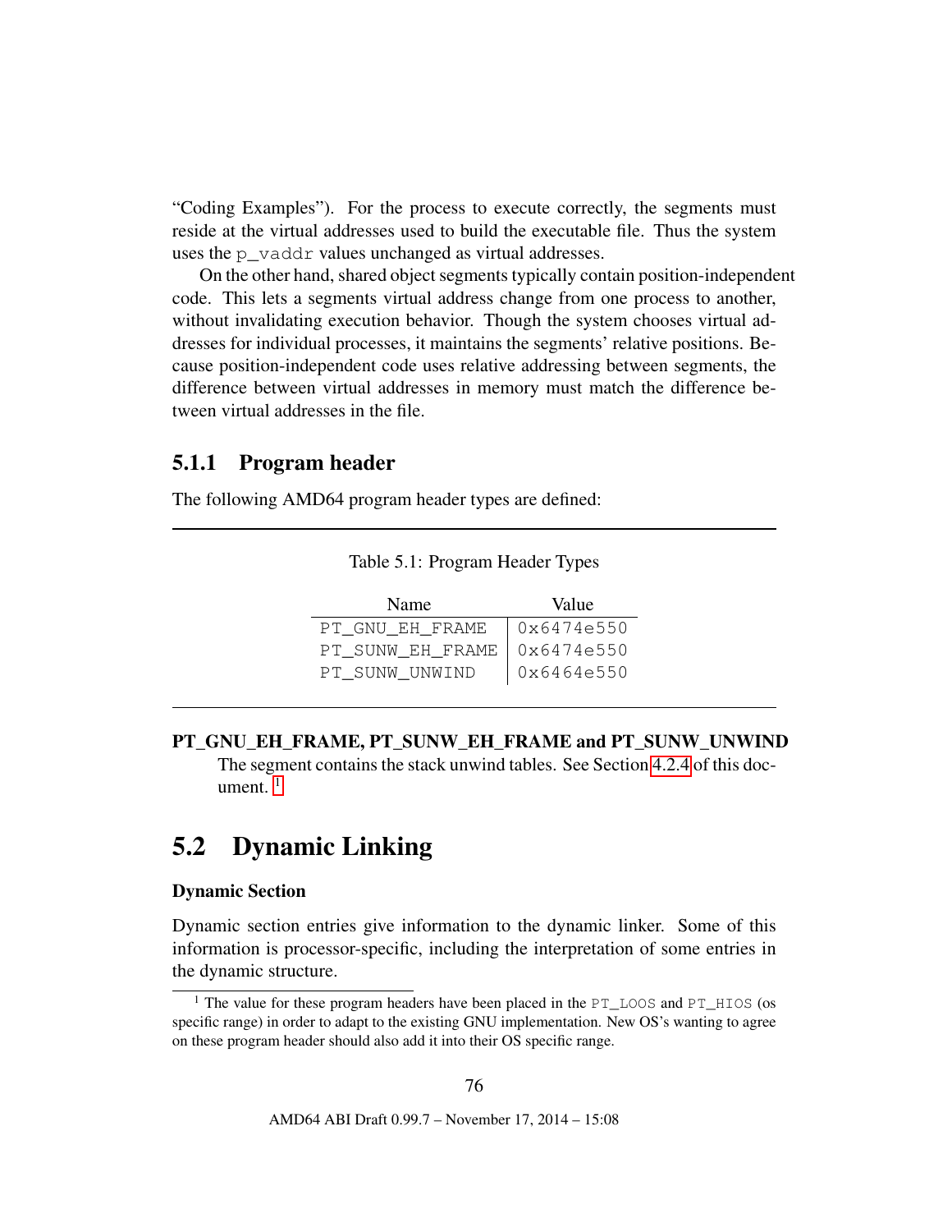"Coding Examples"). For the process to execute correctly, the segments must reside at the virtual addresses used to build the executable file. Thus the system uses the p_vaddr values unchanged as virtual addresses.

On the other hand, shared object segments typically contain position-independent code. This lets a segments virtual address change from one process to another, without invalidating execution behavior. Though the system chooses virtual addresses for individual processes, it maintains the segments' relative positions. Because position-independent code uses relative addressing between segments, the difference between virtual addresses in memory must match the difference between virtual addresses in the file.

### 5.1.1 Program header

The following AMD64 program header types are defined:

Table 5.1: Program Header Types

| Name | Value |
|---|---|
| PT_GNU_EH_FRAME | 0x6474e550 |
| PT_SUNW_EH_FRAME | 0x6474e550 |
| PT_SUNW_UNWIND | 0x6464e550 |

**PT_GNU_EH_FRAME, PT_SUNW_EH_FRAME and PT_SUNW_UNWIND**
The segment contains the stack unwind tables. See Section 4.2.4 of this document. [1]

## 5.2 Dynamic Linking

**Dynamic Section**

Dynamic section entries give information to the dynamic linker. Some of this information is processor-specific, including the interpretation of some entries in the dynamic structure.

[1] The value for these program headers have been placed in the PT_LOOS and PT_HIOS (os specific range) in order to adapt to the existing GNU implementation. New OS's wanting to agree on these program header should also add it into their OS specific range.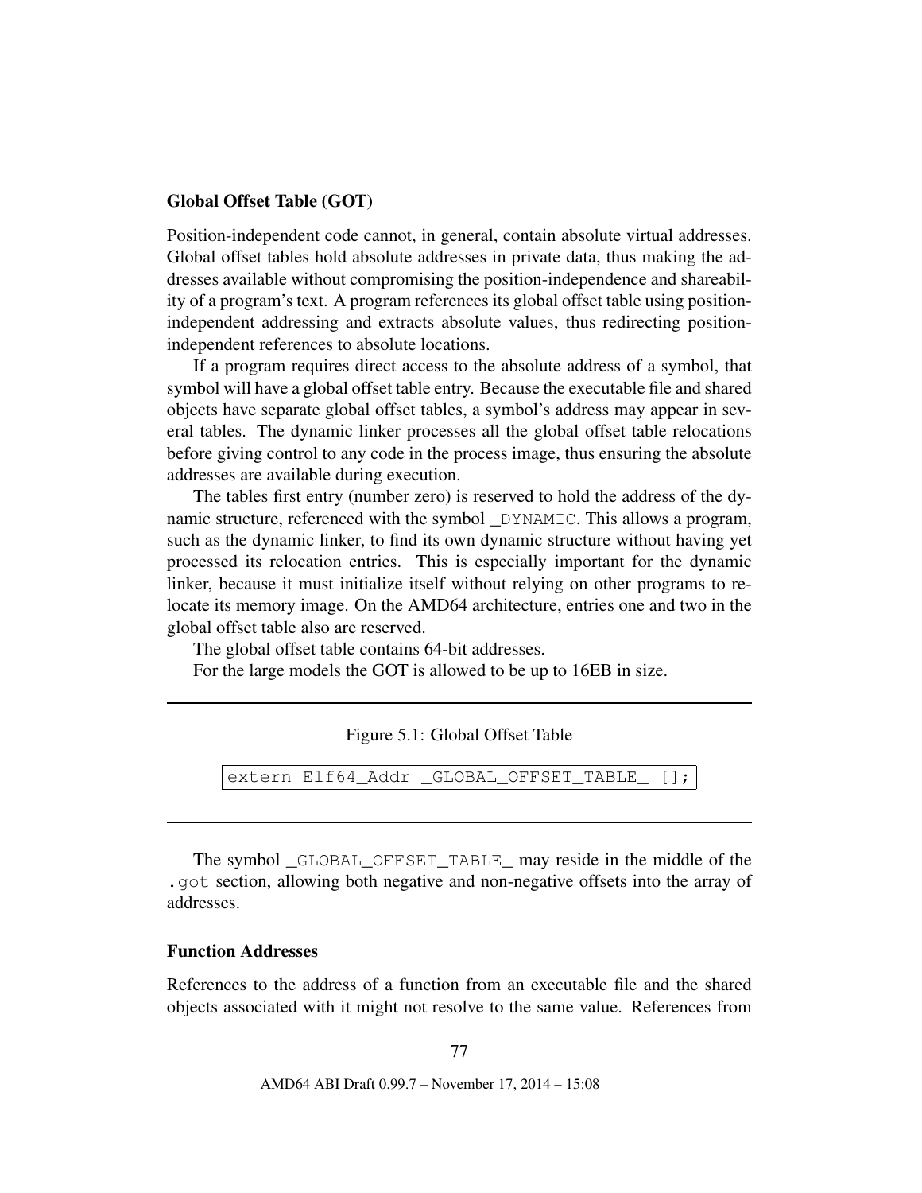#### Global Offset Table (GOT)

Position-independent code cannot, in general, contain absolute virtual addresses. Global offset tables hold absolute addresses in private data, thus making the addresses available without compromising the position-independence and shareability of a program's text. A program references its global offset table using position-independent addressing and extracts absolute values, thus redirecting position-independent references to absolute locations.

If a program requires direct access to the absolute address of a symbol, that symbol will have a global offset table entry. Because the executable file and shared objects have separate global offset tables, a symbol's address may appear in several tables. The dynamic linker processes all the global offset table relocations before giving control to any code in the process image, thus ensuring the absolute addresses are available during execution.

The tables first entry (number zero) is reserved to hold the address of the dynamic structure, referenced with the symbol `_DYNAMIC`. This allows a program, such as the dynamic linker, to find its own dynamic structure without having yet processed its relocation entries. This is especially important for the dynamic linker, because it must initialize itself without relying on other programs to relocate its memory image. On the AMD64 architecture, entries one and two in the global offset table also are reserved.

The global offset table contains 64-bit addresses.

For the large models the GOT is allowed to be up to 16EB in size.

Figure 5.1: Global Offset Table

```
extern Elf64_Addr _GLOBAL_OFFSET_TABLE_ [];
```

The symbol `_GLOBAL_OFFSET_TABLE_` may reside in the middle of the `.got` section, allowing both negative and non-negative offsets into the array of addresses.

#### Function Addresses

References to the address of a function from an executable file and the shared objects associated with it might not resolve to the same value. References from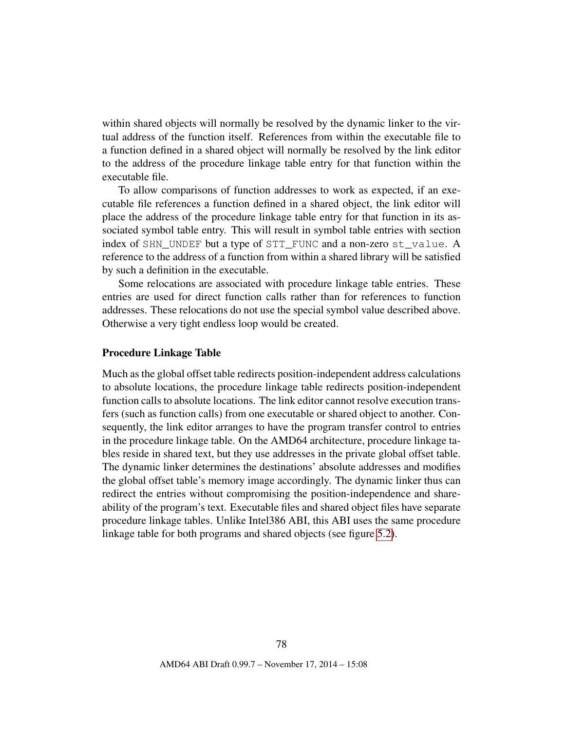within shared objects will normally be resolved by the dynamic linker to the virtual address of the function itself. References from within the executable file to a function defined in a shared object will normally be resolved by the link editor to the address of the procedure linkage table entry for that function within the executable file.

To allow comparisons of function addresses to work as expected, if an executable file references a function defined in a shared object, the link editor will place the address of the procedure linkage table entry for that function in its associated symbol table entry. This will result in symbol table entries with section index of `SHN_UNDEF` but a type of `STT_FUNC` and a non-zero `st_value`. A reference to the address of a function from within a shared library will be satisfied by such a definition in the executable.

Some relocations are associated with procedure linkage table entries. These entries are used for direct function calls rather than for references to function addresses. These relocations do not use the special symbol value described above. Otherwise a very tight endless loop would be created.

### Procedure Linkage Table

Much as the global offset table redirects position-independent address calculations to absolute locations, the procedure linkage table redirects position-independent function calls to absolute locations. The link editor cannot resolve execution transfers (such as function calls) from one executable or shared object to another. Consequently, the link editor arranges to have the program transfer control to entries in the procedure linkage table. On the AMD64 architecture, procedure linkage tables reside in shared text, but they use addresses in the private global offset table. The dynamic linker determines the destinations' absolute addresses and modifies the global offset table's memory image accordingly. The dynamic linker thus can redirect the entries without compromising the position-independence and shareability of the program's text. Executable files and shared object files have separate procedure linkage tables. Unlike Intel386 ABI, this ABI uses the same procedure linkage table for both programs and shared objects (see figure 5.2).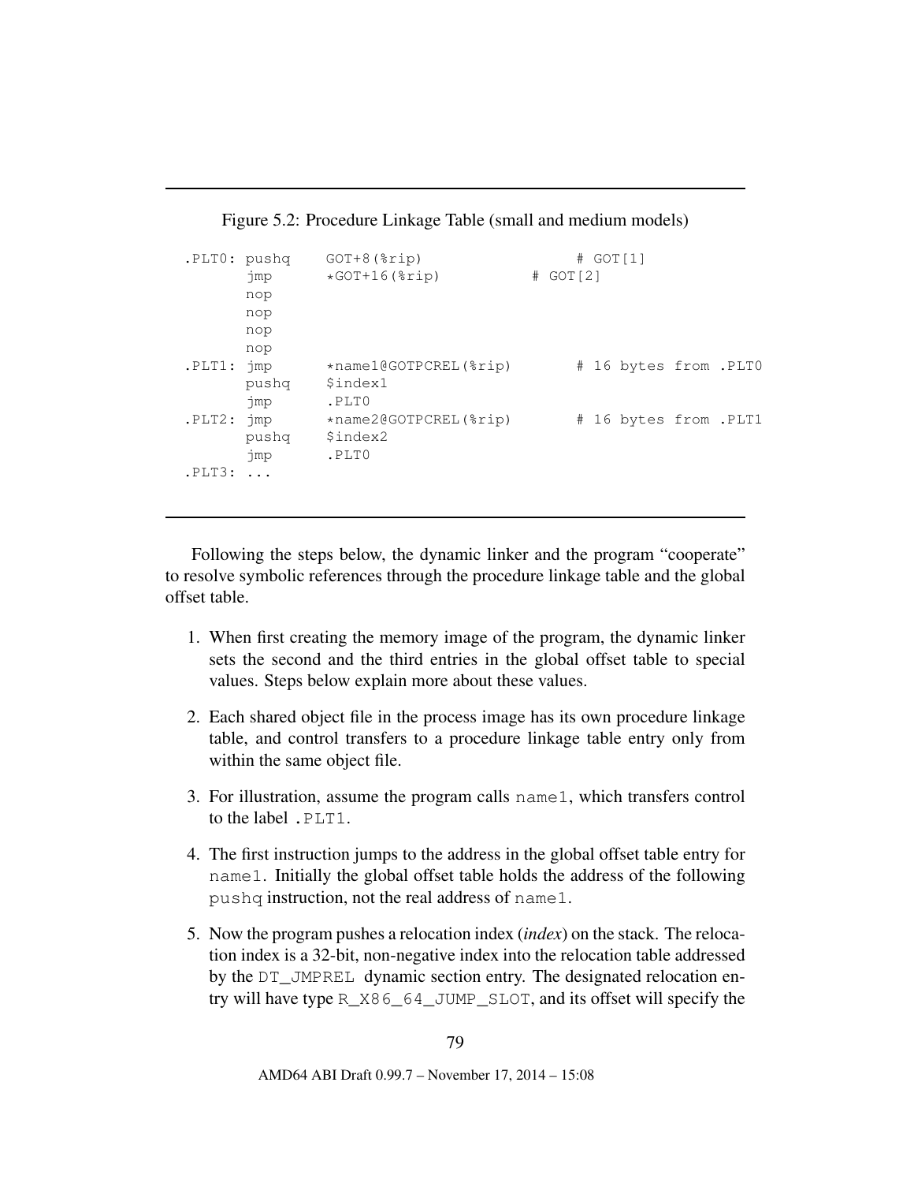Figure 5.2: Procedure Linkage Table (small and medium models)

```
.PLT0: pushq    GOT+8(%rip)                 # GOT[1]
       jmp      *GOT+16(%rip)           # GOT[2]
       nop
       nop
       nop
       nop
.PLT1: jmp      *name1@GOTPCREL(%rip)       # 16 bytes from .PLT0
       pushq    $index1
       jmp      .PLT0
.PLT2: jmp      *name2@GOTPCREL(%rip)       # 16 bytes from .PLT1
       pushq    $index2
       jmp      .PLT0
.PLT3: ...
```

Following the steps below, the dynamic linker and the program "cooperate" to resolve symbolic references through the procedure linkage table and the global offset table.

1. When first creating the memory image of the program, the dynamic linker sets the second and the third entries in the global offset table to special values. Steps below explain more about these values.

2. Each shared object file in the process image has its own procedure linkage table, and control transfers to a procedure linkage table entry only from within the same object file.

3. For illustration, assume the program calls `name1`, which transfers control to the label `.PLT1`.

4. The first instruction jumps to the address in the global offset table entry for `name1`. Initially the global offset table holds the address of the following `pushq` instruction, not the real address of `name1`.

5. Now the program pushes a relocation index (*index*) on the stack. The relocation index is a 32-bit, non-negative index into the relocation table addressed by the `DT_JMPREL` dynamic section entry. The designated relocation entry will have type `R_X86_64_JUMP_SLOT`, and its offset will specify the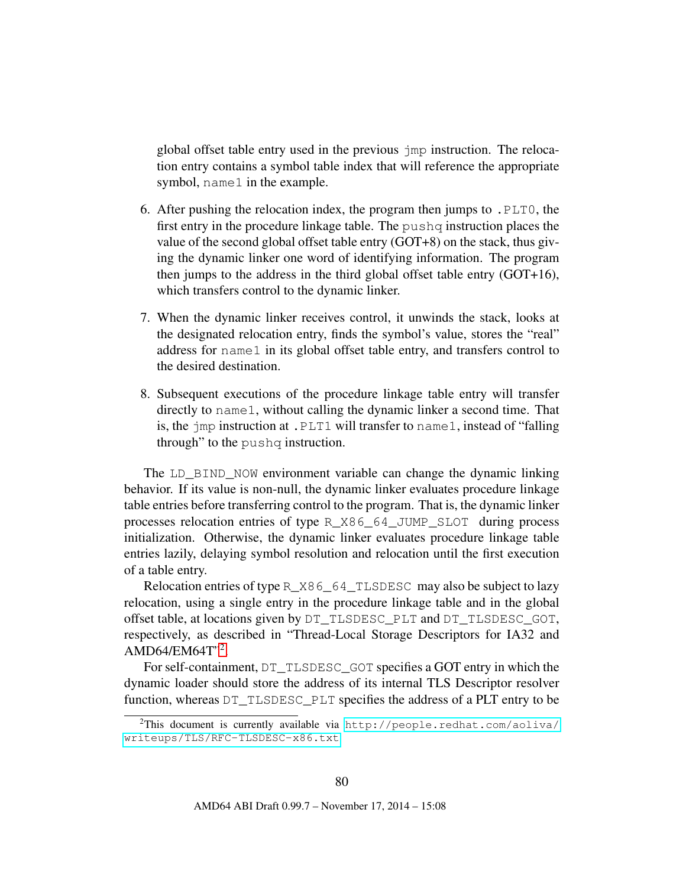global offset table entry used in the previous `jmp` instruction. The relocation entry contains a symbol table index that will reference the appropriate symbol, `name1` in the example.

6. After pushing the relocation index, the program then jumps to `.PLT0`, the first entry in the procedure linkage table. The `pushq` instruction places the value of the second global offset table entry (GOT+8) on the stack, thus giving the dynamic linker one word of identifying information. The program then jumps to the address in the third global offset table entry (GOT+16), which transfers control to the dynamic linker.

7. When the dynamic linker receives control, it unwinds the stack, looks at the designated relocation entry, finds the symbol's value, stores the "real" address for `name1` in its global offset table entry, and transfers control to the desired destination.

8. Subsequent executions of the procedure linkage table entry will transfer directly to `name1`, without calling the dynamic linker a second time. That is, the `jmp` instruction at `.PLT1` will transfer to `name1`, instead of "falling through" to the `pushq` instruction.

The `LD_BIND_NOW` environment variable can change the dynamic linking behavior. If its value is non-null, the dynamic linker evaluates procedure linkage table entries before transferring control to the program. That is, the dynamic linker processes relocation entries of type `R_X86_64_JUMP_SLOT` during process initialization. Otherwise, the dynamic linker evaluates procedure linkage table entries lazily, delaying symbol resolution and relocation until the first execution of a table entry.

Relocation entries of type `R_X86_64_TLSDESC` may also be subject to lazy relocation, using a single entry in the procedure linkage table and in the global offset table, at locations given by `DT_TLSDESC_PLT` and `DT_TLSDESC_GOT`, respectively, as described in "Thread-Local Storage Descriptors for IA32 and AMD64/EM64T".[2]

For self-containment, `DT_TLSDESC_GOT` specifies a GOT entry in which the dynamic loader should store the address of its internal TLS Descriptor resolver function, whereas `DT_TLSDESC_PLT` specifies the address of a PLT entry to be

[2] This document is currently available via http://people.redhat.com/aoliva/writeups/TLS/RFC-TLSDESC-x86.txt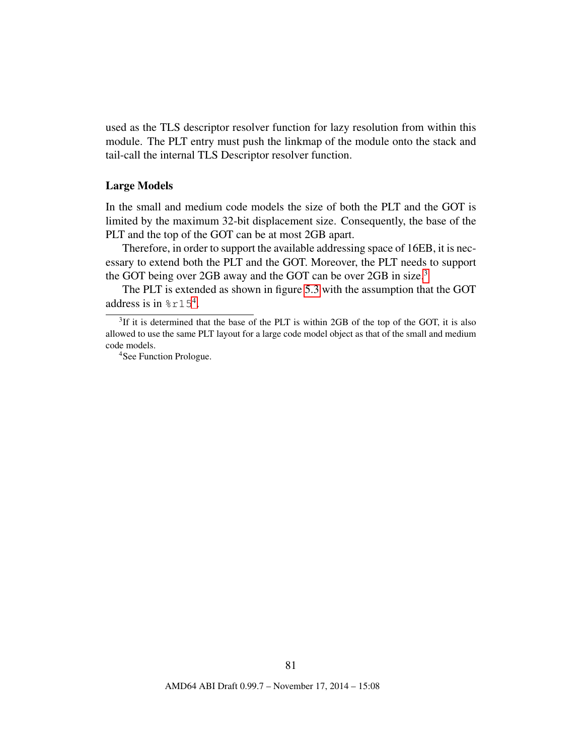used as the TLS descriptor resolver function for lazy resolution from within this module. The PLT entry must push the linkmap of the module onto the stack and tail-call the internal TLS Descriptor resolver function.

### Large Models

In the small and medium code models the size of both the PLT and the GOT is limited by the maximum 32-bit displacement size. Consequently, the base of the PLT and the top of the GOT can be at most 2GB apart.

Therefore, in order to support the available addressing space of 16EB, it is necessary to extend both the PLT and the GOT. Moreover, the PLT needs to support the GOT being over 2GB away and the GOT can be over 2GB in size.[3]

The PLT is extended as shown in figure 5.3 with the assumption that the GOT address is in `%r15`[4].

---

[3] If it is determined that the base of the PLT is within 2GB of the top of the GOT, it is also allowed to use the same PLT layout for a large code model object as that of the small and medium code models.

[4] See Function Prologue.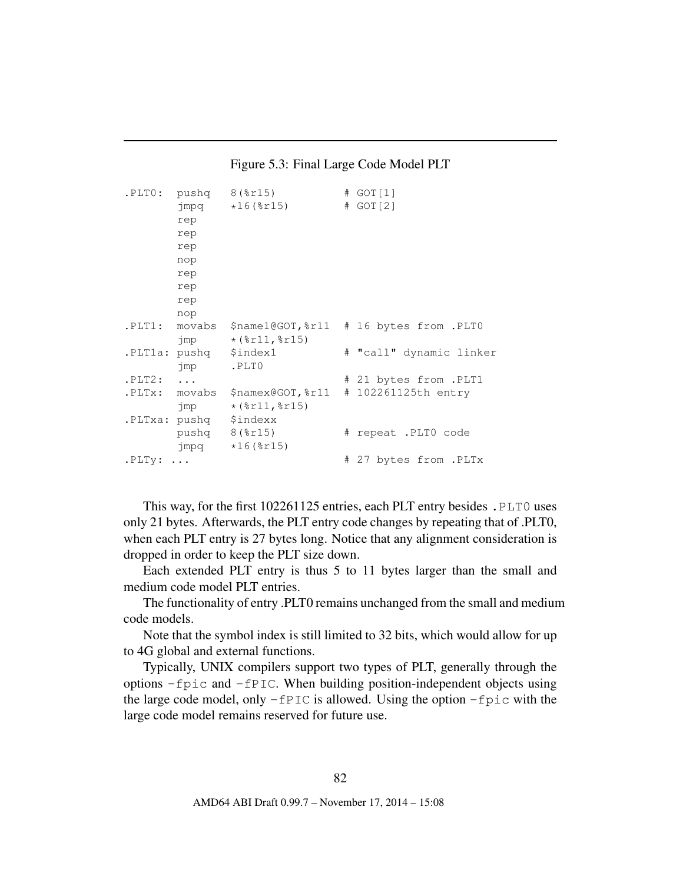Figure 5.3: Final Large Code Model PLT

```
.PLT0:  pushq   8(%r15)          # GOT[1]
        jmpq    *16(%r15)        # GOT[2]
        rep
        rep
        rep
        nop
        rep
        rep
        rep
        nop
.PLT1:  movabs  $name1@GOT,%r11  # 16 bytes from .PLT0
        jmp     *(%r11,%r15)
.PLT1a: pushq   $index1          # "call" dynamic linker
        jmp     .PLT0
.PLT2:  ...                      # 21 bytes from .PLT1
.PLTx:  movabs  $namex@GOT,%r11  # 102261125th entry
        jmp     *(%r11,%r15)
.PLTxa: pushq   $indexx
        pushq   8(%r15)          # repeat .PLT0 code
        jmpq    *16(%r15)
.PLTy: ...                       # 27 bytes from .PLTx
```

This way, for the first 102261125 entries, each PLT entry besides `.PLT0` uses only 21 bytes. Afterwards, the PLT entry code changes by repeating that of .PLT0, when each PLT entry is 27 bytes long. Notice that any alignment consideration is dropped in order to keep the PLT size down.

Each extended PLT entry is thus 5 to 11 bytes larger than the small and medium code model PLT entries.

The functionality of entry .PLT0 remains unchanged from the small and medium code models.

Note that the symbol index is still limited to 32 bits, which would allow for up to 4G global and external functions.

Typically, UNIX compilers support two types of PLT, generally through the options `-fpic` and `-fPIC`. When building position-independent objects using the large code model, only `-fPIC` is allowed. Using the option `-fpic` with the large code model remains reserved for future use.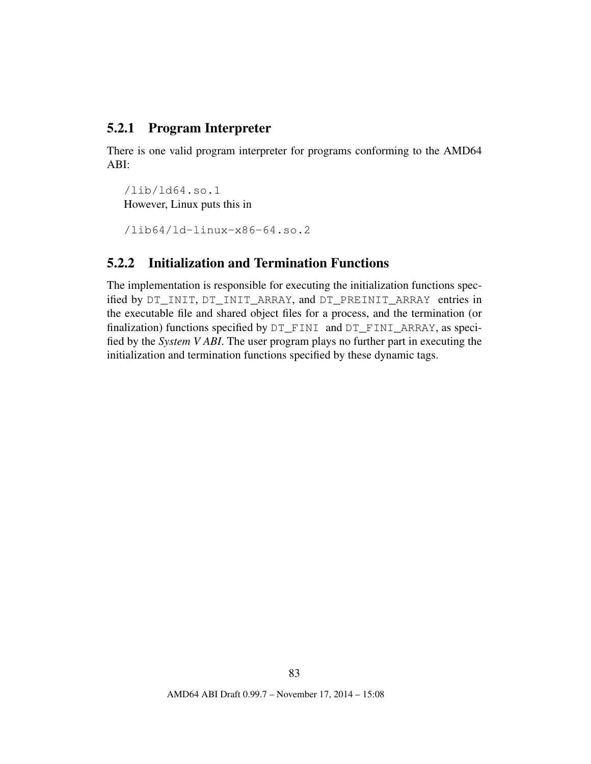### 5.2.1 Program Interpreter

There is one valid program interpreter for programs conforming to the AMD64 ABI:

```
/lib/ld64.so.1
```

However, Linux puts this in

```
/lib64/ld-linux-x86-64.so.2
```

### 5.2.2 Initialization and Termination Functions

The implementation is responsible for executing the initialization functions specified by `DT_INIT`, `DT_INIT_ARRAY`, and `DT_PREINIT_ARRAY` entries in the executable file and shared object files for a process, and the termination (or finalization) functions specified by `DT_FINI` and `DT_FINI_ARRAY`, as specified by the *System V ABI*. The user program plays no further part in executing the initialization and termination functions specified by these dynamic tags.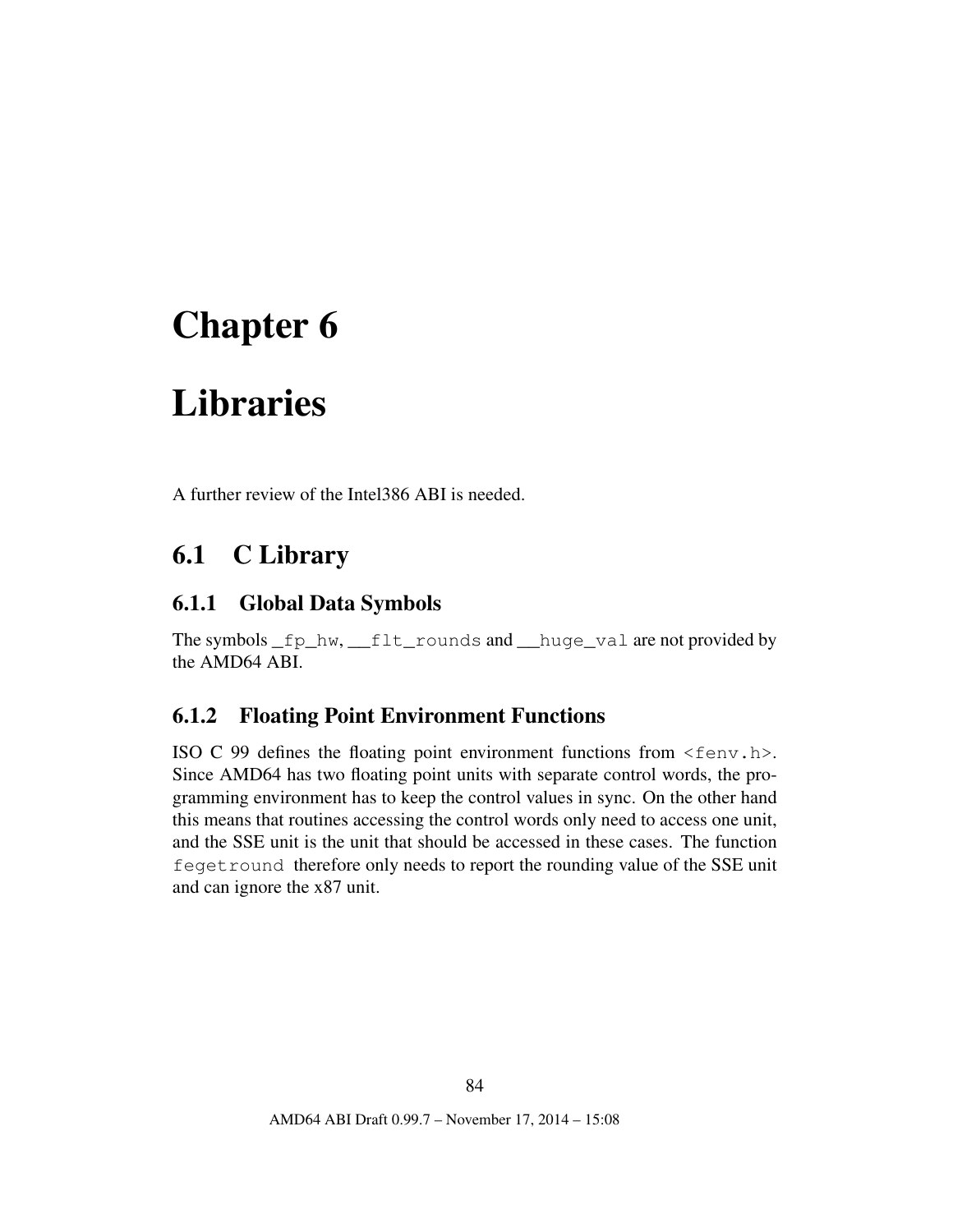# Chapter 6

# Libraries

A further review of the Intel386 ABI is needed.

## 6.1 C Library

### 6.1.1 Global Data Symbols

The symbols `_fp_hw`, `__flt_rounds` and `__huge_val` are not provided by the AMD64 ABI.

### 6.1.2 Floating Point Environment Functions

ISO C 99 defines the floating point environment functions from `<fenv.h>`. Since AMD64 has two floating point units with separate control words, the programming environment has to keep the control values in sync. On the other hand this means that routines accessing the control words only need to access one unit, and the SSE unit is the unit that should be accessed in these cases. The function `fegetround` therefore only needs to report the rounding value of the SSE unit and can ignore the x87 unit.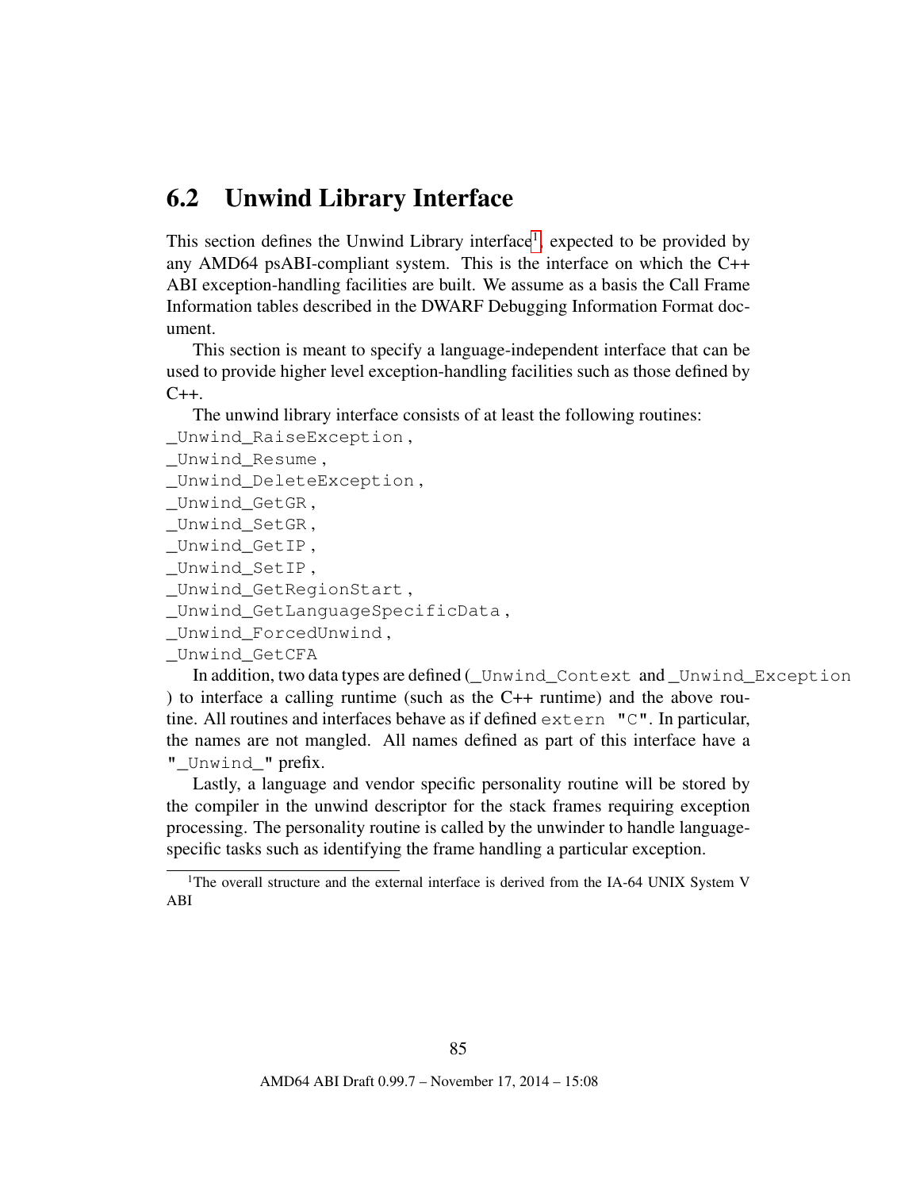## 6.2 Unwind Library Interface

This section defines the Unwind Library interface[1], expected to be provided by any AMD64 psABI-compliant system. This is the interface on which the C++ ABI exception-handling facilities are built. We assume as a basis the Call Frame Information tables described in the DWARF Debugging Information Format document.

This section is meant to specify a language-independent interface that can be used to provide higher level exception-handling facilities such as those defined by C++.

The unwind library interface consists of at least the following routines:
`_Unwind_RaiseException`,
`_Unwind_Resume`,
`_Unwind_DeleteException`,
`_Unwind_GetGR`,
`_Unwind_SetGR`,
`_Unwind_GetIP`,
`_Unwind_SetIP`,
`_Unwind_GetRegionStart`,
`_Unwind_GetLanguageSpecificData`,
`_Unwind_ForcedUnwind`,
`_Unwind_GetCFA`

In addition, two data types are defined (`_Unwind_Context` and `_Unwind_Exception`) to interface a calling runtime (such as the C++ runtime) and the above routine. All routines and interfaces behave as if defined `extern "C"`. In particular, the names are not mangled. All names defined as part of this interface have a `"_Unwind_"` prefix.

Lastly, a language and vendor specific personality routine will be stored by the compiler in the unwind descriptor for the stack frames requiring exception processing. The personality routine is called by the unwinder to handle language-specific tasks such as identifying the frame handling a particular exception.

[1] The overall structure and the external interface is derived from the IA-64 UNIX System V ABI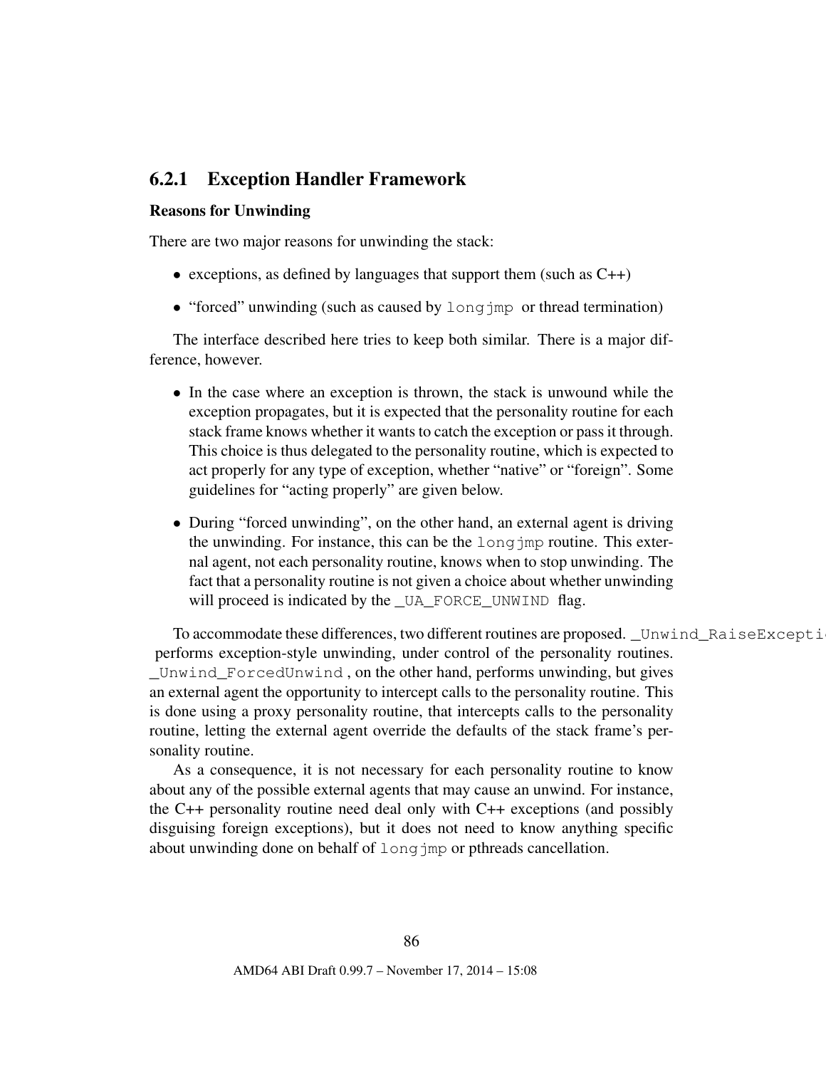### 6.2.1 Exception Handler Framework

#### Reasons for Unwinding

There are two major reasons for unwinding the stack:

- exceptions, as defined by languages that support them (such as C++)
- "forced" unwinding (such as caused by `longjmp` or thread termination)

The interface described here tries to keep both similar. There is a major difference, however.

- In the case where an exception is thrown, the stack is unwound while the exception propagates, but it is expected that the personality routine for each stack frame knows whether it wants to catch the exception or pass it through. This choice is thus delegated to the personality routine, which is expected to act properly for any type of exception, whether "native" or "foreign". Some guidelines for "acting properly" are given below.
- During "forced unwinding", on the other hand, an external agent is driving the unwinding. For instance, this can be the `longjmp` routine. This external agent, not each personality routine, knows when to stop unwinding. The fact that a personality routine is not given a choice about whether unwinding will proceed is indicated by the `_UA_FORCE_UNWIND` flag.

To accommodate these differences, two different routines are proposed. `_Unwind_RaiseException` performs exception-style unwinding, under control of the personality routines. `_Unwind_ForcedUnwind`, on the other hand, performs unwinding, but gives an external agent the opportunity to intercept calls to the personality routine. This is done using a proxy personality routine, that intercepts calls to the personality routine, letting the external agent override the defaults of the stack frame's personality routine.

As a consequence, it is not necessary for each personality routine to know about any of the possible external agents that may cause an unwind. For instance, the C++ personality routine need deal only with C++ exceptions (and possibly disguising foreign exceptions), but it does not need to know anything specific about unwinding done on behalf of `longjmp` or pthreads cancellation.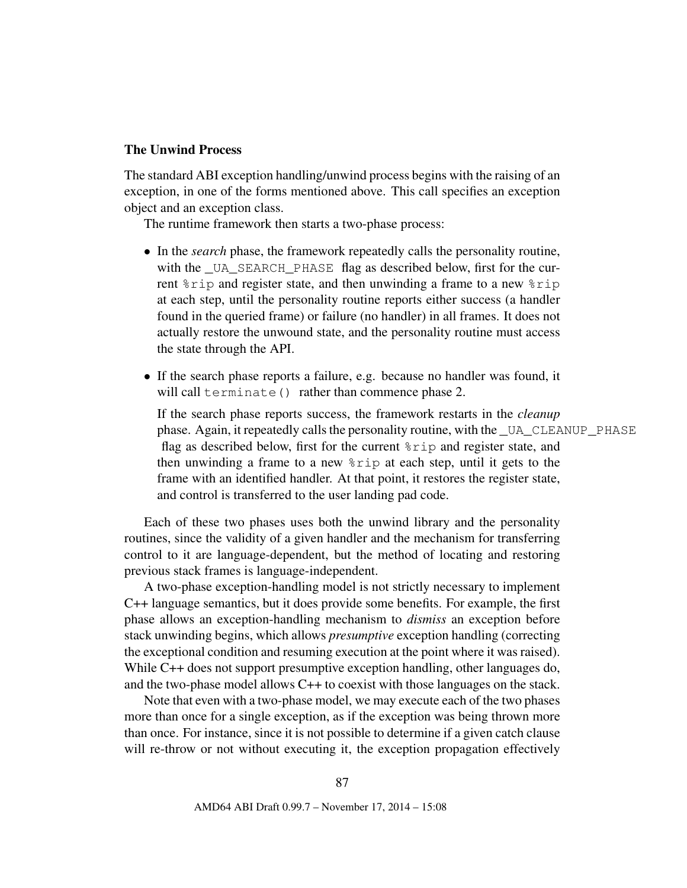**The Unwind Process**

The standard ABI exception handling/unwind process begins with the raising of an exception, in one of the forms mentioned above. This call specifies an exception object and an exception class.

The runtime framework then starts a two-phase process:

- In the *search* phase, the framework repeatedly calls the personality routine, with the `_UA_SEARCH_PHASE` flag as described below, first for the current `%rip` and register state, and then unwinding a frame to a new `%rip` at each step, until the personality routine reports either success (a handler found in the queried frame) or failure (no handler) in all frames. It does not actually restore the unwound state, and the personality routine must access the state through the API.

- If the search phase reports a failure, e.g. because no handler was found, it will call `terminate()` rather than commence phase 2.

  If the search phase reports success, the framework restarts in the *cleanup* phase. Again, it repeatedly calls the personality routine, with the `_UA_CLEANUP_PHASE` flag as described below, first for the current `%rip` and register state, and then unwinding a frame to a new `%rip` at each step, until it gets to the frame with an identified handler. At that point, it restores the register state, and control is transferred to the user landing pad code.

Each of these two phases uses both the unwind library and the personality routines, since the validity of a given handler and the mechanism for transferring control to it are language-dependent, but the method of locating and restoring previous stack frames is language-independent.

A two-phase exception-handling model is not strictly necessary to implement C++ language semantics, but it does provide some benefits. For example, the first phase allows an exception-handling mechanism to *dismiss* an exception before stack unwinding begins, which allows *presumptive* exception handling (correcting the exceptional condition and resuming execution at the point where it was raised). While C++ does not support presumptive exception handling, other languages do, and the two-phase model allows C++ to coexist with those languages on the stack.

Note that even with a two-phase model, we may execute each of the two phases more than once for a single exception, as if the exception was being thrown more than once. For instance, since it is not possible to determine if a given catch clause will re-throw or not without executing it, the exception propagation effectively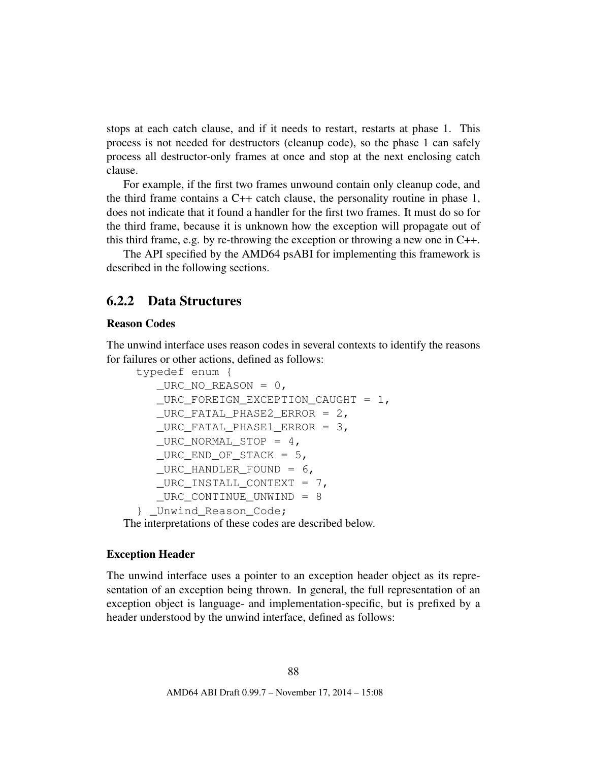stops at each catch clause, and if it needs to restart, restarts at phase 1. This process is not needed for destructors (cleanup code), so the phase 1 can safely process all destructor-only frames at once and stop at the next enclosing catch clause.

For example, if the first two frames unwound contain only cleanup code, and the third frame contains a C++ catch clause, the personality routine in phase 1, does not indicate that it found a handler for the first two frames. It must do so for the third frame, because it is unknown how the exception will propagate out of this third frame, e.g. by re-throwing the exception or throwing a new one in C++.

The API specified by the AMD64 psABI for implementing this framework is described in the following sections.

### 6.2.2 Data Structures

#### Reason Codes

The unwind interface uses reason codes in several contexts to identify the reasons for failures or other actions, defined as follows:

```
typedef enum {
   _URC_NO_REASON = 0,
   _URC_FOREIGN_EXCEPTION_CAUGHT = 1,
   _URC_FATAL_PHASE2_ERROR = 2,
   _URC_FATAL_PHASE1_ERROR = 3,
   _URC_NORMAL_STOP = 4,
   _URC_END_OF_STACK = 5,
   _URC_HANDLER_FOUND = 6,
   _URC_INSTALL_CONTEXT = 7,
   _URC_CONTINUE_UNWIND = 8
} _Unwind_Reason_Code;
```

The interpretations of these codes are described below.

#### Exception Header

The unwind interface uses a pointer to an exception header object as its representation of an exception being thrown. In general, the full representation of an exception object is language- and implementation-specific, but is prefixed by a header understood by the unwind interface, defined as follows: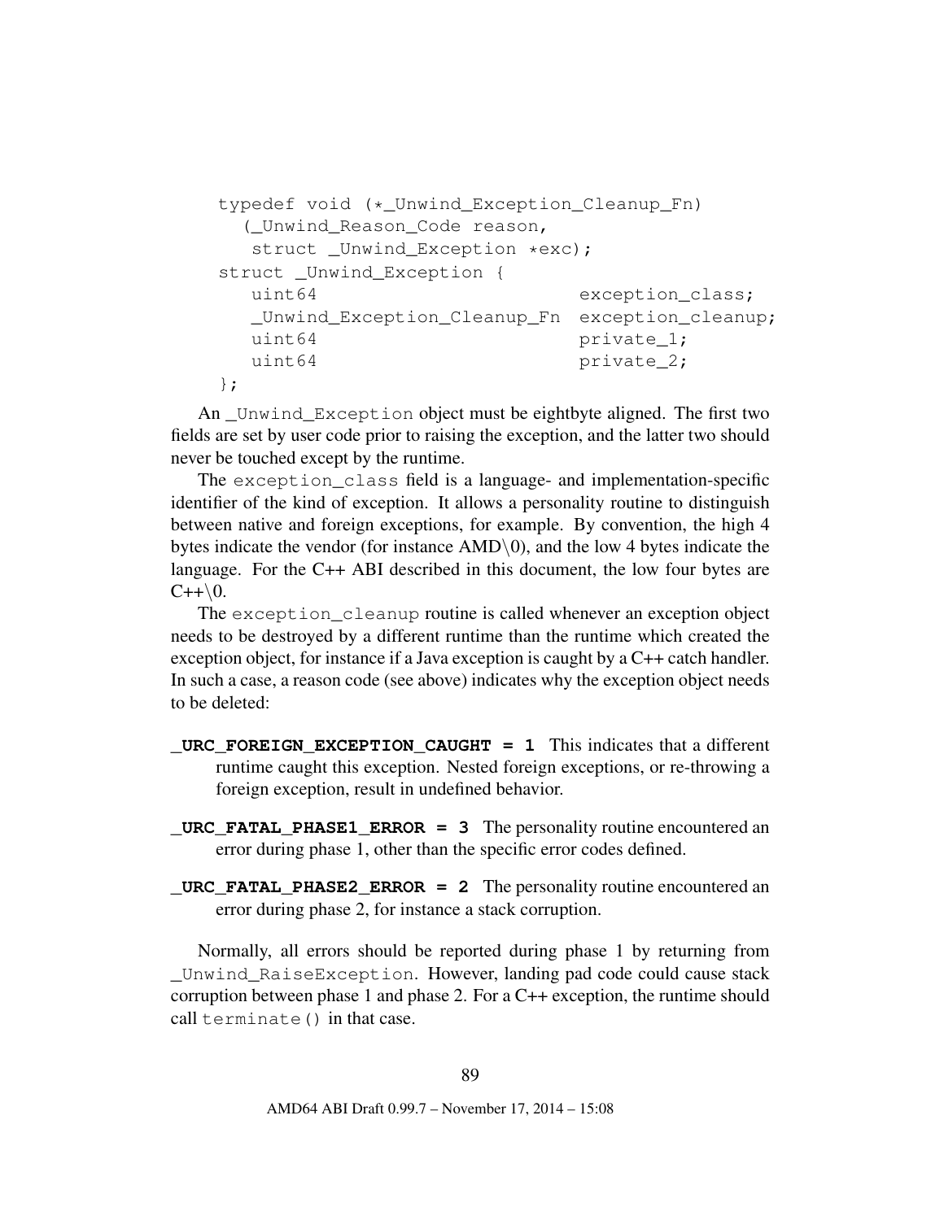```
typedef void (*_Unwind_Exception_Cleanup_Fn)
  (_Unwind_Reason_Code reason,
   struct _Unwind_Exception *exc);
struct _Unwind_Exception {
   uint64                        exception_class;
   _Unwind_Exception_Cleanup_Fn  exception_cleanup;
   uint64                        private_1;
   uint64                        private_2;
};
```

An `_Unwind_Exception` object must be eightbyte aligned. The first two fields are set by user code prior to raising the exception, and the latter two should never be touched except by the runtime.

The `exception_class` field is a language- and implementation-specific identifier of the kind of exception. It allows a personality routine to distinguish between native and foreign exceptions, for example. By convention, the high 4 bytes indicate the vendor (for instance AMD\0), and the low 4 bytes indicate the language. For the C++ ABI described in this document, the low four bytes are C++\0.

The `exception_cleanup` routine is called whenever an exception object needs to be destroyed by a different runtime than the runtime which created the exception object, for instance if a Java exception is caught by a C++ catch handler. In such a case, a reason code (see above) indicates why the exception object needs to be deleted:

**`_URC_FOREIGN_EXCEPTION_CAUGHT = 1`** This indicates that a different runtime caught this exception. Nested foreign exceptions, or re-throwing a foreign exception, result in undefined behavior.

**`_URC_FATAL_PHASE1_ERROR = 3`** The personality routine encountered an error during phase 1, other than the specific error codes defined.

**`_URC_FATAL_PHASE2_ERROR = 2`** The personality routine encountered an error during phase 2, for instance a stack corruption.

Normally, all errors should be reported during phase 1 by returning from `_Unwind_RaiseException`. However, landing pad code could cause stack corruption between phase 1 and phase 2. For a C++ exception, the runtime should call `terminate()` in that case.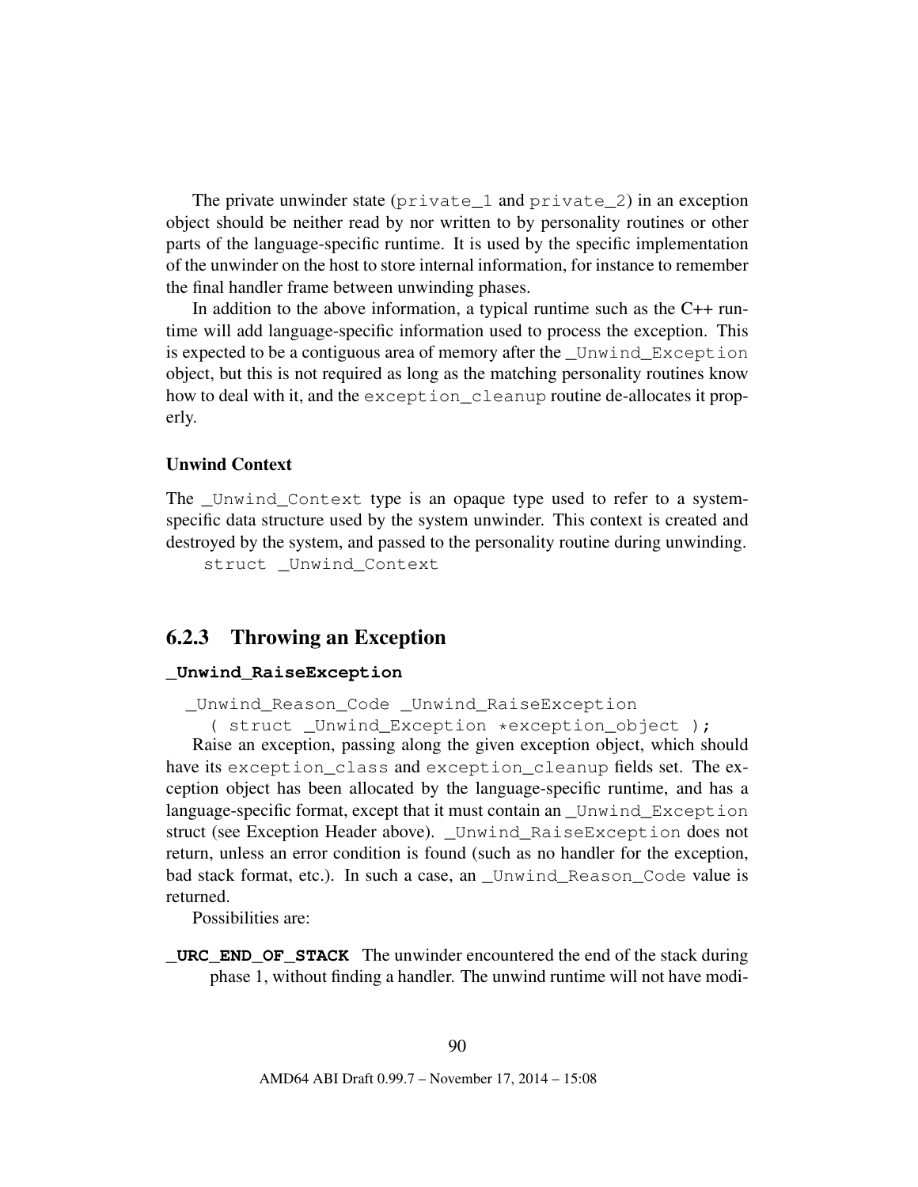The private unwinder state (`private_1` and `private_2`) in an exception object should be neither read by nor written to by personality routines or other parts of the language-specific runtime. It is used by the specific implementation of the unwinder on the host to store internal information, for instance to remember the final handler frame between unwinding phases.

In addition to the above information, a typical runtime such as the C++ runtime will add language-specific information used to process the exception. This is expected to be a contiguous area of memory after the `_Unwind_Exception` object, but this is not required as long as the matching personality routines know how to deal with it, and the `exception_cleanup` routine de-allocates it properly.

#### Unwind Context

The `_Unwind_Context` type is an opaque type used to refer to a system-specific data structure used by the system unwinder. This context is created and destroyed by the system, and passed to the personality routine during unwinding.

```
struct _Unwind_Context
```

### 6.2.3 Throwing an Exception

**`_Unwind_RaiseException`**

```
_Unwind_Reason_Code _Unwind_RaiseException
  ( struct _Unwind_Exception *exception_object );
```

Raise an exception, passing along the given exception object, which should have its `exception_class` and `exception_cleanup` fields set. The exception object has been allocated by the language-specific runtime, and has a language-specific format, except that it must contain an `_Unwind_Exception` struct (see Exception Header above). `_Unwind_RaiseException` does not return, unless an error condition is found (such as no handler for the exception, bad stack format, etc.). In such a case, an `_Unwind_Reason_Code` value is returned.

Possibilities are:

**`_URC_END_OF_STACK`** The unwinder encountered the end of the stack during phase 1, without finding a handler. The unwind runtime will not have modi-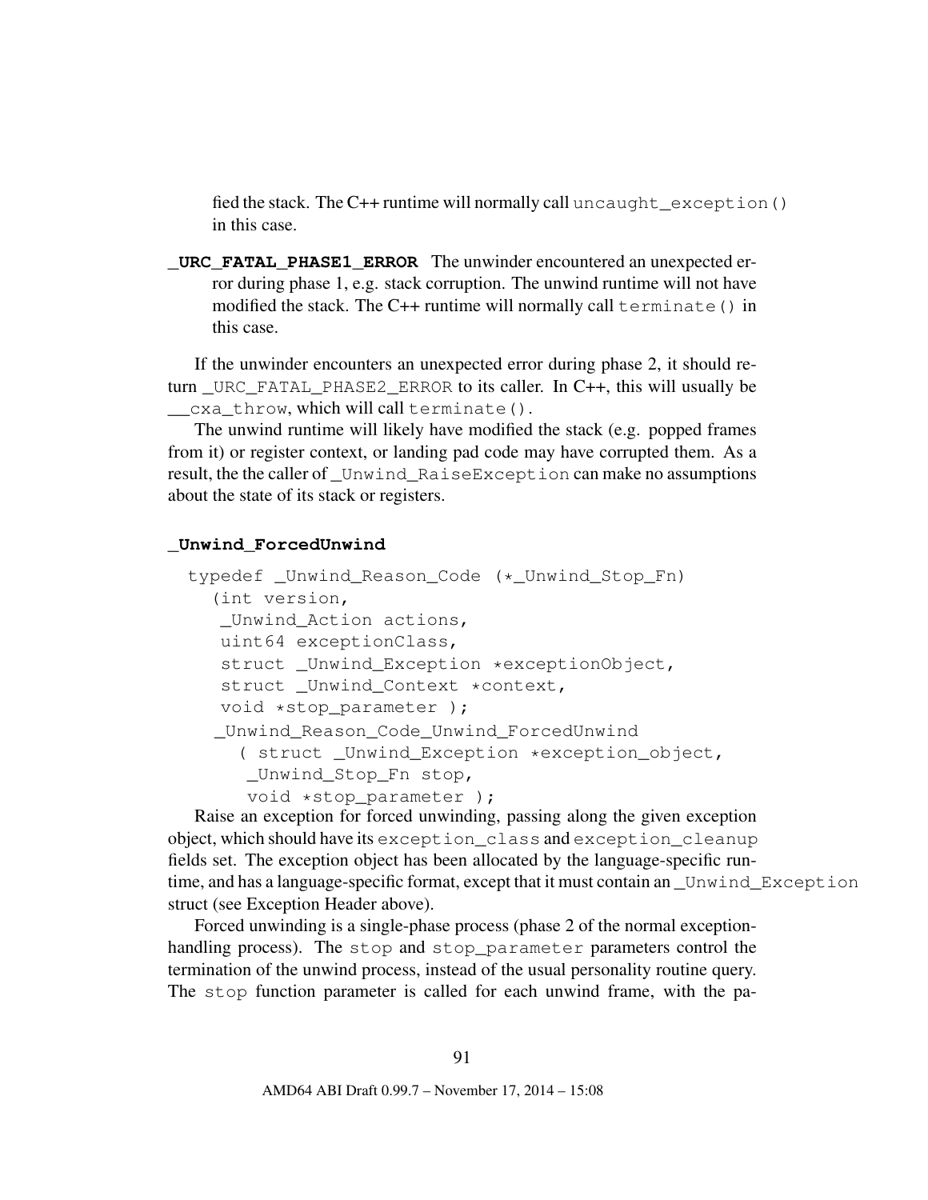fied the stack. The C++ runtime will normally call `uncaught_exception()` in this case.

**`_URC_FATAL_PHASE1_ERROR`** The unwinder encountered an unexpected error during phase 1, e.g. stack corruption. The unwind runtime will not have modified the stack. The C++ runtime will normally call `terminate()` in this case.

If the unwinder encounters an unexpected error during phase 2, it should return `_URC_FATAL_PHASE2_ERROR` to its caller. In C++, this will usually be `__cxa_throw`, which will call `terminate()`.

The unwind runtime will likely have modified the stack (e.g. popped frames from it) or register context, or landing pad code may have corrupted them. As a result, the the caller of `_Unwind_RaiseException` can make no assumptions about the state of its stack or registers.

#### `_Unwind_ForcedUnwind`

```
typedef _Unwind_Reason_Code (*_Unwind_Stop_Fn)
  (int version,
   _Unwind_Action actions,
   uint64 exceptionClass,
   struct _Unwind_Exception *exceptionObject,
   struct _Unwind_Context *context,
   void *stop_parameter );
  _Unwind_Reason_Code_Unwind_ForcedUnwind
    ( struct _Unwind_Exception *exception_object,
     _Unwind_Stop_Fn stop,
     void *stop_parameter );
```

Raise an exception for forced unwinding, passing along the given exception object, which should have its `exception_class` and `exception_cleanup` fields set. The exception object has been allocated by the language-specific runtime, and has a language-specific format, except that it must contain an `_Unwind_Exception` struct (see Exception Header above).

Forced unwinding is a single-phase process (phase 2 of the normal exception-handling process). The `stop` and `stop_parameter` parameters control the termination of the unwind process, instead of the usual personality routine query. The `stop` function parameter is called for each unwind frame, with the pa-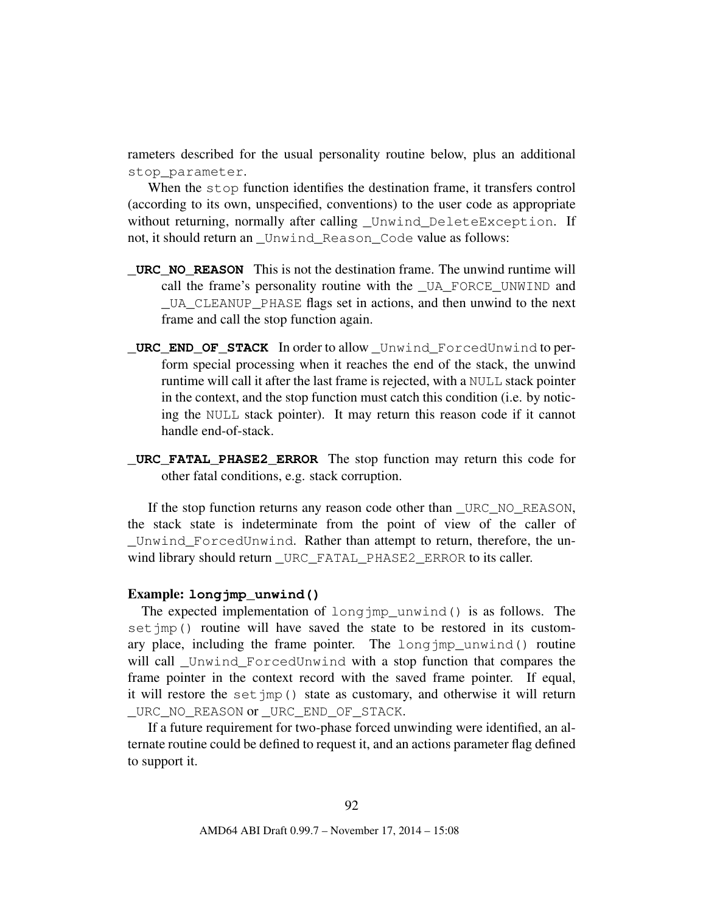rameters described for the usual personality routine below, plus an additional `stop_parameter`.

When the `stop` function identifies the destination frame, it transfers control (according to its own, unspecified, conventions) to the user code as appropriate without returning, normally after calling `_Unwind_DeleteException`. If not, it should return an `_Unwind_Reason_Code` value as follows:

**`_URC_NO_REASON`** This is not the destination frame. The unwind runtime will call the frame's personality routine with the `_UA_FORCE_UNWIND` and `_UA_CLEANUP_PHASE` flags set in actions, and then unwind to the next frame and call the stop function again.

**`_URC_END_OF_STACK`** In order to allow `_Unwind_ForcedUnwind` to perform special processing when it reaches the end of the stack, the unwind runtime will call it after the last frame is rejected, with a `NULL` stack pointer in the context, and the stop function must catch this condition (i.e. by noticing the `NULL` stack pointer). It may return this reason code if it cannot handle end-of-stack.

**`_URC_FATAL_PHASE2_ERROR`** The stop function may return this code for other fatal conditions, e.g. stack corruption.

If the stop function returns any reason code other than `_URC_NO_REASON`, the stack state is indeterminate from the point of view of the caller of `_Unwind_ForcedUnwind`. Rather than attempt to return, therefore, the unwind library should return `_URC_FATAL_PHASE2_ERROR` to its caller.

#### Example: `longjmp_unwind()`

The expected implementation of `longjmp_unwind()` is as follows. The `setjmp()` routine will have saved the state to be restored in its customary place, including the frame pointer. The `longjmp_unwind()` routine will call `_Unwind_ForcedUnwind` with a stop function that compares the frame pointer in the context record with the saved frame pointer. If equal, it will restore the `setjmp()` state as customary, and otherwise it will return `_URC_NO_REASON` or `_URC_END_OF_STACK`.

If a future requirement for two-phase forced unwinding were identified, an alternate routine could be defined to request it, and an actions parameter flag defined to support it.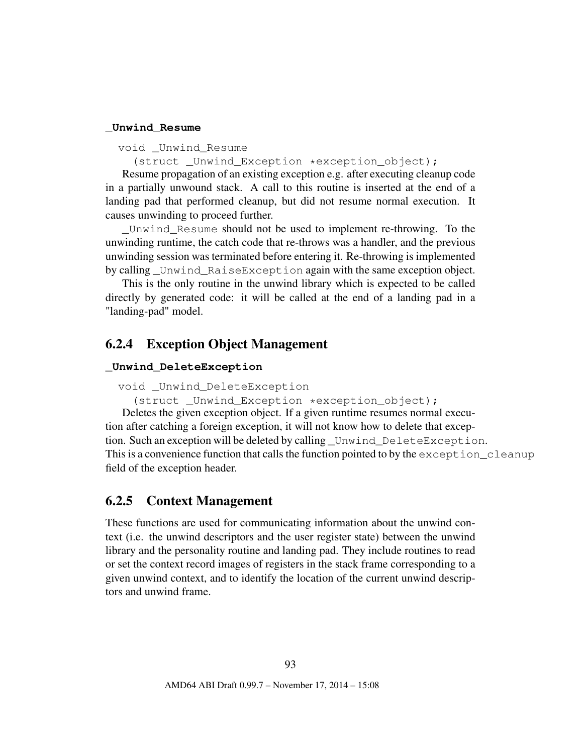**_Unwind_Resume**

```
void _Unwind_Resume
  (struct _Unwind_Exception *exception_object);
```

Resume propagation of an existing exception e.g. after executing cleanup code in a partially unwound stack. A call to this routine is inserted at the end of a landing pad that performed cleanup, but did not resume normal execution. It causes unwinding to proceed further.

`_Unwind_Resume` should not be used to implement re-throwing. To the unwinding runtime, the catch code that re-throws was a handler, and the previous unwinding session was terminated before entering it. Re-throwing is implemented by calling `_Unwind_RaiseException` again with the same exception object.

This is the only routine in the unwind library which is expected to be called directly by generated code: it will be called at the end of a landing pad in a "landing-pad" model.

### 6.2.4 Exception Object Management

**_Unwind_DeleteException**

```
void _Unwind_DeleteException
  (struct _Unwind_Exception *exception_object);
```

Deletes the given exception object. If a given runtime resumes normal execution after catching a foreign exception, it will not know how to delete that exception. Such an exception will be deleted by calling `_Unwind_DeleteException`. This is a convenience function that calls the function pointed to by the `exception_cleanup` field of the exception header.

### 6.2.5 Context Management

These functions are used for communicating information about the unwind context (i.e. the unwind descriptors and the user register state) between the unwind library and the personality routine and landing pad. They include routines to read or set the context record images of registers in the stack frame corresponding to a given unwind context, and to identify the location of the current unwind descriptors and unwind frame.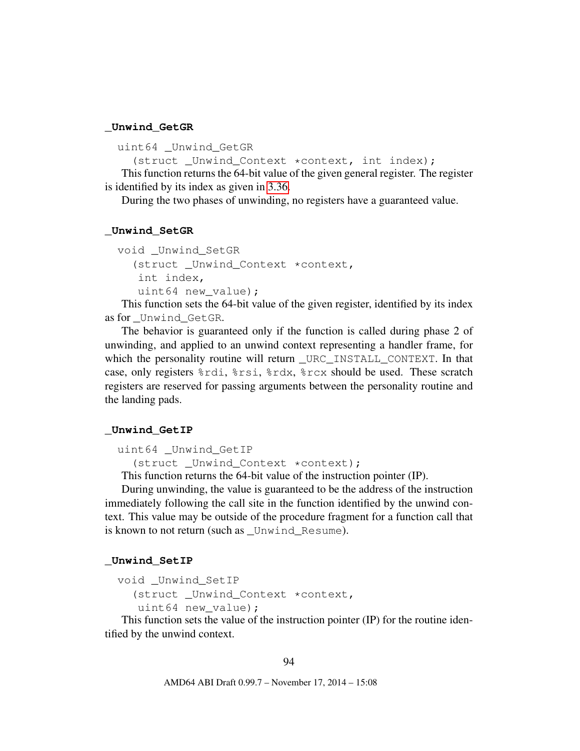**_Unwind_GetGR**

```
uint64 _Unwind_GetGR
  (struct _Unwind_Context *context, int index);
```

This function returns the 64-bit value of the given general register. The register is identified by its index as given in 3.36.

During the two phases of unwinding, no registers have a guaranteed value.

**_Unwind_SetGR**

```
void _Unwind_SetGR
  (struct _Unwind_Context *context,
   int index,
   uint64 new_value);
```

This function sets the 64-bit value of the given register, identified by its index as for `_Unwind_GetGR`.

The behavior is guaranteed only if the function is called during phase 2 of unwinding, and applied to an unwind context representing a handler frame, for which the personality routine will return `_URC_INSTALL_CONTEXT`. In that case, only registers `%rdi`, `%rsi`, `%rdx`, `%rcx` should be used. These scratch registers are reserved for passing arguments between the personality routine and the landing pads.

**_Unwind_GetIP**

```
uint64 _Unwind_GetIP
  (struct _Unwind_Context *context);
```

This function returns the 64-bit value of the instruction pointer (IP).

During unwinding, the value is guaranteed to be the address of the instruction immediately following the call site in the function identified by the unwind context. This value may be outside of the procedure fragment for a function call that is known to not return (such as `_Unwind_Resume`).

**_Unwind_SetIP**

```
void _Unwind_SetIP
  (struct _Unwind_Context *context,
   uint64 new_value);
```

This function sets the value of the instruction pointer (IP) for the routine identified by the unwind context.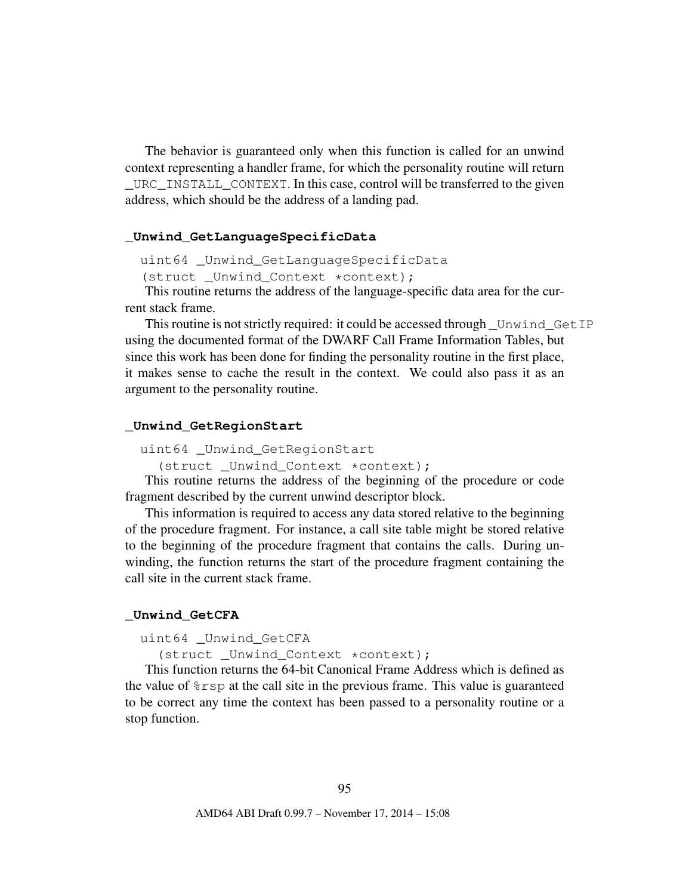The behavior is guaranteed only when this function is called for an unwind context representing a handler frame, for which the personality routine will return `_URC_INSTALL_CONTEXT`. In this case, control will be transferred to the given address, which should be the address of a landing pad.

### `_Unwind_GetLanguageSpecificData`

```
uint64 _Unwind_GetLanguageSpecificData
(struct _Unwind_Context *context);
```

This routine returns the address of the language-specific data area for the current stack frame.

This routine is not strictly required: it could be accessed through `_Unwind_GetIP` using the documented format of the DWARF Call Frame Information Tables, but since this work has been done for finding the personality routine in the first place, it makes sense to cache the result in the context. We could also pass it as an argument to the personality routine.

### `_Unwind_GetRegionStart`

```
uint64 _Unwind_GetRegionStart
  (struct _Unwind_Context *context);
```

This routine returns the address of the beginning of the procedure or code fragment described by the current unwind descriptor block.

This information is required to access any data stored relative to the beginning of the procedure fragment. For instance, a call site table might be stored relative to the beginning of the procedure fragment that contains the calls. During unwinding, the function returns the start of the procedure fragment containing the call site in the current stack frame.

### `_Unwind_GetCFA`

```
uint64 _Unwind_GetCFA
  (struct _Unwind_Context *context);
```

This function returns the 64-bit Canonical Frame Address which is defined as the value of `%rsp` at the call site in the previous frame. This value is guaranteed to be correct any time the context has been passed to a personality routine or a stop function.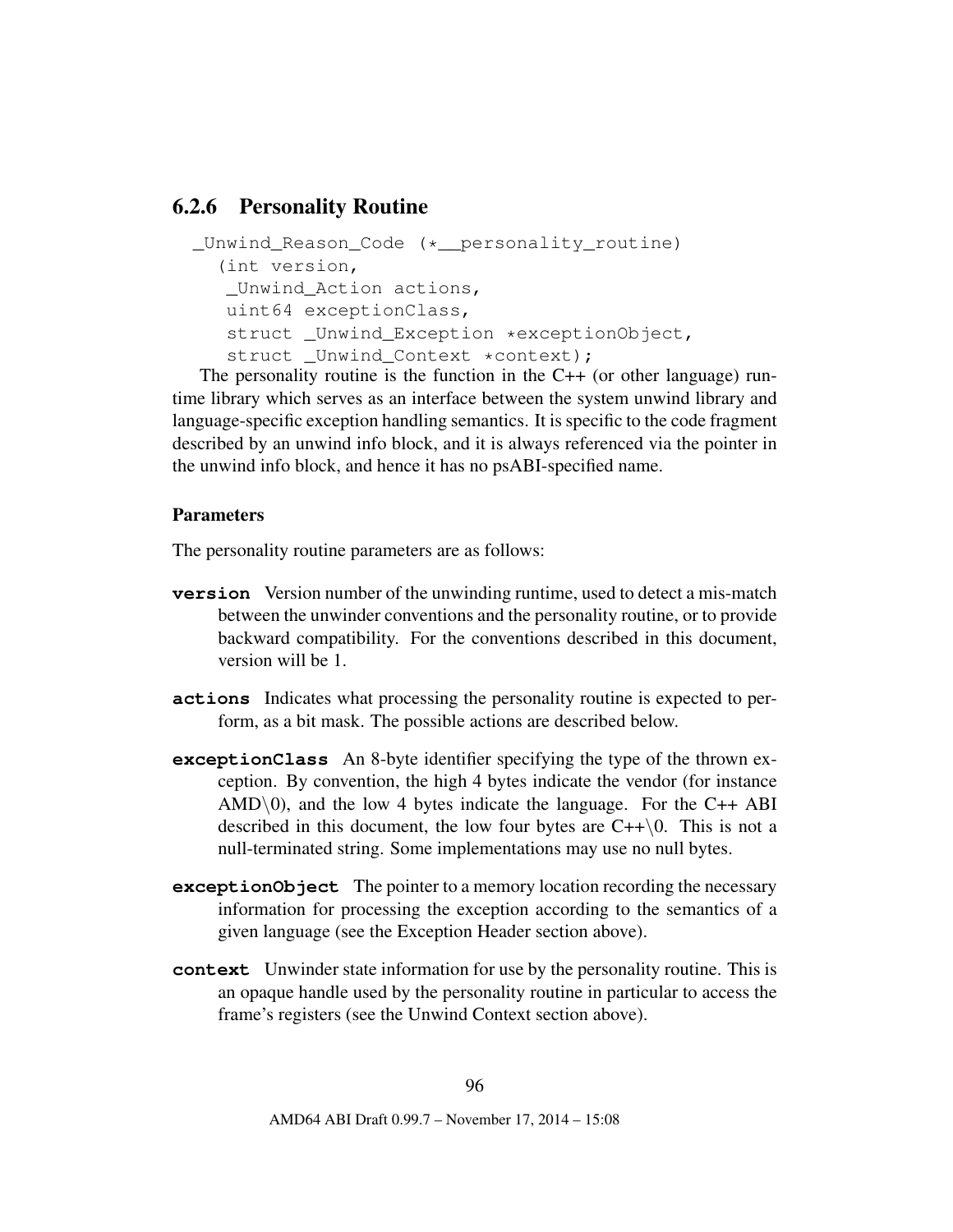### 6.2.6 Personality Routine

```
_Unwind_Reason_Code (*__personality_routine)
  (int version,
   _Unwind_Action actions,
   uint64 exceptionClass,
   struct _Unwind_Exception *exceptionObject,
   struct _Unwind_Context *context);
```

The personality routine is the function in the C++ (or other language) runtime library which serves as an interface between the system unwind library and language-specific exception handling semantics. It is specific to the code fragment described by an unwind info block, and it is always referenced via the pointer in the unwind info block, and hence it has no psABI-specified name.

#### Parameters

The personality routine parameters are as follows:

**version** Version number of the unwinding runtime, used to detect a mis-match between the unwinder conventions and the personality routine, or to provide backward compatibility. For the conventions described in this document, version will be 1.

**actions** Indicates what processing the personality routine is expected to perform, as a bit mask. The possible actions are described below.

**exceptionClass** An 8-byte identifier specifying the type of the thrown exception. By convention, the high 4 bytes indicate the vendor (for instance AMD\0), and the low 4 bytes indicate the language. For the C++ ABI described in this document, the low four bytes are C++\0. This is not a null-terminated string. Some implementations may use no null bytes.

**exceptionObject** The pointer to a memory location recording the necessary information for processing the exception according to the semantics of a given language (see the Exception Header section above).

**context** Unwinder state information for use by the personality routine. This is an opaque handle used by the personality routine in particular to access the frame's registers (see the Unwind Context section above).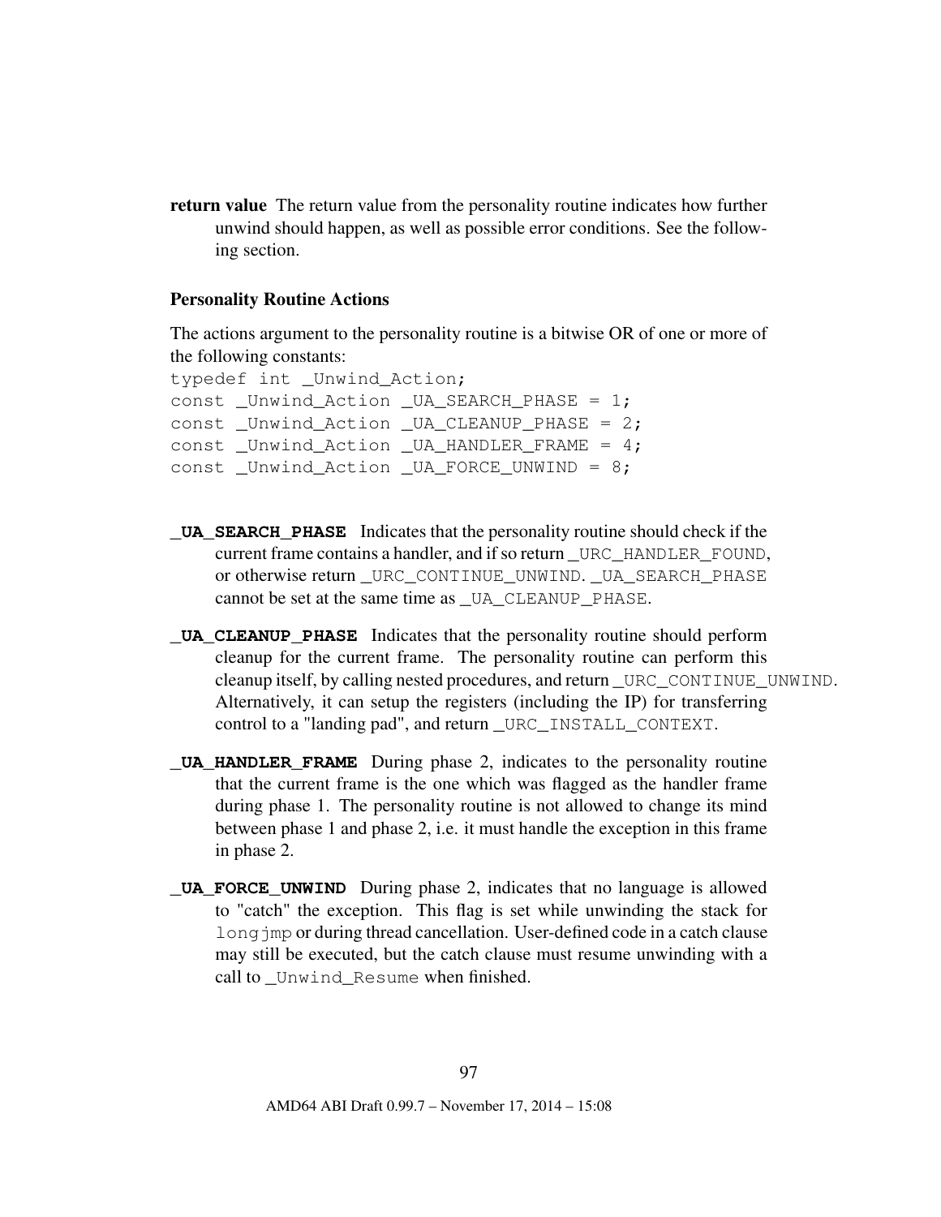**return value** The return value from the personality routine indicates how further unwind should happen, as well as possible error conditions. See the following section.

#### Personality Routine Actions

The actions argument to the personality routine is a bitwise OR of one or more of the following constants:

```
typedef int _Unwind_Action;
const _Unwind_Action _UA_SEARCH_PHASE = 1;
const _Unwind_Action _UA_CLEANUP_PHASE = 2;
const _Unwind_Action _UA_HANDLER_FRAME = 4;
const _Unwind_Action _UA_FORCE_UNWIND = 8;
```

**`_UA_SEARCH_PHASE`** Indicates that the personality routine should check if the current frame contains a handler, and if so return `_URC_HANDLER_FOUND`, or otherwise return `_URC_CONTINUE_UNWIND`. `_UA_SEARCH_PHASE` cannot be set at the same time as `_UA_CLEANUP_PHASE`.

**`_UA_CLEANUP_PHASE`** Indicates that the personality routine should perform cleanup for the current frame. The personality routine can perform this cleanup itself, by calling nested procedures, and return `_URC_CONTINUE_UNWIND`. Alternatively, it can setup the registers (including the IP) for transferring control to a "landing pad", and return `_URC_INSTALL_CONTEXT`.

**`_UA_HANDLER_FRAME`** During phase 2, indicates to the personality routine that the current frame is the one which was flagged as the handler frame during phase 1. The personality routine is not allowed to change its mind between phase 1 and phase 2, i.e. it must handle the exception in this frame in phase 2.

**`_UA_FORCE_UNWIND`** During phase 2, indicates that no language is allowed to "catch" the exception. This flag is set while unwinding the stack for `longjmp` or during thread cancellation. User-defined code in a catch clause may still be executed, but the catch clause must resume unwinding with a call to `_Unwind_Resume` when finished.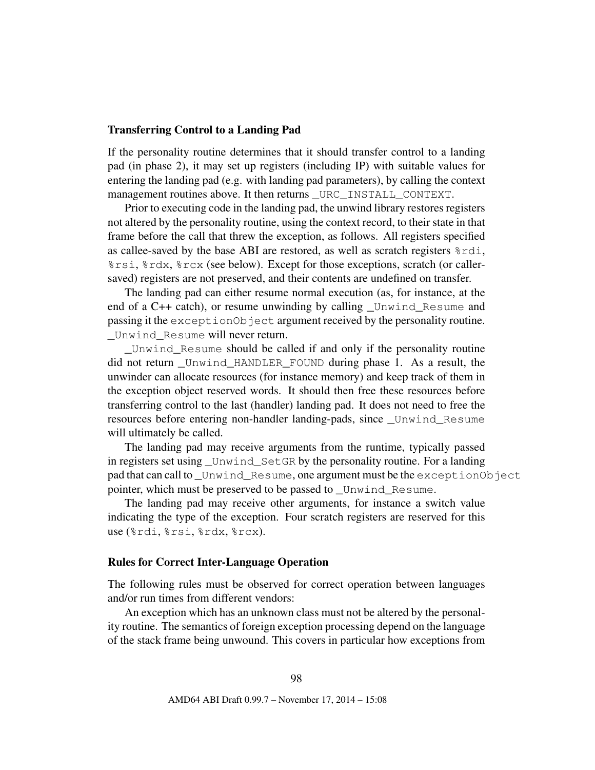### Transferring Control to a Landing Pad

If the personality routine determines that it should transfer control to a landing pad (in phase 2), it may set up registers (including IP) with suitable values for entering the landing pad (e.g. with landing pad parameters), by calling the context management routines above. It then returns `_URC_INSTALL_CONTEXT`.

Prior to executing code in the landing pad, the unwind library restores registers not altered by the personality routine, using the context record, to their state in that frame before the call that threw the exception, as follows. All registers specified as callee-saved by the base ABI are restored, as well as scratch registers `%rdi`, `%rsi`, `%rdx`, `%rcx` (see below). Except for those exceptions, scratch (or caller-saved) registers are not preserved, and their contents are undefined on transfer.

The landing pad can either resume normal execution (as, for instance, at the end of a C++ catch), or resume unwinding by calling `_Unwind_Resume` and passing it the `exceptionObject` argument received by the personality routine. `_Unwind_Resume` will never return.

`_Unwind_Resume` should be called if and only if the personality routine did not return `_Unwind_HANDLER_FOUND` during phase 1. As a result, the unwinder can allocate resources (for instance memory) and keep track of them in the exception object reserved words. It should then free these resources before transferring control to the last (handler) landing pad. It does not need to free the resources before entering non-handler landing-pads, since `_Unwind_Resume` will ultimately be called.

The landing pad may receive arguments from the runtime, typically passed in registers set using `_Unwind_SetGR` by the personality routine. For a landing pad that can call to `_Unwind_Resume`, one argument must be the `exceptionObject` pointer, which must be preserved to be passed to `_Unwind_Resume`.

The landing pad may receive other arguments, for instance a switch value indicating the type of the exception. Four scratch registers are reserved for this use (`%rdi`, `%rsi`, `%rdx`, `%rcx`).

### Rules for Correct Inter-Language Operation

The following rules must be observed for correct operation between languages and/or run times from different vendors:

An exception which has an unknown class must not be altered by the personality routine. The semantics of foreign exception processing depend on the language of the stack frame being unwound. This covers in particular how exceptions from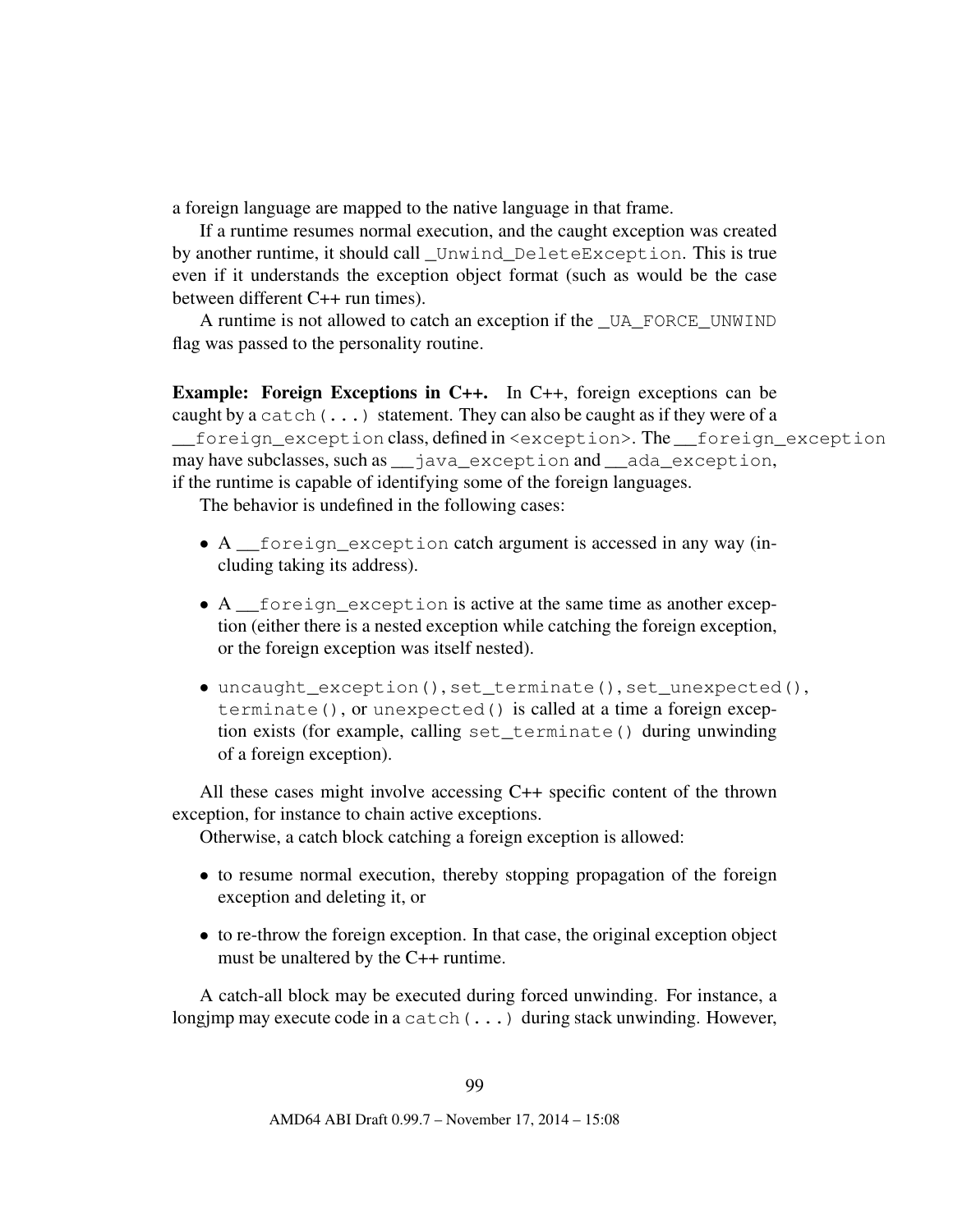a foreign language are mapped to the native language in that frame.

If a runtime resumes normal execution, and the caught exception was created by another runtime, it should call `_Unwind_DeleteException`. This is true even if it understands the exception object format (such as would be the case between different C++ run times).

A runtime is not allowed to catch an exception if the `_UA_FORCE_UNWIND` flag was passed to the personality routine.

**Example: Foreign Exceptions in C++.** In C++, foreign exceptions can be caught by a `catch(...)` statement. They can also be caught as if they were of a `__foreign_exception` class, defined in `<exception>`. The `__foreign_exception` may have subclasses, such as `__java_exception` and `__ada_exception`, if the runtime is capable of identifying some of the foreign languages.

The behavior is undefined in the following cases:

- A `__foreign_exception` catch argument is accessed in any way (including taking its address).
- A `__foreign_exception` is active at the same time as another exception (either there is a nested exception while catching the foreign exception, or the foreign exception was itself nested).
- `uncaught_exception()`, `set_terminate()`, `set_unexpected()`, `terminate()`, or `unexpected()` is called at a time a foreign exception exists (for example, calling `set_terminate()` during unwinding of a foreign exception).

All these cases might involve accessing C++ specific content of the thrown exception, for instance to chain active exceptions.

Otherwise, a catch block catching a foreign exception is allowed:

- to resume normal execution, thereby stopping propagation of the foreign exception and deleting it, or
- to re-throw the foreign exception. In that case, the original exception object must be unaltered by the C++ runtime.

A catch-all block may be executed during forced unwinding. For instance, a longjmp may execute code in a `catch(...)` during stack unwinding. However,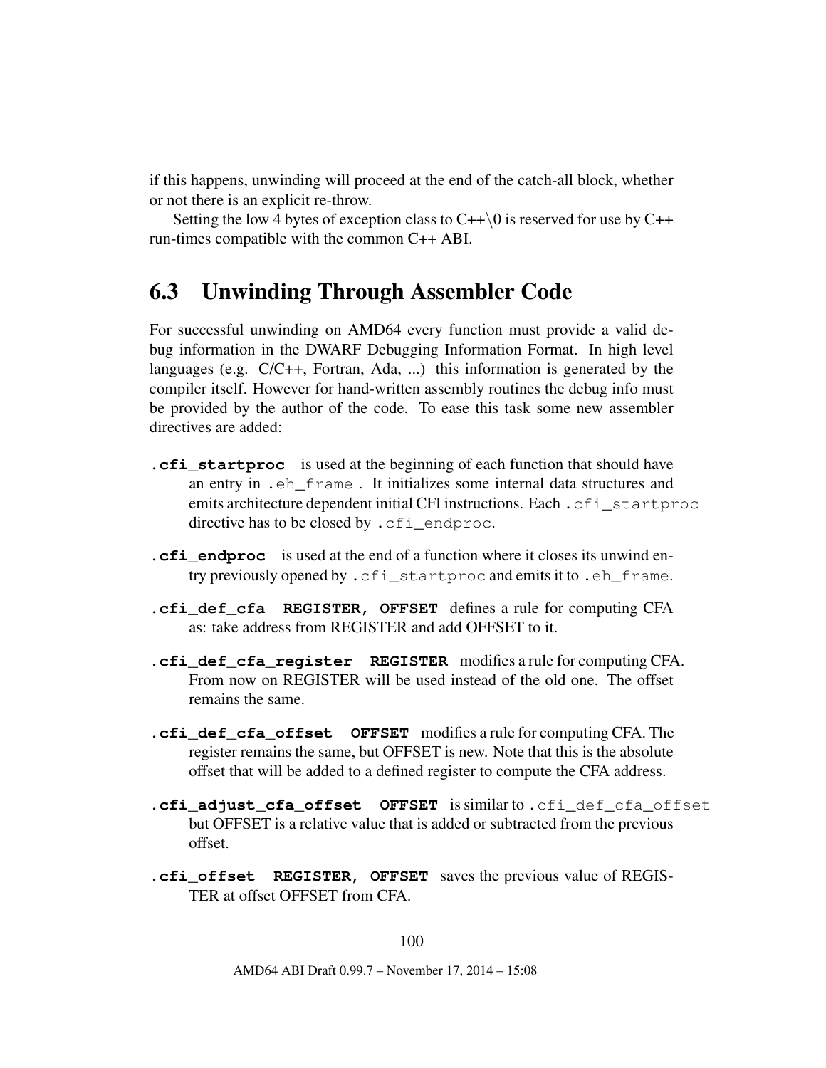if this happens, unwinding will proceed at the end of the catch-all block, whether or not there is an explicit re-throw.

Setting the low 4 bytes of exception class to C++\0 is reserved for use by C++ run-times compatible with the common C++ ABI.

## 6.3 Unwinding Through Assembler Code

For successful unwinding on AMD64 every function must provide a valid debug information in the DWARF Debugging Information Format. In high level languages (e.g. C/C++, Fortran, Ada, ...) this information is generated by the compiler itself. However for hand-written assembly routines the debug info must be provided by the author of the code. To ease this task some new assembler directives are added:

**`.cfi_startproc`** is used at the beginning of each function that should have an entry in `.eh_frame` . It initializes some internal data structures and emits architecture dependent initial CFI instructions. Each `.cfi_startproc` directive has to be closed by `.cfi_endproc`.

**`.cfi_endproc`** is used at the end of a function where it closes its unwind entry previously opened by `.cfi_startproc` and emits it to `.eh_frame`.

**`.cfi_def_cfa REGISTER, OFFSET`** defines a rule for computing CFA as: take address from REGISTER and add OFFSET to it.

**`.cfi_def_cfa_register REGISTER`** modifies a rule for computing CFA. From now on REGISTER will be used instead of the old one. The offset remains the same.

**`.cfi_def_cfa_offset OFFSET`** modifies a rule for computing CFA. The register remains the same, but OFFSET is new. Note that this is the absolute offset that will be added to a defined register to compute the CFA address.

**`.cfi_adjust_cfa_offset OFFSET`** is similar to `.cfi_def_cfa_offset` but OFFSET is a relative value that is added or subtracted from the previous offset.

**`.cfi_offset REGISTER, OFFSET`** saves the previous value of REGISTER at offset OFFSET from CFA.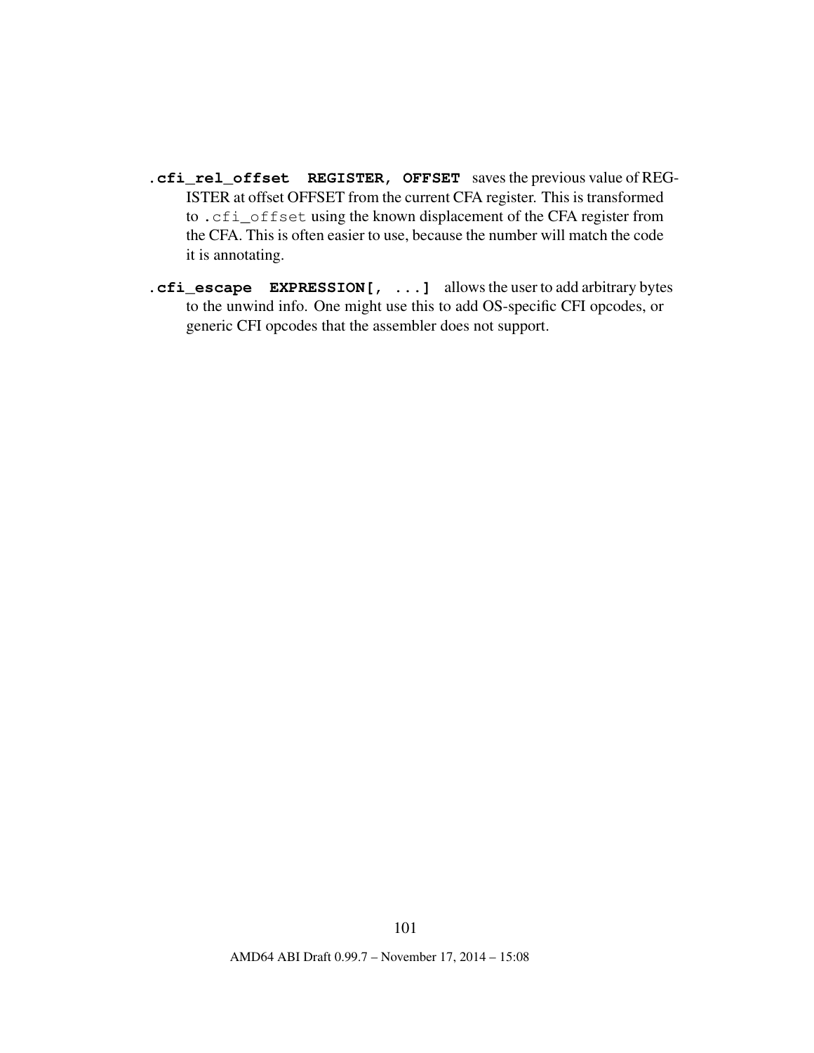**`.cfi_rel_offset REGISTER, OFFSET`** saves the previous value of REGISTER at offset OFFSET from the current CFA register. This is transformed to `.cfi_offset` using the known displacement of the CFA register from the CFA. This is often easier to use, because the number will match the code it is annotating.

**`.cfi_escape EXPRESSION[, ...]`** allows the user to add arbitrary bytes to the unwind info. One might use this to add OS-specific CFI opcodes, or generic CFI opcodes that the assembler does not support.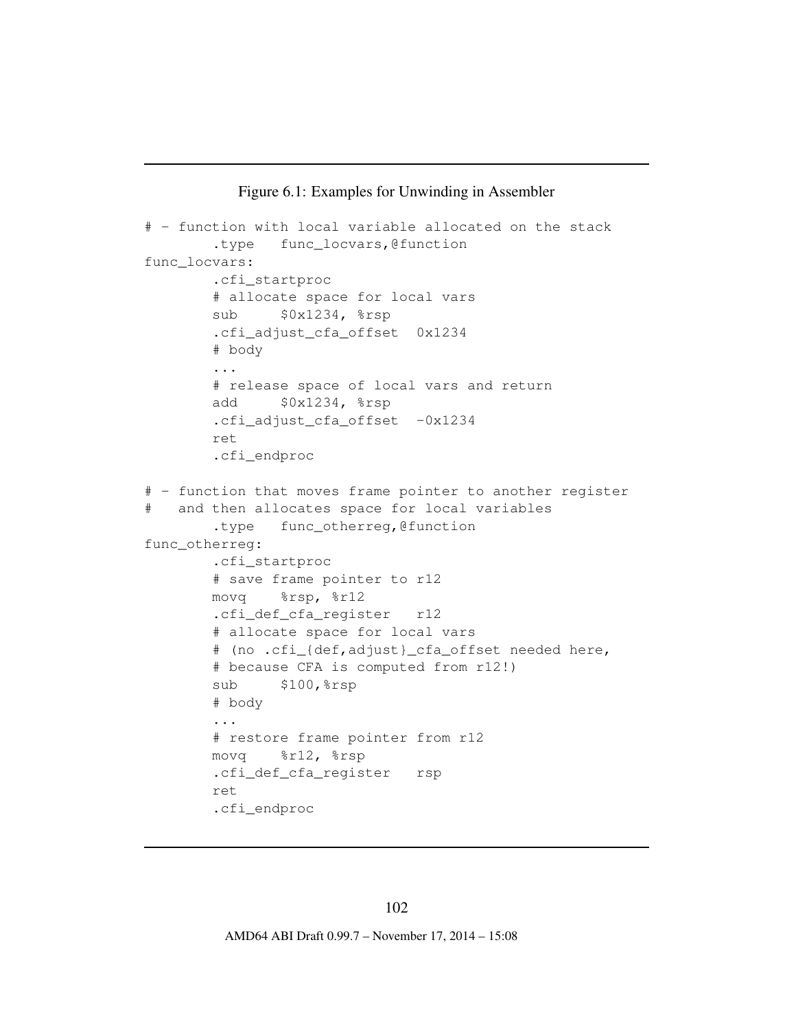Figure 6.1: Examples for Unwinding in Assembler

```
# - function with local variable allocated on the stack
        .type   func_locvars,@function
func_locvars:
        .cfi_startproc
        # allocate space for local vars
        sub     $0x1234, %rsp
        .cfi_adjust_cfa_offset  0x1234
        # body
        ...
        # release space of local vars and return
        add     $0x1234, %rsp
        .cfi_adjust_cfa_offset  -0x1234
        ret
        .cfi_endproc

# - function that moves frame pointer to another register
#   and then allocates space for local variables
        .type   func_otherreg,@function
func_otherreg:
        .cfi_startproc
        # save frame pointer to r12
        movq    %rsp, %r12
        .cfi_def_cfa_register   r12
        # allocate space for local vars
        # (no .cfi_{def,adjust}_cfa_offset needed here,
        # because CFA is computed from r12!)
        sub     $100,%rsp
        # body
        ...
        # restore frame pointer from r12
        movq    %r12, %rsp
        .cfi_def_cfa_register   rsp
        ret
        .cfi_endproc
```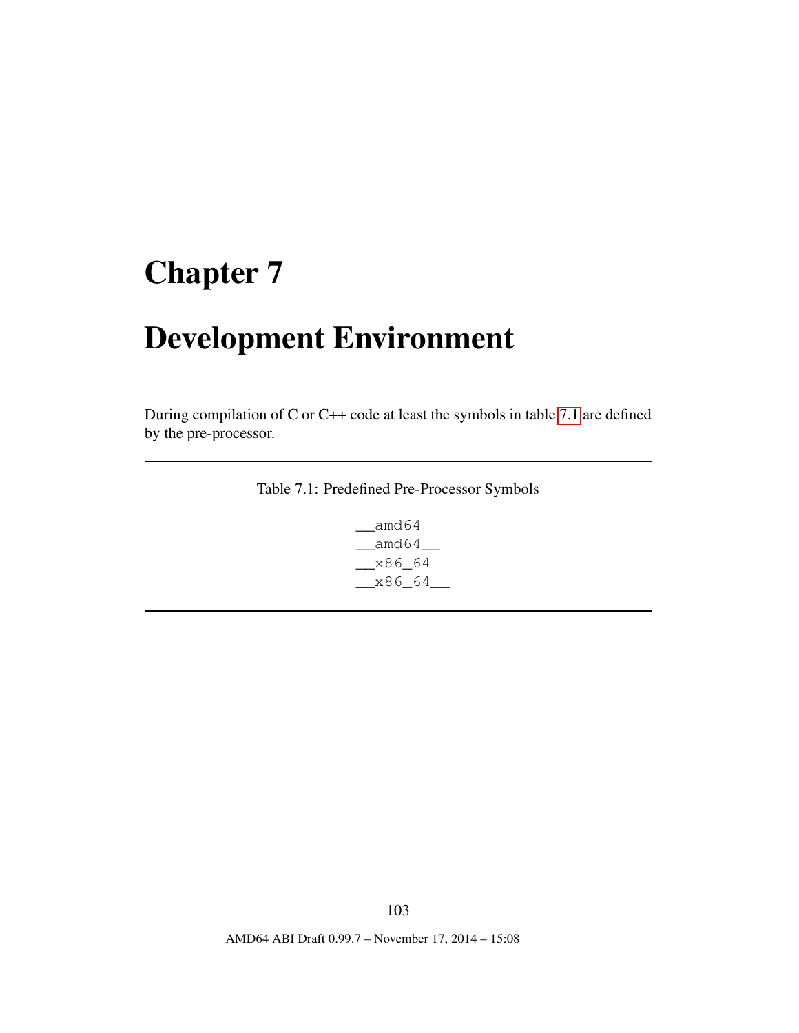# Chapter 7

# Development Environment

During compilation of C or C++ code at least the symbols in table 7.1 are defined by the pre-processor.

Table 7.1: Predefined Pre-Processor Symbols

```
__amd64
__amd64__
__x86_64
__x86_64__
```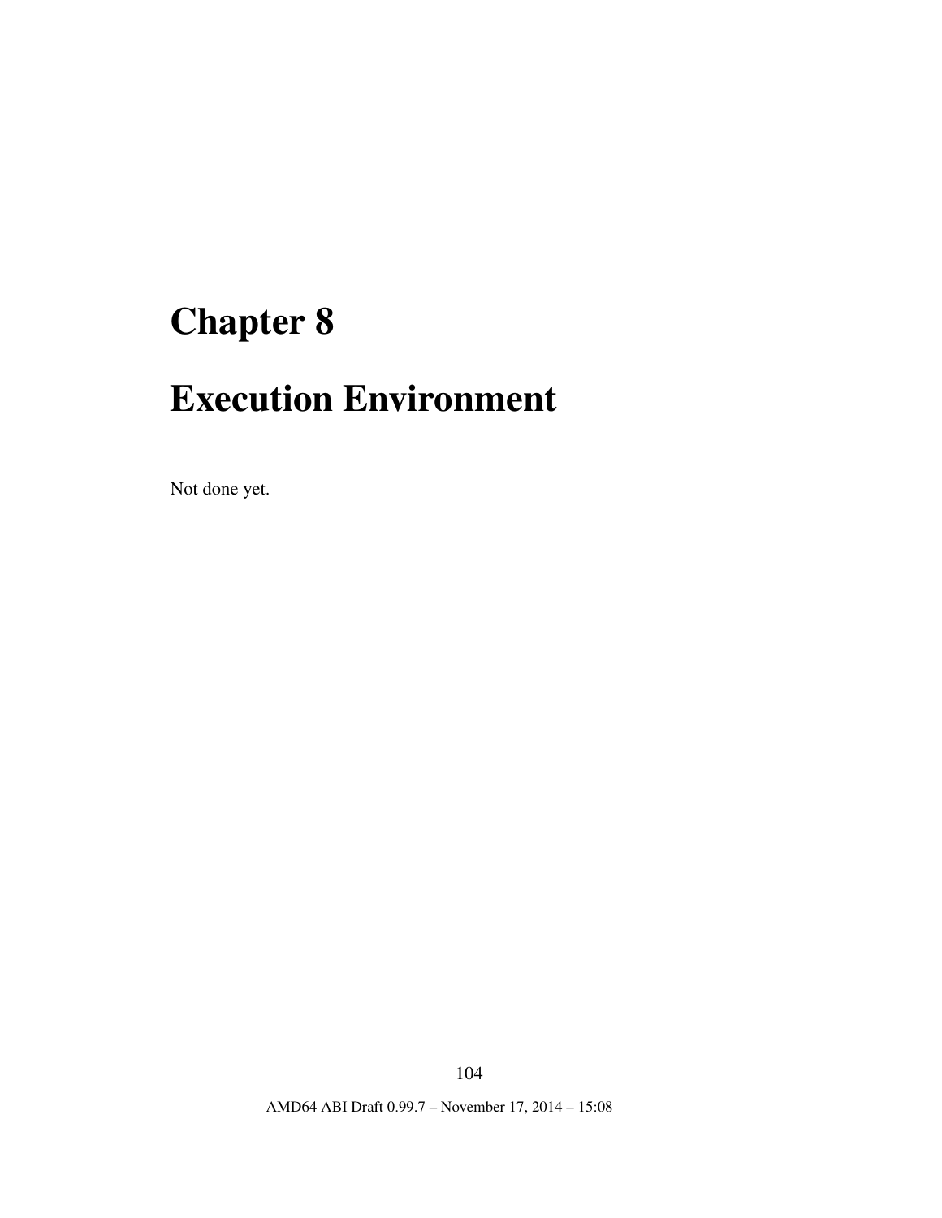# Chapter 8

# Execution Environment

Not done yet.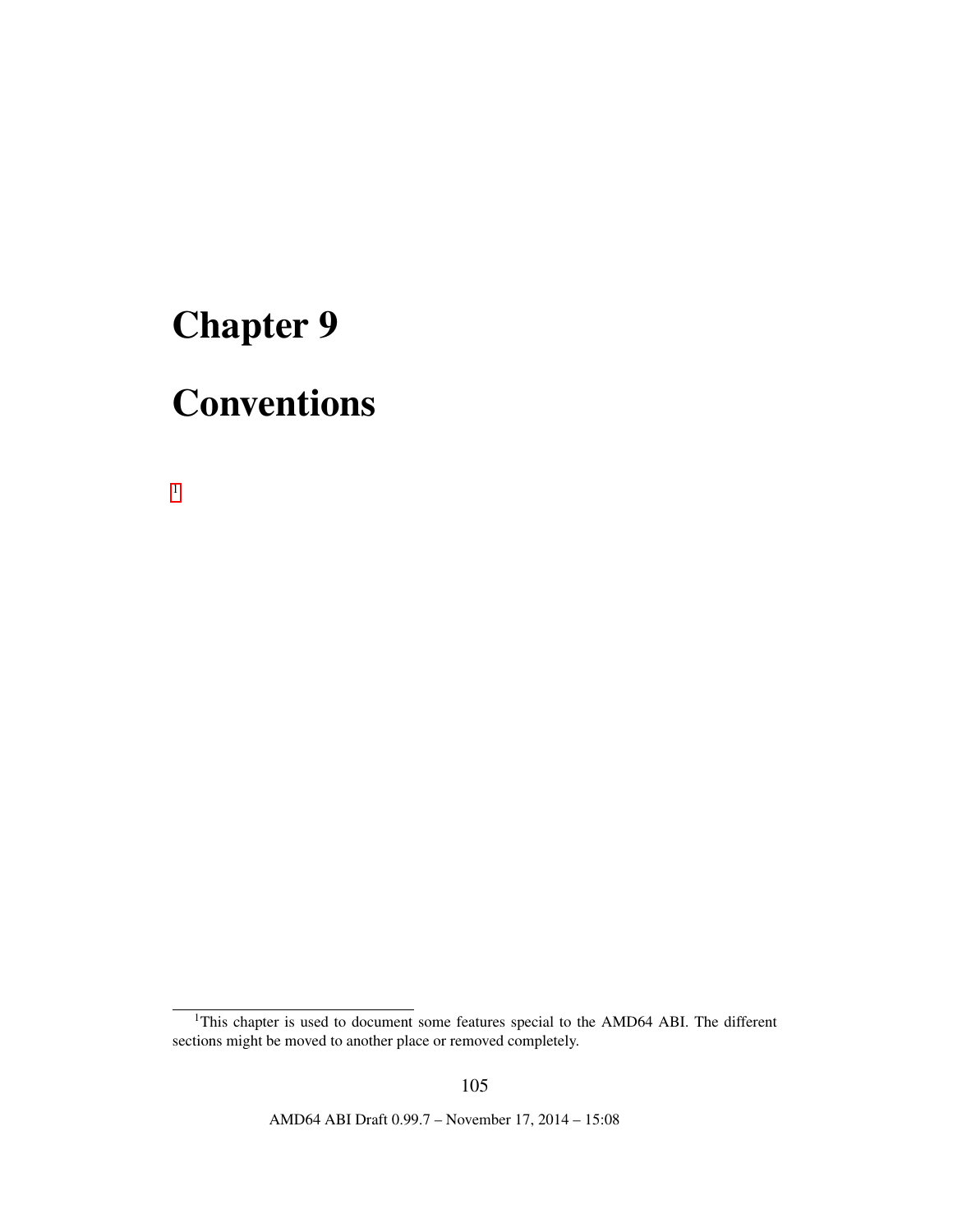# Chapter 9

# Conventions

[1]

[1] This chapter is used to document some features special to the AMD64 ABI. The different sections might be moved to another place or removed completely.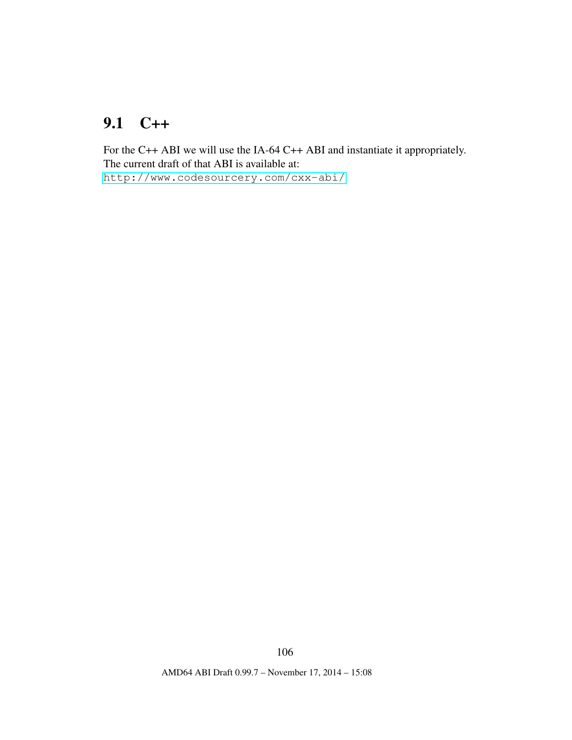## 9.1 C++

For the C++ ABI we will use the IA-64 C++ ABI and instantiate it appropriately. The current draft of that ABI is available at:
http://www.codesourcery.com/cxx-abi/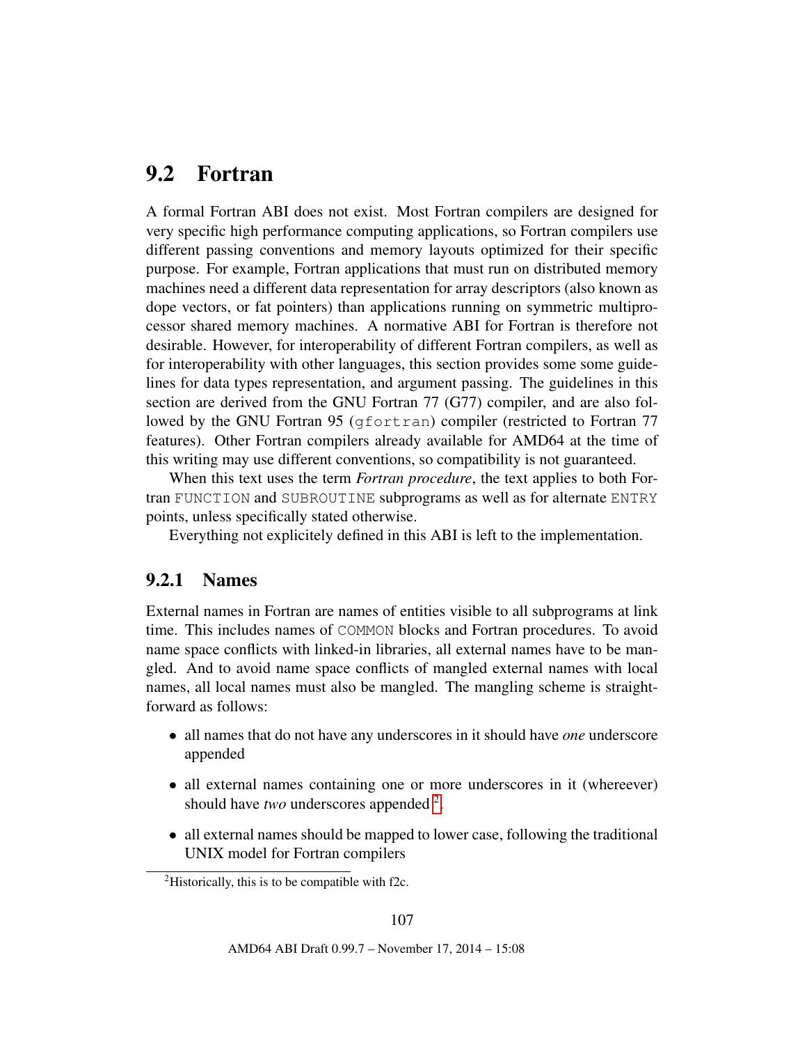## 9.2 Fortran

A formal Fortran ABI does not exist. Most Fortran compilers are designed for very specific high performance computing applications, so Fortran compilers use different passing conventions and memory layouts optimized for their specific purpose. For example, Fortran applications that must run on distributed memory machines need a different data representation for array descriptors (also known as dope vectors, or fat pointers) than applications running on symmetric multiprocessor shared memory machines. A normative ABI for Fortran is therefore not desirable. However, for interoperability of different Fortran compilers, as well as for interoperability with other languages, this section provides some some guidelines for data types representation, and argument passing. The guidelines in this section are derived from the GNU Fortran 77 (G77) compiler, and are also followed by the GNU Fortran 95 (`gfortran`) compiler (restricted to Fortran 77 features). Other Fortran compilers already available for AMD64 at the time of this writing may use different conventions, so compatibility is not guaranteed.

When this text uses the term *Fortran procedure*, the text applies to both Fortran `FUNCTION` and `SUBROUTINE` subprograms as well as for alternate `ENTRY` points, unless specifically stated otherwise.

Everything not explicitely defined in this ABI is left to the implementation.

### 9.2.1 Names

External names in Fortran are names of entities visible to all subprograms at link time. This includes names of `COMMON` blocks and Fortran procedures. To avoid name space conflicts with linked-in libraries, all external names have to be mangled. And to avoid name space conflicts of mangled external names with local names, all local names must also be mangled. The mangling scheme is straightforward as follows:

- all names that do not have any underscores in it should have *one* underscore appended
- all external names containing one or more underscores in it (whereever) should have *two* underscores appended [2].
- all external names should be mapped to lower case, following the traditional UNIX model for Fortran compilers

[2] Historically, this is to be compatible with f2c.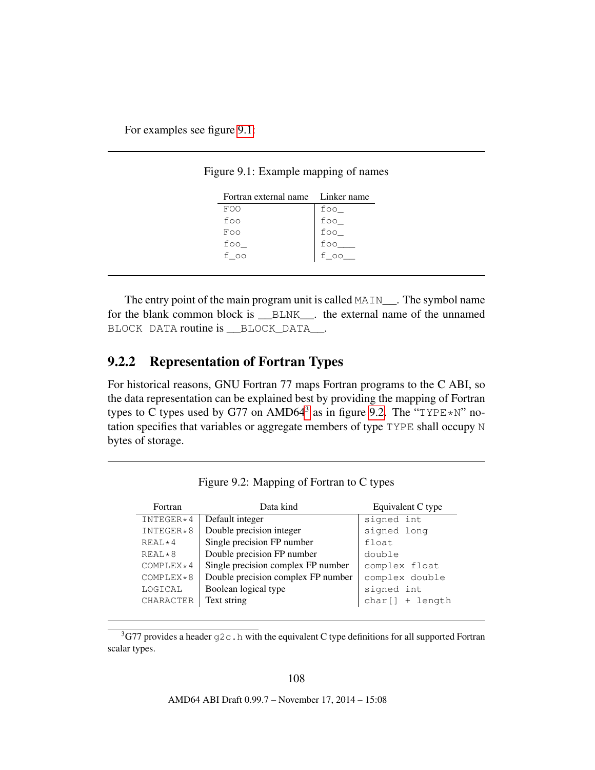For examples see figure 9.1:

Figure 9.1: Example mapping of names

| Fortran external name | Linker name |
| --- | --- |
| FOO | foo_ |
| foo | foo_ |
| Foo | foo_ |
| foo_ | foo___ |
| f_oo | f_oo__ |

The entry point of the main program unit is called MAIN__. The symbol name for the blank common block is __BLNK__. the external name of the unnamed BLOCK DATA routine is __BLOCK_DATA__.

### 9.2.2 Representation of Fortran Types

For historical reasons, GNU Fortran 77 maps Fortran programs to the C ABI, so the data representation can be explained best by providing the mapping of Fortran types to C types used by G77 on AMD64[3] as in figure 9.2. The "TYPE*N" notation specifies that variables or aggregate members of type TYPE shall occupy N bytes of storage.

Figure 9.2: Mapping of Fortran to C types

| Fortran | Data kind | Equivalent C type |
| --- | --- | --- |
| INTEGER*4 | Default integer | signed int |
| INTEGER*8 | Double precision integer | signed long |
| REAL*4 | Single precision FP number | float |
| REAL*8 | Double precision FP number | double |
| COMPLEX*4 | Single precision complex FP number | complex float |
| COMPLEX*8 | Double precision complex FP number | complex double |
| LOGICAL | Boolean logical type | signed int |
| CHARACTER | Text string | char[] + length |

[3] G77 provides a header g2c.h with the equivalent C type definitions for all supported Fortran scalar types.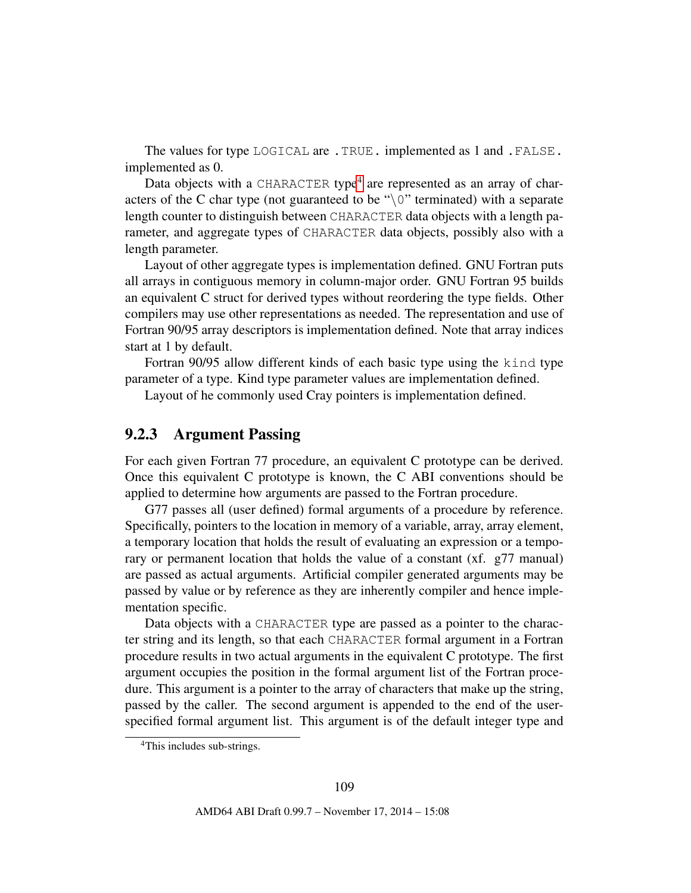The values for type LOGICAL are .TRUE. implemented as 1 and .FALSE. implemented as 0.

Data objects with a CHARACTER type[4] are represented as an array of characters of the C char type (not guaranteed to be "\0" terminated) with a separate length counter to distinguish between CHARACTER data objects with a length parameter, and aggregate types of CHARACTER data objects, possibly also with a length parameter.

Layout of other aggregate types is implementation defined. GNU Fortran puts all arrays in contiguous memory in column-major order. GNU Fortran 95 builds an equivalent C struct for derived types without reordering the type fields. Other compilers may use other representations as needed. The representation and use of Fortran 90/95 array descriptors is implementation defined. Note that array indices start at 1 by default.

Fortran 90/95 allow different kinds of each basic type using the kind type parameter of a type. Kind type parameter values are implementation defined.

Layout of he commonly used Cray pointers is implementation defined.

### 9.2.3 Argument Passing

For each given Fortran 77 procedure, an equivalent C prototype can be derived. Once this equivalent C prototype is known, the C ABI conventions should be applied to determine how arguments are passed to the Fortran procedure.

G77 passes all (user defined) formal arguments of a procedure by reference. Specifically, pointers to the location in memory of a variable, array, array element, a temporary location that holds the result of evaluating an expression or a temporary or permanent location that holds the value of a constant (xf. g77 manual) are passed as actual arguments. Artificial compiler generated arguments may be passed by value or by reference as they are inherently compiler and hence implementation specific.

Data objects with a CHARACTER type are passed as a pointer to the character string and its length, so that each CHARACTER formal argument in a Fortran procedure results in two actual arguments in the equivalent C prototype. The first argument occupies the position in the formal argument list of the Fortran procedure. This argument is a pointer to the array of characters that make up the string, passed by the caller. The second argument is appended to the end of the user-specified formal argument list. This argument is of the default integer type and

[4] This includes sub-strings.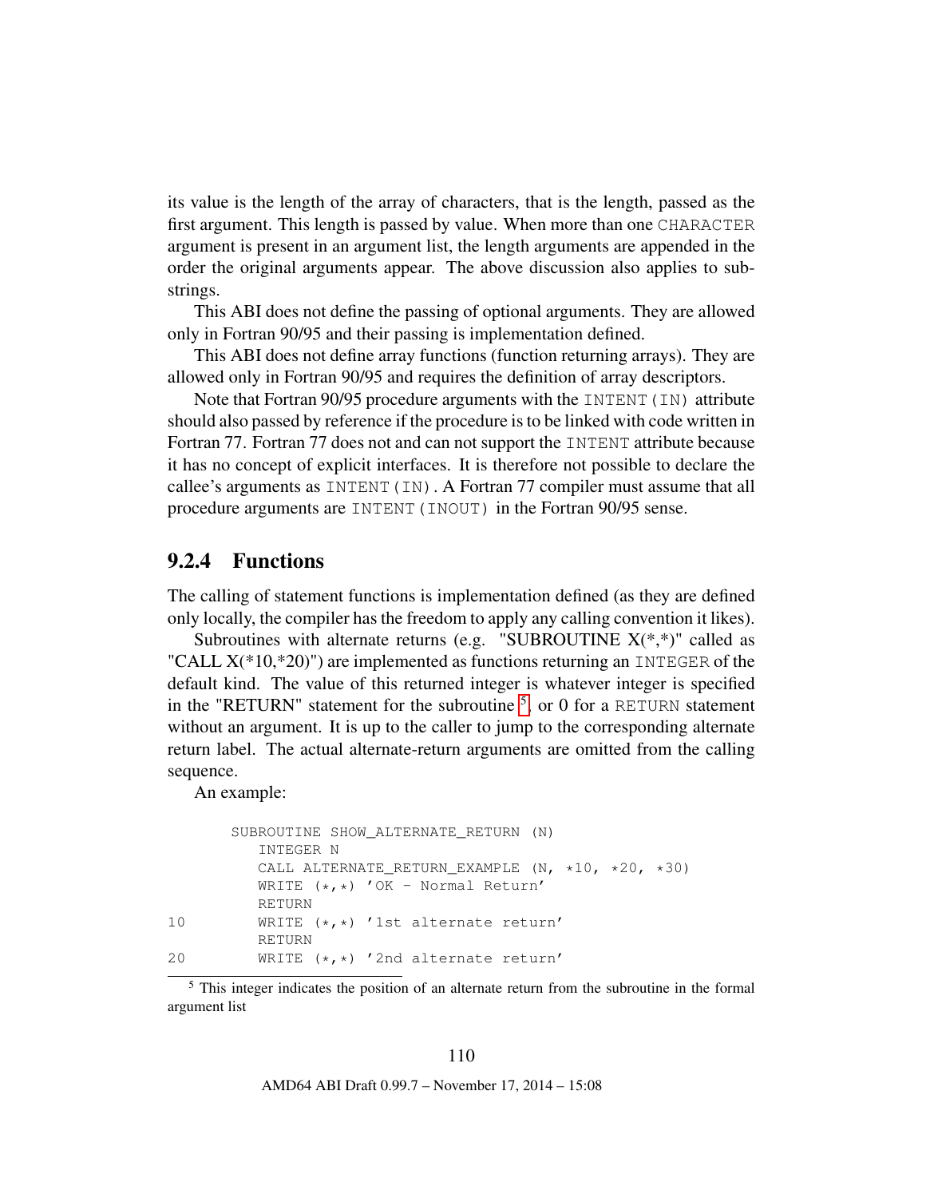its value is the length of the array of characters, that is the length, passed as the first argument. This length is passed by value. When more than one CHARACTER argument is present in an argument list, the length arguments are appended in the order the original arguments appear. The above discussion also applies to substrings.

This ABI does not define the passing of optional arguments. They are allowed only in Fortran 90/95 and their passing is implementation defined.

This ABI does not define array functions (function returning arrays). They are allowed only in Fortran 90/95 and requires the definition of array descriptors.

Note that Fortran 90/95 procedure arguments with the INTENT(IN) attribute should also passed by reference if the procedure is to be linked with code written in Fortran 77. Fortran 77 does not and can not support the INTENT attribute because it has no concept of explicit interfaces. It is therefore not possible to declare the callee's arguments as INTENT(IN). A Fortran 77 compiler must assume that all procedure arguments are INTENT(INOUT) in the Fortran 90/95 sense.

### 9.2.4 Functions

The calling of statement functions is implementation defined (as they are defined only locally, the compiler has the freedom to apply any calling convention it likes).

Subroutines with alternate returns (e.g. "SUBROUTINE X(*,*)" called as "CALL X(*10,*20)") are implemented as functions returning an INTEGER of the default kind. The value of this returned integer is whatever integer is specified in the "RETURN" statement for the subroutine [5], or 0 for a RETURN statement without an argument. It is up to the caller to jump to the corresponding alternate return label. The actual alternate-return arguments are omitted from the calling sequence.

An example:

```
      SUBROUTINE SHOW_ALTERNATE_RETURN (N)
         INTEGER N
         CALL ALTERNATE_RETURN_EXAMPLE (N, *10, *20, *30)
         WRITE (*,*) 'OK - Normal Return'
         RETURN
10       WRITE (*,*) '1st alternate return'
         RETURN
20       WRITE (*,*) '2nd alternate return'
```

[5] This integer indicates the position of an alternate return from the subroutine in the formal argument list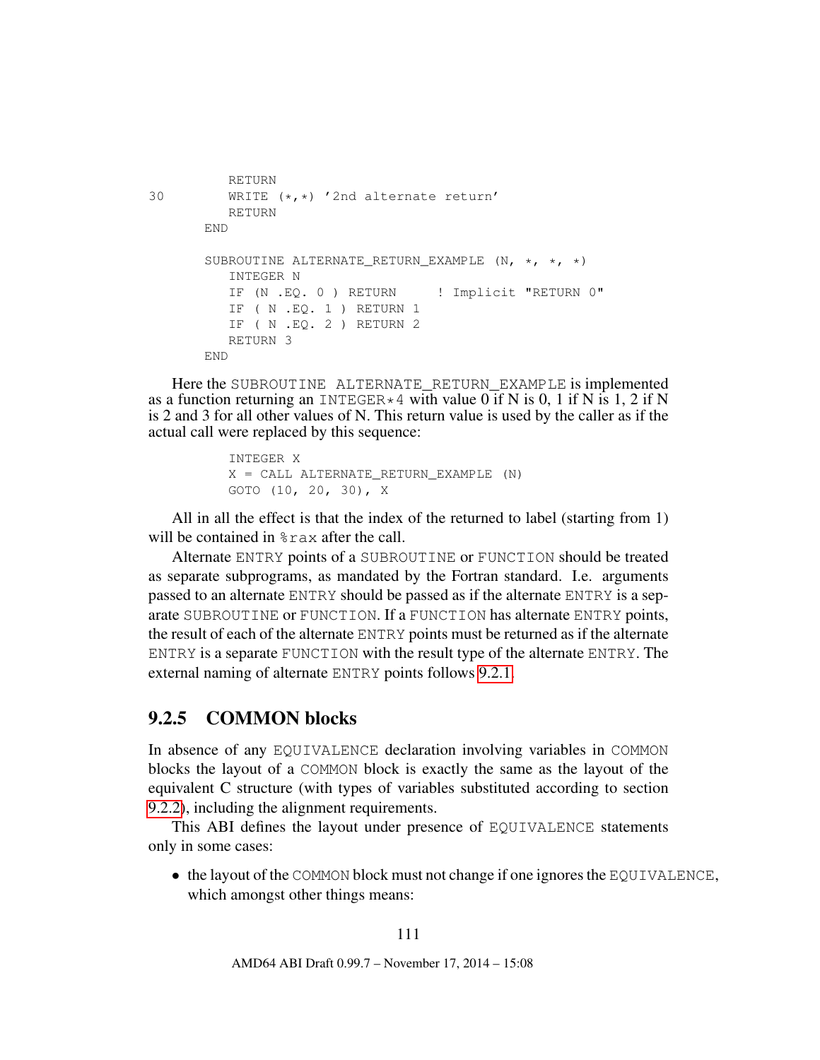```
         RETURN
30       WRITE (*,*) '2nd alternate return'
         RETURN
      END

      SUBROUTINE ALTERNATE_RETURN_EXAMPLE (N, *, *, *)
         INTEGER N
         IF (N .EQ. 0 ) RETURN     ! Implicit "RETURN 0"
         IF ( N .EQ. 1 ) RETURN 1
         IF ( N .EQ. 2 ) RETURN 2
         RETURN 3
      END
```

Here the `SUBROUTINE ALTERNATE_RETURN_EXAMPLE` is implemented as a function returning an `INTEGER*4` with value 0 if N is 0, 1 if N is 1, 2 if N is 2 and 3 for all other values of N. This return value is used by the caller as if the actual call were replaced by this sequence:

```
         INTEGER X
         X = CALL ALTERNATE_RETURN_EXAMPLE (N)
         GOTO (10, 20, 30), X
```

All in all the effect is that the index of the returned to label (starting from 1) will be contained in `%rax` after the call.

Alternate `ENTRY` points of a `SUBROUTINE` or `FUNCTION` should be treated as separate subprograms, as mandated by the Fortran standard. I.e. arguments passed to an alternate `ENTRY` should be passed as if the alternate `ENTRY` is a separate `SUBROUTINE` or `FUNCTION`. If a `FUNCTION` has alternate `ENTRY` points, the result of each of the alternate `ENTRY` points must be returned as if the alternate `ENTRY` is a separate `FUNCTION` with the result type of the alternate `ENTRY`. The external naming of alternate `ENTRY` points follows 9.2.1.

### 9.2.5 COMMON blocks

In absence of any `EQUIVALENCE` declaration involving variables in `COMMON` blocks the layout of a `COMMON` block is exactly the same as the layout of the equivalent C structure (with types of variables substituted according to section 9.2.2), including the alignment requirements.

This ABI defines the layout under presence of `EQUIVALENCE` statements only in some cases:

- the layout of the `COMMON` block must not change if one ignores the `EQUIVALENCE`, which amongst other things means: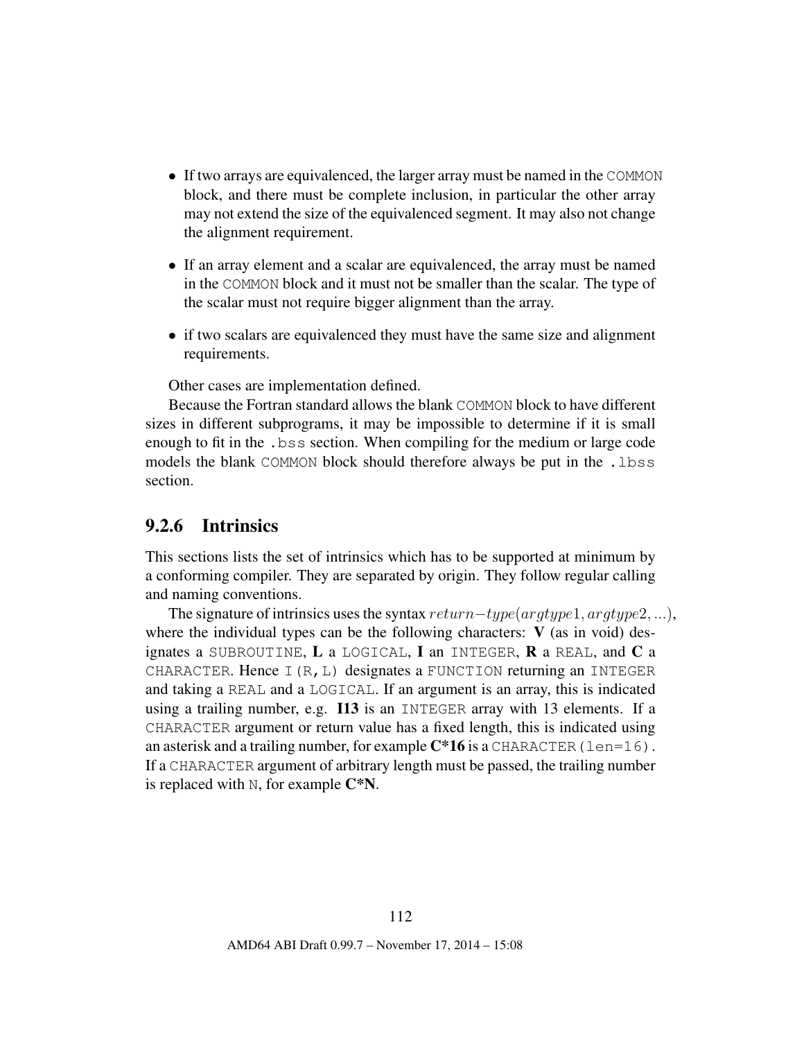- If two arrays are equivalenced, the larger array must be named in the `COMMON` block, and there must be complete inclusion, in particular the other array may not extend the size of the equivalenced segment. It may also not change the alignment requirement.
- If an array element and a scalar are equivalenced, the array must be named in the `COMMON` block and it must not be smaller than the scalar. The type of the scalar must not require bigger alignment than the array.
- if two scalars are equivalenced they must have the same size and alignment requirements.

Other cases are implementation defined.

Because the Fortran standard allows the blank `COMMON` block to have different sizes in different subprograms, it may be impossible to determine if it is small enough to fit in the `.bss` section. When compiling for the medium or large code models the blank `COMMON` block should therefore always be put in the `.lbss` section.

### 9.2.6 Intrinsics

This sections lists the set of intrinsics which has to be supported at minimum by a conforming compiler. They are separated by origin. They follow regular calling and naming conventions.

The signature of intrinsics uses the syntax $return{-}type(argtype1, argtype2, ...)$, where the individual types can be the following characters: **V** (as in void) designates a `SUBROUTINE`, **L** a `LOGICAL`, **I** an `INTEGER`, **R** a `REAL`, and **C** a `CHARACTER`. Hence `I(R,L)` designates a `FUNCTION` returning an `INTEGER` and taking a `REAL` and a `LOGICAL`. If an argument is an array, this is indicated using a trailing number, e.g. **I13** is an `INTEGER` array with 13 elements. If a `CHARACTER` argument or return value has a fixed length, this is indicated using an asterisk and a trailing number, for example **C*16** is a `CHARACTER(len=16)`. If a `CHARACTER` argument of arbitrary length must be passed, the trailing number is replaced with `N`, for example **C*N**.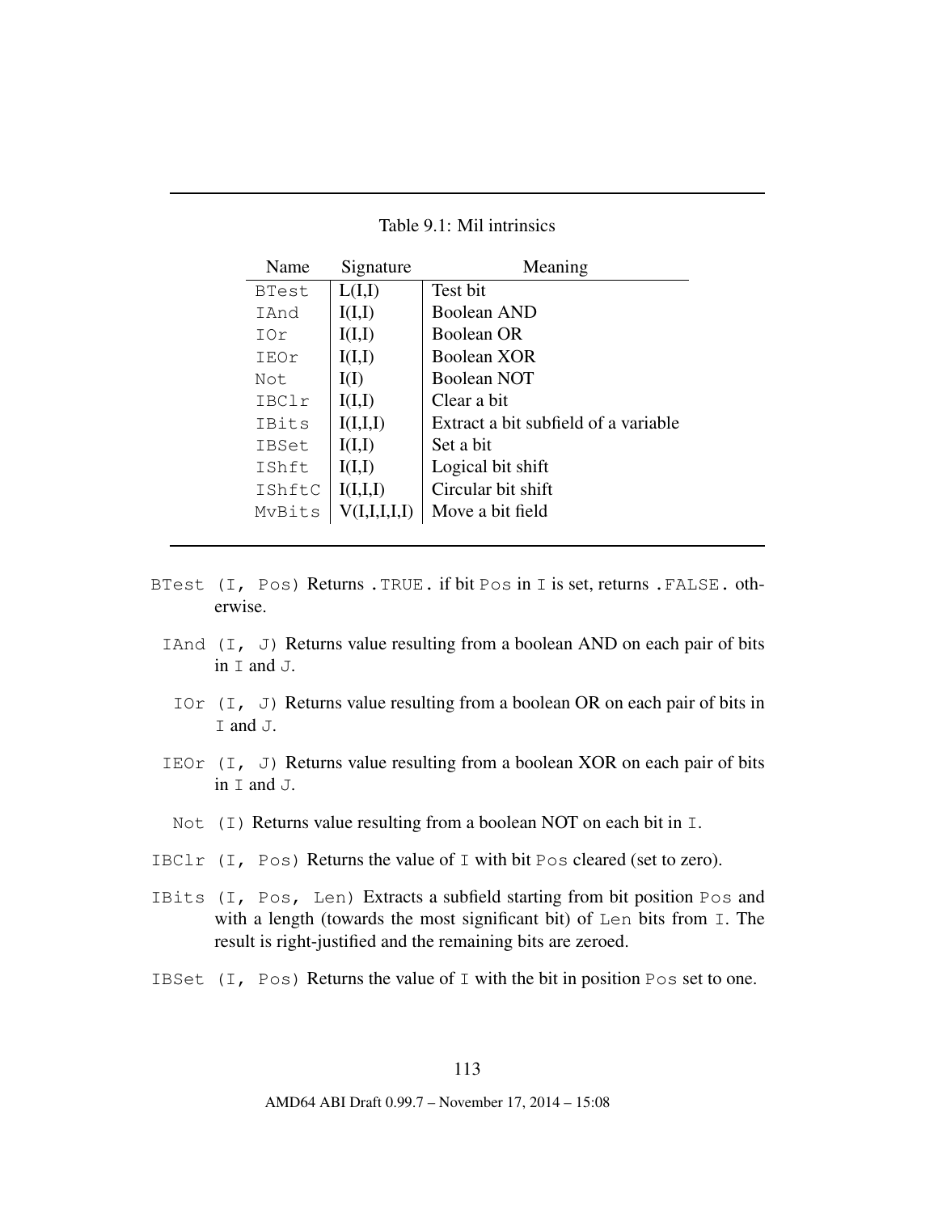Table 9.1: Mil intrinsics

| Name | Signature | Meaning |
|---|---|---|
| `BTest` | L(I,I) | Test bit |
| `IAnd` | I(I,I) | Boolean AND |
| `IOr` | I(I,I) | Boolean OR |
| `IEOr` | I(I,I) | Boolean XOR |
| `Not` | I(I) | Boolean NOT |
| `IBClr` | I(I,I) | Clear a bit |
| `IBits` | I(I,I,I) | Extract a bit subfield of a variable |
| `IBSet` | I(I,I) | Set a bit |
| `IShft` | I(I,I) | Logical bit shift |
| `IShftC` | I(I,I,I) | Circular bit shift |
| `MvBits` | V(I,I,I,I,I) | Move a bit field |

`BTest (I, Pos)` Returns `.TRUE.` if bit `Pos` in `I` is set, returns `.FALSE.` otherwise.

`IAnd (I, J)` Returns value resulting from a boolean AND on each pair of bits in `I` and `J`.

`IOr (I, J)` Returns value resulting from a boolean OR on each pair of bits in `I` and `J`.

`IEOr (I, J)` Returns value resulting from a boolean XOR on each pair of bits in `I` and `J`.

`Not (I)` Returns value resulting from a boolean NOT on each bit in `I`.

`IBClr (I, Pos)` Returns the value of `I` with bit `Pos` cleared (set to zero).

`IBits (I, Pos, Len)` Extracts a subfield starting from bit position `Pos` and with a length (towards the most significant bit) of `Len` bits from `I`. The result is right-justified and the remaining bits are zeroed.

`IBSet (I, Pos)` Returns the value of `I` with the bit in position `Pos` set to one.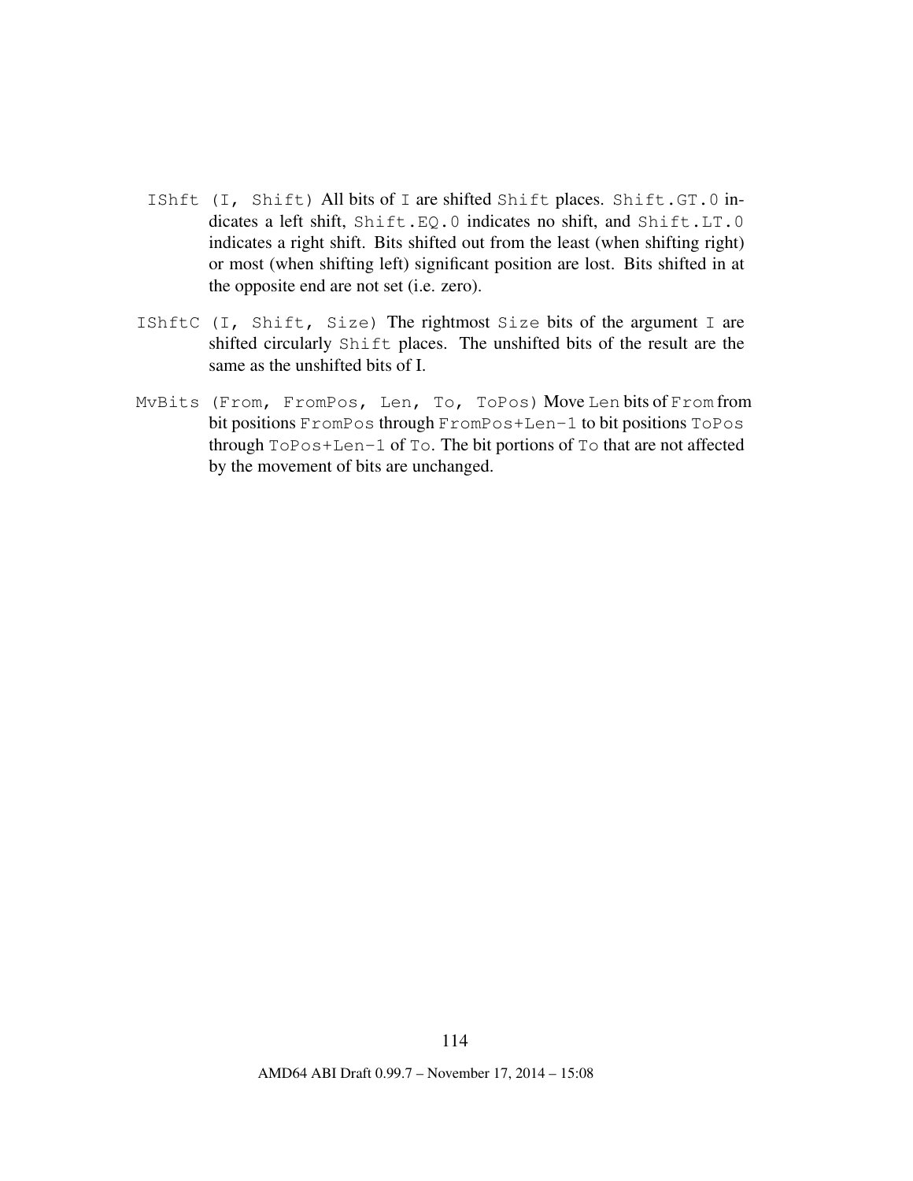`IShft (I, Shift)` All bits of `I` are shifted `Shift` places. `Shift.GT.0` indicates a left shift, `Shift.EQ.0` indicates no shift, and `Shift.LT.0` indicates a right shift. Bits shifted out from the least (when shifting right) or most (when shifting left) significant position are lost. Bits shifted in at the opposite end are not set (i.e. zero).

`IShftC (I, Shift, Size)` The rightmost `Size` bits of the argument `I` are shifted circularly `Shift` places. The unshifted bits of the result are the same as the unshifted bits of I.

`MvBits (From, FromPos, Len, To, ToPos)` Move `Len` bits of `From` from bit positions `FromPos` through `FromPos+Len-1` to bit positions `ToPos` through `ToPos+Len-1` of `To`. The bit portions of `To` that are not affected by the movement of bits are unchanged.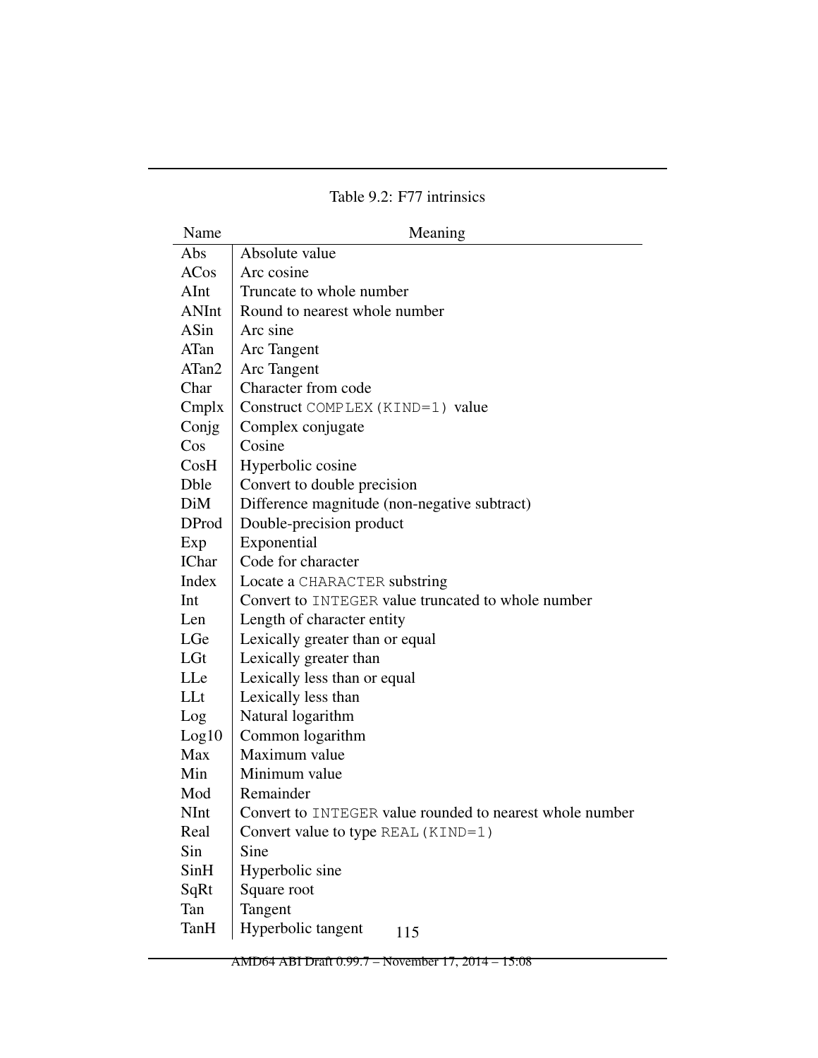Table 9.2: F77 intrinsics

| Name | Meaning |
|---|---|
| Abs | Absolute value |
| ACos | Arc cosine |
| AInt | Truncate to whole number |
| ANInt | Round to nearest whole number |
| ASin | Arc sine |
| ATan | Arc Tangent |
| ATan2 | Arc Tangent |
| Char | Character from code |
| Cmplx | Construct `COMPLEX(KIND=1)` value |
| Conjg | Complex conjugate |
| Cos | Cosine |
| CosH | Hyperbolic cosine |
| Dble | Convert to double precision |
| DiM | Difference magnitude (non-negative subtract) |
| DProd | Double-precision product |
| Exp | Exponential |
| IChar | Code for character |
| Index | Locate a `CHARACTER` substring |
| Int | Convert to `INTEGER` value truncated to whole number |
| Len | Length of character entity |
| LGe | Lexically greater than or equal |
| LGt | Lexically greater than |
| LLe | Lexically less than or equal |
| LLt | Lexically less than |
| Log | Natural logarithm |
| Log10 | Common logarithm |
| Max | Maximum value |
| Min | Minimum value |
| Mod | Remainder |
| NInt | Convert to `INTEGER` value rounded to nearest whole number |
| Real | Convert value to type `REAL(KIND=1)` |
| Sin | Sine |
| SinH | Hyperbolic sine |
| SqRt | Square root |
| Tan | Tangent |
| TanH | Hyperbolic tangent |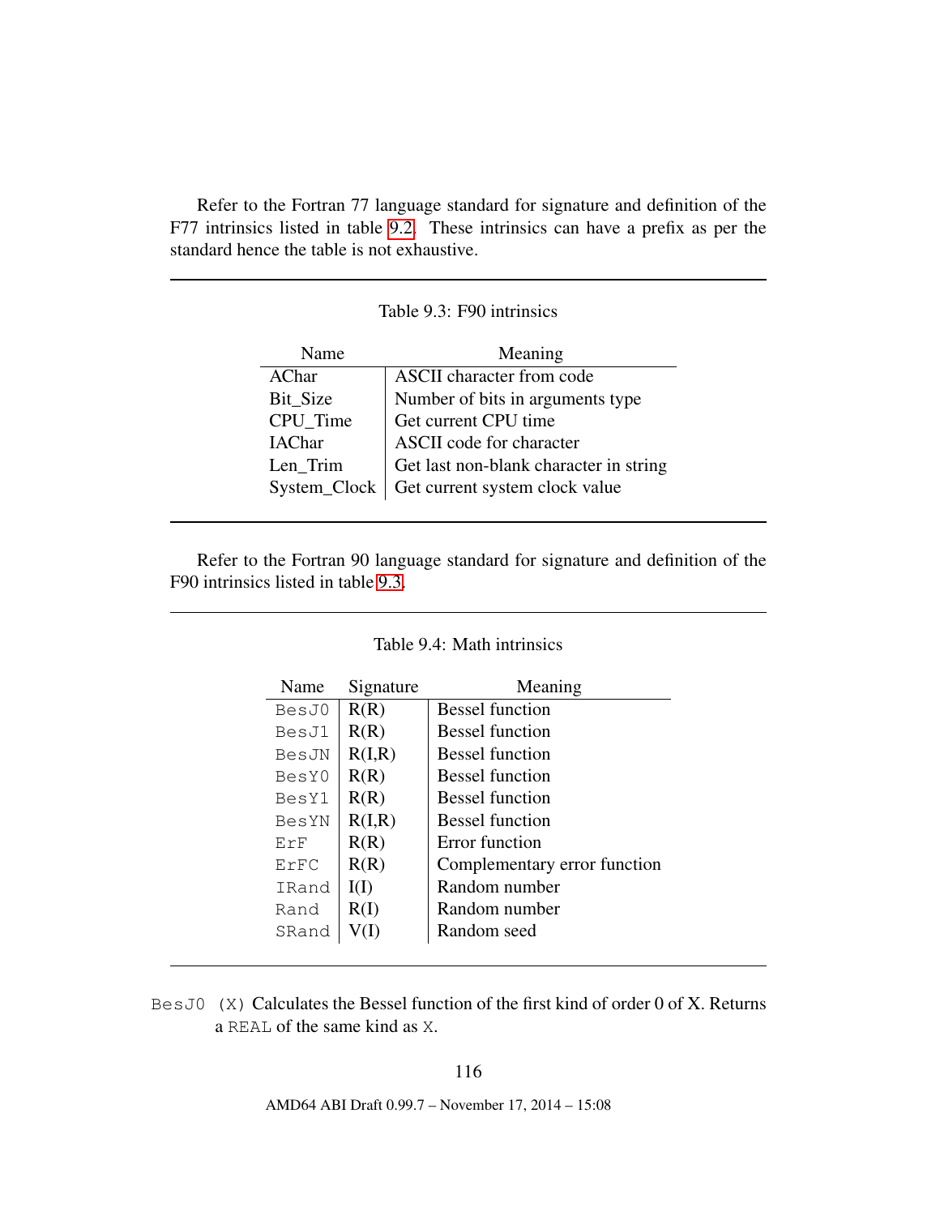Refer to the Fortran 77 language standard for signature and definition of the F77 intrinsics listed in table 9.2. These intrinsics can have a prefix as per the standard hence the table is not exhaustive.

Table 9.3: F90 intrinsics

| Name | Meaning |
|---|---|
| AChar | ASCII character from code |
| Bit_Size | Number of bits in arguments type |
| CPU_Time | Get current CPU time |
| IAChar | ASCII code for character |
| Len_Trim | Get last non-blank character in string |
| System_Clock | Get current system clock value |

Refer to the Fortran 90 language standard for signature and definition of the F90 intrinsics listed in table 9.3.

Table 9.4: Math intrinsics

| Name | Signature | Meaning |
|---|---|---|
| `BesJ0` | R(R) | Bessel function |
| `BesJ1` | R(R) | Bessel function |
| `BesJN` | R(I,R) | Bessel function |
| `BesY0` | R(R) | Bessel function |
| `BesY1` | R(R) | Bessel function |
| `BesYN` | R(I,R) | Bessel function |
| `ErF` | R(R) | Error function |
| `ErFC` | R(R) | Complementary error function |
| `IRand` | I(I) | Random number |
| `Rand` | R(I) | Random number |
| `SRand` | V(I) | Random seed |

`BesJ0 (X)` Calculates the Bessel function of the first kind of order 0 of X. Returns a `REAL` of the same kind as `X`.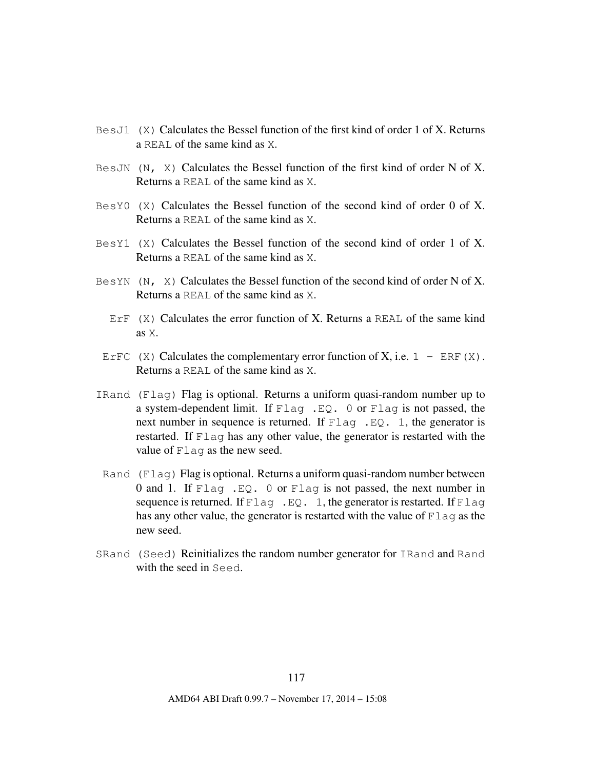`BesJ1 (X)` Calculates the Bessel function of the first kind of order 1 of X. Returns a `REAL` of the same kind as `X`.

`BesJN (N, X)` Calculates the Bessel function of the first kind of order N of X. Returns a `REAL` of the same kind as `X`.

`BesY0 (X)` Calculates the Bessel function of the second kind of order 0 of X. Returns a `REAL` of the same kind as `X`.

`BesY1 (X)` Calculates the Bessel function of the second kind of order 1 of X. Returns a `REAL` of the same kind as `X`.

`BesYN (N, X)` Calculates the Bessel function of the second kind of order N of X. Returns a `REAL` of the same kind as `X`.

`ErF (X)` Calculates the error function of X. Returns a `REAL` of the same kind as `X`.

`ErFC (X)` Calculates the complementary error function of X, i.e. `1 - ERF(X)`. Returns a `REAL` of the same kind as `X`.

`IRand (Flag)` Flag is optional. Returns a uniform quasi-random number up to a system-dependent limit. If `Flag .EQ. 0` or `Flag` is not passed, the next number in sequence is returned. If `Flag .EQ. 1`, the generator is restarted. If `Flag` has any other value, the generator is restarted with the value of `Flag` as the new seed.

`Rand (Flag)` Flag is optional. Returns a uniform quasi-random number between 0 and 1. If `Flag .EQ. 0` or `Flag` is not passed, the next number in sequence is returned. If `Flag .EQ. 1`, the generator is restarted. If `Flag` has any other value, the generator is restarted with the value of `Flag` as the new seed.

`SRand (Seed)` Reinitializes the random number generator for `IRand` and `Rand` with the seed in `Seed`.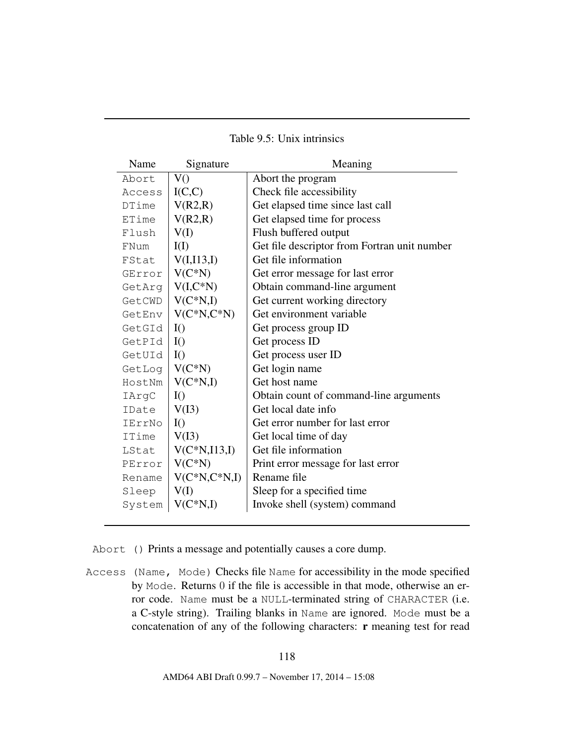Table 9.5: Unix intrinsics

| Name | Signature | Meaning |
|---|---|---|
| `Abort` | V() | Abort the program |
| `Access` | I(C,C) | Check file accessibility |
| `DTime` | V(R2,R) | Get elapsed time since last call |
| `ETime` | V(R2,R) | Get elapsed time for process |
| `Flush` | V(I) | Flush buffered output |
| `FNum` | I(I) | Get file descriptor from Fortran unit number |
| `FStat` | V(I,I13,I) | Get file information |
| `GError` | V(C*N) | Get error message for last error |
| `GetArg` | V(I,C*N) | Obtain command-line argument |
| `GetCWD` | V(C*N,I) | Get current working directory |
| `GetEnv` | V(C*N,C*N) | Get environment variable |
| `GetGId` | I() | Get process group ID |
| `GetPId` | I() | Get process ID |
| `GetUId` | I() | Get process user ID |
| `GetLog` | V(C*N) | Get login name |
| `HostNm` | V(C*N,I) | Get host name |
| `IArgC` | I() | Obtain count of command-line arguments |
| `IDate` | V(I3) | Get local date info |
| `IErrNo` | I() | Get error number for last error |
| `ITime` | V(I3) | Get local time of day |
| `LStat` | V(C*N,I13,I) | Get file information |
| `PError` | V(C*N) | Print error message for last error |
| `Rename` | V(C*N,C*N,I) | Rename file |
| `Sleep` | V(I) | Sleep for a specified time |
| `System` | V(C*N,I) | Invoke shell (system) command |

`Abort ()` Prints a message and potentially causes a core dump.

`Access (Name, Mode)` Checks file `Name` for accessibility in the mode specified by `Mode`. Returns 0 if the file is accessible in that mode, otherwise an error code. `Name` must be a `NULL`-terminated string of `CHARACTER` (i.e. a C-style string). Trailing blanks in `Name` are ignored. `Mode` must be a concatenation of any of the following characters: **r** meaning test for read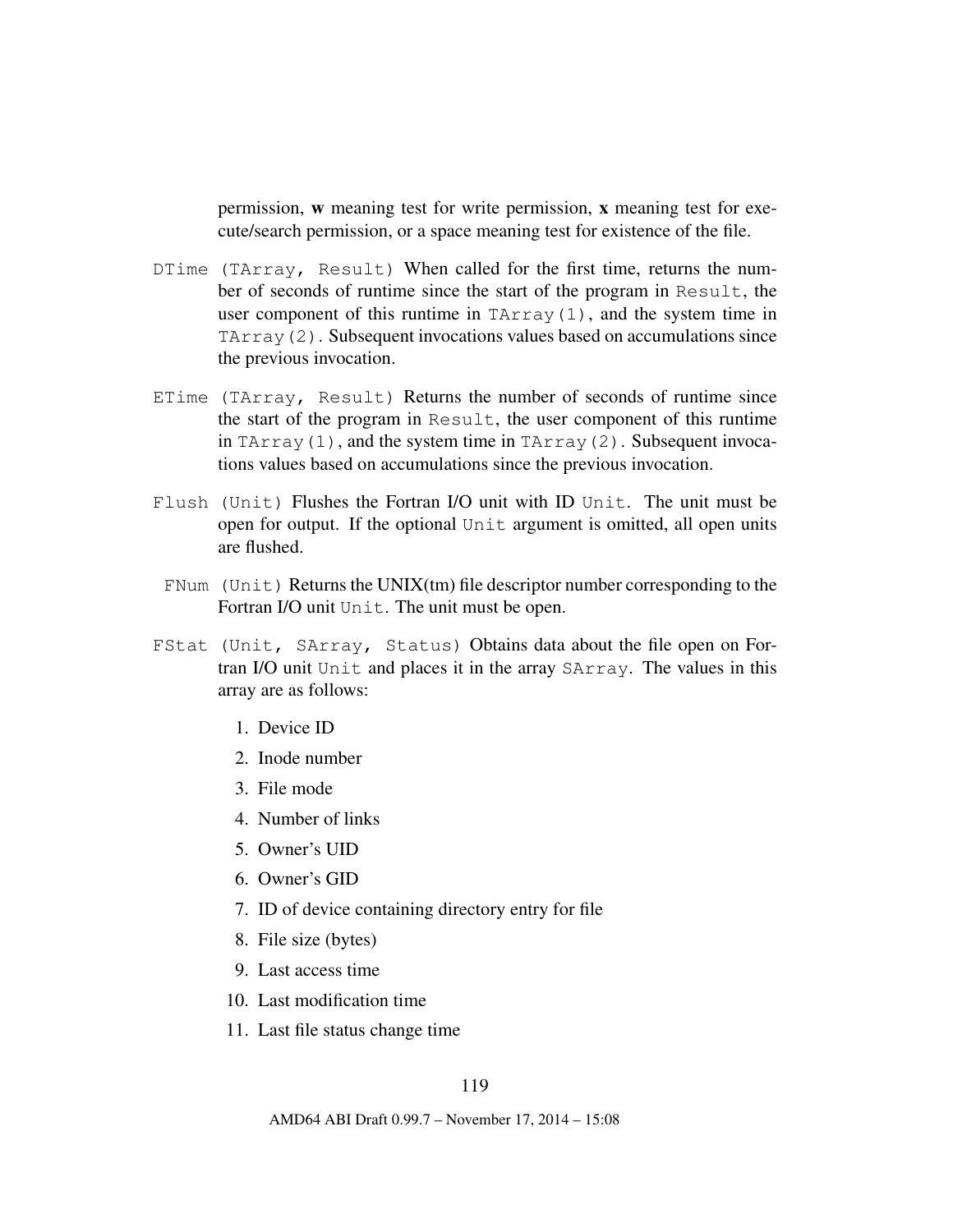permission, **w** meaning test for write permission, **x** meaning test for execute/search permission, or a space meaning test for existence of the file.

`DTime (TArray, Result)` When called for the first time, returns the number of seconds of runtime since the start of the program in `Result`, the user component of this runtime in `TArray(1)`, and the system time in `TArray(2)`. Subsequent invocations values based on accumulations since the previous invocation.

`ETime (TArray, Result)` Returns the number of seconds of runtime since the start of the program in `Result`, the user component of this runtime in `TArray(1)`, and the system time in `TArray(2)`. Subsequent invocations values based on accumulations since the previous invocation.

`Flush (Unit)` Flushes the Fortran I/O unit with ID `Unit`. The unit must be open for output. If the optional `Unit` argument is omitted, all open units are flushed.

`FNum (Unit)` Returns the UNIX(tm) file descriptor number corresponding to the Fortran I/O unit `Unit`. The unit must be open.

`FStat (Unit, SArray, Status)` Obtains data about the file open on Fortran I/O unit `Unit` and places it in the array `SArray`. The values in this array are as follows:

1. Device ID
2. Inode number
3. File mode
4. Number of links
5. Owner's UID
6. Owner's GID
7. ID of device containing directory entry for file
8. File size (bytes)
9. Last access time
10. Last modification time
11. Last file status change time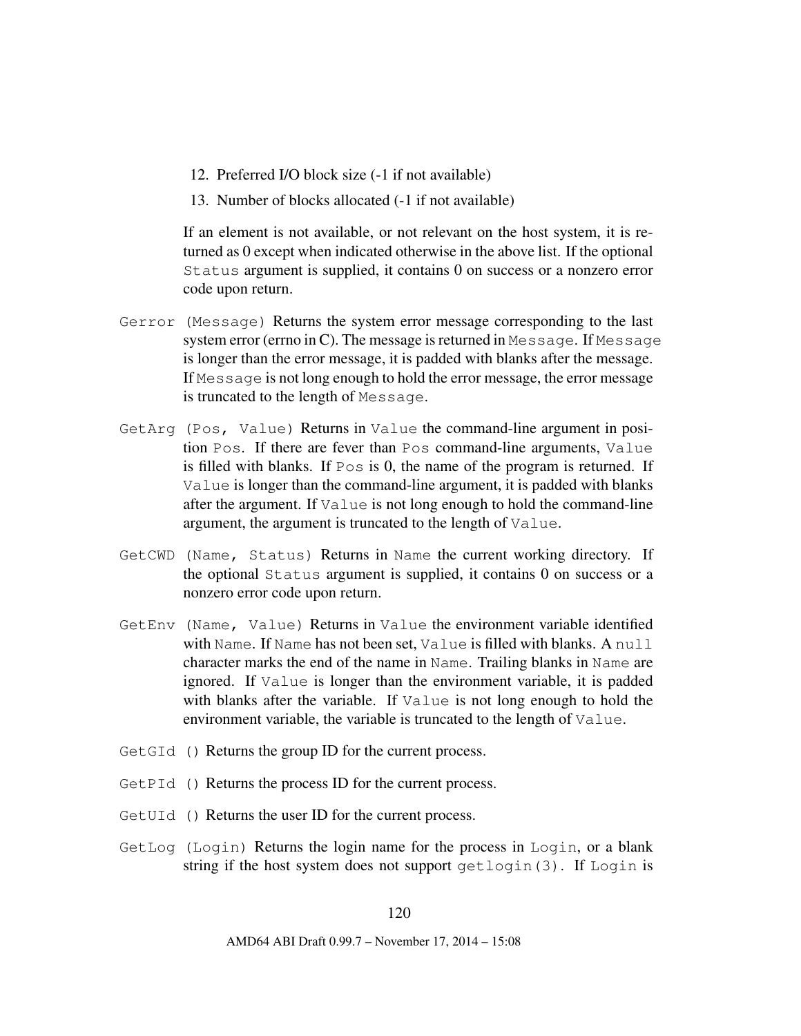12. Preferred I/O block size (-1 if not available)
13. Number of blocks allocated (-1 if not available)

If an element is not available, or not relevant on the host system, it is returned as 0 except when indicated otherwise in the above list. If the optional `Status` argument is supplied, it contains 0 on success or a nonzero error code upon return.

`Gerror (Message)` Returns the system error message corresponding to the last system error (errno in C). The message is returned in `Message`. If `Message` is longer than the error message, it is padded with blanks after the message. If `Message` is not long enough to hold the error message, the error message is truncated to the length of `Message`.

`GetArg (Pos, Value)` Returns in `Value` the command-line argument in position `Pos`. If there are fever than `Pos` command-line arguments, `Value` is filled with blanks. If `Pos` is 0, the name of the program is returned. If `Value` is longer than the command-line argument, it is padded with blanks after the argument. If `Value` is not long enough to hold the command-line argument, the argument is truncated to the length of `Value`.

`GetCWD (Name, Status)` Returns in `Name` the current working directory. If the optional `Status` argument is supplied, it contains 0 on success or a nonzero error code upon return.

`GetEnv (Name, Value)` Returns in `Value` the environment variable identified with `Name`. If `Name` has not been set, `Value` is filled with blanks. A `null` character marks the end of the name in `Name`. Trailing blanks in `Name` are ignored. If `Value` is longer than the environment variable, it is padded with blanks after the variable. If `Value` is not long enough to hold the environment variable, the variable is truncated to the length of `Value`.

`GetGId ()` Returns the group ID for the current process.

`GetPId ()` Returns the process ID for the current process.

`GetUId ()` Returns the user ID for the current process.

`GetLog (Login)` Returns the login name for the process in `Login`, or a blank string if the host system does not support `getlogin(3)`. If `Login` is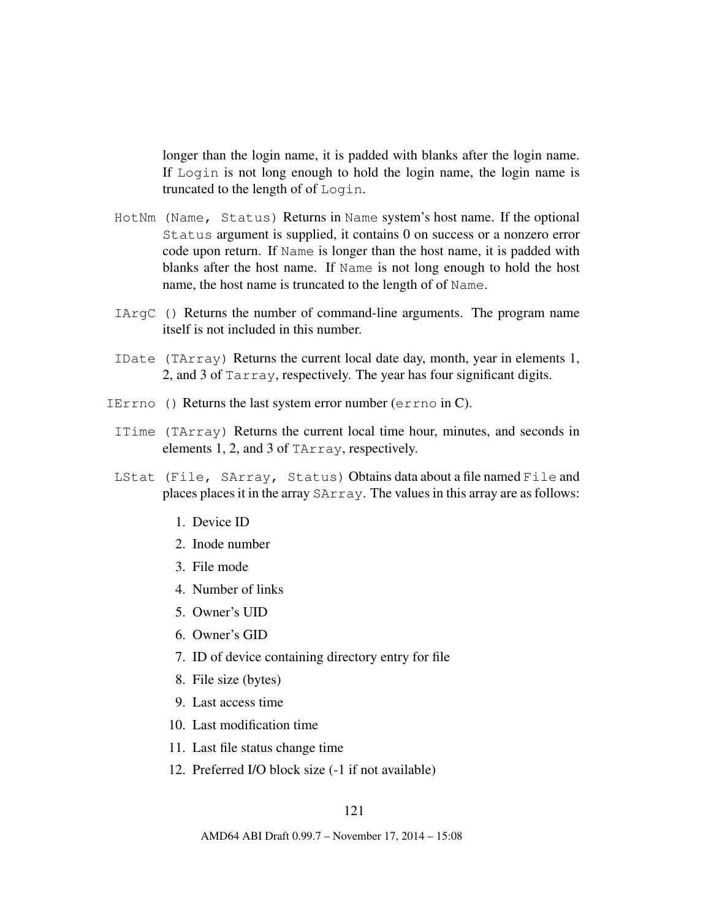longer than the login name, it is padded with blanks after the login name. If `Login` is not long enough to hold the login name, the login name is truncated to the length of of `Login`.

`HotNm (Name, Status)` Returns in `Name` system's host name. If the optional `Status` argument is supplied, it contains 0 on success or a nonzero error code upon return. If `Name` is longer than the host name, it is padded with blanks after the host name. If `Name` is not long enough to hold the host name, the host name is truncated to the length of of `Name`.

`IArgC ()` Returns the number of command-line arguments. The program name itself is not included in this number.

`IDate (TArray)` Returns the current local date day, month, year in elements 1, 2, and 3 of `Tarray`, respectively. The year has four significant digits.

`IErrno ()` Returns the last system error number (`errno` in C).

`ITime (TArray)` Returns the current local time hour, minutes, and seconds in elements 1, 2, and 3 of `TArray`, respectively.

`LStat (File, SArray, Status)` Obtains data about a file named `File` and places places it in the array `SArray`. The values in this array are as follows:

1. Device ID
2. Inode number
3. File mode
4. Number of links
5. Owner's UID
6. Owner's GID
7. ID of device containing directory entry for file
8. File size (bytes)
9. Last access time
10. Last modification time
11. Last file status change time
12. Preferred I/O block size (-1 if not available)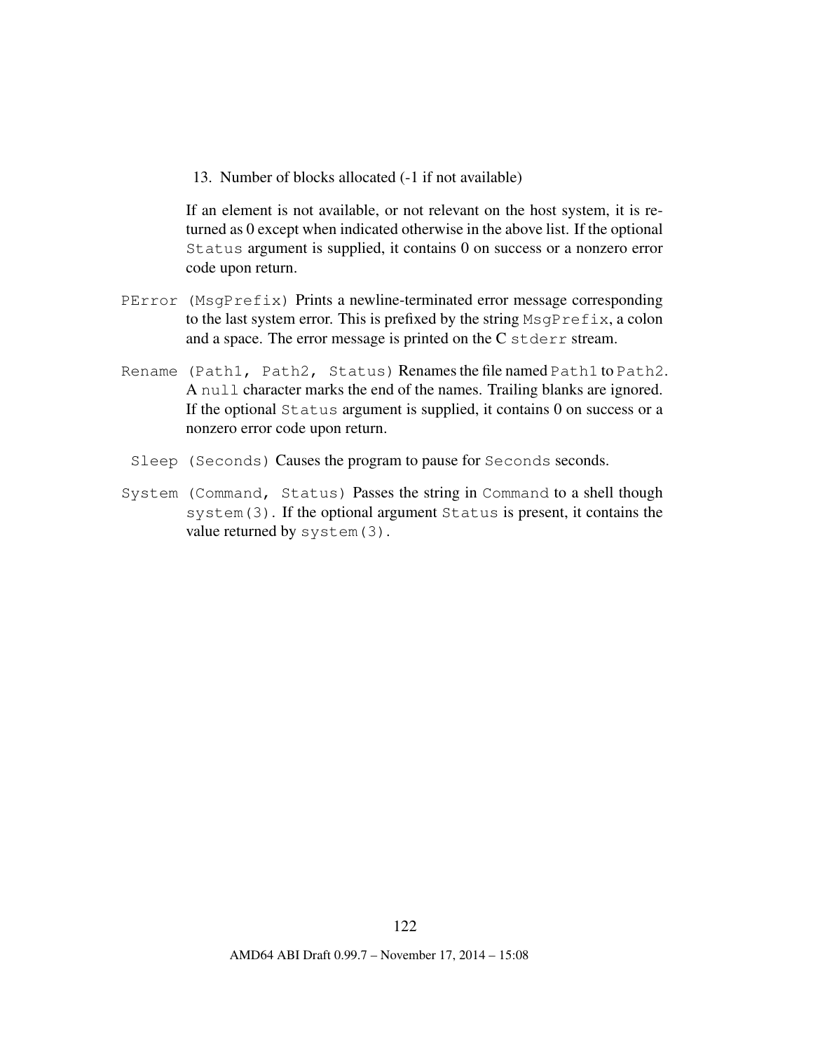13. Number of blocks allocated (-1 if not available)

If an element is not available, or not relevant on the host system, it is returned as 0 except when indicated otherwise in the above list. If the optional `Status` argument is supplied, it contains 0 on success or a nonzero error code upon return.

`PError (MsgPrefix)` Prints a newline-terminated error message corresponding to the last system error. This is prefixed by the string `MsgPrefix`, a colon and a space. The error message is printed on the C `stderr` stream.

`Rename (Path1, Path2, Status)` Renames the file named `Path1` to `Path2`. A `null` character marks the end of the names. Trailing blanks are ignored. If the optional `Status` argument is supplied, it contains 0 on success or a nonzero error code upon return.

`Sleep (Seconds)` Causes the program to pause for `Seconds` seconds.

`System (Command, Status)` Passes the string in `Command` to a shell though `system(3)`. If the optional argument `Status` is present, it contains the value returned by `system(3)`.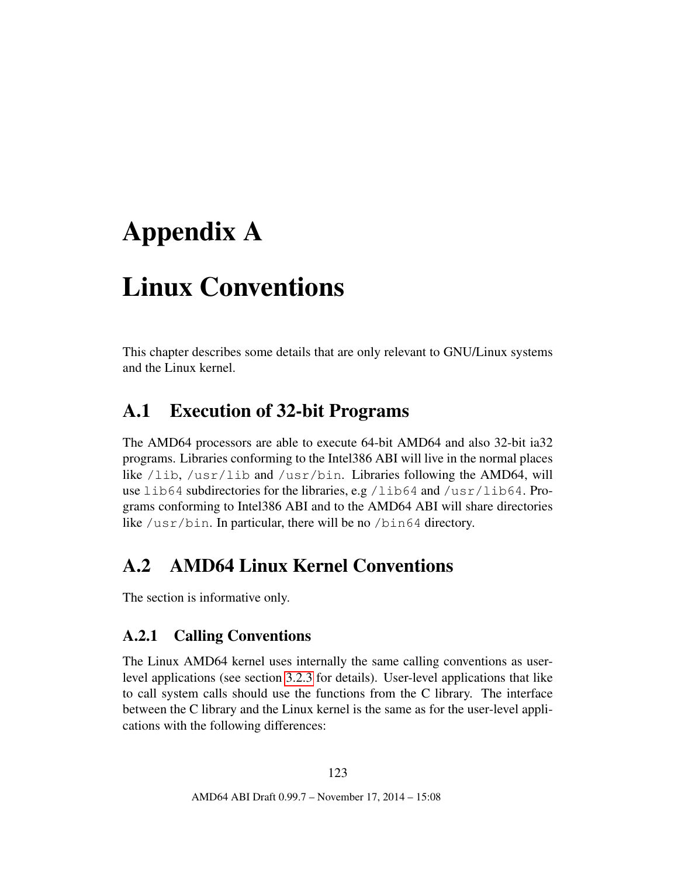# Appendix A

# Linux Conventions

This chapter describes some details that are only relevant to GNU/Linux systems and the Linux kernel.

## A.1 Execution of 32-bit Programs

The AMD64 processors are able to execute 64-bit AMD64 and also 32-bit ia32 programs. Libraries conforming to the Intel386 ABI will live in the normal places like `/lib`, `/usr/lib` and `/usr/bin`. Libraries following the AMD64, will use `lib64` subdirectories for the libraries, e.g `/lib64` and `/usr/lib64`. Programs conforming to Intel386 ABI and to the AMD64 ABI will share directories like `/usr/bin`. In particular, there will be no `/bin64` directory.

## A.2 AMD64 Linux Kernel Conventions

The section is informative only.

### A.2.1 Calling Conventions

The Linux AMD64 kernel uses internally the same calling conventions as user-level applications (see section 3.2.3 for details). User-level applications that like to call system calls should use the functions from the C library. The interface between the C library and the Linux kernel is the same as for the user-level applications with the following differences: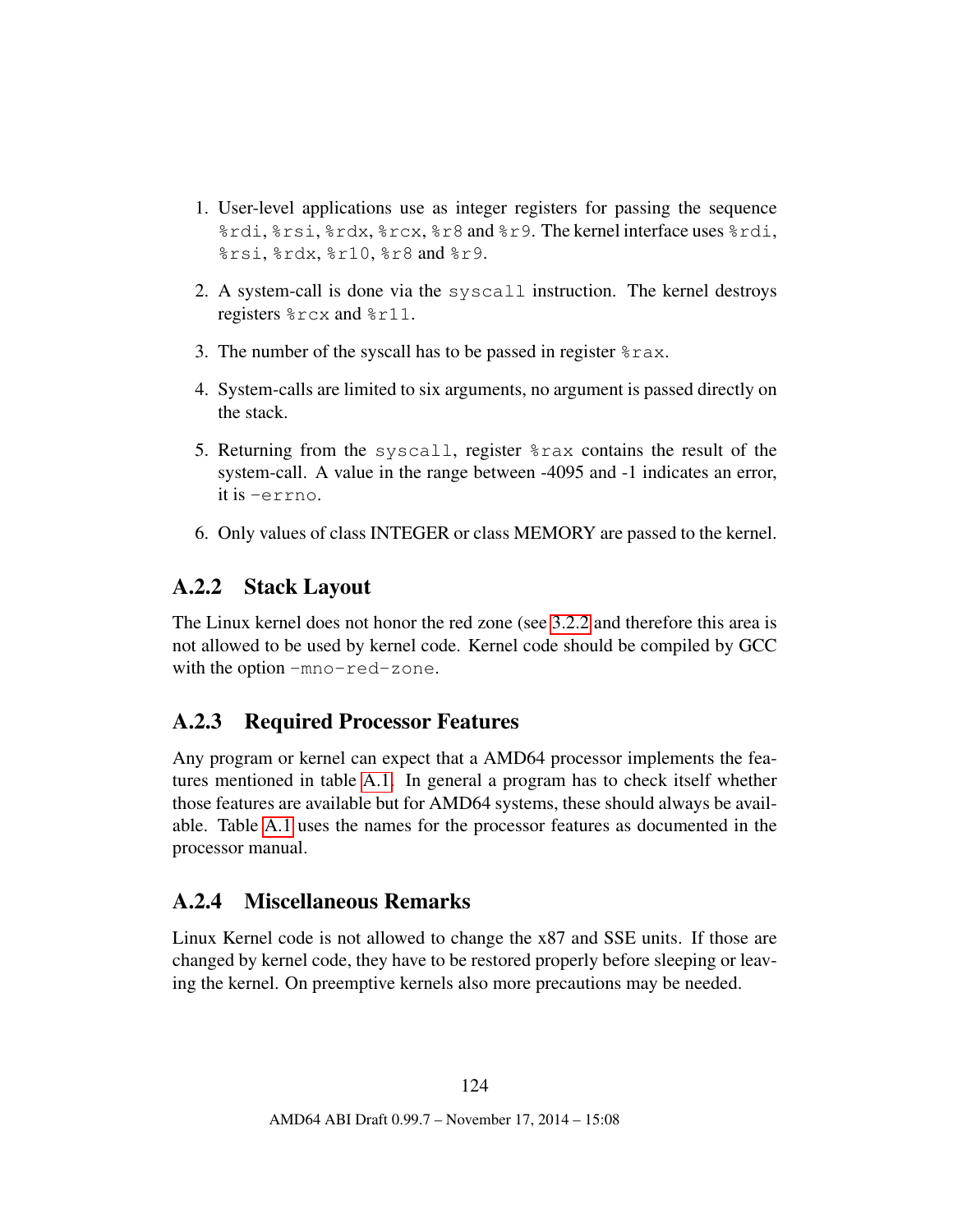1. User-level applications use as integer registers for passing the sequence `%rdi`, `%rsi`, `%rdx`, `%rcx`, `%r8` and `%r9`. The kernel interface uses `%rdi`, `%rsi`, `%rdx`, `%r10`, `%r8` and `%r9`.

2. A system-call is done via the `syscall` instruction. The kernel destroys registers `%rcx` and `%r11`.

3. The number of the syscall has to be passed in register `%rax`.

4. System-calls are limited to six arguments, no argument is passed directly on the stack.

5. Returning from the `syscall`, register `%rax` contains the result of the system-call. A value in the range between -4095 and -1 indicates an error, it is `-errno`.

6. Only values of class INTEGER or class MEMORY are passed to the kernel.

### A.2.2 Stack Layout

The Linux kernel does not honor the red zone (see 3.2.2 and therefore this area is not allowed to be used by kernel code. Kernel code should be compiled by GCC with the option `-mno-red-zone`.

### A.2.3 Required Processor Features

Any program or kernel can expect that a AMD64 processor implements the features mentioned in table A.1. In general a program has to check itself whether those features are available but for AMD64 systems, these should always be available. Table A.1 uses the names for the processor features as documented in the processor manual.

### A.2.4 Miscellaneous Remarks

Linux Kernel code is not allowed to change the x87 and SSE units. If those are changed by kernel code, they have to be restored properly before sleeping or leaving the kernel. On preemptive kernels also more precautions may be needed.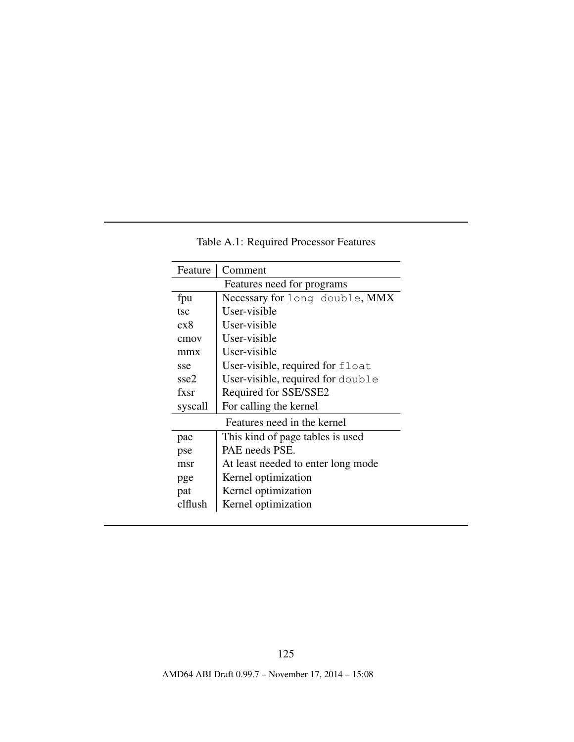Table A.1: Required Processor Features

| Feature | Comment |
|---|---|
| | Features need for programs |
| fpu | Necessary for `long double`, MMX |
| tsc | User-visible |
| cx8 | User-visible |
| cmov | User-visible |
| mmx | User-visible |
| sse | User-visible, required for `float` |
| sse2 | User-visible, required for `double` |
| fxsr | Required for SSE/SSE2 |
| syscall | For calling the kernel |
| | Features need in the kernel |
| pae | This kind of page tables is used |
| pse | PAE needs PSE. |
| msr | At least needed to enter long mode |
| pge | Kernel optimization |
| pat | Kernel optimization |
| clflush | Kernel optimization |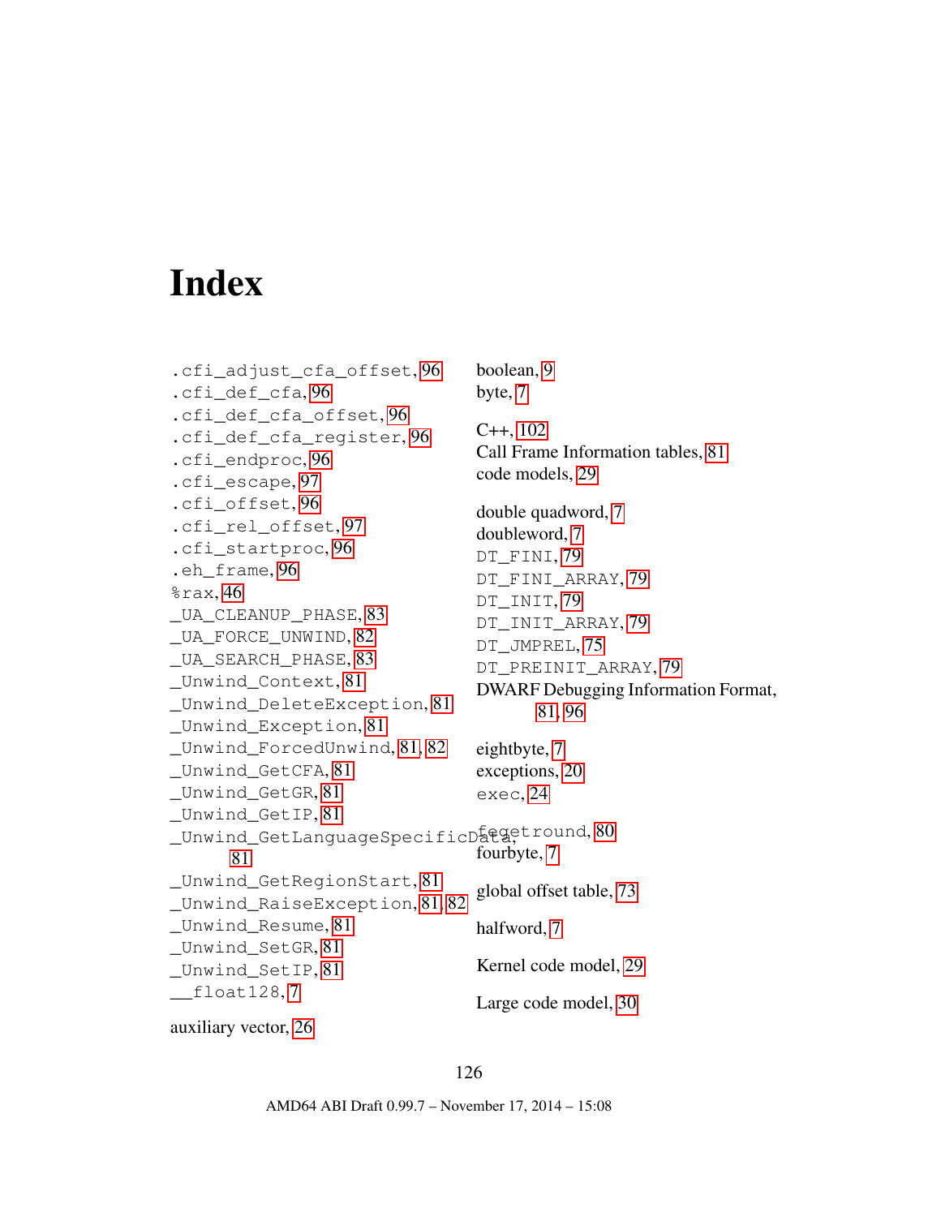# Index

.cfi_adjust_cfa_offset, 96
.cfi_def_cfa, 96
.cfi_def_cfa_offset, 96
.cfi_def_cfa_register, 96
.cfi_endproc, 96
.cfi_escape, 97
.cfi_offset, 96
.cfi_rel_offset, 97
.cfi_startproc, 96
.eh_frame, 96
%rax, 46
_UA_CLEANUP_PHASE, 83
_UA_FORCE_UNWIND, 82
_UA_SEARCH_PHASE, 83
_Unwind_Context, 81
_Unwind_DeleteException, 81
_Unwind_Exception, 81
_Unwind_ForcedUnwind, 81, 82
_Unwind_GetCFA, 81
_Unwind_GetGR, 81
_Unwind_GetIP, 81
_Unwind_GetLanguageSpecificData, 81
_Unwind_GetRegionStart, 81
_Unwind_RaiseException, 81, 82
_Unwind_Resume, 81
_Unwind_SetGR, 81
_Unwind_SetIP, 81
__float128, 7

auxiliary vector, 26

boolean, 9
byte, 7

C++, 102
Call Frame Information tables, 81
code models, 29

double quadword, 7
doubleword, 7
DT_FINI, 79
DT_FINI_ARRAY, 79
DT_INIT, 79
DT_INIT_ARRAY, 79
DT_JMPREL, 75
DT_PREINIT_ARRAY, 79
DWARF Debugging Information Format, 81, 96

eightbyte, 7
exceptions, 20
exec, 24

fegetround, 80
fourbyte, 7

global offset table, 73

halfword, 7

Kernel code model, 29

Large code model, 30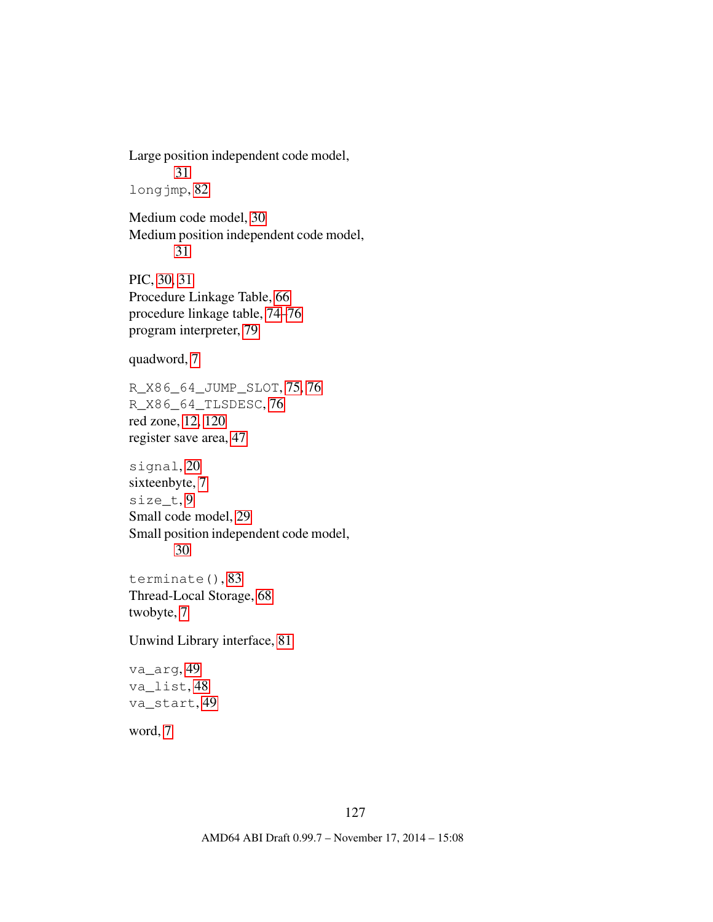Large position independent code model, 31
longjmp, 82

Medium code model, 30
Medium position independent code model, 31

PIC, 30, 31
Procedure Linkage Table, 66
procedure linkage table, 74–76
program interpreter, 79

quadword, 7

R_X86_64_JUMP_SLOT, 75, 76
R_X86_64_TLSDESC, 76
red zone, 12, 120
register save area, 47

signal, 20
sixteenbyte, 7
size_t, 9
Small code model, 29
Small position independent code model, 30

terminate(), 83
Thread-Local Storage, 68
twobyte, 7

Unwind Library interface, 81

va_arg, 49
va_list, 48
va_start, 49

word, 7